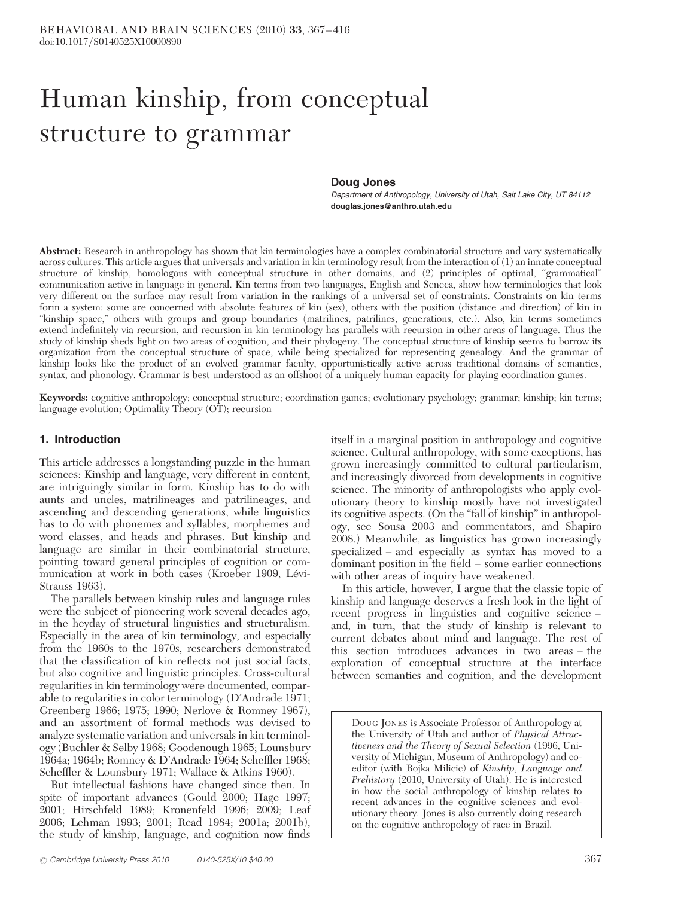# Human kinship, from conceptual structure to grammar

**Doug Jones**

*Department of Anthropology, University of Utah, Salt Lake City, UT 84112*

**douglas.jones@anthro.utah.edu**

**Abstract:** Research in anthropology has shown that kin terminologies have a complex combinatorial structure and vary systematically across cultures. This article argues that universals and variation in kin terminology result from the interaction of (1) an innate conceptual structure of kinship, homologous with conceptual structure in other domains, and (2) principles of optimal, "grammatical" communication active in language in general. Kin terms from two languages, English and Seneca, show how terminologies that look very different on the surface may result from variation in the rankings of a universal set of constraints. Constraints on kin terms form a system: some are concerned with absolute features of kin (sex), others with the position (distance and direction) of kin in "kinship space," others with groups and group boundaries (matrilines, patrilines, generations, etc.). Also, kin terms sometimes extend indefinitely via recursion, and recursion in kin terminology has parallels with recursion in other areas of language. Thus the study of kinship sheds light on two areas of cognition, and their phylogeny. The conceptual structure of kinship seems to borrow its organization from the conceptual structure of space, while being specialized for representing genealogy. And the grammar of kinship looks like the product of an evolved grammar faculty, opportunistically active across traditional domains of semantics, syntax, and phonology. Grammar is best understood as an offshoot of a uniquely human capacity for playing coordination games.

**Keywords:** cognitive anthropology; conceptual structure; coordination games; evolutionary psychology; grammar; kinship; kin terms; language evolution; Optimality Theory (OT); recursion

## 1. Introduction

This article addresses a longstanding puzzle in the human sciences: Kinship and language, very different in content, are intriguingly similar in form. Kinship has to do with aunts and uncles, matrilineages and patrilineages, and ascending and descending generations, while linguistics has to do with phonemes and syllables, morphemes and word classes, and heads and phrases. But kinship and language are similar in their combinatorial structure, pointing toward general principles of cognition or communication at work in both cases (Kroeber 1909, Lévi-Strauss 1963).

The parallels between kinship rules and language rules were the subject of pioneering work several decades ago, in the heyday of structural linguistics and structuralism. Especially in the area of kin terminology, and especially from the 1960s to the 1970s, researchers demonstrated that the classification of kin reflects not just social facts, but also cognitive and linguistic principles. Cross-cultural regularities in kin terminology were documented, comparable to regularities in color terminology (D'Andrade 1971; Greenberg 1966; 1975; 1990; Nerlove & Romney 1967), and an assortment of formal methods was devised to analyze systematic variation and universals in kin terminology (Buchler & Selby 1968; Goodenough 1965; Lounsbury 1964a; 1964b; Romney & D'Andrade 1964; Scheffler 1968; Scheffler & Lounsbury 1971; Wallace & Atkins 1960).

But intellectual fashions have changed since then. In spite of important advances (Gould 2000; Hage 1997; 2001; Hirschfeld 1989; Kronenfeld 1996; 2009; Leaf 2006; Lehman 1993; 2001; Read 1984; 2001a; 2001b), the study of kinship, language, and cognition now finds itself in a marginal position in anthropology and cognitive science. Cultural anthropology, with some exceptions, has grown increasingly committed to cultural particularism, and increasingly divorced from developments in cognitive science. The minority of anthropologists who apply evolutionary theory to kinship mostly have not investigated its cognitive aspects. (On the "fall of kinship" in anthropology, see Sousa 2003 and commentators, and Shapiro 2008.) Meanwhile, as linguistics has grown increasingly specialized – and especially as syntax has moved to a dominant position in the field – some earlier connections with other areas of inquiry have weakened.

In this article, however, I argue that the classic topic of kinship and language deserves a fresh look in the light of recent progress in linguistics and cognitive science – and, in turn, that the study of kinship is relevant to current debates about mind and language. The rest of this section introduces advances in two areas – the exploration of conceptual structure at the interface between semantics and cognition, and the development

DOUG JONES is Associate Professor of Anthropology at the University of Utah and author of *Physical Attractiveness and the Theory of Sexual Selection* (1996, University of Michigan, Museum of Anthropology) and coeditor (with Bojka Milicic) of *Kinship, Language and Prehistory* (2010, University of Utah). He is interested in how the social anthropology of kinship relates to recent advances in the cognitive sciences and evolutionary theory. Jones is also currently doing research on the cognitive anthropology of race in Brazil.

© Cambridge University Press 2010 0140-525X/10 $40.00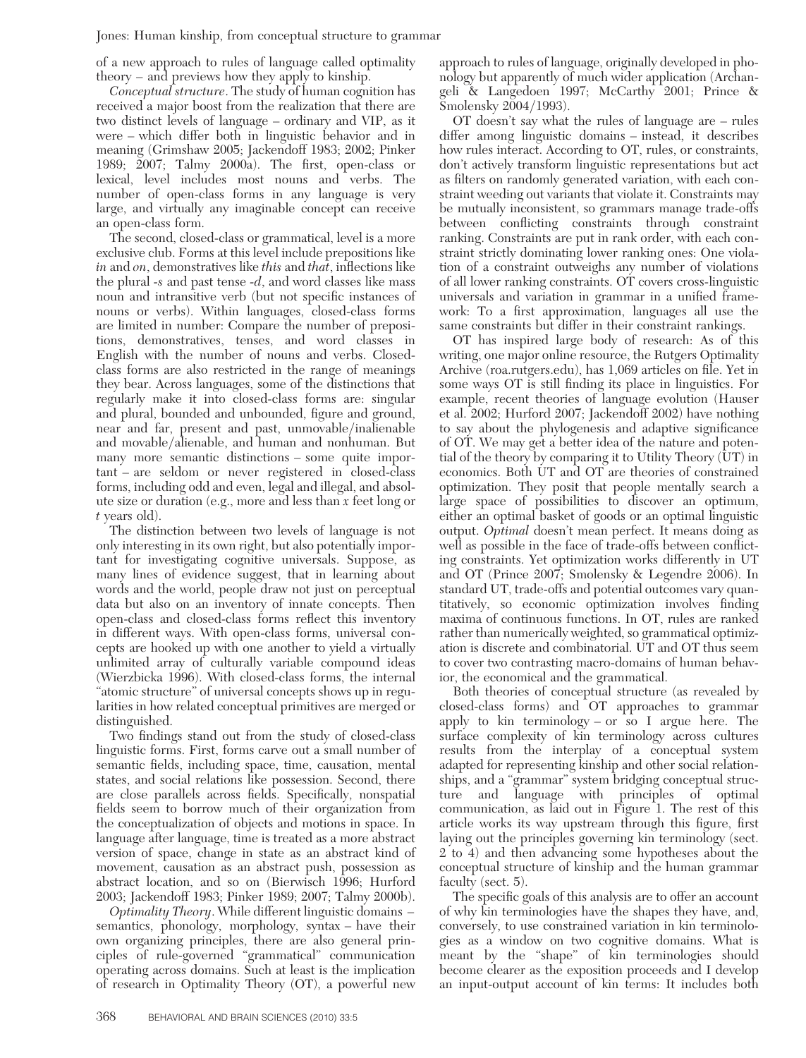of a new approach to rules of language called optimality theory – and previews how they apply to kinship.

*Conceptual structure*. The study of human cognition has received a major boost from the realization that there are two distinct levels of language – ordinary and VIP, as it were – which differ both in linguistic behavior and in meaning (Grimshaw 2005; Jackendoff 1983; 2002; Pinker 1989; 2007; Talmy 2000a). The first, open-class or lexical, level includes most nouns and verbs. The number of open-class forms in any language is very large, and virtually any imaginable concept can receive an open-class form.

The second, closed-class or grammatical, level is a more exclusive club. Forms at this level include prepositions like *in* and *on*, demonstratives like *this* and *that*, inflections like the plural *-s* and past tense *-d*, and word classes like mass noun and intransitive verb (but not specific instances of nouns or verbs). Within languages, closed-class forms are limited in number: Compare the number of prepositions, demonstratives, tenses, and word classes in English with the number of nouns and verbs. Closed-class forms are also restricted in the range of meanings they bear. Across languages, some of the distinctions that regularly make it into closed-class forms are: singular and plural, bounded and unbounded, figure and ground, near and far, present and past, unmovable/inalienable and movable/alienable, and human and nonhuman. But many more semantic distinctions – some quite important – are seldom or never registered in closed-class forms, including odd and even, legal and illegal, and absolute size or duration (e.g., more and less than *x* feet long or *t* years old).

The distinction between two levels of language is not only interesting in its own right, but also potentially important for investigating cognitive universals. Suppose, as many lines of evidence suggest, that in learning about words and the world, people draw not just on perceptual data but also on an inventory of innate concepts. Then open-class and closed-class forms reflect this inventory in different ways. With open-class forms, universal concepts are hooked up with one another to yield a virtually unlimited array of culturally variable compound ideas (Wierzbicka 1996). With closed-class forms, the internal "atomic structure" of universal concepts shows up in regularities in how related conceptual primitives are merged or distinguished.

Two findings stand out from the study of closed-class linguistic forms. First, forms carve out a small number of semantic fields, including space, time, causation, mental states, and social relations like possession. Second, there are close parallels across fields. Specifically, nonspatial fields seem to borrow much of their organization from the conceptualization of objects and motions in space. In language after language, time is treated as a more abstract version of space, change in state as an abstract kind of movement, causation as an abstract push, possession as abstract location, and so on (Bierwisch 1996; Hurford 2003; Jackendoff 1983; Pinker 1989; 2007; Talmy 2000b).

*Optimality Theory*. While different linguistic domains – semantics, phonology, morphology, syntax – have their own organizing principles, there are also general principles of rule-governed "grammatical" communication operating across domains. Such at least is the implication of research in Optimality Theory (OT), a powerful new approach to rules of language, originally developed in phonology but apparently of much wider application (Archangeli & Langedoen 1997; McCarthy 2001; Prince & Smolensky 2004/1993).

OT doesn't say what the rules of language are – rules differ among linguistic domains – instead, it describes how rules interact. According to OT, rules, or constraints, don't actively transform linguistic representations but act as filters on randomly generated variation, with each constraint weeding out variants that violate it. Constraints may be mutually inconsistent, so grammars manage trade-offs between conflicting constraints through constraint ranking. Constraints are put in rank order, with each constraint strictly dominating lower ranking ones: One violation of a constraint outweighs any number of violations of all lower ranking constraints. OT covers cross-linguistic universals and variation in grammar in a unified framework: To a first approximation, languages all use the same constraints but differ in their constraint rankings.

OT has inspired large body of research: As of this writing, one major online resource, the Rutgers Optimality Archive (roa.rutgers.edu), has 1,069 articles on file. Yet in some ways OT is still finding its place in linguistics. For example, recent theories of language evolution (Hauser et al. 2002; Hurford 2007; Jackendoff 2002) have nothing to say about the phylogenesis and adaptive significance of OT. We may get a better idea of the nature and potential of the theory by comparing it to Utility Theory (UT) in economics. Both UT and OT are theories of constrained optimization. They posit that people mentally search a large space of possibilities to discover an optimum, either an optimal basket of goods or an optimal linguistic output. *Optimal* doesn't mean perfect. It means doing as well as possible in the face of trade-offs between conflicting constraints. Yet optimization works differently in UT and OT (Prince 2007; Smolensky & Legendre 2006). In standard UT, trade-offs and potential outcomes vary quantitatively, so economic optimization involves finding maxima of continuous functions. In OT, rules are ranked rather than numerically weighted, so grammatical optimization is discrete and combinatorial. UT and OT thus seem to cover two contrasting macro-domains of human behavior, the economical and the grammatical.

Both theories of conceptual structure (as revealed by closed-class forms) and OT approaches to grammar apply to kin terminology – or so I argue here. The surface complexity of kin terminology across cultures results from the interplay of a conceptual system adapted for representing kinship and other social relationships, and a "grammar" system bridging conceptual structure and language with principles of optimal communication, as laid out in Figure 1. The rest of this article works its way upstream through this figure, first laying out the principles governing kin terminology (sect. 2 to 4) and then advancing some hypotheses about the conceptual structure of kinship and the human grammar faculty (sect. 5).

The specific goals of this analysis are to offer an account of why kin terminologies have the shapes they have, and, conversely, to use constrained variation in kin terminologies as a window on two cognitive domains. What is meant by the "shape" of kin terminologies should become clearer as the exposition proceeds and I develop an input-output account of kin terms: It includes both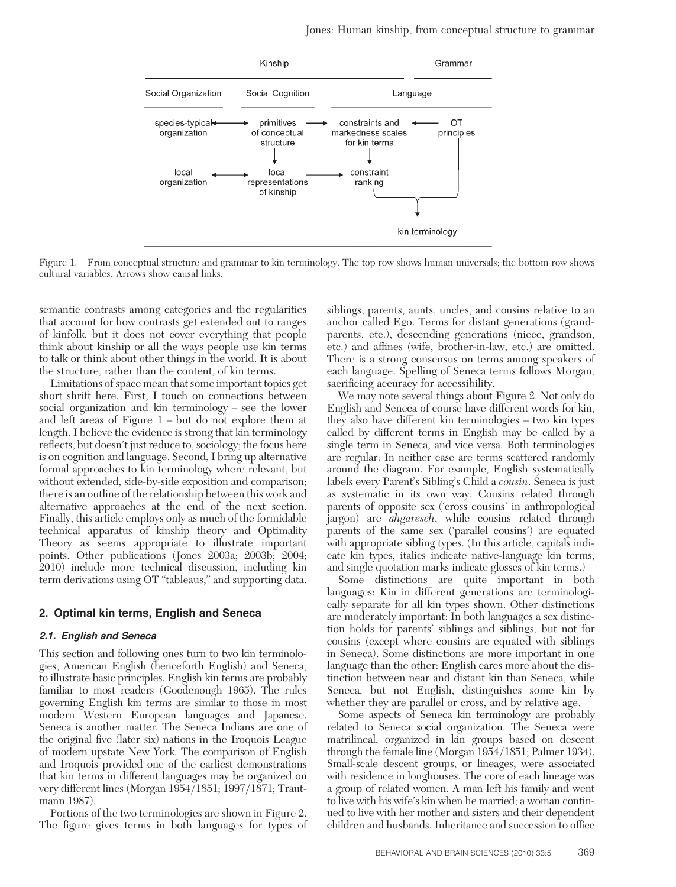Kinship

Grammar

Social Organization

Social Cognition

Language

species-typical organization

primitives of conceptual structure

constraints and markedness scales for kin terms

OT principles

local organization

local representations of kinship

constraint ranking

kin terminology

Figure 1. From conceptual structure and grammar to kin terminology. The top row shows human universals; the bottom row shows cultural variables. Arrows show causal links.

semantic contrasts among categories and the regularities that account for how contrasts get extended out to ranges of kinfolk, but it does not cover everything that people think about kinship or all the ways people use kin terms to talk or think about other things in the world. It is about the structure, rather than the content, of kin terms.

Limitations of space mean that some important topics get short shrift here. First, I touch on connections between social organization and kin terminology – see the lower and left areas of Figure 1 – but do not explore them at length. I believe the evidence is strong that kin terminology reflects, but doesn't just reduce to, sociology; the focus here is on cognition and language. Second, I bring up alternative formal approaches to kin terminology where relevant, but without extended, side-by-side exposition and comparison; there is an outline of the relationship between this work and alternative approaches at the end of the next section. Finally, this article employs only as much of the formidable technical apparatus of kinship theory and Optimality Theory as seems appropriate to illustrate important points. Other publications (Jones 2003a; 2003b; 2004; 2010) include more technical discussion, including kin term derivations using OT "tableaus," and supporting data.

## 2. Optimal kin terms, English and Seneca

### 2.1. English and Seneca

This section and following ones turn to two kin terminologies, American English (henceforth English) and Seneca, to illustrate basic principles. English kin terms are probably familiar to most readers (Goodenough 1965). The rules governing English kin terms are similar to those in most modern Western European languages and Japanese. Seneca is another matter. The Seneca Indians are one of the original five (later six) nations in the Iroquois League of modern upstate New York. The comparison of English and Iroquois provided one of the earliest demonstrations that kin terms in different languages may be organized on very different lines (Morgan 1954/1851; 1997/1871; Trautmann 1987).

Portions of the two terminologies are shown in Figure 2. The figure gives terms in both languages for types of siblings, parents, aunts, uncles, and cousins relative to an anchor called Ego. Terms for distant generations (grandparents, etc.), descending generations (niece, grandson, etc.) and affines (wife, brother-in-law, etc.) are omitted. There is a strong consensus on terms among speakers of each language. Spelling of Seneca terms follows Morgan, sacrificing accuracy for accessibility.

We may note several things about Figure 2. Not only do English and Seneca of course have different words for kin, they also have different kin terminologies – two kin types called by different terms in English may be called by a single term in Seneca, and vice versa. Both terminologies are regular: In neither case are terms scattered randomly around the diagram. For example, English systematically labels every Parent's Sibling's Child a *cousin*. Seneca is just as systematic in its own way. Cousins related through parents of opposite sex ('cross cousins' in anthropological jargon) are *ahgareseh*, while cousins related through parents of the same sex ('parallel cousins') are equated with appropriate sibling types. (In this article, capitals indicate kin types, italics indicate native-language kin terms, and single quotation marks indicate glosses of kin terms.)

Some distinctions are quite important in both languages: Kin in different generations are terminologically separate for all kin types shown. Other distinctions are moderately important: In both languages a sex distinction holds for parents' siblings and siblings, but not for cousins (except where cousins are equated with siblings in Seneca). Some distinctions are more important in one language than the other: English cares more about the distinction between near and distant kin than Seneca, while Seneca, but not English, distinguishes some kin by whether they are parallel or cross, and by relative age.

Some aspects of Seneca kin terminology are probably related to Seneca social organization. The Seneca were matrilineal, organized in kin groups based on descent through the female line (Morgan 1954/1851; Palmer 1934). Small-scale descent groups, or lineages, were associated with residence in longhouses. The core of each lineage was a group of related women. A man left his family and went to live with his wife's kin when he married; a woman continued to live with her mother and sisters and their dependent children and husbands. Inheritance and succession to office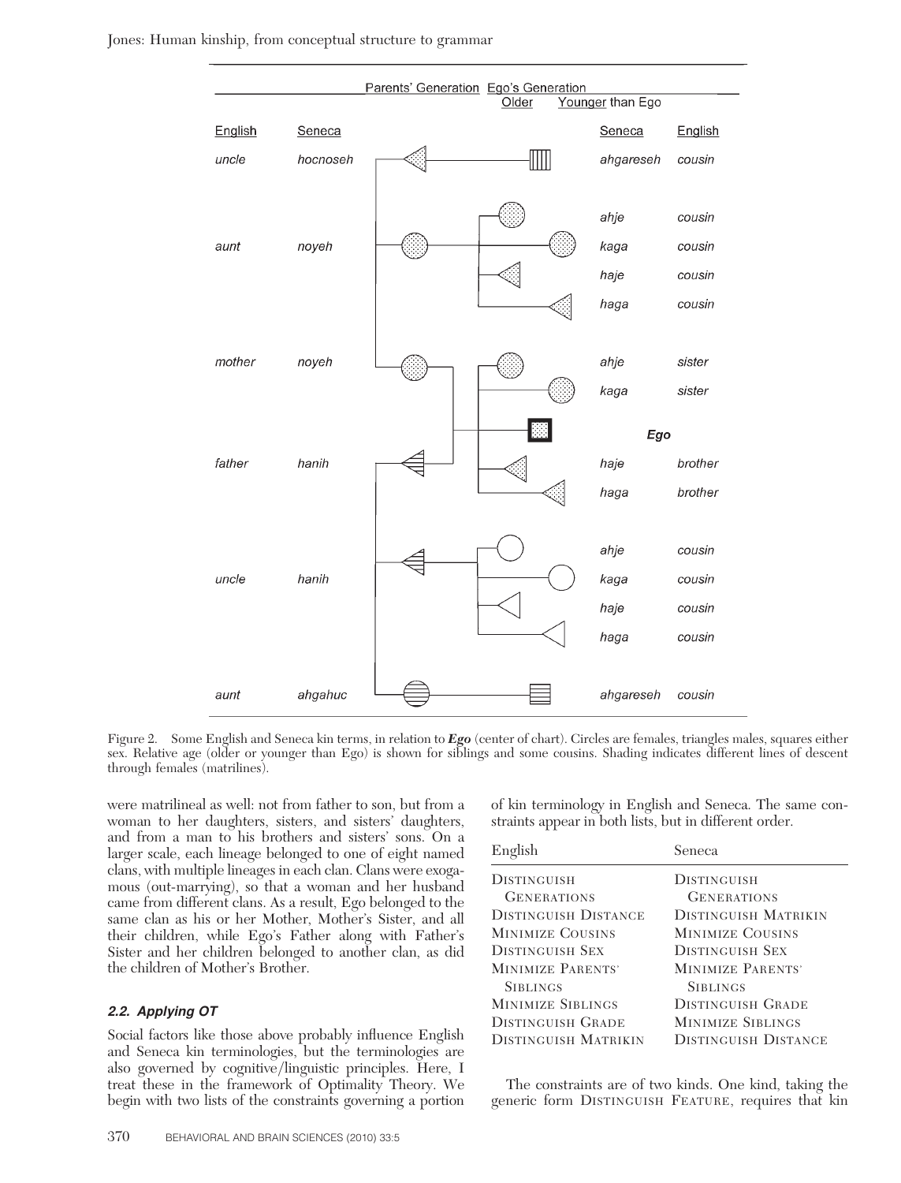Figure 2. Some English and Seneca kin terms, in relation to ***Ego*** (center of chart). Circles are females, triangles males, squares either sex. Relative age (older or younger than Ego) is shown for siblings and some cousins. Shading indicates different lines of descent through females (matrilines).

were matrilineal as well: not from father to son, but from a woman to her daughters, sisters, and sisters' daughters, and from a man to his brothers and sisters' sons. On a larger scale, each lineage belonged to one of eight named clans, with multiple lineages in each clan. Clans were exogamous (out-marrying), so that a woman and her husband came from different clans. As a result, Ego belonged to the same clan as his or her Mother, Mother's Sister, and all their children, while Ego's Father along with Father's Sister and her children belonged to another clan, as did the children of Mother's Brother.

### 2.2. Applying OT

Social factors like those above probably influence English and Seneca kin terminologies, but the terminologies are also governed by cognitive/linguistic principles. Here, I treat these in the framework of Optimality Theory. We begin with two lists of the constraints governing a portion of kin terminology in English and Seneca. The same constraints appear in both lists, but in different order.

| English | Seneca |
|---|---|
| Distinguish Generations | Distinguish Generations |
| Distinguish Distance | Distinguish Matrikin |
| Minimize Cousins | Minimize Cousins |
| Distinguish Sex | Distinguish Sex |
| Minimize Parents' Siblings | Minimize Parents' Siblings |
| Minimize Siblings | Distinguish Grade |
| Distinguish Grade | Minimize Siblings |
| Distinguish Matrikin | Distinguish Distance |

The constraints are of two kinds. One kind, taking the generic form Distinguish Feature, requires that kin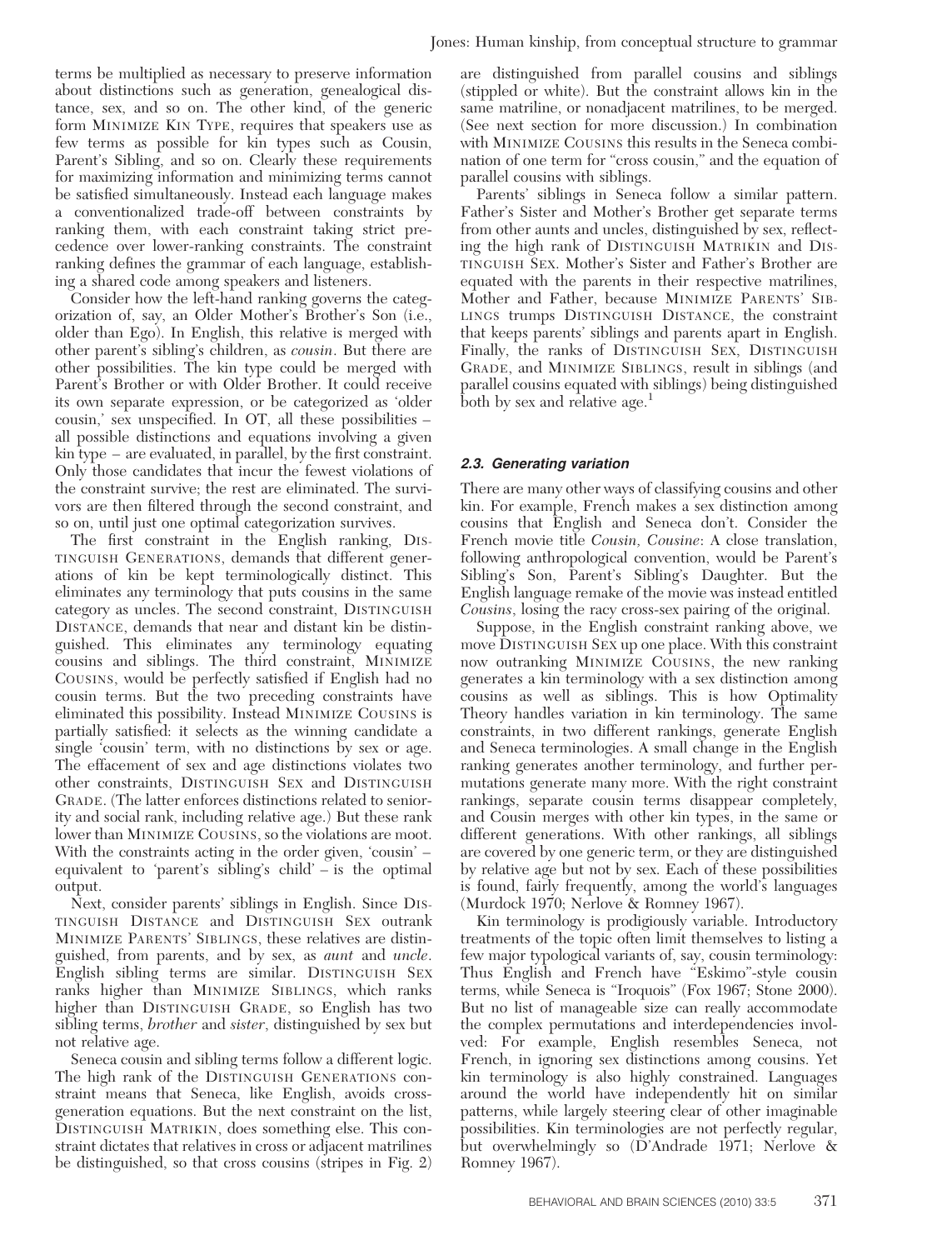terms be multiplied as necessary to preserve information about distinctions such as generation, genealogical distance, sex, and so on. The other kind, of the generic form MINIMIZE KIN TYPE, requires that speakers use as few terms as possible for kin types such as Cousin, Parent's Sibling, and so on. Clearly these requirements for maximizing information and minimizing terms cannot be satisfied simultaneously. Instead each language makes a conventionalized trade-off between constraints by ranking them, with each constraint taking strict precedence over lower-ranking constraints. The constraint ranking defines the grammar of each language, establishing a shared code among speakers and listeners.

Consider how the left-hand ranking governs the categorization of, say, an Older Mother's Brother's Son (i.e., older than Ego). In English, this relative is merged with other parent's sibling's children, as *cousin*. But there are other possibilities. The kin type could be merged with Parent's Brother or with Older Brother. It could receive its own separate expression, or be categorized as 'older cousin,' sex unspecified. In OT, all these possibilities – all possible distinctions and equations involving a given kin type – are evaluated, in parallel, by the first constraint. Only those candidates that incur the fewest violations of the constraint survive; the rest are eliminated. The survivors are then filtered through the second constraint, and so on, until just one optimal categorization survives.

The first constraint in the English ranking, DISTINGUISH GENERATIONS, demands that different generations of kin be kept terminologically distinct. This eliminates any terminology that puts cousins in the same category as uncles. The second constraint, DISTINGUISH DISTANCE, demands that near and distant kin be distinguished. This eliminates any terminology equating cousins and siblings. The third constraint, MINIMIZE COUSINS, would be perfectly satisfied if English had no cousin terms. But the two preceding constraints have eliminated this possibility. Instead MINIMIZE COUSINS is partially satisfied: it selects as the winning candidate a single 'cousin' term, with no distinctions by sex or age. The effacement of sex and age distinctions violates two other constraints, DISTINGUISH SEX and DISTINGUISH GRADE. (The latter enforces distinctions related to seniority and social rank, including relative age.) But these rank lower than MINIMIZE COUSINS, so the violations are moot. With the constraints acting in the order given, 'cousin' – equivalent to 'parent's sibling's child' – is the optimal output.

Next, consider parents' siblings in English. Since DISTINGUISH DISTANCE and DISTINGUISH SEX outrank MINIMIZE PARENTS' SIBLINGS, these relatives are distinguished, from parents, and by sex, as *aunt* and *uncle*. English sibling terms are similar. DISTINGUISH SEX ranks higher than MINIMIZE SIBLINGS, which ranks higher than DISTINGUISH GRADE, so English has two sibling terms, *brother* and *sister*, distinguished by sex but not relative age.

Seneca cousin and sibling terms follow a different logic. The high rank of the DISTINGUISH GENERATIONS constraint means that Seneca, like English, avoids cross-generation equations. But the next constraint on the list, DISTINGUISH MATRIKIN, does something else. This constraint dictates that relatives in cross or adjacent matrilines be distinguished, so that cross cousins (stripes in Fig. 2) are distinguished from parallel cousins and siblings (stippled or white). But the constraint allows kin in the same matriline, or nonadjacent matrilines, to be merged. (See next section for more discussion.) In combination with MINIMIZE COUSINS this results in the Seneca combination of one term for "cross cousin," and the equation of parallel cousins with siblings.

Parents' siblings in Seneca follow a similar pattern. Father's Sister and Mother's Brother get separate terms from other aunts and uncles, distinguished by sex, reflecting the high rank of DISTINGUISH MATRIKIN and DISTINGUISH SEX. Mother's Sister and Father's Brother are equated with the parents in their respective matrilines, Mother and Father, because MINIMIZE PARENTS' SIBLINGS trumps DISTINGUISH DISTANCE, the constraint that keeps parents' siblings and parents apart in English. Finally, the ranks of DISTINGUISH SEX, DISTINGUISH GRADE, and MINIMIZE SIBLINGS, result in siblings (and parallel cousins equated with siblings) being distinguished both by sex and relative age.[1]

### 2.3. Generating variation

There are many other ways of classifying cousins and other kin. For example, French makes a sex distinction among cousins that English and Seneca don't. Consider the French movie title *Cousin, Cousine*: A close translation, following anthropological convention, would be Parent's Sibling's Son, Parent's Sibling's Daughter. But the English language remake of the movie was instead entitled *Cousins*, losing the racy cross-sex pairing of the original.

Suppose, in the English constraint ranking above, we move DISTINGUISH SEX up one place. With this constraint now outranking MINIMIZE COUSINS, the new ranking generates a kin terminology with a sex distinction among cousins as well as siblings. This is how Optimality Theory handles variation in kin terminology. The same constraints, in two different rankings, generate English and Seneca terminologies. A small change in the English ranking generates another terminology, and further permutations generate many more. With the right constraint rankings, separate cousin terms disappear completely, and Cousin merges with other kin types, in the same or different generations. With other rankings, all siblings are covered by one generic term, or they are distinguished by relative age but not by sex. Each of these possibilities is found, fairly frequently, among the world's languages (Murdock 1970; Nerlove & Romney 1967).

Kin terminology is prodigiously variable. Introductory treatments of the topic often limit themselves to listing a few major typological variants of, say, cousin terminology: Thus English and French have "Eskimo"-style cousin terms, while Seneca is "Iroquois" (Fox 1967; Stone 2000). But no list of manageable size can really accommodate the complex permutations and interdependencies involved: For example, English resembles Seneca, not French, in ignoring sex distinctions among cousins. Yet kin terminology is also highly constrained. Languages around the world have independently hit on similar patterns, while largely steering clear of other imaginable possibilities. Kin terminologies are not perfectly regular, but overwhelmingly so (D'Andrade 1971; Nerlove & Romney 1967).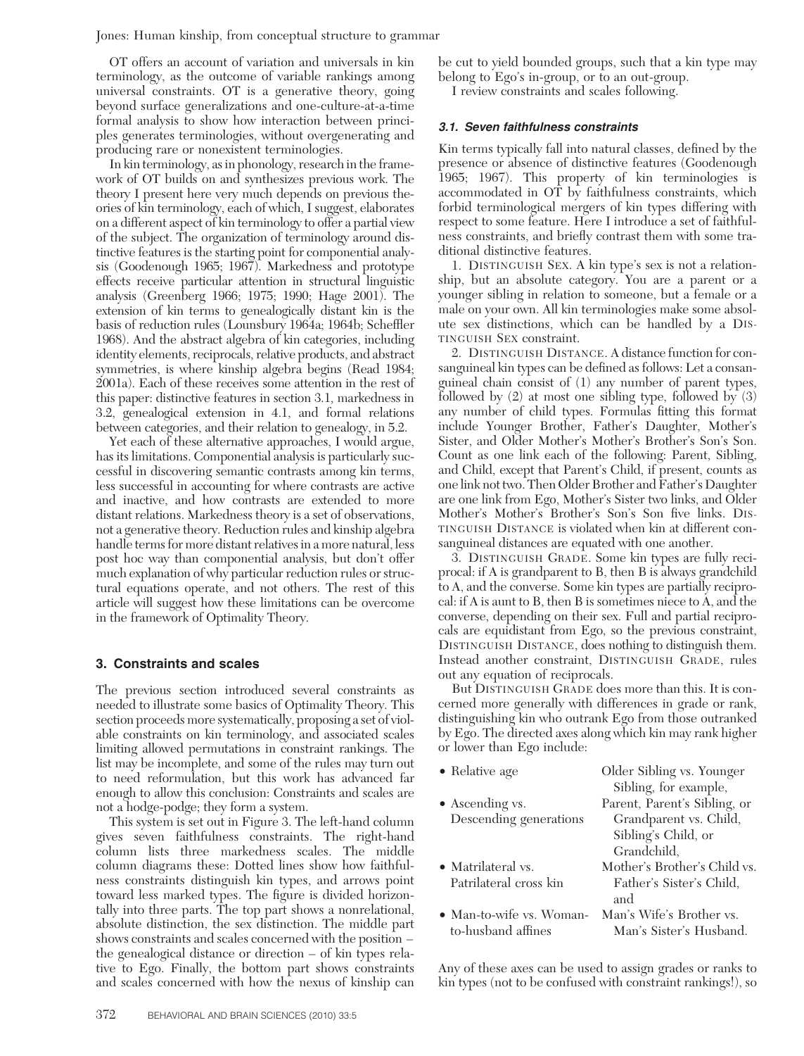OT offers an account of variation and universals in kin terminology, as the outcome of variable rankings among universal constraints. OT is a generative theory, going beyond surface generalizations and one-culture-at-a-time formal analysis to show how interaction between principles generates terminologies, without overgenerating and producing rare or nonexistent terminologies.

In kin terminology, as in phonology, research in the framework of OT builds on and synthesizes previous work. The theory I present here very much depends on previous theories of kin terminology, each of which, I suggest, elaborates on a different aspect of kin terminology to offer a partial view of the subject. The organization of terminology around distinctive features is the starting point for componential analysis (Goodenough 1965; 1967). Markedness and prototype effects receive particular attention in structural linguistic analysis (Greenberg 1966; 1975; 1990; Hage 2001). The extension of kin terms to genealogically distant kin is the basis of reduction rules (Lounsbury 1964a; 1964b; Scheffler 1968). And the abstract algebra of kin categories, including identity elements, reciprocals, relative products, and abstract symmetries, is where kinship algebra begins (Read 1984; 2001a). Each of these receives some attention in the rest of this paper: distinctive features in section 3.1, markedness in 3.2, genealogical extension in 4.1, and formal relations between categories, and their relation to genealogy, in 5.2.

Yet each of these alternative approaches, I would argue, has its limitations. Componential analysis is particularly successful in discovering semantic contrasts among kin terms, less successful in accounting for where contrasts are active and inactive, and how contrasts are extended to more distant relations. Markedness theory is a set of observations, not a generative theory. Reduction rules and kinship algebra handle terms for more distant relatives in a more natural, less post hoc way than componential analysis, but don't offer much explanation of why particular reduction rules or structural equations operate, and not others. The rest of this article will suggest how these limitations can be overcome in the framework of Optimality Theory.

## 3. Constraints and scales

The previous section introduced several constraints as needed to illustrate some basics of Optimality Theory. This section proceeds more systematically, proposing a set of violable constraints on kin terminology, and associated scales limiting allowed permutations in constraint rankings. The list may be incomplete, and some of the rules may turn out to need reformulation, but this work has advanced far enough to allow this conclusion: Constraints and scales are not a hodge-podge; they form a system.

This system is set out in Figure 3. The left-hand column gives seven faithfulness constraints. The right-hand column lists three markedness scales. The middle column diagrams these: Dotted lines show how faithfulness constraints distinguish kin types, and arrows point toward less marked types. The figure is divided horizontally into three parts. The top part shows a nonrelational, absolute distinction, the sex distinction. The middle part shows constraints and scales concerned with the position – the genealogical distance or direction – of kin types relative to Ego. Finally, the bottom part shows constraints and scales concerned with how the nexus of kinship can be cut to yield bounded groups, such that a kin type may belong to Ego's in-group, or to an out-group.

I review constraints and scales following.

### 3.1. Seven faithfulness constraints

Kin terms typically fall into natural classes, defined by the presence or absence of distinctive features (Goodenough 1965; 1967). This property of kin terminologies is accommodated in OT by faithfulness constraints, which forbid terminological mergers of kin types differing with respect to some feature. Here I introduce a set of faithfulness constraints, and briefly contrast them with some traditional distinctive features.

1. DISTINGUISH SEX. A kin type's sex is not a relationship, but an absolute category. You are a parent or a younger sibling in relation to someone, but a female or a male on your own. All kin terminologies make some absolute sex distinctions, which can be handled by a DISTINGUISH SEX constraint.

2. DISTINGUISH DISTANCE. A distance function for consanguineal kin types can be defined as follows: Let a consanguineal chain consist of (1) any number of parent types, followed by (2) at most one sibling type, followed by (3) any number of child types. Formulas fitting this format include Younger Brother, Father's Daughter, Mother's Sister, and Older Mother's Mother's Brother's Son's Son. Count as one link each of the following: Parent, Sibling, and Child, except that Parent's Child, if present, counts as one link not two. Then Older Brother and Father's Daughter are one link from Ego, Mother's Sister two links, and Older Mother's Mother's Brother's Son's Son five links. DISTINGUISH DISTANCE is violated when kin at different consanguineal distances are equated with one another.

3. DISTINGUISH GRADE. Some kin types are fully reciprocal: if A is grandparent to B, then B is always grandchild to A, and the converse. Some kin types are partially reciprocal: if A is aunt to B, then B is sometimes niece to A, and the converse, depending on their sex. Full and partial reciprocals are equidistant from Ego, so the previous constraint, DISTINGUISH DISTANCE, does nothing to distinguish them. Instead another constraint, DISTINGUISH GRADE, rules out any equation of reciprocals.

But DISTINGUISH GRADE does more than this. It is concerned more generally with differences in grade or rank, distinguishing kin who outrank Ego from those outranked by Ego. The directed axes along which kin may rank higher or lower than Ego include:

| | |
|---|---|
| • Relative age | Older Sibling vs. Younger Sibling, for example, |
| • Ascending vs. Descending generations | Parent, Parent's Sibling, or Grandparent vs. Child, Sibling's Child, or Grandchild, |
| • Matrilateral vs. Patrilateral cross kin | Mother's Brother's Child vs. Father's Sister's Child, and |
| • Man-to-wife vs. Woman-to-husband affines | Man's Wife's Brother vs. Man's Sister's Husband. |

Any of these axes can be used to assign grades or ranks to kin types (not to be confused with constraint rankings!), so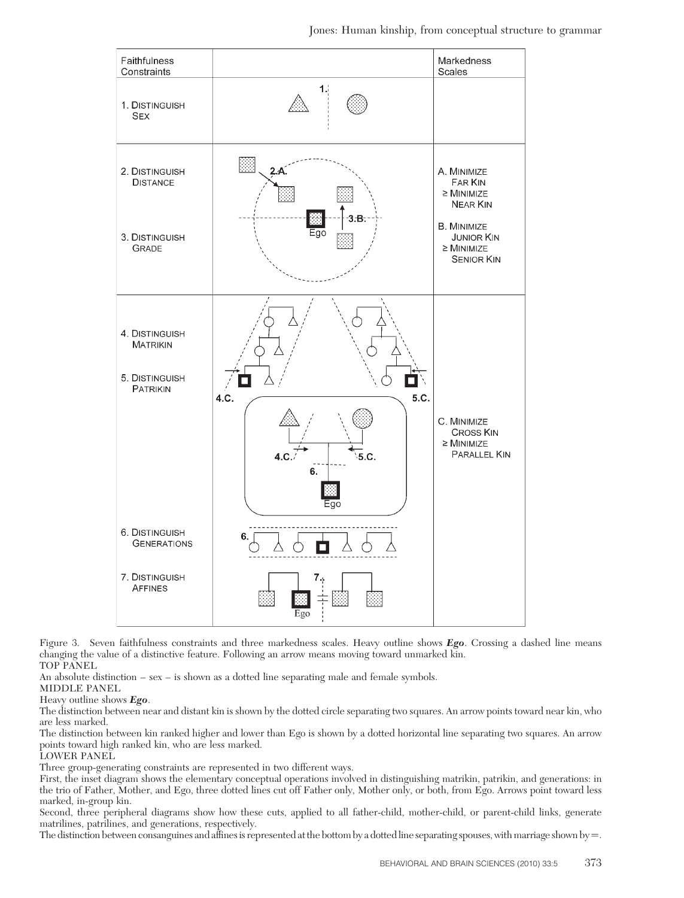| Faithfulness Constraints | | Markedness Scales |
| --- | --- | --- |
| 1. Distinguish Sex | 1. | |
| 2. Distinguish Distance | 2.A. | A. Minimize Far Kin ≥ Minimize Near Kin |
| 3. Distinguish Grade | 3.B. Ego | B. Minimize Junior Kin ≥ Minimize Senior Kin |
| 4. Distinguish Matrikin | 4.C. | |
| 5. Distinguish Patrikin | 5.C. | C. Minimize Cross Kin ≥ Minimize Parallel Kin |
| | 4.C. 5.C. 6. Ego | |
| 6. Distinguish Generations | 6. | |
| 7. Distinguish Affines | 7. Ego | |

Figure 3. Seven faithfulness constraints and three markedness scales. Heavy outline shows ***Ego***. Crossing a dashed line means changing the value of a distinctive feature. Following an arrow means moving toward unmarked kin.

TOP PANEL

An absolute distinction – sex – is shown as a dotted line separating male and female symbols.

MIDDLE PANEL

Heavy outline shows ***Ego***.

The distinction between near and distant kin is shown by the dotted circle separating two squares. An arrow points toward near kin, who are less marked.

The distinction between kin ranked higher and lower than Ego is shown by a dotted horizontal line separating two squares. An arrow points toward high ranked kin, who are less marked.

LOWER PANEL

Three group-generating constraints are represented in two different ways.

First, the inset diagram shows the elementary conceptual operations involved in distinguishing matrikin, patrikin, and generations: in the trio of Father, Mother, and Ego, three dotted lines cut off Father only, Mother only, or both, from Ego. Arrows point toward less marked, in-group kin.

Second, three peripheral diagrams show how these cuts, applied to all father-child, mother-child, or parent-child links, generate matrilines, patrilines, and generations, respectively.

The distinction between consanguines and affines is represented at the bottom by a dotted line separating spouses, with marriage shown by =.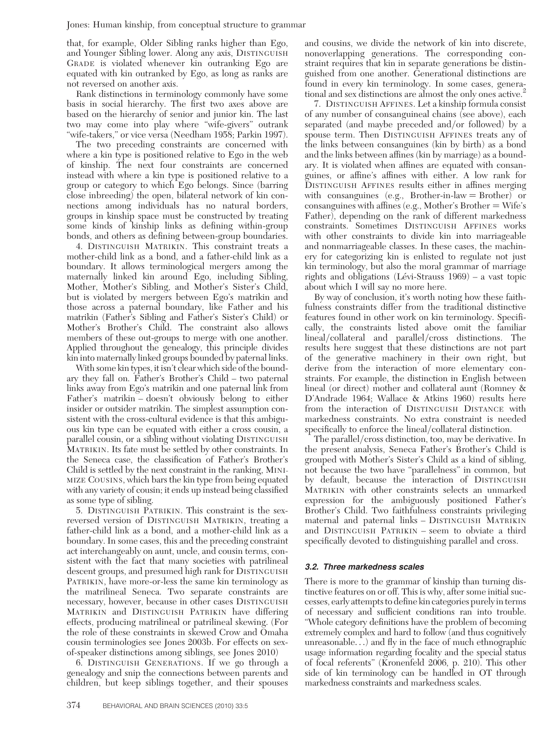that, for example, Older Sibling ranks higher than Ego, and Younger Sibling lower. Along any axis, DISTINGUISH GRADE is violated whenever kin outranking Ego are equated with kin outranked by Ego, as long as ranks are not reversed on another axis.

Rank distinctions in terminology commonly have some basis in social hierarchy. The first two axes above are based on the hierarchy of senior and junior kin. The last two may come into play where "wife-givers" outrank "wife-takers," or vice versa (Needham 1958; Parkin 1997).

The two preceding constraints are concerned with where a kin type is positioned relative to Ego in the web of kinship. The next four constraints are concerned instead with where a kin type is positioned relative to a group or category to which Ego belongs. Since (barring close inbreeding) the open, bilateral network of kin connections among individuals has no natural borders, groups in kinship space must be constructed by treating some kinds of kinship links as defining within-group bonds, and others as defining between-group boundaries.

4. DISTINGUISH MATRIKIN. This constraint treats a mother-child link as a bond, and a father-child link as a boundary. It allows terminological mergers among the maternally linked kin around Ego, including Sibling, Mother, Mother's Sibling, and Mother's Sister's Child, but is violated by mergers between Ego's matrikin and those across a paternal boundary, like Father and his matrikin (Father's Sibling and Father's Sister's Child) or Mother's Brother's Child. The constraint also allows members of these out-groups to merge with one another. Applied throughout the genealogy, this principle divides kin into maternally linked groups bounded by paternal links.

With some kin types, it isn't clear which side of the boundary they fall on. Father's Brother's Child – two paternal links away from Ego's matrikin and one paternal link from Father's matrikin – doesn't obviously belong to either insider or outsider matrikin. The simplest assumption consistent with the cross-cultural evidence is that this ambiguous kin type can be equated with either a cross cousin, a parallel cousin, or a sibling without violating DISTINGUISH MATRIKIN. Its fate must be settled by other constraints. In the Seneca case, the classification of Father's Brother's Child is settled by the next constraint in the ranking, MINIMIZE COUSINS, which bars the kin type from being equated with any variety of cousin; it ends up instead being classified as some type of sibling.

5. DISTINGUISH PATRIKIN. This constraint is the sex-reversed version of DISTINGUISH MATRIKIN, treating a father-child link as a bond, and a mother-child link as a boundary. In some cases, this and the preceding constraint act interchangeably on aunt, uncle, and cousin terms, consistent with the fact that many societies with patrilineal descent groups, and presumed high rank for DISTINGUISH PATRIKIN, have more-or-less the same kin terminology as the matrilineal Seneca. Two separate constraints are necessary, however, because in other cases DISTINGUISH MATRIKIN and DISTINGUISH PATRIKIN have differing effects, producing matrilineal or patrilineal skewing. (For the role of these constraints in skewed Crow and Omaha cousin terminologies see Jones 2003b. For effects on sex-of-speaker distinctions among siblings, see Jones 2010)

6. DISTINGUISH GENERATIONS. If we go through a genealogy and snip the connections between parents and children, but keep siblings together, and their spouses and cousins, we divide the network of kin into discrete, nonoverlapping generations. The corresponding constraint requires that kin in separate generations be distinguished from one another. Generational distinctions are found in every kin terminology. In some cases, generational and sex distinctions are almost the only ones active.[2]

7. DISTINGUISH AFFINES. Let a kinship formula consist of any number of consanguineal chains (see above), each separated (and maybe preceded and/or followed) by a spouse term. Then DISTINGUISH AFFINES treats any of the links between consanguines (kin by birth) as a bond and the links between affines (kin by marriage) as a boundary. It is violated when affines are equated with consanguines, or affine's affines with either. A low rank for DISTINGUISH AFFINES results either in affines merging with consanguines (e.g., Brother-in-law = Brother) or consanguines with affines (e.g., Mother's Brother = Wife's Father), depending on the rank of different markedness constraints. Sometimes DISTINGUISH AFFINES works with other constraints to divide kin into marriageable and nonmarriageable classes. In these cases, the machinery for categorizing kin is enlisted to regulate not just kin terminology, but also the moral grammar of marriage rights and obligations (Lévi-Strauss 1969) – a vast topic about which I will say no more here.

By way of conclusion, it's worth noting how these faithfulness constraints differ from the traditional distinctive features found in other work on kin terminology. Specifically, the constraints listed above omit the familiar lineal/collateral and parallel/cross distinctions. The results here suggest that these distinctions are not part of the generative machinery in their own right, but derive from the interaction of more elementary constraints. For example, the distinction in English between lineal (or direct) mother and collateral aunt (Romney & D'Andrade 1964; Wallace & Atkins 1960) results here from the interaction of DISTINGUISH DISTANCE with markedness constraints. No extra constraint is needed specifically to enforce the lineal/collateral distinction.

The parallel/cross distinction, too, may be derivative. In the present analysis, Seneca Father's Brother's Child is grouped with Mother's Sister's Child as a kind of sibling, not because the two have "parallelness" in common, but by default, because the interaction of DISTINGUISH MATRIKIN with other constraints selects an unmarked expression for the ambiguously positioned Father's Brother's Child. Two faithfulness constraints privileging maternal and paternal links – DISTINGUISH MATRIKIN and DISTINGUISH PATRIKIN – seem to obviate a third specifically devoted to distinguishing parallel and cross.

### 3.2. Three markedness scales

There is more to the grammar of kinship than turning distinctive features on or off. This is why, after some initial successes, early attempts to define kin categories purely in terms of necessary and sufficient conditions ran into trouble. "Whole category definitions have the problem of becoming extremely complex and hard to follow (and thus cognitively unreasonable…) and fly in the face of much ethnographic usage information regarding focality and the special status of focal referents" (Kronenfeld 2006, p. 210). This other side of kin terminology can be handled in OT through markedness constraints and markedness scales.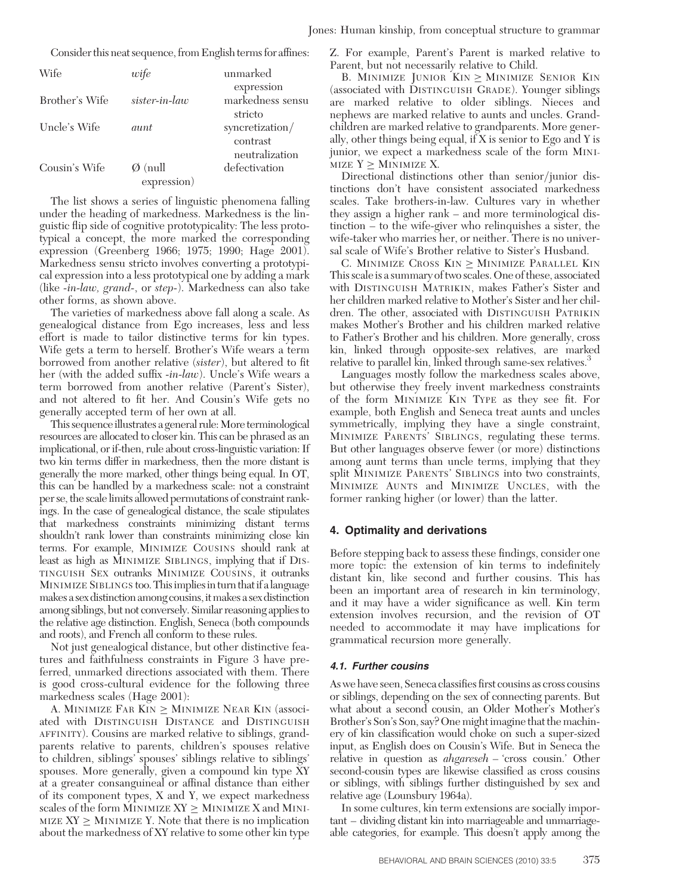Consider this neat sequence, from English terms for affines:

| | | |
|---|---|---|
| Wife | *wife* | unmarked expression |
| Brother's Wife | *sister-in-law* | markedness sensu stricto |
| Uncle's Wife | *aunt* | syncretization/ contrast neutralization |
| Cousin's Wife | Ø (null expression) | defectivation |

The list shows a series of linguistic phenomena falling under the heading of markedness. Markedness is the linguistic flip side of cognitive prototypicality: The less prototypical a concept, the more marked the corresponding expression (Greenberg 1966; 1975; 1990; Hage 2001). Markedness sensu stricto involves converting a prototypical expression into a less prototypical one by adding a mark (like *-in-law, grand-*, or *step-*). Markedness can also take other forms, as shown above.

The varieties of markedness above fall along a scale. As genealogical distance from Ego increases, less and less effort is made to tailor distinctive terms for kin types. Wife gets a term to herself. Brother's Wife wears a term borrowed from another relative (*sister*), but altered to fit her (with the added suffix *-in-law*). Uncle's Wife wears a term borrowed from another relative (Parent's Sister), and not altered to fit her. And Cousin's Wife gets no generally accepted term of her own at all.

This sequence illustrates a general rule: More terminological resources are allocated to closer kin. This can be phrased as an implicational, or if-then, rule about cross-linguistic variation: If two kin terms differ in markedness, then the more distant is generally the more marked, other things being equal. In OT, this can be handled by a markedness scale: not a constraint per se, the scale limits allowed permutations of constraint rankings. In the case of genealogical distance, the scale stipulates that markedness constraints minimizing distant terms shouldn't rank lower than constraints minimizing close kin terms. For example, MINIMIZE COUSINS should rank at least as high as MINIMIZE SIBLINGS, implying that if DISTINGUISH SEX outranks MINIMIZE COUSINS, it outranks MINIMIZE SIBLINGS too. This implies in turn that if a language makes a sex distinction among cousins, it makes a sex distinction among siblings, but not conversely. Similar reasoning applies to the relative age distinction. English, Seneca (both compounds and roots), and French all conform to these rules.

Not just genealogical distance, but other distinctive features and faithfulness constraints in Figure 3 have preferred, unmarked directions associated with them. There is good cross-cultural evidence for the following three markedness scales (Hage 2001):

A. MINIMIZE FAR KIN ≥ MINIMIZE NEAR KIN (associated with DISTINGUISH DISTANCE and DISTINGUISH AFFINITY). Cousins are marked relative to siblings, grandparents relative to parents, children's spouses relative to children, siblings' spouses' siblings relative to siblings' spouses. More generally, given a compound kin type XY at a greater consanguineal or affinal distance than either of its component types, X and Y, we expect markedness scales of the form MINIMIZE XY ≥ MINIMIZE X and MINIMIZE XY ≥ MINIMIZE Y. Note that there is no implication about the markedness of XY relative to some other kin type Z. For example, Parent's Parent is marked relative to Parent, but not necessarily relative to Child.

B. MINIMIZE JUNIOR KIN ≥ MINIMIZE SENIOR KIN (associated with DISTINGUISH GRADE). Younger siblings are marked relative to older siblings. Nieces and nephews are marked relative to aunts and uncles. Grandchildren are marked relative to grandparents. More generally, other things being equal, if X is senior to Ego and Y is junior, we expect a markedness scale of the form MINIMIZE Y ≥ MINIMIZE X.

Directional distinctions other than senior/junior distinctions don't have consistent associated markedness scales. Take brothers-in-law. Cultures vary in whether they assign a higher rank – and more terminological distinction – to the wife-giver who relinquishes a sister, the wife-taker who marries her, or neither. There is no universal scale of Wife's Brother relative to Sister's Husband.

C. MINIMIZE CROSS KIN ≥ MINIMIZE PARALLEL KIN This scale is a summary of two scales. One of these, associated with DISTINGUISH MATRIKIN, makes Father's Sister and her children marked relative to Mother's Sister and her children. The other, associated with DISTINGUISH PATRIKIN makes Mother's Brother and his children marked relative to Father's Brother and his children. More generally, cross kin, linked through opposite-sex relatives, are marked relative to parallel kin, linked through same-sex relatives.[3]

Languages mostly follow the markedness scales above, but otherwise they freely invent markedness constraints of the form MINIMIZE KIN TYPE as they see fit. For example, both English and Seneca treat aunts and uncles symmetrically, implying they have a single constraint, MINIMIZE PARENTS' SIBLINGS, regulating these terms. But other languages observe fewer (or more) distinctions among aunt terms than uncle terms, implying that they split MINIMIZE PARENTS' SIBLINGS into two constraints, MINIMIZE AUNTS and MINIMIZE UNCLES, with the former ranking higher (or lower) than the latter.

## 4. Optimality and derivations

Before stepping back to assess these findings, consider one more topic: the extension of kin terms to indefinitely distant kin, like second and further cousins. This has been an important area of research in kin terminology, and it may have a wider significance as well. Kin term extension involves recursion, and the revision of OT needed to accommodate it may have implications for grammatical recursion more generally.

### 4.1. Further cousins

As we have seen, Seneca classifies first cousins as cross cousins or siblings, depending on the sex of connecting parents. But what about a second cousin, an Older Mother's Mother's Brother's Son's Son, say? One might imagine that the machinery of kin classification would choke on such a super-sized input, as English does on Cousin's Wife. But in Seneca the relative in question as *ahgareseh* – 'cross cousin.' Other second-cousin types are likewise classified as cross cousins or siblings, with siblings further distinguished by sex and relative age (Lounsbury 1964a).

In some cultures, kin term extensions are socially important – dividing distant kin into marriageable and unmarriageable categories, for example. This doesn't apply among the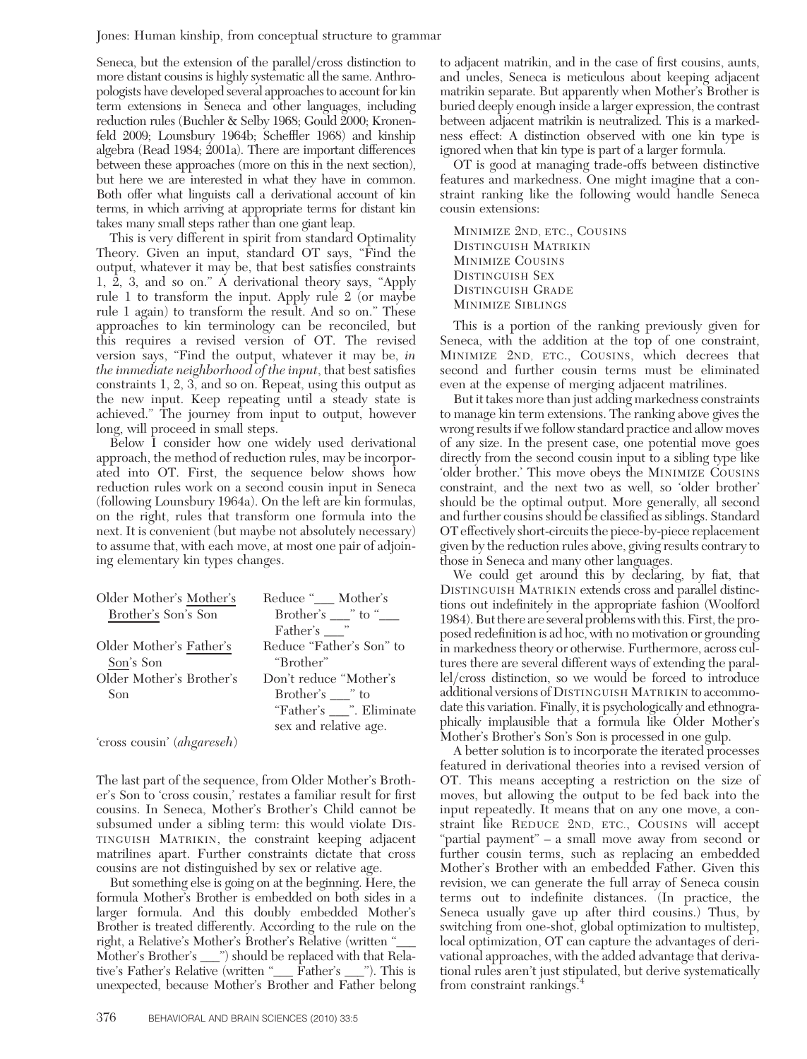Seneca, but the extension of the parallel/cross distinction to more distant cousins is highly systematic all the same. Anthropologists have developed several approaches to account for kin term extensions in Seneca and other languages, including reduction rules (Buchler & Selby 1968; Gould 2000; Kronenfeld 2009; Lounsbury 1964b; Scheffler 1968) and kinship algebra (Read 1984; 2001a). There are important differences between these approaches (more on this in the next section), but here we are interested in what they have in common. Both offer what linguists call a derivational account of kin terms, in which arriving at appropriate terms for distant kin takes many small steps rather than one giant leap.

This is very different in spirit from standard Optimality Theory. Given an input, standard OT says, "Find the output, whatever it may be, that best satisfies constraints 1, 2, 3, and so on." A derivational theory says, "Apply rule 1 to transform the input. Apply rule 2 (or maybe rule 1 again) to transform the result. And so on." These approaches to kin terminology can be reconciled, but this requires a revised version of OT. The revised version says, "Find the output, whatever it may be, *in the immediate neighborhood of the input*, that best satisfies constraints 1, 2, 3, and so on. Repeat, using this output as the new input. Keep repeating until a steady state is achieved." The journey from input to output, however long, will proceed in small steps.

Below I consider how one widely used derivational approach, the method of reduction rules, may be incorporated into OT. First, the sequence below shows how reduction rules work on a second cousin input in Seneca (following Lounsbury 1964a). On the left are kin formulas, on the right, rules that transform one formula into the next. It is convenient (but maybe not absolutely necessary) to assume that, with each move, at most one pair of adjoining elementary kin types changes.

| | |
|---|---|
| Older Mother's Mother's Brother's Son's Son | Reduce "___ Mother's Brother's ___" to "___ Father's ___" |
| Older Mother's Father's Son's Son | Reduce "Father's Son" to "Brother" |
| Older Mother's Brother's Son | Don't reduce "Mother's Brother's ___" to "Father's ___". Eliminate sex and relative age. |
| 'cross cousin' (*ahgareseh*) | |

The last part of the sequence, from Older Mother's Brother's Son to 'cross cousin,' restates a familiar result for first cousins. In Seneca, Mother's Brother's Child cannot be subsumed under a sibling term: this would violate DISTINGUISH MATRIKIN, the constraint keeping adjacent matrilines apart. Further constraints dictate that cross cousins are not distinguished by sex or relative age.

But something else is going on at the beginning. Here, the formula Mother's Brother is embedded on both sides in a larger formula. And this doubly embedded Mother's Brother is treated differently. According to the rule on the right, a Relative's Mother's Brother's Relative (written "___ Mother's Brother's ___") should be replaced with that Relative's Father's Relative (written "___ Father's ___"). This is unexpected, because Mother's Brother and Father belong to adjacent matrikin, and in the case of first cousins, aunts, and uncles, Seneca is meticulous about keeping adjacent matrikin separate. But apparently when Mother's Brother is buried deeply enough inside a larger expression, the contrast between adjacent matrikin is neutralized. This is a markedness effect: A distinction observed with one kin type is ignored when that kin type is part of a larger formula.

OT is good at managing trade-offs between distinctive features and markedness. One might imagine that a constraint ranking like the following would handle Seneca cousin extensions:

MINIMIZE 2ND, ETC., COUSINS
DISTINGUISH MATRIKIN
MINIMIZE COUSINS
DISTINGUISH SEX
DISTINGUISH GRADE
MINIMIZE SIBLINGS

This is a portion of the ranking previously given for Seneca, with the addition at the top of one constraint, MINIMIZE 2ND, ETC., COUSINS, which decrees that second and further cousin terms must be eliminated even at the expense of merging adjacent matrilines.

But it takes more than just adding markedness constraints to manage kin term extensions. The ranking above gives the wrong results if we follow standard practice and allow moves of any size. In the present case, one potential move goes directly from the second cousin input to a sibling type like 'older brother.' This move obeys the MINIMIZE COUSINS constraint, and the next two as well, so 'older brother' should be the optimal output. More generally, all second and further cousins should be classified as siblings. Standard OT effectively short-circuits the piece-by-piece replacement given by the reduction rules above, giving results contrary to those in Seneca and many other languages.

We could get around this by declaring, by fiat, that DISTINGUISH MATRIKIN extends cross and parallel distinctions out indefinitely in the appropriate fashion (Woolford 1984). But there are several problems with this. First, the proposed redefinition is ad hoc, with no motivation or grounding in markedness theory or otherwise. Furthermore, across cultures there are several different ways of extending the parallel/cross distinction, so we would be forced to introduce additional versions of DISTINGUISH MATRIKIN to accommodate this variation. Finally, it is psychologically and ethnographically implausible that a formula like Older Mother's Mother's Brother's Son's Son is processed in one gulp.

A better solution is to incorporate the iterated processes featured in derivational theories into a revised version of OT. This means accepting a restriction on the size of moves, but allowing the output to be fed back into the input repeatedly. It means that on any one move, a constraint like REDUCE 2ND, ETC., COUSINS will accept "partial payment" – a small move away from second or further cousin terms, such as replacing an embedded Mother's Brother with an embedded Father. Given this revision, we can generate the full array of Seneca cousin terms out to indefinite distances. (In practice, the Seneca usually gave up after third cousins.) Thus, by switching from one-shot, global optimization to multistep, local optimization, OT can capture the advantages of derivational approaches, with the added advantage that derivational rules aren't just stipulated, but derive systematically from constraint rankings.[4]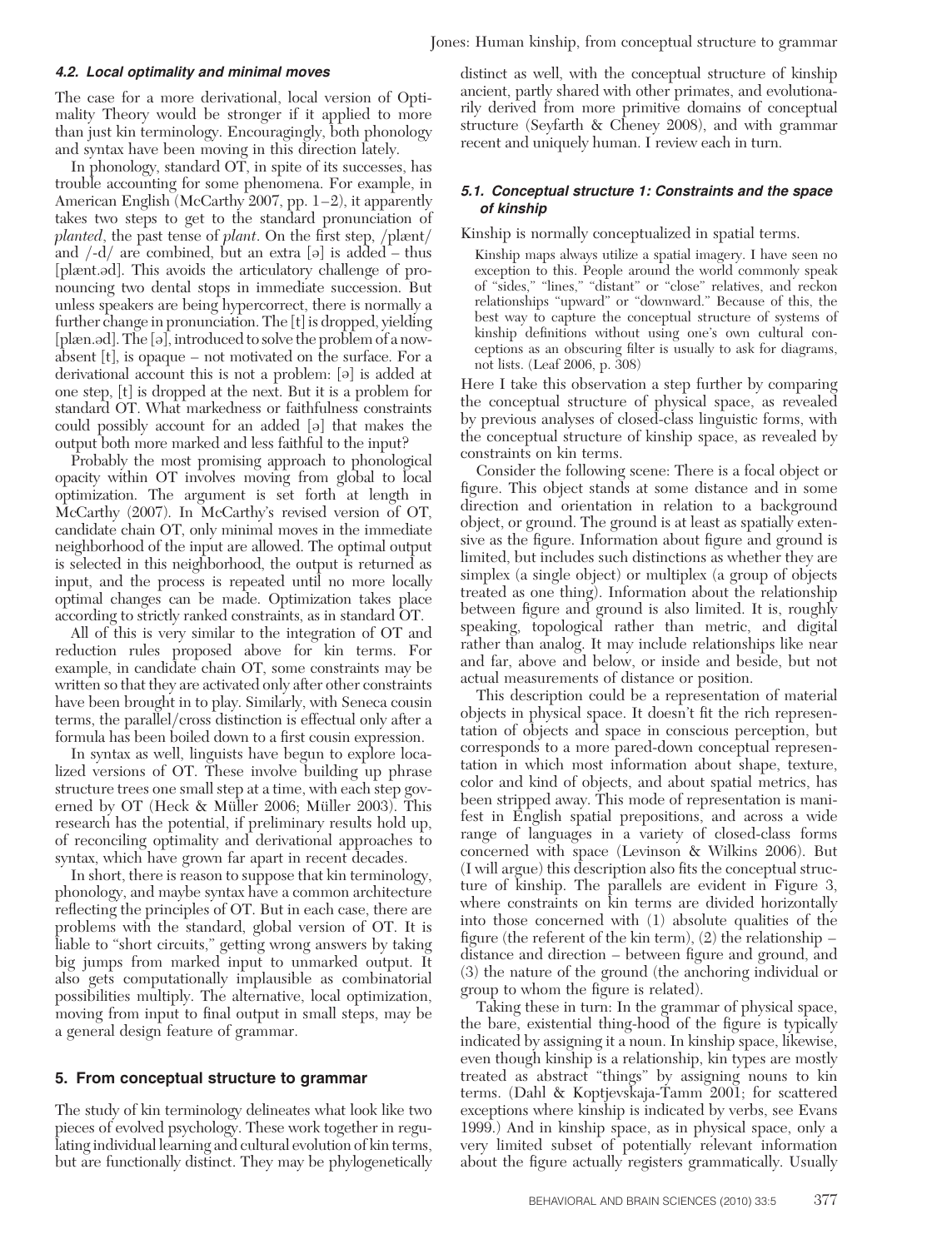#### 4.2. Local optimality and minimal moves

The case for a more derivational, local version of Optimality Theory would be stronger if it applied to more than just kin terminology. Encouragingly, both phonology and syntax have been moving in this direction lately.

In phonology, standard OT, in spite of its successes, has trouble accounting for some phenomena. For example, in American English (McCarthy 2007, pp. 1–2), it apparently takes two steps to get to the standard pronunciation of *planted*, the past tense of *plant*. On the first step, /plænt/ and /-d/ are combined, but an extra [ə] is added – thus [plænt.əd]. This avoids the articulatory challenge of pronouncing two dental stops in immediate succession. But unless speakers are being hypercorrect, there is normally a further change in pronunciation. The [t] is dropped, yielding [plæn.əd]. The [ə], introduced to solve the problem of a now-absent [t], is opaque – not motivated on the surface. For a derivational account this is not a problem: [ə] is added at one step, [t] is dropped at the next. But it is a problem for standard OT. What markedness or faithfulness constraints could possibly account for an added [ə] that makes the output both more marked and less faithful to the input?

Probably the most promising approach to phonological opacity within OT involves moving from global to local optimization. The argument is set forth at length in McCarthy (2007). In McCarthy's revised version of OT, candidate chain OT, only minimal moves in the immediate neighborhood of the input are allowed. The optimal output is selected in this neighborhood, the output is returned as input, and the process is repeated until no more locally optimal changes can be made. Optimization takes place according to strictly ranked constraints, as in standard OT.

All of this is very similar to the integration of OT and reduction rules proposed above for kin terms. For example, in candidate chain OT, some constraints may be written so that they are activated only after other constraints have been brought in to play. Similarly, with Seneca cousin terms, the parallel/cross distinction is effectual only after a formula has been boiled down to a first cousin expression.

In syntax as well, linguists have begun to explore localized versions of OT. These involve building up phrase structure trees one small step at a time, with each step governed by OT (Heck & Müller 2006; Müller 2003). This research has the potential, if preliminary results hold up, of reconciling optimality and derivational approaches to syntax, which have grown far apart in recent decades.

In short, there is reason to suppose that kin terminology, phonology, and maybe syntax have a common architecture reflecting the principles of OT. But in each case, there are problems with the standard, global version of OT. It is liable to "short circuits," getting wrong answers by taking big jumps from marked input to unmarked output. It also gets computationally implausible as combinatorial possibilities multiply. The alternative, local optimization, moving from input to final output in small steps, may be a general design feature of grammar.

## 5. From conceptual structure to grammar

The study of kin terminology delineates what look like two pieces of evolved psychology. These work together in regulating individual learning and cultural evolution of kin terms, but are functionally distinct. They may be phylogenetically distinct as well, with the conceptual structure of kinship ancient, partly shared with other primates, and evolutionarily derived from more primitive domains of conceptual structure (Seyfarth & Cheney 2008), and with grammar recent and uniquely human. I review each in turn.

#### 5.1. Conceptual structure 1: Constraints and the space of kinship

Kinship is normally conceptualized in spatial terms.

> Kinship maps always utilize a spatial imagery. I have seen no exception to this. People around the world commonly speak of "sides," "lines," "distant" or "close" relatives, and reckon relationships "upward" or "downward." Because of this, the best way to capture the conceptual structure of systems of kinship definitions without using one's own cultural conceptions as an obscuring filter is usually to ask for diagrams, not lists. (Leaf 2006, p. 308)

Here I take this observation a step further by comparing the conceptual structure of physical space, as revealed by previous analyses of closed-class linguistic forms, with the conceptual structure of kinship space, as revealed by constraints on kin terms.

Consider the following scene: There is a focal object or figure. This object stands at some distance and in some direction and orientation in relation to a background object, or ground. The ground is at least as spatially extensive as the figure. Information about figure and ground is limited, but includes such distinctions as whether they are simplex (a single object) or multiplex (a group of objects treated as one thing). Information about the relationship between figure and ground is also limited. It is, roughly speaking, topological rather than metric, and digital rather than analog. It may include relationships like near and far, above and below, or inside and beside, but not actual measurements of distance or position.

This description could be a representation of material objects in physical space. It doesn't fit the rich representation of objects and space in conscious perception, but corresponds to a more pared-down conceptual representation in which most information about shape, texture, color and kind of objects, and about spatial metrics, has been stripped away. This mode of representation is manifest in English spatial prepositions, and across a wide range of languages in a variety of closed-class forms concerned with space (Levinson & Wilkins 2006). But (I will argue) this description also fits the conceptual structure of kinship. The parallels are evident in Figure 3, where constraints on kin terms are divided horizontally into those concerned with (1) absolute qualities of the figure (the referent of the kin term), (2) the relationship – distance and direction – between figure and ground, and (3) the nature of the ground (the anchoring individual or group to whom the figure is related).

Taking these in turn: In the grammar of physical space, the bare, existential thing-hood of the figure is typically indicated by assigning it a noun. In kinship space, likewise, even though kinship is a relationship, kin types are mostly treated as abstract "things" by assigning nouns to kin terms. (Dahl & Koptjevskaja-Tamm 2001; for scattered exceptions where kinship is indicated by verbs, see Evans 1999.) And in kinship space, as in physical space, only a very limited subset of potentially relevant information about the figure actually registers grammatically. Usually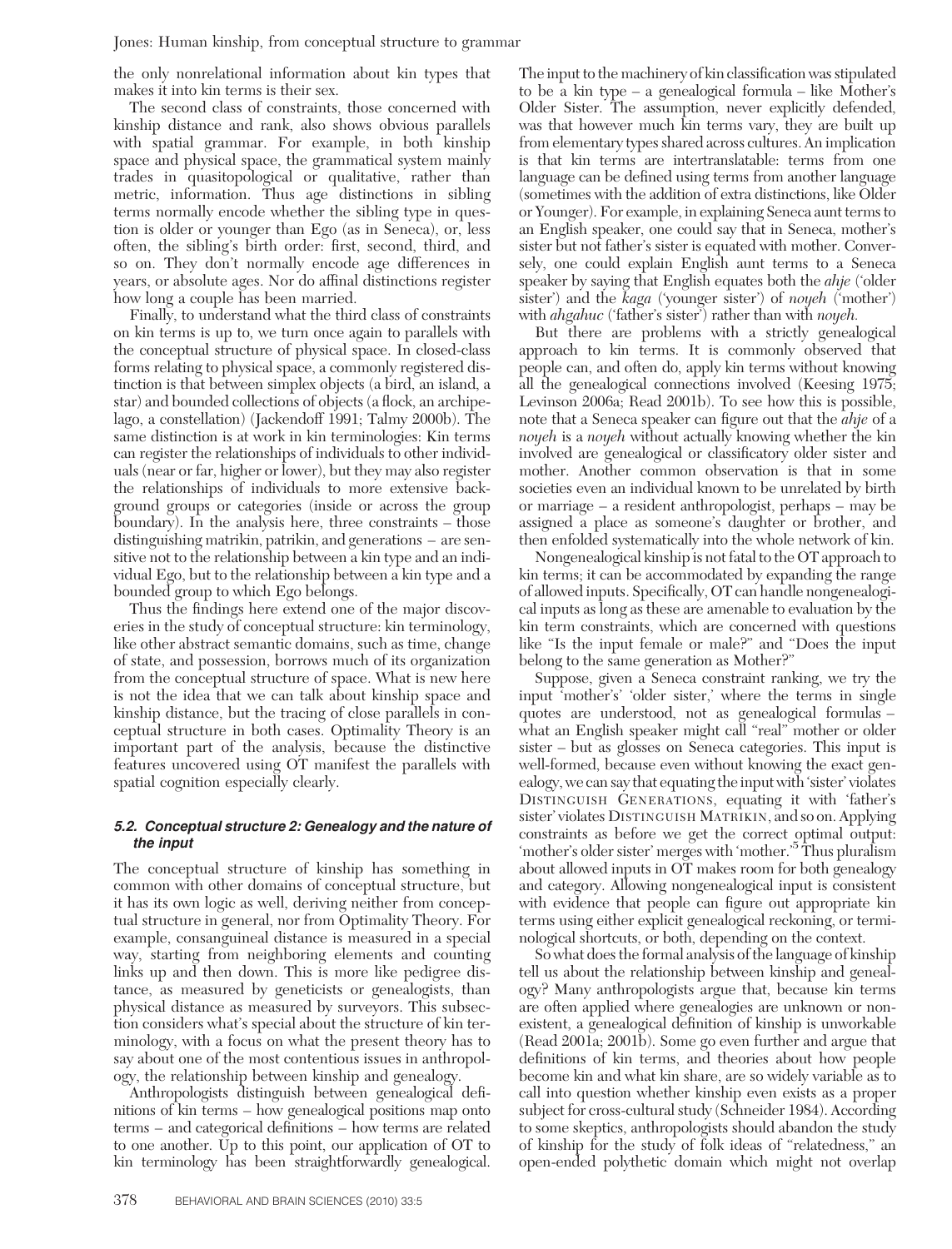the only nonrelational information about kin types that makes it into kin terms is their sex.

The second class of constraints, those concerned with kinship distance and rank, also shows obvious parallels with spatial grammar. For example, in both kinship space and physical space, the grammatical system mainly trades in quasitopological or qualitative, rather than metric, information. Thus age distinctions in sibling terms normally encode whether the sibling type in question is older or younger than Ego (as in Seneca), or, less often, the sibling's birth order: first, second, third, and so on. They don't normally encode age differences in years, or absolute ages. Nor do affinal distinctions register how long a couple has been married.

Finally, to understand what the third class of constraints on kin terms is up to, we turn once again to parallels with the conceptual structure of physical space. In closed-class forms relating to physical space, a commonly registered distinction is that between simplex objects (a bird, an island, a star) and bounded collections of objects (a flock, an archipelago, a constellation) (Jackendoff 1991; Talmy 2000b). The same distinction is at work in kin terminologies: Kin terms can register the relationships of individuals to other individuals (near or far, higher or lower), but they may also register the relationships of individuals to more extensive background groups or categories (inside or across the group boundary). In the analysis here, three constraints – those distinguishing matrikin, patrikin, and generations – are sensitive not to the relationship between a kin type and an individual Ego, but to the relationship between a kin type and a bounded group to which Ego belongs.

Thus the findings here extend one of the major discoveries in the study of conceptual structure: kin terminology, like other abstract semantic domains, such as time, change of state, and possession, borrows much of its organization from the conceptual structure of space. What is new here is not the idea that we can talk about kinship space and kinship distance, but the tracing of close parallels in conceptual structure in both cases. Optimality Theory is an important part of the analysis, because the distinctive features uncovered using OT manifest the parallels with spatial cognition especially clearly.

### 5.2. Conceptual structure 2: Genealogy and the nature of the input

The conceptual structure of kinship has something in common with other domains of conceptual structure, but it has its own logic as well, deriving neither from conceptual structure in general, nor from Optimality Theory. For example, consanguineal distance is measured in a special way, starting from neighboring elements and counting links up and then down. This is more like pedigree distance, as measured by geneticists or genealogists, than physical distance as measured by surveyors. This subsection considers what's special about the structure of kin terminology, with a focus on what the present theory has to say about one of the most contentious issues in anthropology, the relationship between kinship and genealogy.

Anthropologists distinguish between genealogical definitions of kin terms – how genealogical positions map onto terms – and categorical definitions – how terms are related to one another. Up to this point, our application of OT to kin terminology has been straightforwardly genealogical. The input to the machinery of kin classification was stipulated to be a kin type – a genealogical formula – like Mother's Older Sister. The assumption, never explicitly defended, was that however much kin terms vary, they are built up from elementary types shared across cultures. An implication is that kin terms are intertranslatable: terms from one language can be defined using terms from another language (sometimes with the addition of extra distinctions, like Older or Younger). For example, in explaining Seneca aunt terms to an English speaker, one could say that in Seneca, mother's sister but not father's sister is equated with mother. Conversely, one could explain English aunt terms to a Seneca speaker by saying that English equates both the *ahje* ('older sister') and the *kaga* ('younger sister') of *noyeh* ('mother') with *ahgahuc* ('father's sister') rather than with *noyeh.*

But there are problems with a strictly genealogical approach to kin terms. It is commonly observed that people can, and often do, apply kin terms without knowing all the genealogical connections involved (Keesing 1975; Levinson 2006a; Read 2001b). To see how this is possible, note that a Seneca speaker can figure out that the *ahje* of a *noyeh* is a *noyeh* without actually knowing whether the kin involved are genealogical or classificatory older sister and mother. Another common observation is that in some societies even an individual known to be unrelated by birth or marriage – a resident anthropologist, perhaps – may be assigned a place as someone's daughter or brother, and then enfolded systematically into the whole network of kin.

Nongenealogical kinship is not fatal to the OT approach to kin terms; it can be accommodated by expanding the range of allowed inputs. Specifically, OT can handle nongenealogical inputs as long as these are amenable to evaluation by the kin term constraints, which are concerned with questions like "Is the input female or male?" and "Does the input belong to the same generation as Mother?"

Suppose, given a Seneca constraint ranking, we try the input 'mother's' 'older sister,' where the terms in single quotes are understood, not as genealogical formulas – what an English speaker might call "real" mother or older sister – but as glosses on Seneca categories. This input is well-formed, because even without knowing the exact genealogy, we can say that equating the input with 'sister' violates DISTINGUISH GENERATIONS, equating it with 'father's sister' violates DISTINGUISH MATRIKIN, and so on. Applying constraints as before we get the correct optimal output: 'mother's older sister' merges with 'mother.'[5] Thus pluralism about allowed inputs in OT makes room for both genealogy and category. Allowing nongenealogical input is consistent with evidence that people can figure out appropriate kin terms using either explicit genealogical reckoning, or terminological shortcuts, or both, depending on the context.

So what does the formal analysis of the language of kinship tell us about the relationship between kinship and genealogy? Many anthropologists argue that, because kin terms are often applied where genealogies are unknown or nonexistent, a genealogical definition of kinship is unworkable (Read 2001a; 2001b). Some go even further and argue that definitions of kin terms, and theories about how people become kin and what kin share, are so widely variable as to call into question whether kinship even exists as a proper subject for cross-cultural study (Schneider 1984). According to some skeptics, anthropologists should abandon the study of kinship for the study of folk ideas of "relatedness," an open-ended polythetic domain which might not overlap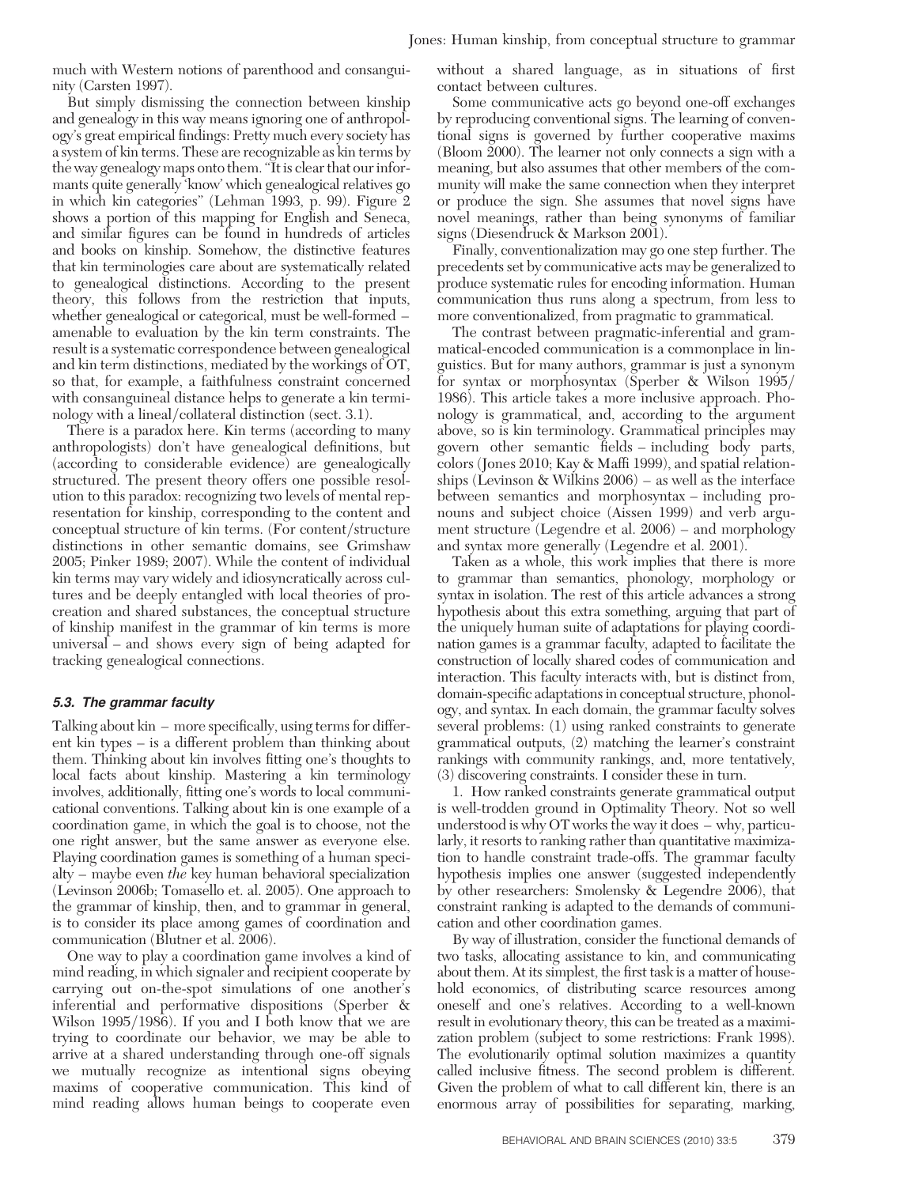much with Western notions of parenthood and consanguinity (Carsten 1997).

But simply dismissing the connection between kinship and genealogy in this way means ignoring one of anthropology's great empirical findings: Pretty much every society has a system of kin terms. These are recognizable as kin terms by the way genealogy maps onto them. "It is clear that our informants quite generally 'know' which genealogical relatives go in which kin categories" (Lehman 1993, p. 99). Figure 2 shows a portion of this mapping for English and Seneca, and similar figures can be found in hundreds of articles and books on kinship. Somehow, the distinctive features that kin terminologies care about are systematically related to genealogical distinctions. According to the present theory, this follows from the restriction that inputs, whether genealogical or categorical, must be well-formed – amenable to evaluation by the kin term constraints. The result is a systematic correspondence between genealogical and kin term distinctions, mediated by the workings of OT, so that, for example, a faithfulness constraint concerned with consanguineal distance helps to generate a kin terminology with a lineal/collateral distinction (sect. 3.1).

There is a paradox here. Kin terms (according to many anthropologists) don't have genealogical definitions, but (according to considerable evidence) are genealogically structured. The present theory offers one possible resolution to this paradox: recognizing two levels of mental representation for kinship, corresponding to the content and conceptual structure of kin terms. (For content/structure distinctions in other semantic domains, see Grimshaw 2005; Pinker 1989; 2007). While the content of individual kin terms may vary widely and idiosyncratically across cultures and be deeply entangled with local theories of procreation and shared substances, the conceptual structure of kinship manifest in the grammar of kin terms is more universal – and shows every sign of being adapted for tracking genealogical connections.

### 5.3. The grammar faculty

Talking about kin – more specifically, using terms for different kin types – is a different problem than thinking about them. Thinking about kin involves fitting one's thoughts to local facts about kinship. Mastering a kin terminology involves, additionally, fitting one's words to local communicational conventions. Talking about kin is one example of a coordination game, in which the goal is to choose, not the one right answer, but the same answer as everyone else. Playing coordination games is something of a human specialty – maybe even *the* key human behavioral specialization (Levinson 2006b; Tomasello et. al. 2005). One approach to the grammar of kinship, then, and to grammar in general, is to consider its place among games of coordination and communication (Blutner et al. 2006).

One way to play a coordination game involves a kind of mind reading, in which signaler and recipient cooperate by carrying out on-the-spot simulations of one another's inferential and performative dispositions (Sperber & Wilson 1995/1986). If you and I both know that we are trying to coordinate our behavior, we may be able to arrive at a shared understanding through one-off signals we mutually recognize as intentional signs obeying maxims of cooperative communication. This kind of mind reading allows human beings to cooperate even without a shared language, as in situations of first contact between cultures.

Some communicative acts go beyond one-off exchanges by reproducing conventional signs. The learning of conventional signs is governed by further cooperative maxims (Bloom 2000). The learner not only connects a sign with a meaning, but also assumes that other members of the community will make the same connection when they interpret or produce the sign. She assumes that novel signs have novel meanings, rather than being synonyms of familiar signs (Diesendruck & Markson 2001).

Finally, conventionalization may go one step further. The precedents set by communicative acts may be generalized to produce systematic rules for encoding information. Human communication thus runs along a spectrum, from less to more conventionalized, from pragmatic to grammatical.

The contrast between pragmatic-inferential and grammatical-encoded communication is a commonplace in linguistics. But for many authors, grammar is just a synonym for syntax or morphosyntax (Sperber & Wilson 1995/1986). This article takes a more inclusive approach. Phonology is grammatical, and, according to the argument above, so is kin terminology. Grammatical principles may govern other semantic fields – including body parts, colors (Jones 2010; Kay & Maffi 1999), and spatial relationships (Levinson & Wilkins 2006) – as well as the interface between semantics and morphosyntax – including pronouns and subject choice (Aissen 1999) and verb argument structure (Legendre et al. 2006) – and morphology and syntax more generally (Legendre et al. 2001).

Taken as a whole, this work implies that there is more to grammar than semantics, phonology, morphology or syntax in isolation. The rest of this article advances a strong hypothesis about this extra something, arguing that part of the uniquely human suite of adaptations for playing coordination games is a grammar faculty, adapted to facilitate the construction of locally shared codes of communication and interaction. This faculty interacts with, but is distinct from, domain-specific adaptations in conceptual structure, phonology, and syntax. In each domain, the grammar faculty solves several problems: (1) using ranked constraints to generate grammatical outputs, (2) matching the learner's constraint rankings with community rankings, and, more tentatively, (3) discovering constraints. I consider these in turn.

1. How ranked constraints generate grammatical output is well-trodden ground in Optimality Theory. Not so well understood is why OT works the way it does – why, particularly, it resorts to ranking rather than quantitative maximization to handle constraint trade-offs. The grammar faculty hypothesis implies one answer (suggested independently by other researchers: Smolensky & Legendre 2006), that constraint ranking is adapted to the demands of communication and other coordination games.

By way of illustration, consider the functional demands of two tasks, allocating assistance to kin, and communicating about them. At its simplest, the first task is a matter of household economics, of distributing scarce resources among oneself and one's relatives. According to a well-known result in evolutionary theory, this can be treated as a maximization problem (subject to some restrictions: Frank 1998). The evolutionarily optimal solution maximizes a quantity called inclusive fitness. The second problem is different. Given the problem of what to call different kin, there is an enormous array of possibilities for separating, marking,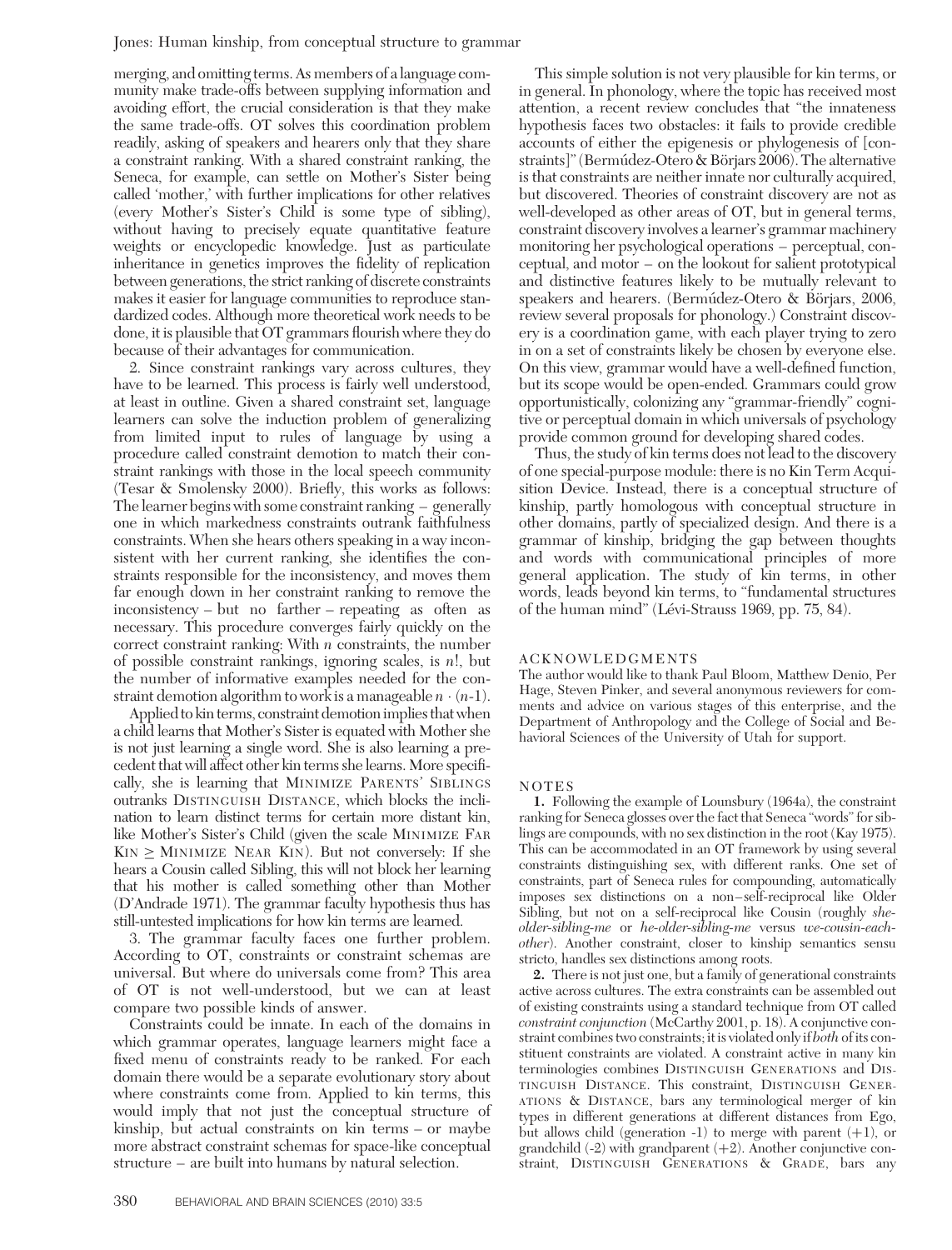merging, and omitting terms. As members of a language community make trade-offs between supplying information and avoiding effort, the crucial consideration is that they make the same trade-offs. OT solves this coordination problem readily, asking of speakers and hearers only that they share a constraint ranking. With a shared constraint ranking, the Seneca, for example, can settle on Mother's Sister being called 'mother,' with further implications for other relatives (every Mother's Sister's Child is some type of sibling), without having to precisely equate quantitative feature weights or encyclopedic knowledge. Just as particulate inheritance in genetics improves the fidelity of replication between generations, the strict ranking of discrete constraints makes it easier for language communities to reproduce standardized codes. Although more theoretical work needs to be done, it is plausible that OT grammars flourish where they do because of their advantages for communication.

2. Since constraint rankings vary across cultures, they have to be learned. This process is fairly well understood, at least in outline. Given a shared constraint set, language learners can solve the induction problem of generalizing from limited input to rules of language by using a procedure called constraint demotion to match their constraint rankings with those in the local speech community (Tesar & Smolensky 2000). Briefly, this works as follows: The learner begins with some constraint ranking – generally one in which markedness constraints outrank faithfulness constraints. When she hears others speaking in a way inconsistent with her current ranking, she identifies the constraints responsible for the inconsistency, and moves them far enough down in her constraint ranking to remove the inconsistency – but no farther – repeating as often as necessary. This procedure converges fairly quickly on the correct constraint ranking: With $n$ constraints, the number of possible constraint rankings, ignoring scales, is $n!$, but the number of informative examples needed for the constraint demotion algorithm to work is a manageable $n \cdot (n\text{-}1)$.

Applied to kin terms, constraint demotion implies that when a child learns that Mother's Sister is equated with Mother she is not just learning a single word. She is also learning a precedent that will affect other kin terms she learns. More specifically, she is learning that MINIMIZE PARENTS' SIBLINGS outranks DISTINGUISH DISTANCE, which blocks the inclination to learn distinct terms for certain more distant kin, like Mother's Sister's Child (given the scale MINIMIZE FAR KIN $\geq$ MINIMIZE NEAR KIN). But not conversely: If she hears a Cousin called Sibling, this will not block her learning that his mother is called something other than Mother (D'Andrade 1971). The grammar faculty hypothesis thus has still-untested implications for how kin terms are learned.

3. The grammar faculty faces one further problem. According to OT, constraints or constraint schemas are universal. But where do universals come from? This area of OT is not well-understood, but we can at least compare two possible kinds of answer.

Constraints could be innate. In each of the domains in which grammar operates, language learners might face a fixed menu of constraints ready to be ranked. For each domain there would be a separate evolutionary story about where constraints come from. Applied to kin terms, this would imply that not just the conceptual structure of kinship, but actual constraints on kin terms – or maybe more abstract constraint schemas for space-like conceptual structure – are built into humans by natural selection.

This simple solution is not very plausible for kin terms, or in general. In phonology, where the topic has received most attention, a recent review concludes that "the innateness hypothesis faces two obstacles: it fails to provide credible accounts of either the epigenesis or phylogenesis of [constraints]" (Bermúdez-Otero & Börjars 2006). The alternative is that constraints are neither innate nor culturally acquired, but discovered. Theories of constraint discovery are not as well-developed as other areas of OT, but in general terms, constraint discovery involves a learner's grammar machinery monitoring her psychological operations – perceptual, conceptual, and motor – on the lookout for salient prototypical and distinctive features likely to be mutually relevant to speakers and hearers. (Bermúdez-Otero & Börjars, 2006, review several proposals for phonology.) Constraint discovery is a coordination game, with each player trying to zero in on a set of constraints likely be chosen by everyone else. On this view, grammar would have a well-defined function, but its scope would be open-ended. Grammars could grow opportunistically, colonizing any "grammar-friendly" cognitive or perceptual domain in which universals of psychology provide common ground for developing shared codes.

Thus, the study of kin terms does not lead to the discovery of one special-purpose module: there is no Kin Term Acquisition Device. Instead, there is a conceptual structure of kinship, partly homologous with conceptual structure in other domains, partly of specialized design. And there is a grammar of kinship, bridging the gap between thoughts and words with communicational principles of more general application. The study of kin terms, in other words, leads beyond kin terms, to "fundamental structures of the human mind" (Lévi-Strauss 1969, pp. 75, 84).

## ACKNOWLEDGMENTS

The author would like to thank Paul Bloom, Matthew Denio, Per Hage, Steven Pinker, and several anonymous reviewers for comments and advice on various stages of this enterprise, and the Department of Anthropology and the College of Social and Behavioral Sciences of the University of Utah for support.

## NOTES

**1.** Following the example of Lounsbury (1964a), the constraint ranking for Seneca glosses over the fact that Seneca "words" for siblings are compounds, with no sex distinction in the root (Kay 1975). This can be accommodated in an OT framework by using several constraints distinguishing sex, with different ranks. One set of constraints, part of Seneca rules for compounding, automatically imposes sex distinctions on a non–self-reciprocal like Older Sibling, but not on a self-reciprocal like Cousin (roughly *she-older-sibling-me* or *he-older-sibling-me* versus *we-cousin-each-other*). Another constraint, closer to kinship semantics sensu stricto, handles sex distinctions among roots.

**2.** There is not just one, but a family of generational constraints active across cultures. The extra constraints can be assembled out of existing constraints using a standard technique from OT called *constraint conjunction* (McCarthy 2001, p. 18). A conjunctive constraint combines two constraints; it is violated only if *both* of its constituent constraints are violated. A constraint active in many kin terminologies combines DISTINGUISH GENERATIONS and DISTINGUISH DISTANCE. This constraint, DISTINGUISH GENERATIONS & DISTANCE, bars any terminological merger of kin types in different generations at different distances from Ego, but allows child (generation -1) to merge with parent (+1), or grandchild (-2) with grandparent (+2). Another conjunctive constraint, DISTINGUISH GENERATIONS & GRADE, bars any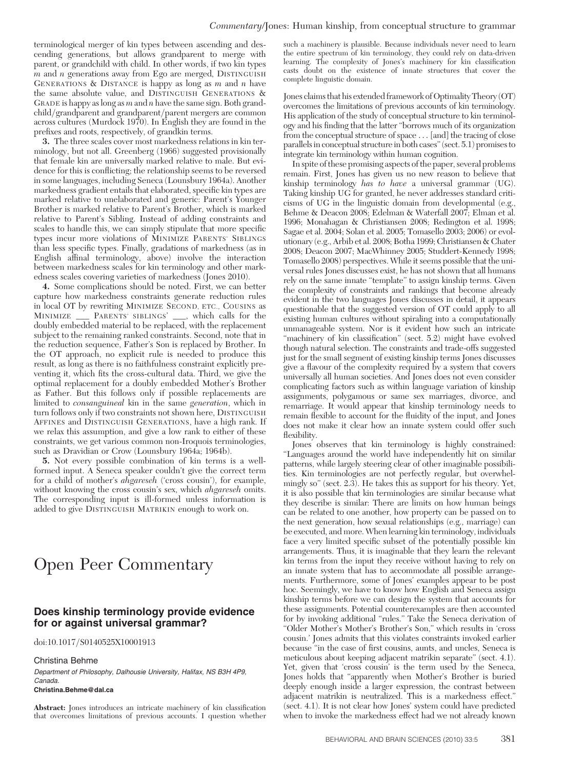terminological merger of kin types between ascending and descending generations, but allows grandparent to merge with parent, or grandchild with child. In other words, if two kin types $m$ and $n$ generations away from Ego are merged, DISTINGUISH GENERATIONS & DISTANCE is happy as long as $m$ and $n$ have the same absolute value, and DISTINGUISH GENERATIONS & GRADE is happy as long as $m$ and $n$ have the same sign. Both grandchild/grandparent and grandparent/parent mergers are common across cultures (Murdock 1970). In English they are found in the prefixes and roots, respectively, of grandkin terms.

**3.** The three scales cover most markedness relations in kin terminology, but not all. Greenberg (1966) suggested provisionally that female kin are universally marked relative to male. But evidence for this is conflicting; the relationship seems to be reversed in some languages, including Seneca (Lounsbury 1964a). Another markedness gradient entails that elaborated, specific kin types are marked relative to unelaborated and generic: Parent's Younger Brother is marked relative to Parent's Brother, which is marked relative to Parent's Sibling. Instead of adding constraints and scales to handle this, we can simply stipulate that more specific types incur more violations of MINIMIZE PARENTS' SIBLINGS than less specific types. Finally, gradations of markedness (as in English affinal terminology, above) involve the interaction between markedness scales for kin terminology and other markedness scales covering varieties of markedness (Jones 2010).

**4.** Some complications should be noted. First, we can better capture how markedness constraints generate reduction rules in local OT by rewriting MINIMIZE SECOND, ETC., COUSINS as MINIMIZE ___ PARENTS' SIBLINGS' ___, which calls for the doubly embedded material to be replaced, with the replacement subject to the remaining ranked constraints. Second, note that in the reduction sequence, Father's Son is replaced by Brother. In the OT approach, no explicit rule is needed to produce this result, as long as there is no faithfulness constraint explicitly preventing it, which fits the cross-cultural data. Third, we give the optimal replacement for a doubly embedded Mother's Brother as Father. But this follows only if possible replacements are limited to *consanguineal* kin in the same *generation*, which in turn follows only if two constraints not shown here, DISTINGUISH AFFINES and DISTINGUISH GENERATIONS, have a high rank. If we relax this assumption, and give a low rank to either of these constraints, we get various common non-Iroquois terminologies, such as Dravidian or Crow (Lounsbury 1964a; 1964b).

**5.** Not every possible combination of kin terms is a well-formed input. A Seneca speaker couldn't give the correct term for a child of mother's *ahgareseh* ('cross cousin'), for example, without knowing the cross cousin's sex, which *ahgareseh* omits. The corresponding input is ill-formed unless information is added to give DISTINGUISH MATRIKIN enough to work on.

# Open Peer Commentary

## Does kinship terminology provide evidence for or against universal grammar?

doi:10.1017/S0140525X10001913

Christina Behme

*Department of Philosophy, Dalhousie University, Halifax, NS B3H 4P9, Canada.*
**Christina.Behme@dal.ca**

**Abstract:** Jones introduces an intricate machinery of kin classification that overcomes limitations of previous accounts. I question whether such a machinery is plausible. Because individuals never need to learn the entire spectrum of kin terminology, they could rely on data-driven learning. The complexity of Jones's machinery for kin classification casts doubt on the existence of innate structures that cover the complete linguistic domain.

Jones claims that his extended framework of Optimality Theory (OT) overcomes the limitations of previous accounts of kin terminology. His application of the study of conceptual structure to kin terminology and his finding that the latter "borrows much of its organization from the conceptual structure of space . . . [and] the tracing of close parallels in conceptual structure in both cases" (sect. 5.1) promises to integrate kin terminology within human cognition.

In spite of these promising aspects of the paper, several problems remain. First, Jones has given us no new reason to believe that kinship terminology *has to have* a universal grammar (UG). Taking kinship UG for granted, he never addresses standard criticisms of UG in the linguistic domain from developmental (e.g., Behme & Deacon 2008; Edelman & Waterfall 2007; Elman et al. 1996; Monahagan & Christiansen 2008; Redington et al. 1998; Sagae et al. 2004; Solan et al. 2005; Tomasello 2003; 2006) or evolutionary (e.g., Arbib et al. 2008; Botha 1999; Christiansen & Chater 2008; Deacon 2007; MacWhinney 2005; Studdert-Kennedy 1998; Tomasello 2008) perspectives. While it seems possible that the universal rules Jones discusses exist, he has not shown that all humans rely on the same innate "template" to assign kinship terms. Given the complexity of constraints and rankings that become already evident in the two languages Jones discusses in detail, it appears questionable that the suggested version of OT could apply to all existing human cultures without spiraling into a computationally unmanageable system. Nor is it evident how such an intricate "machinery of kin classification" (sect. 5.2) might have evolved though natural selection. The constraints and trade-offs suggested just for the small segment of existing kinship terms Jones discusses give a flavour of the complexity required by a system that covers universally all human societies. And Jones does not even consider complicating factors such as within language variation of kinship assignments, polygamous or same sex marriages, divorce, and remarriage. It would appear that kinship terminology needs to remain flexible to account for the fluidity of the input, and Jones does not make it clear how an innate system could offer such flexibility.

Jones observes that kin terminology is highly constrained: "Languages around the world have independently hit on similar patterns, while largely steering clear of other imaginable possibilities. Kin terminologies are not perfectly regular, but overwhelmingly so" (sect. 2.3). He takes this as support for his theory. Yet, it is also possible that kin terminologies are similar because what they describe is similar: There are limits on how human beings can be related to one another, how property can be passed on to the next generation, how sexual relationships (e.g., marriage) can be executed, and more. When learning kin terminology, individuals face a very limited specific subset of the potentially possible kin arrangements. Thus, it is imaginable that they learn the relevant kin terms from the input they receive without having to rely on an innate system that has to accommodate all possible arrangements. Furthermore, some of Jones' examples appear to be post hoc. Seemingly, we have to know how English and Seneca assign kinship terms before we can design the system that accounts for these assignments. Potential counterexamples are then accounted for by invoking additional "rules." Take the Seneca derivation of "Older Mother's Mother's Brother's Son," which results in 'cross cousin.' Jones admits that this violates constraints invoked earlier because "in the case of first cousins, aunts, and uncles, Seneca is meticulous about keeping adjacent matrikin separate" (sect. 4.1). Yet, given that 'cross cousin' is the term used by the Seneca, Jones holds that "apparently when Mother's Brother is buried deeply enough inside a larger expression, the contrast between adjacent matrikin is neutralized. This is a markedness effect." (sect. 4.1). It is not clear how Jones' system could have predicted when to invoke the markedness effect had we not already known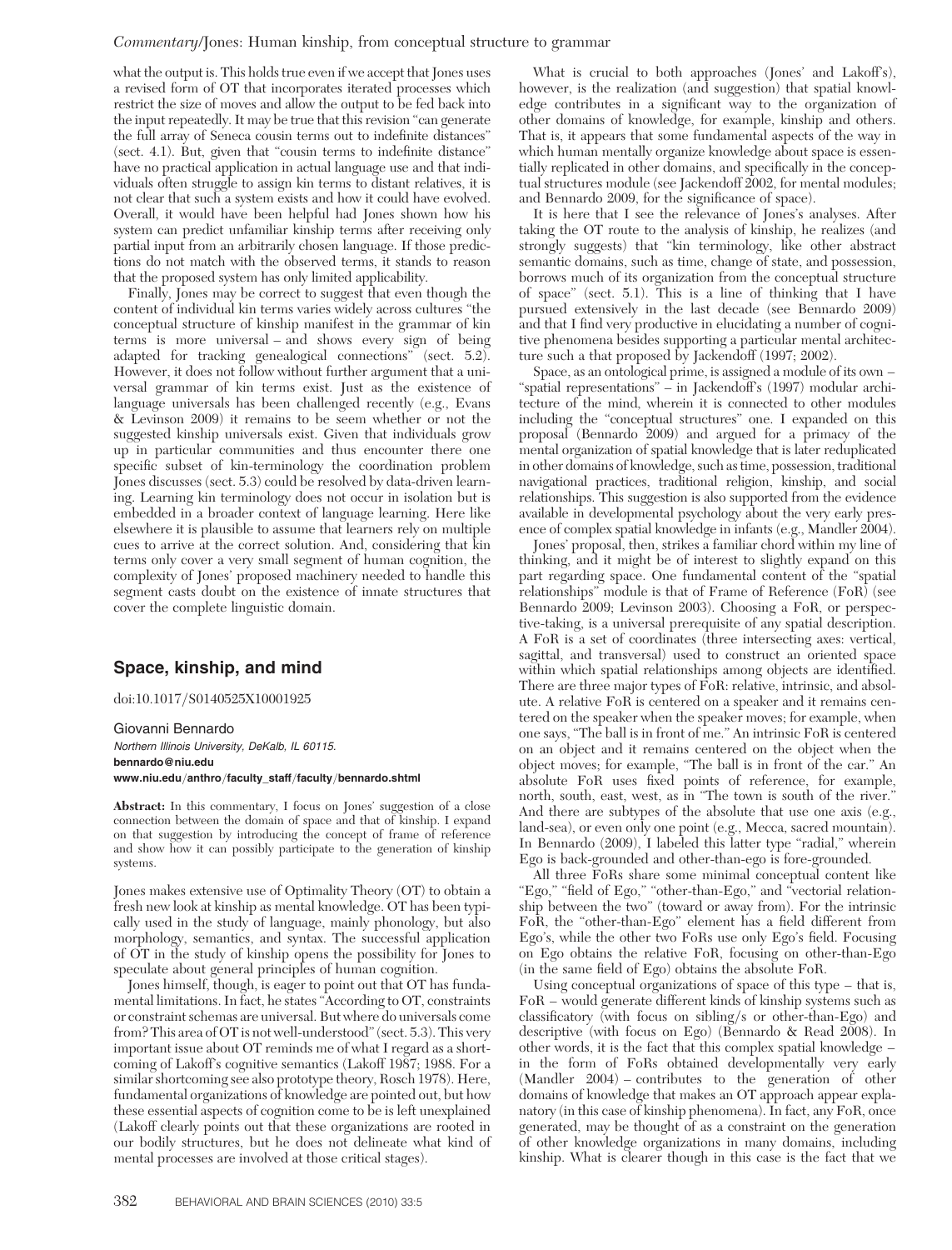what the output is. This holds true even if we accept that Jones uses a revised form of OT that incorporates iterated processes which restrict the size of moves and allow the output to be fed back into the input repeatedly. It may be true that this revision "can generate the full array of Seneca cousin terms out to indefinite distances" (sect. 4.1). But, given that "cousin terms to indefinite distance" have no practical application in actual language use and that individuals often struggle to assign kin terms to distant relatives, it is not clear that such a system exists and how it could have evolved. Overall, it would have been helpful had Jones shown how his system can predict unfamiliar kinship terms after receiving only partial input from an arbitrarily chosen language. If those predictions do not match with the observed terms, it stands to reason that the proposed system has only limited applicability.

Finally, Jones may be correct to suggest that even though the content of individual kin terms varies widely across cultures "the conceptual structure of kinship manifest in the grammar of kin terms is more universal – and shows every sign of being adapted for tracking genealogical connections" (sect. 5.2). However, it does not follow without further argument that a universal grammar of kin terms exist. Just as the existence of language universals has been challenged recently (e.g., Evans & Levinson 2009) it remains to be seem whether or not the suggested kinship universals exist. Given that individuals grow up in particular communities and thus encounter there one specific subset of kin-terminology the coordination problem Jones discusses (sect. 5.3) could be resolved by data-driven learning. Learning kin terminology does not occur in isolation but is embedded in a broader context of language learning. Here like elsewhere it is plausible to assume that learners rely on multiple cues to arrive at the correct solution. And, considering that kin terms only cover a very small segment of human cognition, the complexity of Jones' proposed machinery needed to handle this segment casts doubt on the existence of innate structures that cover the complete linguistic domain.

## Space, kinship, and mind

doi:10.1017/S0140525X10001925

Giovanni Bennardo

*Northern Illinois University, DeKalb, IL 60115.*

**bennardo@niu.edu**

**www.niu.edu/anthro/faculty_staff/faculty/bennardo.shtml**

**Abstract:** In this commentary, I focus on Jones' suggestion of a close connection between the domain of space and that of kinship. I expand on that suggestion by introducing the concept of frame of reference and show how it can possibly participate to the generation of kinship systems.

Jones makes extensive use of Optimality Theory (OT) to obtain a fresh new look at kinship as mental knowledge. OT has been typically used in the study of language, mainly phonology, but also morphology, semantics, and syntax. The successful application of OT in the study of kinship opens the possibility for Jones to speculate about general principles of human cognition.

Jones himself, though, is eager to point out that OT has fundamental limitations. In fact, he states "According to OT, constraints or constraint schemas are universal. But where do universals come from? This area of OT is not well-understood" (sect. 5.3). This very important issue about OT reminds me of what I regard as a shortcoming of Lakoff's cognitive semantics (Lakoff 1987; 1988. For a similar shortcoming see also prototype theory, Rosch 1978). Here, fundamental organizations of knowledge are pointed out, but how these essential aspects of cognition come to be is left unexplained (Lakoff clearly points out that these organizations are rooted in our bodily structures, but he does not delineate what kind of mental processes are involved at those critical stages).

What is crucial to both approaches (Jones' and Lakoff's), however, is the realization (and suggestion) that spatial knowledge contributes in a significant way to the organization of other domains of knowledge, for example, kinship and others. That is, it appears that some fundamental aspects of the way in which human mentally organize knowledge about space is essentially replicated in other domains, and specifically in the conceptual structures module (see Jackendoff 2002, for mental modules; and Bennardo 2009, for the significance of space).

It is here that I see the relevance of Jones's analyses. After taking the OT route to the analysis of kinship, he realizes (and strongly suggests) that "kin terminology, like other abstract semantic domains, such as time, change of state, and possession, borrows much of its organization from the conceptual structure of space" (sect. 5.1). This is a line of thinking that I have pursued extensively in the last decade (see Bennardo 2009) and that I find very productive in elucidating a number of cognitive phenomena besides supporting a particular mental architecture such a that proposed by Jackendoff (1997; 2002).

Space, as an ontological prime, is assigned a module of its own – "spatial representations" – in Jackendoff's (1997) modular architecture of the mind, wherein it is connected to other modules including the "conceptual structures" one. I expanded on this proposal (Bennardo 2009) and argued for a primacy of the mental organization of spatial knowledge that is later reduplicated in other domains of knowledge, such as time, possession, traditional navigational practices, traditional religion, kinship, and social relationships. This suggestion is also supported from the evidence available in developmental psychology about the very early presence of complex spatial knowledge in infants (e.g., Mandler 2004).

Jones' proposal, then, strikes a familiar chord within my line of thinking, and it might be of interest to slightly expand on this part regarding space. One fundamental content of the "spatial relationships" module is that of Frame of Reference (FoR) (see Bennardo 2009; Levinson 2003). Choosing a FoR, or perspective-taking, is a universal prerequisite of any spatial description. A FoR is a set of coordinates (three intersecting axes: vertical, sagittal, and transversal) used to construct an oriented space within which spatial relationships among objects are identified. There are three major types of FoR: relative, intrinsic, and absolute. A relative FoR is centered on a speaker and it remains centered on the speaker when the speaker moves; for example, when one says, "The ball is in front of me." An intrinsic FoR is centered on an object and it remains centered on the object when the object moves; for example, "The ball is in front of the car." An absolute FoR uses fixed points of reference, for example, north, south, east, west, as in "The town is south of the river." And there are subtypes of the absolute that use one axis (e.g., land-sea), or even only one point (e.g., Mecca, sacred mountain). In Bennardo (2009), I labeled this latter type "radial," wherein Ego is back-grounded and other-than-ego is fore-grounded.

All three FoRs share some minimal conceptual content like "Ego," "field of Ego," "other-than-Ego," and "vectorial relationship between the two" (toward or away from). For the intrinsic FoR, the "other-than-Ego" element has a field different from Ego's, while the other two FoRs use only Ego's field. Focusing on Ego obtains the relative FoR, focusing on other-than-Ego (in the same field of Ego) obtains the absolute FoR.

Using conceptual organizations of space of this type – that is, FoR – would generate different kinds of kinship systems such as classificatory (with focus on sibling/s or other-than-Ego) and descriptive (with focus on Ego) (Bennardo & Read 2008). In other words, it is the fact that this complex spatial knowledge – in the form of FoRs obtained developmentally very early (Mandler 2004) – contributes to the generation of other domains of knowledge that makes an OT approach appear explanatory (in this case of kinship phenomena). In fact, any FoR, once generated, may be thought of as a constraint on the generation of other knowledge organizations in many domains, including kinship. What is clearer though in this case is the fact that we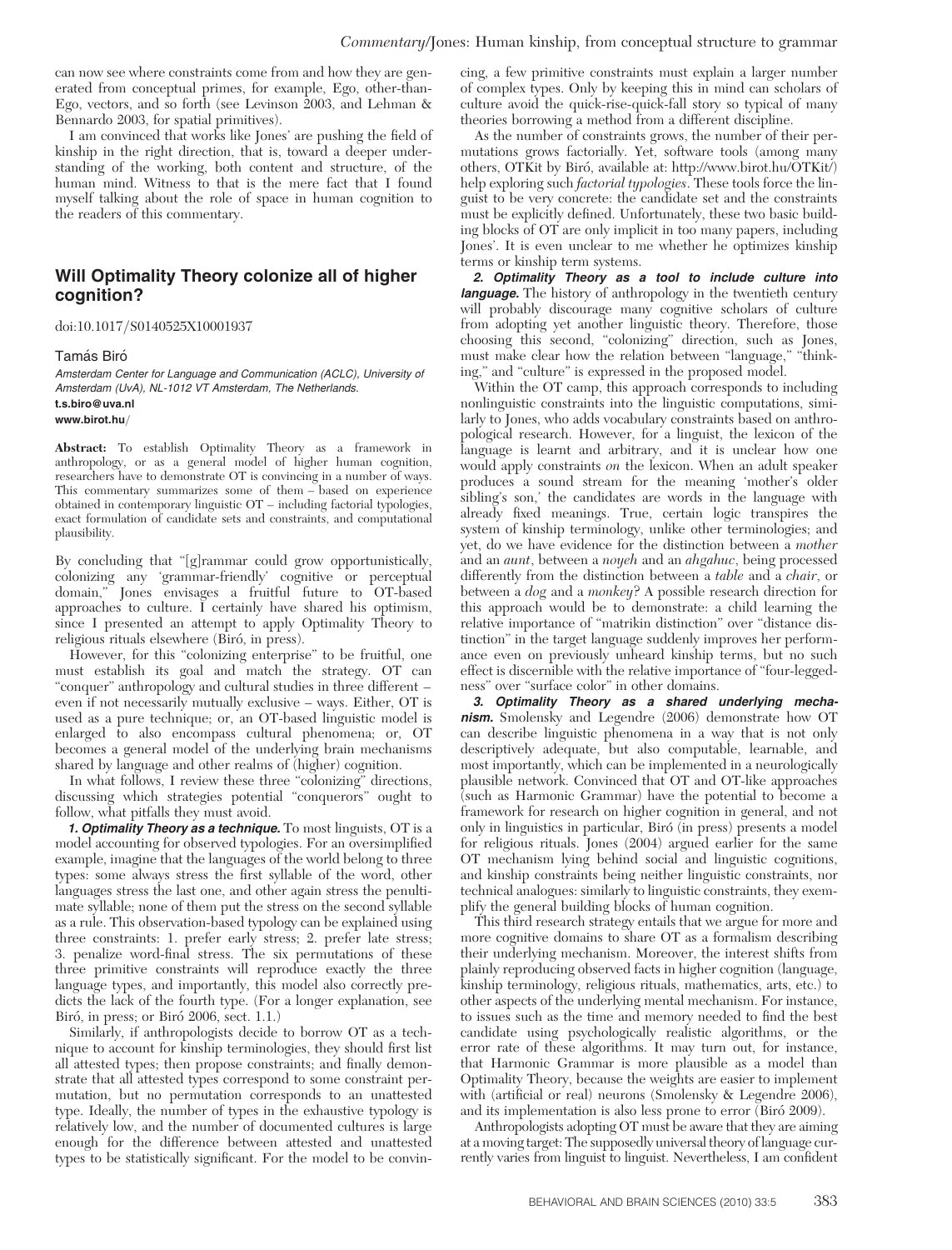can now see where constraints come from and how they are generated from conceptual primes, for example, Ego, other-than-Ego, vectors, and so forth (see Levinson 2003, and Lehman & Bennardo 2003, for spatial primitives).

I am convinced that works like Jones' are pushing the field of kinship in the right direction, that is, toward a deeper understanding of the working, both content and structure, of the human mind. Witness to that is the mere fact that I found myself talking about the role of space in human cognition to the readers of this commentary.

## Will Optimality Theory colonize all of higher cognition?

doi:10.1017/S0140525X10001937

Tamás Biró

*Amsterdam Center for Language and Communication (ACLC), University of Amsterdam (UvA), NL-1012 VT Amsterdam, The Netherlands.*
**t.s.biro@uva.nl**
**www.birot.hu/**

**Abstract:** To establish Optimality Theory as a framework in anthropology, or as a general model of higher human cognition, researchers have to demonstrate OT is convincing in a number of ways. This commentary summarizes some of them – based on experience obtained in contemporary linguistic OT – including factorial typologies, exact formulation of candidate sets and constraints, and computational plausibility.

By concluding that "[g]rammar could grow opportunistically, colonizing any 'grammar-friendly' cognitive or perceptual domain," Jones envisages a fruitful future to OT-based approaches to culture. I certainly have shared his optimism, since I presented an attempt to apply Optimality Theory to religious rituals elsewhere (Biró, in press).

However, for this "colonizing enterprise" to be fruitful, one must establish its goal and match the strategy. OT can "conquer" anthropology and cultural studies in three different – even if not necessarily mutually exclusive – ways. Either, OT is used as a pure technique; or, an OT-based linguistic model is enlarged to also encompass cultural phenomena; or, OT becomes a general model of the underlying brain mechanisms shared by language and other realms of (higher) cognition.

In what follows, I review these three "colonizing" directions, discussing which strategies potential "conquerors" ought to follow, what pitfalls they must avoid.

***1. Optimality Theory as a technique.*** To most linguists, OT is a model accounting for observed typologies. For an oversimplified example, imagine that the languages of the world belong to three types: some always stress the first syllable of the word, other languages stress the last one, and other again stress the penultimate syllable; none of them put the stress on the second syllable as a rule. This observation-based typology can be explained using three constraints: 1. prefer early stress; 2. prefer late stress; 3. penalize word-final stress. The six permutations of these three primitive constraints will reproduce exactly the three language types, and importantly, this model also correctly predicts the lack of the fourth type. (For a longer explanation, see Biró, in press; or Biró 2006, sect. 1.1.)

Similarly, if anthropologists decide to borrow OT as a technique to account for kinship terminologies, they should first list all attested types; then propose constraints; and finally demonstrate that all attested types correspond to some constraint permutation, but no permutation corresponds to an unattested type. Ideally, the number of types in the exhaustive typology is relatively low, and the number of documented cultures is large enough for the difference between attested and unattested types to be statistically significant. For the model to be convincing, a few primitive constraints must explain a larger number of complex types. Only by keeping this in mind can scholars of culture avoid the quick-rise-quick-fall story so typical of many theories borrowing a method from a different discipline.

As the number of constraints grows, the number of their permutations grows factorially. Yet, software tools (among many others, OTKit by Biró, available at: http://www.birot.hu/OTKit/) help exploring such *factorial typologies*. These tools force the linguist to be very concrete: the candidate set and the constraints must be explicitly defined. Unfortunately, these two basic building blocks of OT are only implicit in too many papers, including Jones'. It is even unclear to me whether he optimizes kinship terms or kinship term systems.

***2. Optimality Theory as a tool to include culture into language.*** The history of anthropology in the twentieth century will probably discourage many cognitive scholars of culture from adopting yet another linguistic theory. Therefore, those choosing this second, "colonizing" direction, such as Jones, must make clear how the relation between "language," "thinking," and "culture" is expressed in the proposed model.

Within the OT camp, this approach corresponds to including nonlinguistic constraints into the linguistic computations, similarly to Jones, who adds vocabulary constraints based on anthropological research. However, for a linguist, the lexicon of the language is learnt and arbitrary, and it is unclear how one would apply constraints *on* the lexicon. When an adult speaker produces a sound stream for the meaning 'mother's older sibling's son,' the candidates are words in the language with already fixed meanings. True, certain logic transpires the system of kinship terminology, unlike other terminologies; and yet, do we have evidence for the distinction between a *mother* and an *aunt*, between a *noyeh* and an *ahgahuc*, being processed differently from the distinction between a *table* and a *chair*, or between a *dog* and a *monkey*? A possible research direction for this approach would be to demonstrate: a child learning the relative importance of "matrikin distinction" over "distance distinction" in the target language suddenly improves her performance even on previously unheard kinship terms, but no such effect is discernible with the relative importance of "four-leggedness" over "surface color" in other domains.

***3. Optimality Theory as a shared underlying mechanism.*** Smolensky and Legendre (2006) demonstrate how OT can describe linguistic phenomena in a way that is not only descriptively adequate, but also computable, learnable, and most importantly, which can be implemented in a neurologically plausible network. Convinced that OT and OT-like approaches (such as Harmonic Grammar) have the potential to become a framework for research on higher cognition in general, and not only in linguistics in particular, Biró (in press) presents a model for religious rituals. Jones (2004) argued earlier for the same OT mechanism lying behind social and linguistic cognitions, and kinship constraints being neither linguistic constraints, nor technical analogues: similarly to linguistic constraints, they exemplify the general building blocks of human cognition.

This third research strategy entails that we argue for more and more cognitive domains to share OT as a formalism describing their underlying mechanism. Moreover, the interest shifts from plainly reproducing observed facts in higher cognition (language, kinship terminology, religious rituals, mathematics, arts, etc.) to other aspects of the underlying mental mechanism. For instance, to issues such as the time and memory needed to find the best candidate using psychologically realistic algorithms, or the error rate of these algorithms. It may turn out, for instance, that Harmonic Grammar is more plausible as a model than Optimality Theory, because the weights are easier to implement with (artificial or real) neurons (Smolensky & Legendre 2006), and its implementation is also less prone to error (Biró 2009).

Anthropologists adopting OT must be aware that they are aiming at a moving target: The supposedly universal theory of language currently varies from linguist to linguist. Nevertheless, I am confident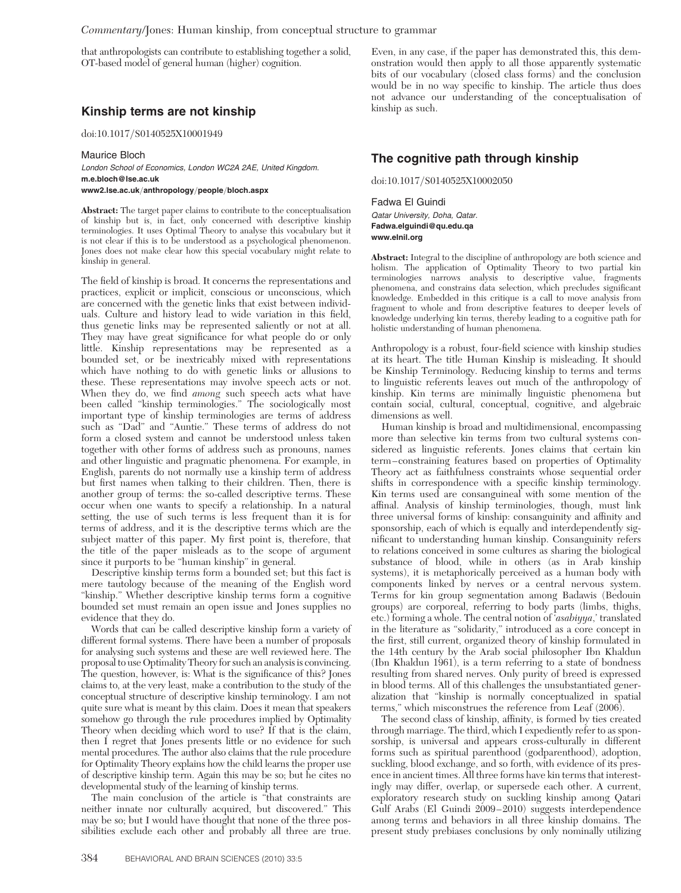that anthropologists can contribute to establishing together a solid, OT-based model of general human (higher) cognition.

## Kinship terms are not kinship

doi:10.1017/S0140525X10001949

Maurice Bloch

*London School of Economics, London WC2A 2AE, United Kingdom.*
**m.e.bloch@lse.ac.uk**
**www2.lse.ac.uk/anthropology/people/bloch.aspx**

**Abstract:** The target paper claims to contribute to the conceptualisation of kinship but is, in fact, only concerned with descriptive kinship terminologies. It uses Optimal Theory to analyse this vocabulary but it is not clear if this is to be understood as a psychological phenomenon. Jones does not make clear how this special vocabulary might relate to kinship in general.

The field of kinship is broad. It concerns the representations and practices, explicit or implicit, conscious or unconscious, which are concerned with the genetic links that exist between individuals. Culture and history lead to wide variation in this field, thus genetic links may be represented saliently or not at all. They may have great significance for what people do or only little. Kinship representations may be represented as a bounded set, or be inextricably mixed with representations which have nothing to do with genetic links or allusions to these. These representations may involve speech acts or not. When they do, we find *among* such speech acts what have been called "kinship terminologies." The sociologically most important type of kinship terminologies are terms of address such as "Dad" and "Auntie." These terms of address do not form a closed system and cannot be understood unless taken together with other forms of address such as pronouns, names and other linguistic and pragmatic phenomena. For example, in English, parents do not normally use a kinship term of address but first names when talking to their children. Then, there is another group of terms: the so-called descriptive terms. These occur when one wants to specify a relationship. In a natural setting, the use of such terms is less frequent than it is for terms of address, and it is the descriptive terms which are the subject matter of this paper. My first point is, therefore, that the title of the paper misleads as to the scope of argument since it purports to be "human kinship" in general.

Descriptive kinship terms form a bounded set; but this fact is mere tautology because of the meaning of the English word "kinship." Whether descriptive kinship terms form a cognitive bounded set must remain an open issue and Jones supplies no evidence that they do.

Words that can be called descriptive kinship form a variety of different formal systems. There have been a number of proposals for analysing such systems and these are well reviewed here. The proposal to use Optimality Theory for such an analysis is convincing. The question, however, is: What is the significance of this? Jones claims to, at the very least, make a contribution to the study of the conceptual structure of descriptive kinship terminology. I am not quite sure what is meant by this claim. Does it mean that speakers somehow go through the rule procedures implied by Optimality Theory when deciding which word to use? If that is the claim, then I regret that Jones presents little or no evidence for such mental procedures. The author also claims that the rule procedure for Optimality Theory explains how the child learns the proper use of descriptive kinship term. Again this may be so; but he cites no developmental study of the learning of kinship terms.

The main conclusion of the article is "that constraints are neither innate nor culturally acquired, but discovered." This may be so; but I would have thought that none of the three possibilities exclude each other and probably all three are true. Even, in any case, if the paper has demonstrated this, this demonstration would then apply to all those apparently systematic bits of our vocabulary (closed class forms) and the conclusion would be in no way specific to kinship. The article thus does not advance our understanding of the conceptualisation of kinship as such.

## The cognitive path through kinship

doi:10.1017/S0140525X10002050

Fadwa El Guindi

*Qatar University, Doha, Qatar.*
**Fadwa.elguindi@qu.edu.qa**
**www.elnil.org**

**Abstract:** Integral to the discipline of anthropology are both science and holism. The application of Optimality Theory to two partial kin terminologies narrows analysis to descriptive value, fragments phenomena, and constrains data selection, which precludes significant knowledge. Embedded in this critique is a call to move analysis from fragment to whole and from descriptive features to deeper levels of knowledge underlying kin terms, thereby leading to a cognitive path for holistic understanding of human phenomena.

Anthropology is a robust, four-field science with kinship studies at its heart. The title Human Kinship is misleading. It should be Kinship Terminology. Reducing kinship to terms and terms to linguistic referents leaves out much of the anthropology of kinship. Kin terms are minimally linguistic phenomena but contain social, cultural, conceptual, cognitive, and algebraic dimensions as well.

Human kinship is broad and multidimensional, encompassing more than selective kin terms from two cultural systems considered as linguistic referents. Jones claims that certain kin term–constraining features based on properties of Optimality Theory act as faithfulness constraints whose sequential order shifts in correspondence with a specific kinship terminology. Kin terms used are consanguineal with some mention of the affinal. Analysis of kinship terminologies, though, must link three universal forms of kinship: consanguinity and affinity and sponsorship, each of which is equally and interdependently significant to understanding human kinship. Consanguinity refers to relations conceived in some cultures as sharing the biological substance of blood, while in others (as in Arab kinship systems), it is metaphorically perceived as a human body with components linked by nerves or a central nervous system. Terms for kin group segmentation among Badawis (Bedouin groups) are corporeal, referring to body parts (limbs, thighs, etc.) forming a whole. The central notion of '*asabiyya*,' translated in the literature as "solidarity," introduced as a core concept in the first, still current, organized theory of kinship formulated in the 14th century by the Arab social philosopher Ibn Khaldun (Ibn Khaldun 1961), is a term referring to a state of bondness resulting from shared nerves. Only purity of breed is expressed in blood terms. All of this challenges the unsubstantiated generalization that "kinship is normally conceptualized in spatial terms," which misconstrues the reference from Leaf (2006).

The second class of kinship, affinity, is formed by ties created through marriage. The third, which I expediently refer to as sponsorship, is universal and appears cross-culturally in different forms such as spiritual parenthood (godparenthood), adoption, suckling, blood exchange, and so forth, with evidence of its presence in ancient times. All three forms have kin terms that interestingly may differ, overlap, or supersede each other. A current, exploratory research study on suckling kinship among Qatari Gulf Arabs (El Guindi 2009–2010) suggests interdependence among terms and behaviors in all three kinship domains. The present study prebiases conclusions by only nominally utilizing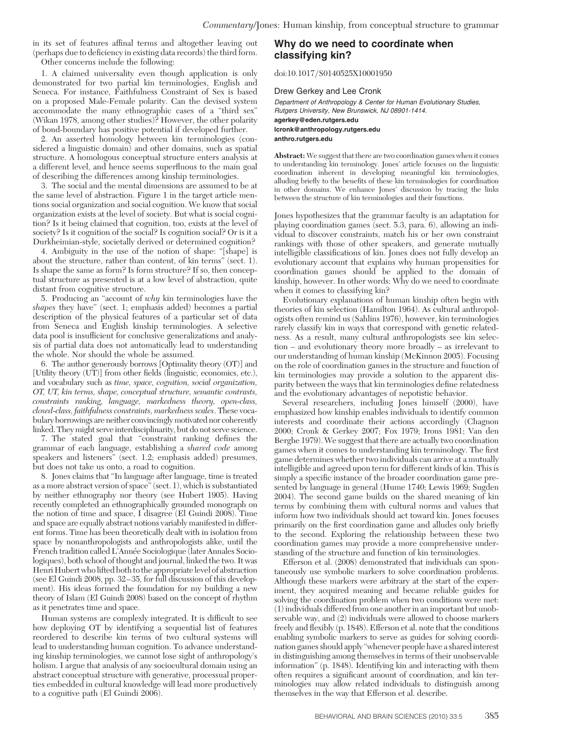in its set of features affinal terms and altogether leaving out (perhaps due to deficiency in existing data records) the third form.

Other concerns include the following:

1. A claimed universality even though application is only demonstrated for two partial kin terminologies, English and Seneca. For instance, Faithfulness Constraint of Sex is based on a proposed Male-Female polarity. Can the devised system accommodate the many ethnographic cases of a "third sex" (Wikan 1978, among other studies)? However, the other polarity of bond-boundary has positive potential if developed further.

2. An asserted homology between kin terminologies (considered a linguistic domain) and other domains, such as spatial structure. A homologous conceptual structure enters analysis at a different level, and hence seems superfluous to the main goal of describing the differences among kinship terminologies.

3. The social and the mental dimensions are assumed to be at the same level of abstraction. Figure 1 in the target article mentions social organization and social cognition. We know that social organization exists at the level of society. But what is social cognition? Is it being claimed that cognition, too, exists at the level of society? Is it cognition of the social? Is cognition social? Or is it a Durkheimian-style, societally derived or determined cognition?

4. Ambiguity in the use of the notion of shape: "[shape] is about the structure, rather than content, of kin terms" (sect. 1). Is shape the same as form? Is form structure? If so, then conceptual structure as presented is at a low level of abstraction, quite distant from cognitive structure.

5. Producing an "account of *why* kin terminologies have the *shapes* they have" (sect. 1; emphasis added) becomes a partial description of the physical features of a particular set of data from Seneca and English kinship terminologies. A selective data pool is insufficient for conclusive generalizations and analysis of partial data does not automatically lead to understanding the whole. Nor should the whole be assumed.

6. The author generously borrows [Optimality theory (OT)] and [Utility theory (UT)] from other fields (linguistic, economics, etc.), and vocabulary such as *time, space, cognition, social organization, OT, UT, kin terms, shape, conceptual structure, semantic contrasts, constraints ranking, language, markedness theory, open-class, closed-class, faithfulness constraints, markedness scales*. These vocabulary borrowings are neither convincingly motivated nor coherently linked. They might serve interdisciplinarity, but do not serve science.

7. The stated goal that "constraint ranking defines the grammar of each language, establishing a *shared code* among speakers and listeners" (sect. 1.2; emphasis added) presumes, but does not take us onto, a road to cognition.

8. Jones claims that "In language after language, time is treated as a more abstract version of space" (sect. 1), which is substantiated by neither ethnography nor theory (see Hubert 1905). Having recently completed an ethnographically grounded monograph on the notion of time and space, I disagree (El Guindi 2008). Time and space are equally abstract notions variably manifested in different forms. Time has been theoretically dealt with in isolation from space by nonanthropologists and anthropologists alike, until the French tradition called L'Année Sociologique (later Annales Sociologiques), both school of thought and journal, linked the two. It was Henri Hubert who lifted both to the appropriate level of abstraction (see El Guindi 2008, pp. 32–35, for full discussion of this development). His ideas formed the foundation for my building a new theory of Islam (El Guindi 2008) based on the concept of rhythm as it penetrates time and space.

Human systems are complexly integrated. It is difficult to see how deploying OT by identifying a sequential list of features reordered to describe kin terms of two cultural systems will lead to understanding human cognition. To advance understanding kinship terminologies, we cannot lose sight of anthropology's holism. I argue that analysis of any sociocultural domain using an abstract conceptual structure with generative, processual properties embedded in cultural knowledge will lead more productively to a cognitive path (El Guindi 2006).

## Why do we need to coordinate when classifying kin?

doi:10.1017/S0140525X10001950

Drew Gerkey and Lee Cronk

*Department of Anthropology & Center for Human Evolutionary Studies, Rutgers University, New Brunswick, NJ 08901-1414.*

**agerkey@eden.rutgers.edu**
**lcronk@anthropology.rutgers.edu**
**anthro.rutgers.edu**

**Abstract:** We suggest that there are two coordination games when it comes to understanding kin terminology. Jones' article focuses on the linguistic coordination inherent in developing meaningful kin terminologies, alluding briefly to the benefits of these kin terminologies for coordination in other domains. We enhance Jones' discussion by tracing the links between the structure of kin terminologies and their functions.

Jones hypothesizes that the grammar faculty is an adaptation for playing coordination games (sect. 5.3, para. 6), allowing an individual to discover constraints, match his or her own constraint rankings with those of other speakers, and generate mutually intelligible classifications of kin. Jones does not fully develop an evolutionary account that explains why human propensities for coordination games should be applied to the domain of kinship, however. In other words: Why do we need to coordinate when it comes to classifying kin?

Evolutionary explanations of human kinship often begin with theories of kin selection (Hamilton 1964). As cultural anthropologists often remind us (Sahlins 1976), however, kin terminologies rarely classify kin in ways that correspond with genetic relatedness. As a result, many cultural anthropologists see kin selection – and evolutionary theory more broadly – as irrelevant to our understanding of human kinship (McKinnon 2005). Focusing on the role of coordination games in the structure and function of kin terminologies may provide a solution to the apparent disparity between the ways that kin terminologies define relatedness and the evolutionary advantages of nepotistic behavior.

Several researchers, including Jones himself (2000), have emphasized how kinship enables individuals to identify common interests and coordinate their actions accordingly (Chagnon 2000; Cronk & Gerkey 2007; Fox 1979; Irons 1981; Van den Berghe 1979). We suggest that there are actually two coordination games when it comes to understanding kin terminology. The first game determines whether two individuals can arrive at a mutually intelligible and agreed upon term for different kinds of kin. This is simply a specific instance of the broader coordination game presented by language in general (Hume 1740; Lewis 1969; Sugden 2004). The second game builds on the shared meaning of kin terms by combining them with cultural norms and values that inform how two individuals should act toward kin. Jones focuses primarily on the first coordination game and alludes only briefly to the second. Exploring the relationship between these two coordination games may provide a more comprehensive understanding of the structure and function of kin terminologies.

Efferson et al. (2008) demonstrated that individuals can spontaneously use symbolic markers to solve coordination problems. Although these markers were arbitrary at the start of the experiment, they acquired meaning and became reliable guides for solving the coordination problem when two conditions were met: (1) individuals differed from one another in an important but unobservable way, and (2) individuals were allowed to choose markers freely and flexibly (p. 1848). Efferson et al. note that the conditions enabling symbolic markers to serve as guides for solving coordination games should apply "whenever people have a shared interest in distinguishing among themselves in terms of their unobservable information" (p. 1848). Identifying kin and interacting with them often requires a significant amount of coordination, and kin terminologies may allow related individuals to distinguish among themselves in the way that Efferson et al. describe.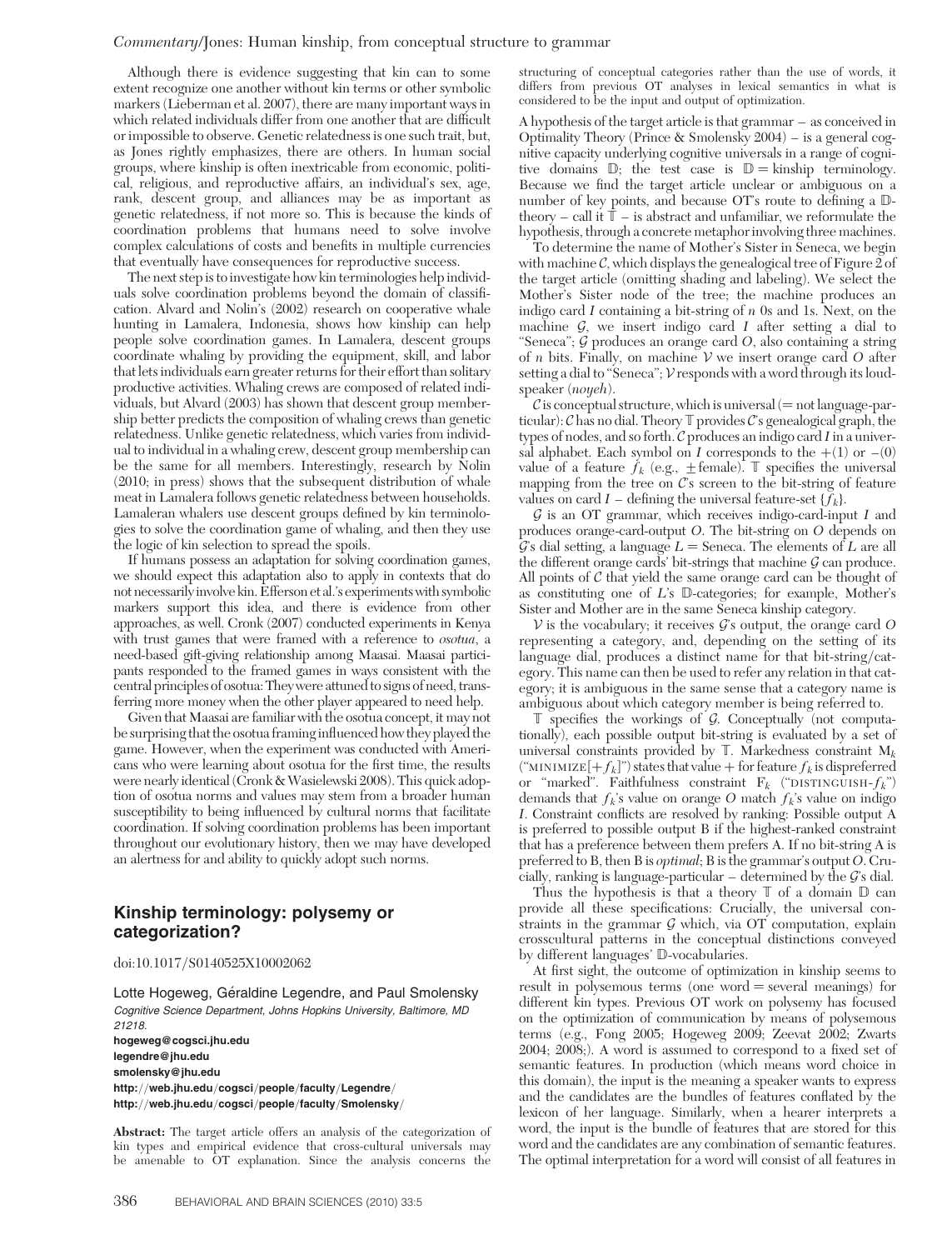Although there is evidence suggesting that kin can to some extent recognize one another without kin terms or other symbolic markers (Lieberman et al. 2007), there are many important ways in which related individuals differ from one another that are difficult or impossible to observe. Genetic relatedness is one such trait, but, as Jones rightly emphasizes, there are others. In human social groups, where kinship is often inextricable from economic, political, religious, and reproductive affairs, an individual's sex, age, rank, descent group, and alliances may be as important as genetic relatedness, if not more so. This is because the kinds of coordination problems that humans need to solve involve complex calculations of costs and benefits in multiple currencies that eventually have consequences for reproductive success.

The next step is to investigate how kin terminologies help individuals solve coordination problems beyond the domain of classification. Alvard and Nolin's (2002) research on cooperative whale hunting in Lamalera, Indonesia, shows how kinship can help people solve coordination games. In Lamalera, descent groups coordinate whaling by providing the equipment, skill, and labor that lets individuals earn greater returns for their effort than solitary productive activities. Whaling crews are composed of related individuals, but Alvard (2003) has shown that descent group membership better predicts the composition of whaling crews than genetic relatedness. Unlike genetic relatedness, which varies from individual to individual in a whaling crew, descent group membership can be the same for all members. Interestingly, research by Nolin (2010; in press) shows that the subsequent distribution of whale meat in Lamalera follows genetic relatedness between households. Lamaleran whalers use descent groups defined by kin terminologies to solve the coordination game of whaling, and then they use the logic of kin selection to spread the spoils.

If humans possess an adaptation for solving coordination games, we should expect this adaptation also to apply in contexts that do not necessarily involve kin. Efferson et al.'s experiments with symbolic markers support this idea, and there is evidence from other approaches, as well. Cronk (2007) conducted experiments in Kenya with trust games that were framed with a reference to *osotua*, a need-based gift-giving relationship among Maasai. Maasai participants responded to the framed games in ways consistent with the central principles of osotua: They were attuned to signs of need, transferring more money when the other player appeared to need help.

Given that Maasai are familiar with the osotua concept, it may not be surprising that the osotua framing influenced how they played the game. However, when the experiment was conducted with Americans who were learning about osotua for the first time, the results were nearly identical (Cronk & Wasielewski 2008). This quick adoption of osotua norms and values may stem from a broader human susceptibility to being influenced by cultural norms that facilitate coordination. If solving coordination problems has been important throughout our evolutionary history, then we may have developed an alertness for and ability to quickly adopt such norms.

## Kinship terminology: polysemy or categorization?

doi:10.1017/S0140525X10002062

Lotte Hogeweg, Géraldine Legendre, and Paul Smolensky

*Cognitive Science Department, Johns Hopkins University, Baltimore, MD 21218.*

**hogeweg@cogsci.jhu.edu**
**legendre@jhu.edu**
**smolensky@jhu.edu**
**http://web.jhu.edu/cogsci/people/faculty/Legendre/**
**http://web.jhu.edu/cogsci/people/faculty/Smolensky/**

**Abstract:** The target article offers an analysis of the categorization of kin types and empirical evidence that cross-cultural universals may be amenable to OT explanation. Since the analysis concerns the structuring of conceptual categories rather than the use of words, it differs from previous OT analyses in lexical semantics in what is considered to be the input and output of optimization.

A hypothesis of the target article is that grammar – as conceived in Optimality Theory (Prince & Smolensky 2004) – is a general cognitive capacity underlying cognitive universals in a range of cognitive domains $\mathbb{D}$; the test case is $\mathbb{D}$ = kinship terminology. Because we find the target article unclear or ambiguous on a number of key points, and because OT's route to defining a $\mathbb{D}$-theory – call it $\mathbb{T}$ – is abstract and unfamiliar, we reformulate the hypothesis, through a concrete metaphor involving three machines.

To determine the name of Mother's Sister in Seneca, we begin with machine $\mathcal{C}$, which displays the genealogical tree of Figure 2 of the target article (omitting shading and labeling). We select the Mother's Sister node of the tree; the machine produces an indigo card $I$ containing a bit-string of $n$ 0s and 1s. Next, on the machine $\mathcal{G}$, we insert indigo card $I$ after setting a dial to "Seneca"; $\mathcal{G}$ produces an orange card $O$, also containing a string of $n$ bits. Finally, on machine $\mathcal{V}$ we insert orange card $O$ after setting a dial to "Seneca"; $\mathcal{V}$ responds with a word through its loudspeaker (*noyeh*).

$\mathcal{C}$ is conceptual structure, which is universal (= not language-particular): $\mathcal{C}$ has no dial. Theory $\mathbb{T}$ provides $\mathcal{C}$'s genealogical graph, the types of nodes, and so forth. $\mathcal{C}$ produces an indigo card $I$ in a universal alphabet. Each symbol on $I$ corresponds to the $+(1)$ or $-(0)$ value of a feature $f_k$ (e.g., $\pm$female). $\mathbb{T}$ specifies the universal mapping from the tree on $\mathcal{C}$'s screen to the bit-string of feature values on card $I$ – defining the universal feature-set $\{f_k\}$.

$\mathcal{G}$ is an OT grammar, which receives indigo-card-input $I$ and produces orange-card-output $O$. The bit-string on $O$ depends on $\mathcal{G}$'s dial setting, a language $L$ = Seneca. The elements of $L$ are all the different orange cards' bit-strings that machine $\mathcal{G}$ can produce. All points of $\mathcal{C}$ that yield the same orange card can be thought of as constituting one of $L$'s $\mathbb{D}$-categories; for example, Mother's Sister and Mother are in the same Seneca kinship category.

$\mathcal{V}$ is the vocabulary; it receives $\mathcal{G}$'s output, the orange card $O$ representing a category, and, depending on the setting of its language dial, produces a distinct name for that bit-string/category. This name can then be used to refer any relation in that category; it is ambiguous in the same sense that a category name is ambiguous about which category member is being referred to.

$\mathbb{T}$ specifies the workings of $\mathcal{G}$. Conceptually (not computationally), each possible output bit-string is evaluated by a set of universal constraints provided by $\mathbb{T}$. Markedness constraint $M_k$ ("MINIMIZE[$+f_k$]") states that value + for feature $f_k$ is dispreferred or "marked". Faithfulness constraint $F_k$ ("DISTINGUISH-$f_k$") demands that $f_k$'s value on orange $O$ match $f_k$'s value on indigo $I$. Constraint conflicts are resolved by ranking: Possible output A is preferred to possible output B if the highest-ranked constraint that has a preference between them prefers A. If no bit-string A is preferred to B, then B is *optimal*; B is the grammar's output $O$. Crucially, ranking is language-particular – determined by the $\mathcal{G}$'s dial.

Thus the hypothesis is that a theory $\mathbb{T}$ of a domain $\mathbb{D}$ can provide all these specifications: Crucially, the universal constraints in the grammar $\mathcal{G}$ which, via OT computation, explain crosscultural patterns in the conceptual distinctions conveyed by different languages' $\mathbb{D}$-vocabularies.

At first sight, the outcome of optimization in kinship seems to result in polysemous terms (one word = several meanings) for different kin types. Previous OT work on polysemy has focused on the optimization of communication by means of polysemous terms (e.g., Fong 2005; Hogeweg 2009; Zeevat 2002; Zwarts 2004; 2008;). A word is assumed to correspond to a fixed set of semantic features. In production (which means word choice in this domain), the input is the meaning a speaker wants to express and the candidates are the bundles of features conflated by the lexicon of her language. Similarly, when a hearer interprets a word, the input is the bundle of features that are stored for this word and the candidates are any combination of semantic features. The optimal interpretation for a word will consist of all features in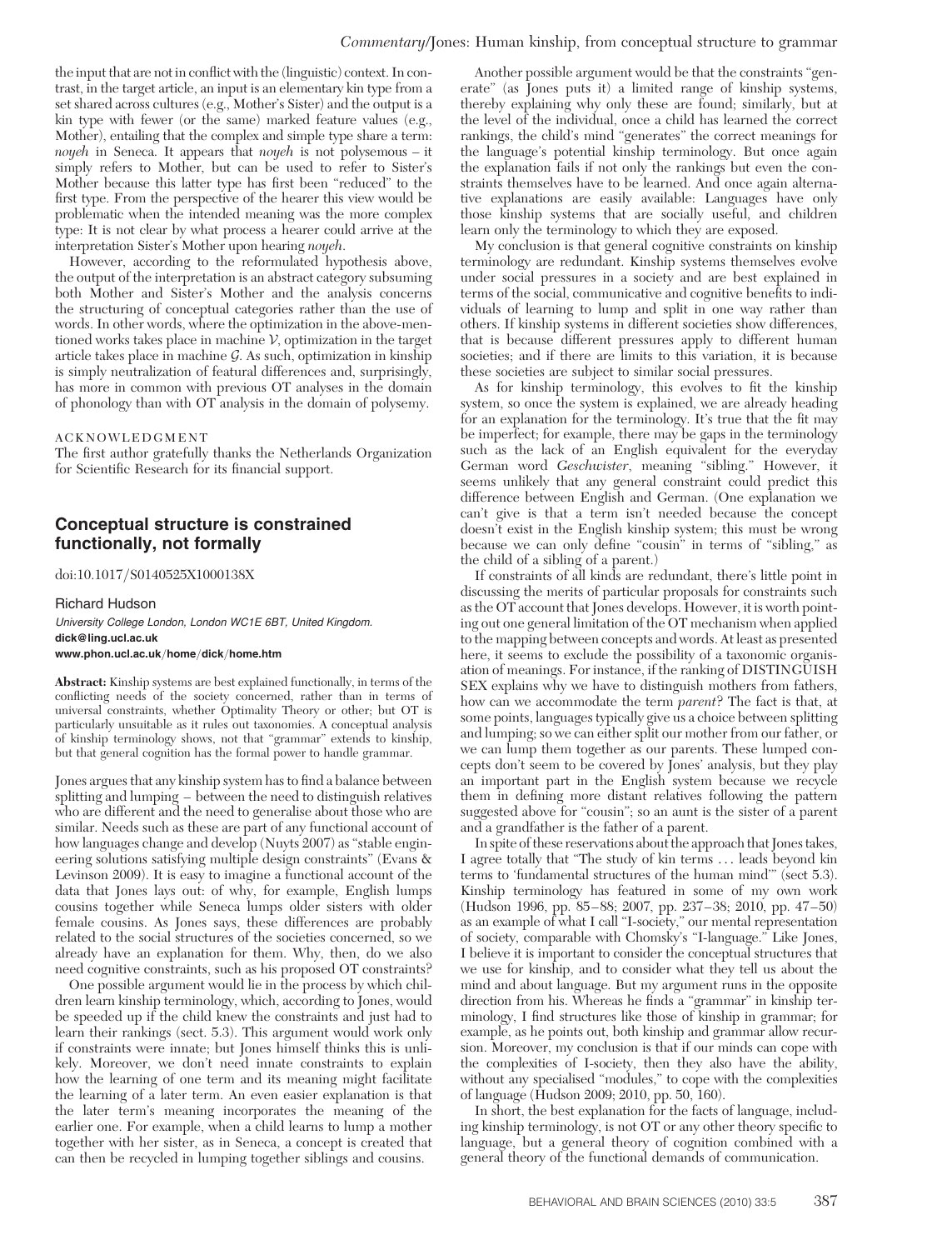the input that are not in conflict with the (linguistic) context. In contrast, in the target article, an input is an elementary kin type from a set shared across cultures (e.g., Mother's Sister) and the output is a kin type with fewer (or the same) marked feature values (e.g., Mother), entailing that the complex and simple type share a term: *noyeh* in Seneca. It appears that *noyeh* is not polysemous – it simply refers to Mother, but can be used to refer to Sister's Mother because this latter type has first been "reduced" to the first type. From the perspective of the hearer this view would be problematic when the intended meaning was the more complex type: It is not clear by what process a hearer could arrive at the interpretation Sister's Mother upon hearing *noyeh*.

However, according to the reformulated hypothesis above, the output of the interpretation is an abstract category subsuming both Mother and Sister's Mother and the analysis concerns the structuring of conceptual categories rather than the use of words. In other words, where the optimization in the above-mentioned works takes place in machine $\mathcal{V}$, optimization in the target article takes place in machine $\mathcal{G}$. As such, optimization in kinship is simply neutralization of featural differences and, surprisingly, has more in common with previous OT analyses in the domain of phonology than with OT analysis in the domain of polysemy.

ACKNOWLEDGMENT

The first author gratefully thanks the Netherlands Organization for Scientific Research for its financial support.

## Conceptual structure is constrained functionally, not formally

doi:10.1017/S0140525X1000138X

Richard Hudson

*University College London, London WC1E 6BT, United Kingdom.*
**dick@ling.ucl.ac.uk**
**www.phon.ucl.ac.uk/home/dick/home.htm**

**Abstract:** Kinship systems are best explained functionally, in terms of the conflicting needs of the society concerned, rather than in terms of universal constraints, whether Optimality Theory or other; but OT is particularly unsuitable as it rules out taxonomies. A conceptual analysis of kinship terminology shows, not that "grammar" extends to kinship, but that general cognition has the formal power to handle grammar.

Jones argues that any kinship system has to find a balance between splitting and lumping – between the need to distinguish relatives who are different and the need to generalise about those who are similar. Needs such as these are part of any functional account of how languages change and develop (Nuyts 2007) as "stable engineering solutions satisfying multiple design constraints" (Evans & Levinson 2009). It is easy to imagine a functional account of the data that Jones lays out: of why, for example, English lumps cousins together while Seneca lumps older sisters with older female cousins. As Jones says, these differences are probably related to the social structures of the societies concerned, so we already have an explanation for them. Why, then, do we also need cognitive constraints, such as his proposed OT constraints?

One possible argument would lie in the process by which children learn kinship terminology, which, according to Jones, would be speeded up if the child knew the constraints and just had to learn their rankings (sect. 5.3). This argument would work only if constraints were innate; but Jones himself thinks this is unlikely. Moreover, we don't need innate constraints to explain how the learning of one term and its meaning might facilitate the learning of a later term. An even easier explanation is that the later term's meaning incorporates the meaning of the earlier one. For example, when a child learns to lump a mother together with her sister, as in Seneca, a concept is created that can then be recycled in lumping together siblings and cousins.

Another possible argument would be that the constraints "generate" (as Jones puts it) a limited range of kinship systems, thereby explaining why only these are found; similarly, but at the level of the individual, once a child has learned the correct rankings, the child's mind "generates" the correct meanings for the language's potential kinship terminology. But once again the explanation fails if not only the rankings but even the constraints themselves have to be learned. And once again alternative explanations are easily available: Languages have only those kinship systems that are socially useful, and children learn only the terminology to which they are exposed.

My conclusion is that general cognitive constraints on kinship terminology are redundant. Kinship systems themselves evolve under social pressures in a society and are best explained in terms of the social, communicative and cognitive benefits to individuals of learning to lump and split in one way rather than others. If kinship systems in different societies show differences, that is because different pressures apply to different human societies; and if there are limits to this variation, it is because these societies are subject to similar social pressures.

As for kinship terminology, this evolves to fit the kinship system, so once the system is explained, we are already heading for an explanation for the terminology. It's true that the fit may be imperfect; for example, there may be gaps in the terminology such as the lack of an English equivalent for the everyday German word *Geschwister*, meaning "sibling." However, it seems unlikely that any general constraint could predict this difference between English and German. (One explanation we can't give is that a term isn't needed because the concept doesn't exist in the English kinship system; this must be wrong because we can only define "cousin" in terms of "sibling," as the child of a sibling of a parent.)

If constraints of all kinds are redundant, there's little point in discussing the merits of particular proposals for constraints such as the OT account that Jones develops. However, it is worth pointing out one general limitation of the OT mechanism when applied to the mapping between concepts and words. At least as presented here, it seems to exclude the possibility of a taxonomic organisation of meanings. For instance, if the ranking of DISTINGUISH SEX explains why we have to distinguish mothers from fathers, how can we accommodate the term *parent*? The fact is that, at some points, languages typically give us a choice between splitting and lumping; so we can either split our mother from our father, or we can lump them together as our parents. These lumped concepts don't seem to be covered by Jones' analysis, but they play an important part in the English system because we recycle them in defining more distant relatives following the pattern suggested above for "cousin"; so an aunt is the sister of a parent and a grandfather is the father of a parent.

In spite of these reservations about the approach that Jones takes, I agree totally that "The study of kin terms ... leads beyond kin terms to 'fundamental structures of the human mind'" (sect 5.3). Kinship terminology has featured in some of my own work (Hudson 1996, pp. 85–88; 2007, pp. 237–38; 2010, pp. 47–50) as an example of what I call "I-society," our mental representation of society, comparable with Chomsky's "I-language." Like Jones, I believe it is important to consider the conceptual structures that we use for kinship, and to consider what they tell us about the mind and about language. But my argument runs in the opposite direction from his. Whereas he finds a "grammar" in kinship terminology, I find structures like those of kinship in grammar; for example, as he points out, both kinship and grammar allow recursion. Moreover, my conclusion is that if our minds can cope with the complexities of I-society, then they also have the ability, without any specialised "modules," to cope with the complexities of language (Hudson 2009; 2010, pp. 50, 160).

In short, the best explanation for the facts of language, including kinship terminology, is not OT or any other theory specific to language, but a general theory of cognition combined with a general theory of the functional demands of communication.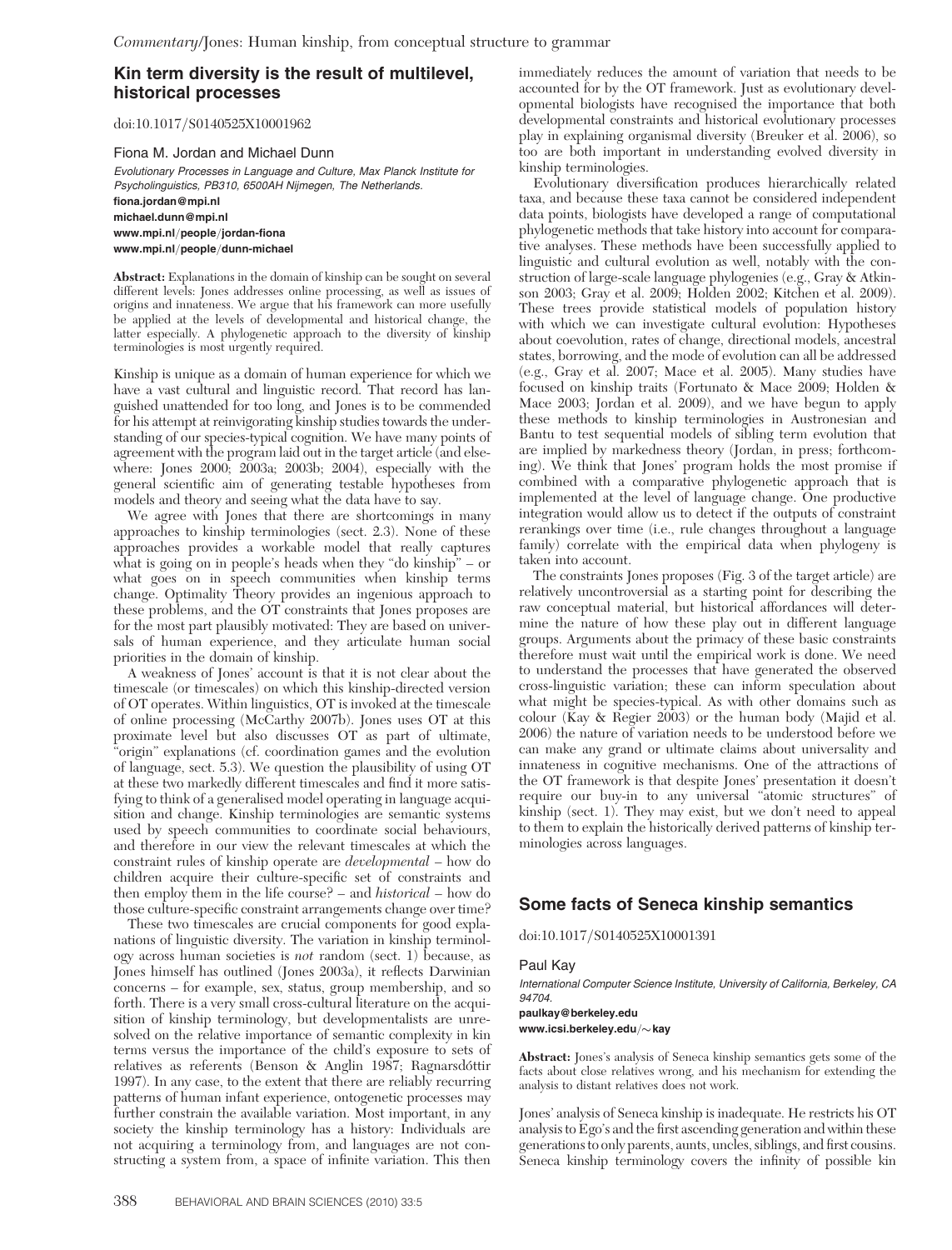## Kin term diversity is the result of multilevel, historical processes

doi:10.1017/S0140525X10001962

Fiona M. Jordan and Michael Dunn

*Evolutionary Processes in Language and Culture, Max Planck Institute for Psycholinguistics, PB310, 6500AH Nijmegen, The Netherlands.*

**fiona.jordan@mpi.nl**
**michael.dunn@mpi.nl**
**www.mpi.nl/people/jordan-fiona**
**www.mpi.nl/people/dunn-michael**

**Abstract:** Explanations in the domain of kinship can be sought on several different levels: Jones addresses online processing, as well as issues of origins and innateness. We argue that his framework can more usefully be applied at the levels of developmental and historical change, the latter especially. A phylogenetic approach to the diversity of kinship terminologies is most urgently required.

Kinship is unique as a domain of human experience for which we have a vast cultural and linguistic record. That record has languished unattended for too long, and Jones is to be commended for his attempt at reinvigorating kinship studies towards the understanding of our species-typical cognition. We have many points of agreement with the program laid out in the target article (and elsewhere: Jones 2000; 2003a; 2003b; 2004), especially with the general scientific aim of generating testable hypotheses from models and theory and seeing what the data have to say.

We agree with Jones that there are shortcomings in many approaches to kinship terminologies (sect. 2.3). None of these approaches provides a workable model that really captures what is going on in people's heads when they "do kinship" – or what goes on in speech communities when kinship terms change. Optimality Theory provides an ingenious approach to these problems, and the OT constraints that Jones proposes are for the most part plausibly motivated: They are based on universals of human experience, and they articulate human social priorities in the domain of kinship.

A weakness of Jones' account is that it is not clear about the timescale (or timescales) on which this kinship-directed version of OT operates. Within linguistics, OT is invoked at the timescale of online processing (McCarthy 2007b). Jones uses OT at this proximate level but also discusses OT as part of ultimate, "origin" explanations (cf. coordination games and the evolution of language, sect. 5.3). We question the plausibility of using OT at these two markedly different timescales and find it more satisfying to think of a generalised model operating in language acquisition and change. Kinship terminologies are semantic systems used by speech communities to coordinate social behaviours, and therefore in our view the relevant timescales at which the constraint rules of kinship operate are *developmental* – how do children acquire their culture-specific set of constraints and then employ them in the life course? – and *historical* – how do those culture-specific constraint arrangements change over time?

These two timescales are crucial components for good explanations of linguistic diversity. The variation in kinship terminology across human societies is *not* random (sect. 1) because, as Jones himself has outlined (Jones 2003a), it reflects Darwinian concerns – for example, sex, status, group membership, and so forth. There is a very small cross-cultural literature on the acquisition of kinship terminology, but developmentalists are unresolved on the relative importance of semantic complexity in kin terms versus the importance of the child's exposure to sets of relatives as referents (Benson & Anglin 1987; Ragnarsdóttir 1997). In any case, to the extent that there are reliably recurring patterns of human infant experience, ontogenetic processes may further constrain the available variation. Most important, in any society the kinship terminology has a history: Individuals are not acquiring a terminology from, and languages are not constructing a system from, a space of infinite variation. This then immediately reduces the amount of variation that needs to be accounted for by the OT framework. Just as evolutionary developmental biologists have recognised the importance that both developmental constraints and historical evolutionary processes play in explaining organismal diversity (Breuker et al. 2006), so too are both important in understanding evolved diversity in kinship terminologies.

Evolutionary diversification produces hierarchically related taxa, and because these taxa cannot be considered independent data points, biologists have developed a range of computational phylogenetic methods that take history into account for comparative analyses. These methods have been successfully applied to linguistic and cultural evolution as well, notably with the construction of large-scale language phylogenies (e.g., Gray & Atkinson 2003; Gray et al. 2009; Holden 2002; Kitchen et al. 2009). These trees provide statistical models of population history with which we can investigate cultural evolution: Hypotheses about coevolution, rates of change, directional models, ancestral states, borrowing, and the mode of evolution can all be addressed (e.g., Gray et al. 2007; Mace et al. 2005). Many studies have focused on kinship traits (Fortunato & Mace 2009; Holden & Mace 2003; Jordan et al. 2009), and we have begun to apply these methods to kinship terminologies in Austronesian and Bantu to test sequential models of sibling term evolution that are implied by markedness theory (Jordan, in press; forthcoming). We think that Jones' program holds the most promise if combined with a comparative phylogenetic approach that is implemented at the level of language change. One productive integration would allow us to detect if the outputs of constraint rerankings over time (i.e., rule changes throughout a language family) correlate with the empirical data when phylogeny is taken into account.

The constraints Jones proposes (Fig. 3 of the target article) are relatively uncontroversial as a starting point for describing the raw conceptual material, but historical affordances will determine the nature of how these play out in different language groups. Arguments about the primacy of these basic constraints therefore must wait until the empirical work is done. We need to understand the processes that have generated the observed cross-linguistic variation; these can inform speculation about what might be species-typical. As with other domains such as colour (Kay & Regier 2003) or the human body (Majid et al. 2006) the nature of variation needs to be understood before we can make any grand or ultimate claims about universality and innateness in cognitive mechanisms. One of the attractions of the OT framework is that despite Jones' presentation it doesn't require our buy-in to any universal "atomic structures" of kinship (sect. 1). They may exist, but we don't need to appeal to them to explain the historically derived patterns of kinship terminologies across languages.

## Some facts of Seneca kinship semantics

doi:10.1017/S0140525X10001391

Paul Kay

*International Computer Science Institute, University of California, Berkeley, CA 94704.*

**paulkay@berkeley.edu**
**www.icsi.berkeley.edu/~kay**

**Abstract:** Jones's analysis of Seneca kinship semantics gets some of the facts about close relatives wrong, and his mechanism for extending the analysis to distant relatives does not work.

Jones' analysis of Seneca kinship is inadequate. He restricts his OT analysis to Ego's and the first ascending generation and within these generations to only parents, aunts, uncles, siblings, and first cousins. Seneca kinship terminology covers the infinity of possible kin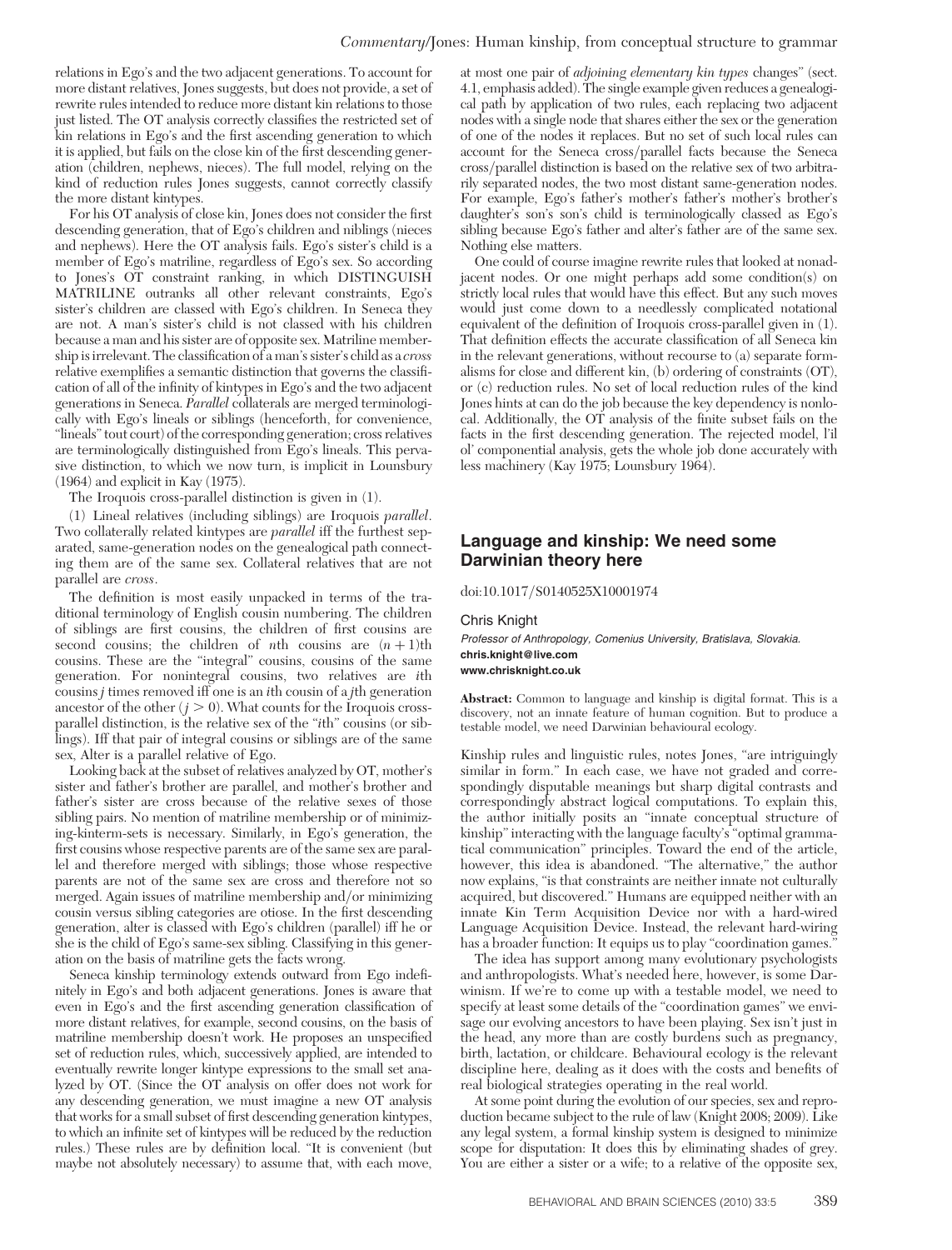relations in Ego's and the two adjacent generations. To account for more distant relatives, Jones suggests, but does not provide, a set of rewrite rules intended to reduce more distant kin relations to those just listed. The OT analysis correctly classifies the restricted set of kin relations in Ego's and the first ascending generation to which it is applied, but fails on the close kin of the first descending generation (children, nephews, nieces). The full model, relying on the kind of reduction rules Jones suggests, cannot correctly classify the more distant kintypes.

For his OT analysis of close kin, Jones does not consider the first descending generation, that of Ego's children and niblings (nieces and nephews). Here the OT analysis fails. Ego's sister's child is a member of Ego's matriline, regardless of Ego's sex. So according to Jones's OT constraint ranking, in which DISTINGUISH MATRILINE outranks all other relevant constraints, Ego's sister's children are classed with Ego's children. In Seneca they are not. A man's sister's child is not classed with his children because a man and his sister are of opposite sex. Matriline membership is irrelevant. The classification of a man's sister's child as a *cross* relative exemplifies a semantic distinction that governs the classification of all of the infinity of kintypes in Ego's and the two adjacent generations in Seneca. *Parallel* collaterals are merged terminologically with Ego's lineals or siblings (henceforth, for convenience, "lineals" tout court) of the corresponding generation; cross relatives are terminologically distinguished from Ego's lineals. This pervasive distinction, to which we now turn, is implicit in Lounsbury (1964) and explicit in Kay (1975).

The Iroquois cross-parallel distinction is given in (1).

(1) Lineal relatives (including siblings) are Iroquois *parallel*. Two collaterally related kintypes are *parallel* iff the furthest separated, same-generation nodes on the genealogical path connecting them are of the same sex. Collateral relatives that are not parallel are *cross*.

The definition is most easily unpacked in terms of the traditional terminology of English cousin numbering. The children of siblings are first cousins, the children of first cousins are second cousins; the children of $n$th cousins are $(n+1)$th cousins. These are the "integral" cousins, cousins of the same generation. For nonintegral cousins, two relatives are $i$th cousins $j$ times removed iff one is an $i$th cousin of a $j$th generation ancestor of the other $(j > 0)$. What counts for the Iroquois cross-parallel distinction, is the relative sex of the "$i$th" cousins (or siblings). Iff that pair of integral cousins or siblings are of the same sex, Alter is a parallel relative of Ego.

Looking back at the subset of relatives analyzed by OT, mother's sister and father's brother are parallel, and mother's brother and father's sister are cross because of the relative sexes of those sibling pairs. No mention of matriline membership or of minimizing-kinterm-sets is necessary. Similarly, in Ego's generation, the first cousins whose respective parents are of the same sex are parallel and therefore merged with siblings; those whose respective parents are not of the same sex are cross and therefore not so merged. Again issues of matriline membership and/or minimizing cousin versus sibling categories are otiose. In the first descending generation, alter is classed with Ego's children (parallel) iff he or she is the child of Ego's same-sex sibling. Classifying in this generation on the basis of matriline gets the facts wrong.

Seneca kinship terminology extends outward from Ego indefinitely in Ego's and both adjacent generations. Jones is aware that even in Ego's and the first ascending generation classification of more distant relatives, for example, second cousins, on the basis of matriline membership doesn't work. He proposes an unspecified set of reduction rules, which, successively applied, are intended to eventually rewrite longer kintype expressions to the small set analyzed by OT. (Since the OT analysis on offer does not work for any descending generation, we must imagine a new OT analysis that works for a small subset of first descending generation kintypes, to which an infinite set of kintypes will be reduced by the reduction rules.) These rules are by definition local. "It is convenient (but maybe not absolutely necessary) to assume that, with each move, at most one pair of *adjoining elementary kin types* changes" (sect. 4.1, emphasis added). The single example given reduces a genealogical path by application of two rules, each replacing two adjacent nodes with a single node that shares either the sex or the generation of one of the nodes it replaces. But no set of such local rules can account for the Seneca cross/parallel facts because the Seneca cross/parallel distinction is based on the relative sex of two arbitrarily separated nodes, the two most distant same-generation nodes. For example, Ego's father's mother's father's mother's brother's daughter's son's son's child is terminologically classed as Ego's sibling because Ego's father and alter's father are of the same sex. Nothing else matters.

One could of course imagine rewrite rules that looked at nonadjacent nodes. Or one might perhaps add some condition(s) on strictly local rules that would have this effect. But any such moves would just come down to a needlessly complicated notational equivalent of the definition of Iroquois cross-parallel given in (1). That definition effects the accurate classification of all Seneca kin in the relevant generations, without recourse to (a) separate formalisms for close and different kin, (b) ordering of constraints (OT), or (c) reduction rules. No set of local reduction rules of the kind Jones hints at can do the job because the key dependency is nonlocal. Additionally, the OT analysis of the finite subset fails on the facts in the first descending generation. The rejected model, l'il ol' componential analysis, gets the whole job done accurately with less machinery (Kay 1975; Lounsbury 1964).

## Language and kinship: We need some Darwinian theory here

doi:10.1017/S0140525X10001974

Chris Knight

*Professor of Anthropology, Comenius University, Bratislava, Slovakia.*
**chris.knight@live.com**
**www.chrisknight.co.uk**

**Abstract:** Common to language and kinship is digital format. This is a discovery, not an innate feature of human cognition. But to produce a testable model, we need Darwinian behavioural ecology.

Kinship rules and linguistic rules, notes Jones, "are intriguingly similar in form." In each case, we have not graded and correspondingly disputable meanings but sharp digital contrasts and correspondingly abstract logical computations. To explain this, the author initially posits an "innate conceptual structure of kinship" interacting with the language faculty's "optimal grammatical communication" principles. Toward the end of the article, however, this idea is abandoned. "The alternative," the author now explains, "is that constraints are neither innate not culturally acquired, but discovered." Humans are equipped neither with an innate Kin Term Acquisition Device nor with a hard-wired Language Acquisition Device. Instead, the relevant hard-wiring has a broader function: It equips us to play "coordination games."

The idea has support among many evolutionary psychologists and anthropologists. What's needed here, however, is some Darwinism. If we're to come up with a testable model, we need to specify at least some details of the "coordination games" we envisage our evolving ancestors to have been playing. Sex isn't just in the head, any more than are costly burdens such as pregnancy, birth, lactation, or childcare. Behavioural ecology is the relevant discipline here, dealing as it does with the costs and benefits of real biological strategies operating in the real world.

At some point during the evolution of our species, sex and reproduction became subject to the rule of law (Knight 2008; 2009). Like any legal system, a formal kinship system is designed to minimize scope for disputation: It does this by eliminating shades of grey. You are either a sister or a wife; to a relative of the opposite sex,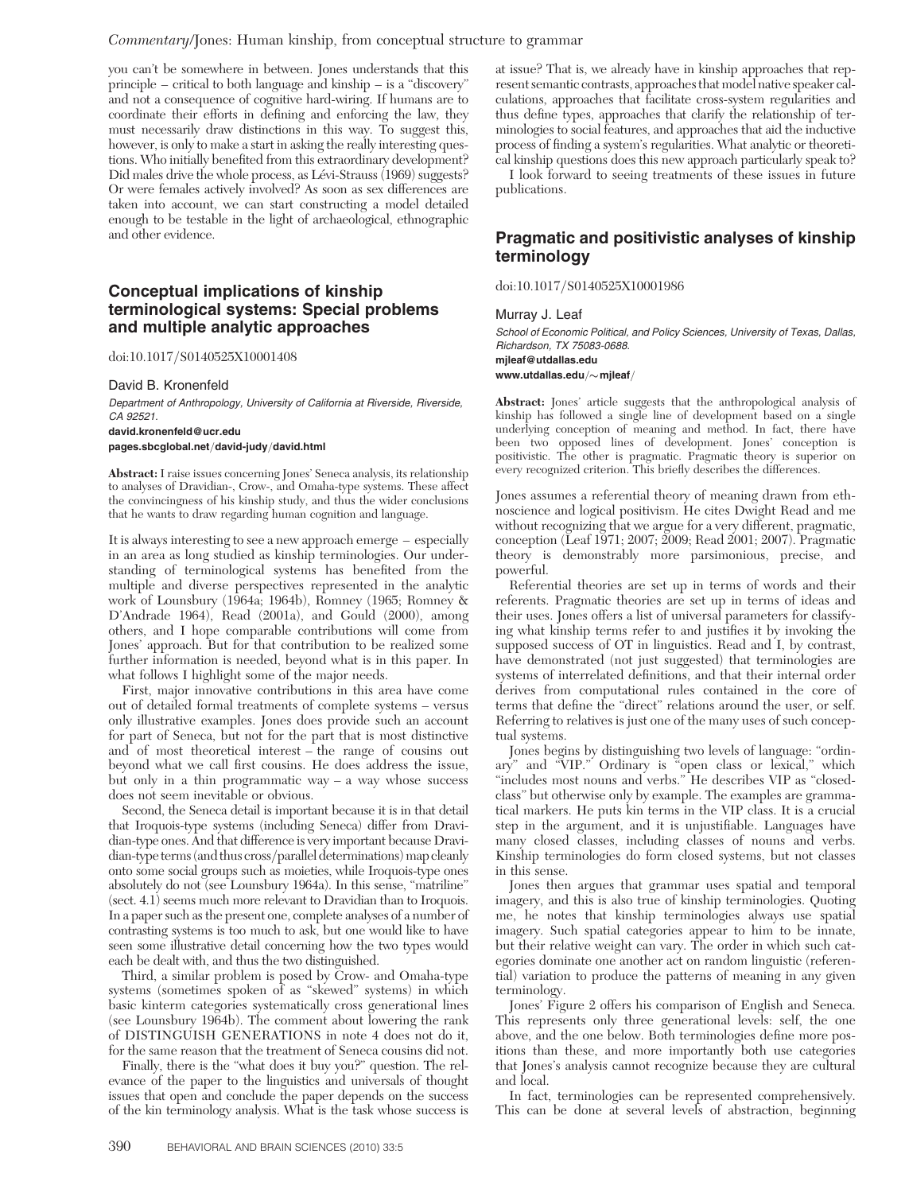you can't be somewhere in between. Jones understands that this principle – critical to both language and kinship – is a "discovery" and not a consequence of cognitive hard-wiring. If humans are to coordinate their efforts in defining and enforcing the law, they must necessarily draw distinctions in this way. To suggest this, however, is only to make a start in asking the really interesting questions. Who initially benefited from this extraordinary development? Did males drive the whole process, as Lévi-Strauss (1969) suggests? Or were females actively involved? As soon as sex differences are taken into account, we can start constructing a model detailed enough to be testable in the light of archaeological, ethnographic and other evidence.

## Conceptual implications of kinship terminological systems: Special problems and multiple analytic approaches

doi:10.1017/S0140525X10001408

David B. Kronenfeld

*Department of Anthropology, University of California at Riverside, Riverside, CA 92521.*
**david.kronenfeld@ucr.edu**
**pages.sbcglobal.net/david-judy/david.html**

**Abstract:** I raise issues concerning Jones' Seneca analysis, its relationship to analyses of Dravidian-, Crow-, and Omaha-type systems. These affect the convincingness of his kinship study, and thus the wider conclusions that he wants to draw regarding human cognition and language.

It is always interesting to see a new approach emerge – especially in an area as long studied as kinship terminologies. Our understanding of terminological systems has benefited from the multiple and diverse perspectives represented in the analytic work of Lounsbury (1964a; 1964b), Romney (1965; Romney & D'Andrade 1964), Read (2001a), and Gould (2000), among others, and I hope comparable contributions will come from Jones' approach. But for that contribution to be realized some further information is needed, beyond what is in this paper. In what follows I highlight some of the major needs.

First, major innovative contributions in this area have come out of detailed formal treatments of complete systems – versus only illustrative examples. Jones does provide such an account for part of Seneca, but not for the part that is most distinctive and of most theoretical interest – the range of cousins out beyond what we call first cousins. He does address the issue, but only in a thin programmatic way – a way whose success does not seem inevitable or obvious.

Second, the Seneca detail is important because it is in that detail that Iroquois-type systems (including Seneca) differ from Dravidian-type ones. And that difference is very important because Dravidian-type terms (and thus cross/parallel determinations) map cleanly onto some social groups such as moieties, while Iroquois-type ones absolutely do not (see Lounsbury 1964a). In this sense, "matriline" (sect. 4.1) seems much more relevant to Dravidian than to Iroquois. In a paper such as the present one, complete analyses of a number of contrasting systems is too much to ask, but one would like to have seen some illustrative detail concerning how the two types would each be dealt with, and thus the two distinguished.

Third, a similar problem is posed by Crow- and Omaha-type systems (sometimes spoken of as "skewed" systems) in which basic kinterm categories systematically cross generational lines (see Lounsbury 1964b). The comment about lowering the rank of DISTINGUISH GENERATIONS in note 4 does not do it, for the same reason that the treatment of Seneca cousins did not.

Finally, there is the "what does it buy you?" question. The relevance of the paper to the linguistics and universals of thought issues that open and conclude the paper depends on the success of the kin terminology analysis. What is the task whose success is at issue? That is, we already have in kinship approaches that represent semantic contrasts, approaches that model native speaker calculations, approaches that facilitate cross-system regularities and thus define types, approaches that clarify the relationship of terminologies to social features, and approaches that aid the inductive process of finding a system's regularities. What analytic or theoretical kinship questions does this new approach particularly speak to?

I look forward to seeing treatments of these issues in future publications.

## Pragmatic and positivistic analyses of kinship terminology

doi:10.1017/S0140525X10001986

Murray J. Leaf

*School of Economic Political, and Policy Sciences, University of Texas, Dallas, Richardson, TX 75083-0688.*
**mjleaf@utdallas.edu**
**www.utdallas.edu/~mjleaf/**

**Abstract:** Jones' article suggests that the anthropological analysis of kinship has followed a single line of development based on a single underlying conception of meaning and method. In fact, there have been two opposed lines of development. Jones' conception is positivistic. The other is pragmatic. Pragmatic theory is superior on every recognized criterion. This briefly describes the differences.

Jones assumes a referential theory of meaning drawn from ethnoscience and logical positivism. He cites Dwight Read and me without recognizing that we argue for a very different, pragmatic, conception (Leaf 1971; 2007; 2009; Read 2001; 2007). Pragmatic theory is demonstrably more parsimonious, precise, and powerful.

Referential theories are set up in terms of words and their referents. Pragmatic theories are set up in terms of ideas and their uses. Jones offers a list of universal parameters for classifying what kinship terms refer to and justifies it by invoking the supposed success of OT in linguistics. Read and I, by contrast, have demonstrated (not just suggested) that terminologies are systems of interrelated definitions, and that their internal order derives from computational rules contained in the core of terms that define the "direct" relations around the user, or self. Referring to relatives is just one of the many uses of such conceptual systems.

Jones begins by distinguishing two levels of language: "ordinary" and "VIP." Ordinary is "open class or lexical," which "includes most nouns and verbs." He describes VIP as "closed-class" but otherwise only by example. The examples are grammatical markers. He puts kin terms in the VIP class. It is a crucial step in the argument, and it is unjustifiable. Languages have many closed classes, including classes of nouns and verbs. Kinship terminologies do form closed systems, but not classes in this sense.

Jones then argues that grammar uses spatial and temporal imagery, and this is also true of kinship terminologies. Quoting me, he notes that kinship terminologies always use spatial imagery. Such spatial categories appear to him to be innate, but their relative weight can vary. The order in which such categories dominate one another act on random linguistic (referential) variation to produce the patterns of meaning in any given terminology.

Jones' Figure 2 offers his comparison of English and Seneca. This represents only three generational levels: self, the one above, and the one below. Both terminologies define more positions than these, and more importantly both use categories that Jones's analysis cannot recognize because they are cultural and local.

In fact, terminologies can be represented comprehensively. This can be done at several levels of abstraction, beginning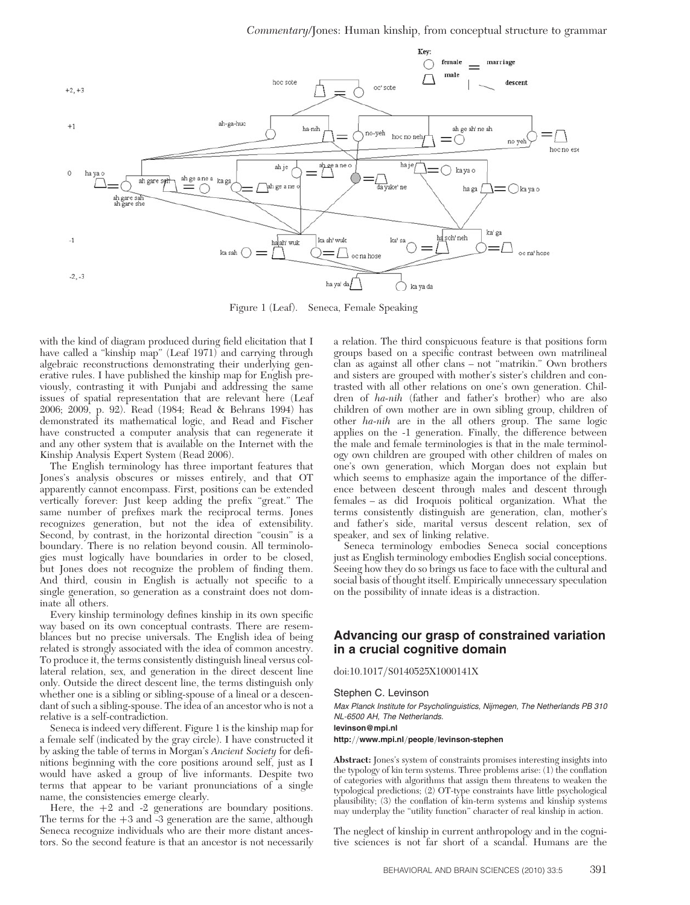Key:
female
male
marriage
descent

+2, +3
+1
0
-1
-2, -3

hoc sote
oc' sote
ah-ga-huc
ha-nih
no-yeh
hoc no neh
ah ge ah' ne ah
no yeh
hoc no ese
ha ya o
ah gare seh
ah gare sah
ah gare she
ah ge a ne a
ka ga
ah ge a ne o
ah je
ah ge a ne o
da yake' ne
ha je
ka ya o
ha ga
ka ya o
ka sah
ha ah' wuk
ka ah' wuk
oc na hose
ka' sa
ha soh' neh
ka' ga
oc na' hose
ha ya' da
ka ya da

Figure 1 (Leaf). Seneca, Female Speaking

with the kind of diagram produced during field elicitation that I have called a "kinship map" (Leaf 1971) and carrying through algebraic reconstructions demonstrating their underlying generative rules. I have published the kinship map for English previously, contrasting it with Punjabi and addressing the same issues of spatial representation that are relevant here (Leaf 2006; 2009, p. 92). Read (1984; Read & Behrans 1994) has demonstrated its mathematical logic, and Read and Fischer have constructed a computer analysis that can regenerate it and any other system that is available on the Internet with the Kinship Analysis Expert System (Read 2006).

The English terminology has three important features that Jones's analysis obscures or misses entirely, and that OT apparently cannot encompass. First, positions can be extended vertically forever: Just keep adding the prefix "great." The same number of prefixes mark the reciprocal terms. Jones recognizes generation, but not the idea of extensibility. Second, by contrast, in the horizontal direction "cousin" is a boundary. There is no relation beyond cousin. All terminologies must logically have boundaries in order to be closed, but Jones does not recognize the problem of finding them. And third, cousin in English is actually not specific to a single generation, so generation as a constraint does not dominate all others.

Every kinship terminology defines kinship in its own specific way based on its own conceptual contrasts. There are resemblances but no precise universals. The English idea of being related is strongly associated with the idea of common ancestry. To produce it, the terms consistently distinguish lineal versus collateral relation, sex, and generation in the direct descent line only. Outside the direct descent line, the terms distinguish only whether one is a sibling or sibling-spouse of a lineal or a descendant of such a sibling-spouse. The idea of an ancestor who is not a relative is a self-contradiction.

Seneca is indeed very different. Figure 1 is the kinship map for a female self (indicated by the gray circle). I have constructed it by asking the table of terms in Morgan's *Ancient Society* for definitions beginning with the core positions around self, just as I would have asked a group of live informants. Despite two terms that appear to be variant pronunciations of a single name, the consistencies emerge clearly.

Here, the +2 and -2 generations are boundary positions. The terms for the +3 and -3 generation are the same, although Seneca recognize individuals who are their more distant ancestors. So the second feature is that an ancestor is not necessarily a relation. The third conspicuous feature is that positions form groups based on a specific contrast between own matrilineal clan as against all other clans – not "matrikin." Own brothers and sisters are grouped with mother's sister's children and contrasted with all other relations on one's own generation. Children of *ha-nih* (father and father's brother) who are also children of own mother are in own sibling group, children of other *ha-nih* are in the all others group. The same logic applies on the -1 generation. Finally, the difference between the male and female terminologies is that in the male terminology own children are grouped with other children of males on one's own generation, which Morgan does not explain but which seems to emphasize again the importance of the difference between descent through males and descent through females – as did Iroquois political organization. What the terms consistently distinguish are generation, clan, mother's and father's side, marital versus descent relation, sex of speaker, and sex of linking relative.

Seneca terminology embodies Seneca social conceptions just as English terminology embodies English social conceptions. Seeing how they do so brings us face to face with the cultural and social basis of thought itself. Empirically unnecessary speculation on the possibility of innate ideas is a distraction.

## Advancing our grasp of constrained variation in a crucial cognitive domain

doi:10.1017/S0140525X1000141X

Stephen C. Levinson

*Max Planck Institute for Psycholinguistics, Nijmegen, The Netherlands PB 310 NL-6500 AH, The Netherlands.*

**levinson@mpi.nl**

**http://www.mpi.nl/people/levinson-stephen**

**Abstract:** Jones's system of constraints promises interesting insights into the typology of kin term systems. Three problems arise: (1) the conflation of categories with algorithms that assign them threatens to weaken the typological predictions; (2) OT-type constraints have little psychological plausibility; (3) the conflation of kin-term systems and kinship systems may underplay the "utility function" character of real kinship in action.

The neglect of kinship in current anthropology and in the cognitive sciences is not far short of a scandal. Humans are the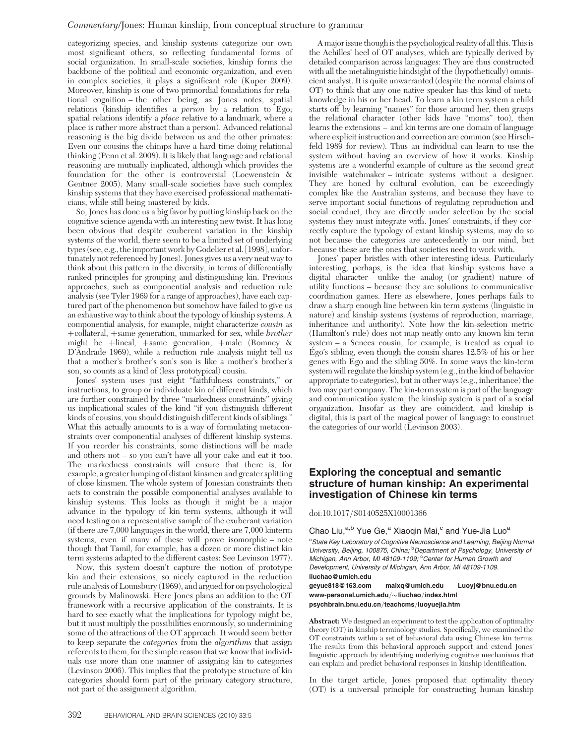categorizing species, and kinship systems categorize our own most significant others, so reflecting fundamental forms of social organization. In small-scale societies, kinship forms the backbone of the political and economic organization, and even in complex societies, it plays a significant role (Kuper 2009). Moreover, kinship is one of two primordial foundations for relational cognition – the other being, as Jones notes, spatial relations (kinship identifies a *person* by a relation to Ego; spatial relations identify a *place* relative to a landmark, where a place is rather more abstract than a person). Advanced relational reasoning is the big divide between us and the other primates: Even our cousins the chimps have a hard time doing relational thinking (Penn et al. 2008). It is likely that language and relational reasoning are mutually implicated, although which provides the foundation for the other is controversial (Loewenstein & Gentner 2005). Many small-scale societies have such complex kinship systems that they have exercised professional mathematicians, while still being mastered by kids.

So, Jones has done us a big favor by putting kinship back on the cognitive science agenda with an interesting new twist. It has long been obvious that despite exuberent variation in the kinship systems of the world, there seem to be a limited set of underlying types (see, e.g., the important work by Godelier et al. [1998], unfortunately not referenced by Jones). Jones gives us a very neat way to think about this pattern in the diversity, in terms of differentially ranked principles for grouping and distinguishing kin. Previous approaches, such as componential analysis and reduction rule analysis (see Tyler 1969 for a range of approaches), have each captured part of the phenomenon but somehow have failed to give us an exhaustive way to think about the typology of kinship systems. A componential analysis, for example, might characterize *cousin* as +collateral, +same generation, unmarked for sex, while *brother* might be +lineal, +same generation, +male (Romney & D'Andrade 1969), while a reduction rule analysis might tell us that a mother's brother's son's son is like a mother's brother's son, so counts as a kind of (less prototypical) cousin.

Jones' system uses just eight "faithfulness constraints," or instructions, to group or individuate kin of different kinds, which are further constrained by three "markedness constraints" giving us implicational scales of the kind "if you distinguish different kinds of cousins, you should distinguish different kinds of siblings." What this actually amounts to is a way of formulating metaconstraints over componential analyses of different kinship systems. If you reorder his constraints, some distinctions will be made and others not – so you can't have all your cake and eat it too. The markedness constraints will ensure that there is, for example, a greater lumping of distant kinsmen and greater splitting of close kinsmen. The whole system of Jonesian constraints then acts to constrain the possible componential analyses available to kinship systems. This looks as though it might be a major advance in the typology of kin term systems, although it will need testing on a representative sample of the exuberant variation (if there are 7,000 languages in the world, there are 7,000 kinterm systems, even if many of these will prove isomorphic – note though that Tamil, for example, has a dozen or more distinct kin term systems adapted to the different castes: See Levinson 1977).

Now, this system doesn't capture the notion of prototype kin and their extensions, so nicely captured in the reduction rule analysis of Lounsbury (1969), and argued for on psychological grounds by Malinowski. Here Jones plans an addition to the OT framework with a recursive application of the constraints. It is hard to see exactly what the implications for typology might be, but it must multiply the possibilities enormously, so undermining some of the attractions of the OT approach. It would seem better to keep separate the *categories* from the *algorithms* that assign referents to them, for the simple reason that we know that individuals use more than one manner of assigning kin to categories (Levinson 2006). This implies that the prototype structure of kin categories should form part of the primary category structure, not part of the assignment algorithm.

A major issue though is the psychological reality of all this. This is the Achilles' heel of OT analyses, which are typically derived by detailed comparison across languages: They are thus constructed with all the metalinguistic hindsight of the (hypothetically) omniscient analyst. It is quite unwarranted (despite the normal claims of OT) to think that any one native speaker has this kind of metaknowledge in his or her head. To learn a kin term system a child starts off by learning "names" for those around her, then grasps the relational character (other kids have "moms" too), then learns the extensions – and kin terms are one domain of language where explicit instruction and correction are common (see Hirschfeld 1989 for review). Thus an individual can learn to use the system without having an overview of how it works. Kinship systems are a wonderful example of culture as the second great invisible watchmaker – intricate systems without a designer. They are honed by cultural evolution, can be exceedingly complex like the Australian systems, and because they have to serve important social functions of regulating reproduction and social conduct, they are directly under selection by the social systems they must integrate with. Jones' constraints, if they correctly capture the typology of extant kinship systems, may do so not because the categories are antecedently in our mind, but because these are the ones that societies need to work with.

Jones' paper bristles with other interesting ideas. Particularly interesting, perhaps, is the idea that kinship systems have a digital character – unlike the analog (or gradient) nature of utility functions – because they are solutions to communicative coordination games. Here as elsewhere, Jones perhaps fails to draw a sharp enough line between kin term systems (linguistic in nature) and kinship systems (systems of reproduction, marriage, inheritance and authority). Note how the kin-selection metric (Hamilton's rule) does not map neatly onto any known kin term system – a Seneca cousin, for example, is treated as equal to Ego's sibling, even though the cousin shares 12.5% of his or her genes with Ego and the sibling 50%. In some ways the kin-term system will regulate the kinship system (e.g., in the kind of behavior appropriate to categories), but in other ways (e.g., inheritance) the two may part company. The kin-term system is part of the language and communication system, the kinship system is part of a social organization. Insofar as they are coincident, and kinship is digital, this is part of the magical power of language to construct the categories of our world (Levinson 2003).

## Exploring the conceptual and semantic structure of human kinship: An experimental investigation of Chinese kin terms

doi:10.1017/S0140525X10001366

Chao Liu,[a,b] Yue Ge,[a] Xiaoqin Mai,[c] and Yue-Jia Luo[a]

[a]*State Key Laboratory of Cognitive Neuroscience and Learning, Beijing Normal University, Beijing, 100875, China;* [b]*Department of Psychology, University of Michigan, Ann Arbor, MI 48109-1109;* [c]*Center for Human Growth and Development, University of Michigan, Ann Arbor, MI 48109-1109.*

**liuchao@umich.edu**
**geyue818@163.com maixq@umich.edu Luoyj@bnu.edu.cn**
**www-personal.umich.edu/~liuchao/index.html**
**psychbrain.bnu.edu.cn/teachcms/luoyuejia.htm**

**Abstract:** We designed an experiment to test the application of optimality theory (OT) in kinship terminology studies. Specifically, we examined the OT constraints within a set of behavioral data using Chinese kin terms. The results from this behavioral approach support and extend Jones' linguistic approach by identifying underlying cognitive mechanisms that can explain and predict behavioral responses in kinship identification.

In the target article, Jones proposed that optimality theory (OT) is a universal principle for constructing human kinship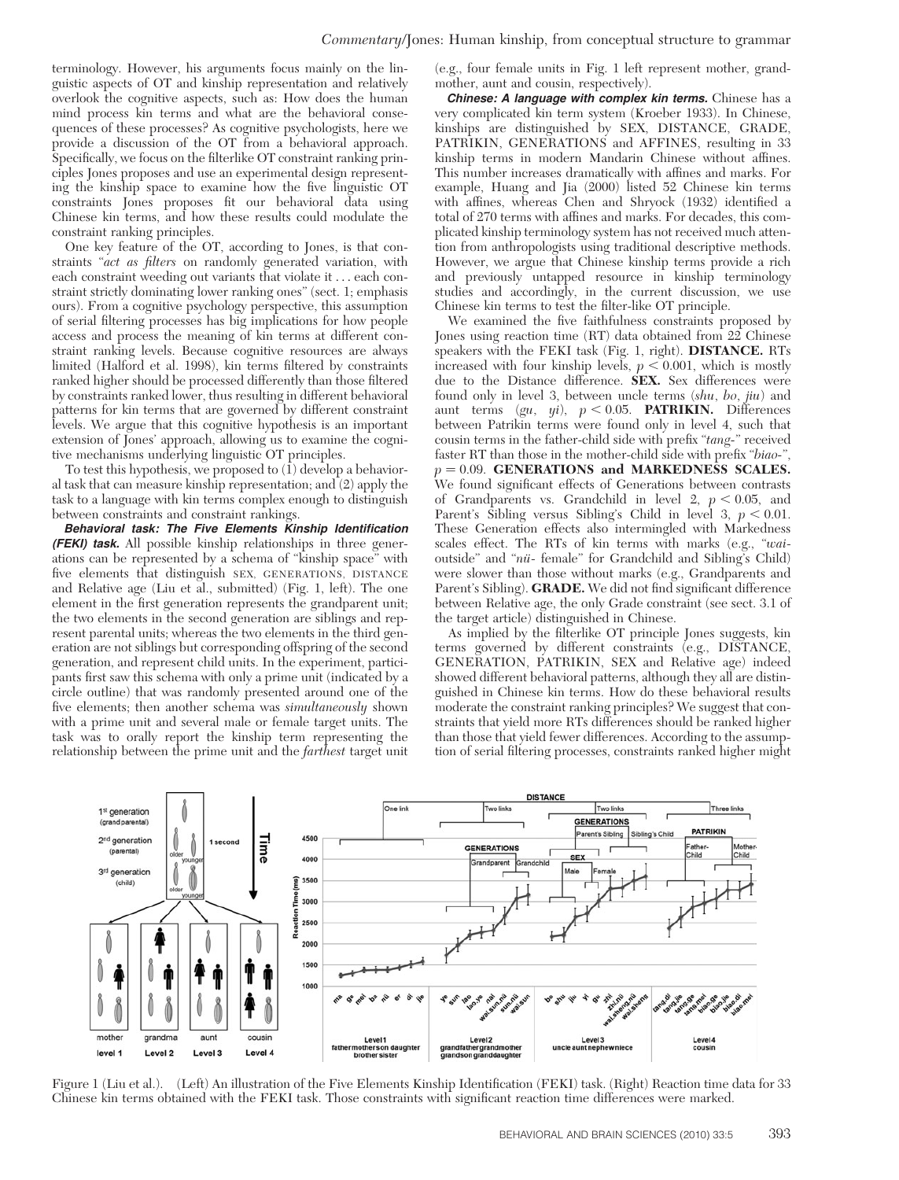terminology. However, his arguments focus mainly on the linguistic aspects of OT and kinship representation and relatively overlook the cognitive aspects, such as: How does the human mind process kin terms and what are the behavioral consequences of these processes? As cognitive psychologists, here we provide a discussion of the OT from a behavioral approach. Specifically, we focus on the filterlike OT constraint ranking principles Jones proposes and use an experimental design representing the kinship space to examine how the five linguistic OT constraints Jones proposes fit our behavioral data using Chinese kin terms, and how these results could modulate the constraint ranking principles.

One key feature of the OT, according to Jones, is that constraints "*act as filters* on randomly generated variation, with each constraint weeding out variants that violate it . . . each constraint strictly dominating lower ranking ones" (sect. 1; emphasis ours). From a cognitive psychology perspective, this assumption of serial filtering processes has big implications for how people access and process the meaning of kin terms at different constraint ranking levels. Because cognitive resources are always limited (Halford et al. 1998), kin terms filtered by constraints ranked higher should be processed differently than those filtered by constraints ranked lower, thus resulting in different behavioral patterns for kin terms that are governed by different constraint levels. We argue that this cognitive hypothesis is an important extension of Jones' approach, allowing us to examine the cognitive mechanisms underlying linguistic OT principles.

To test this hypothesis, we proposed to (1) develop a behavioral task that can measure kinship representation; and (2) apply the task to a language with kin terms complex enough to distinguish between constraints and constraint rankings.

***Behavioral task: The Five Elements Kinship Identification (FEKI) task.*** All possible kinship relationships in three generations can be represented by a schema of "kinship space" with five elements that distinguish SEX, GENERATIONS, DISTANCE and Relative age (Liu et al., submitted) (Fig. 1, left). The one element in the first generation represents the grandparent unit; the two elements in the second generation are siblings and represent parental units; whereas the two elements in the third generation are not siblings but corresponding offspring of the second generation, and represent child units. In the experiment, participants first saw this schema with only a prime unit (indicated by a circle outline) that was randomly presented around one of the five elements; then another schema was *simultaneously* shown with a prime unit and several male or female target units. The task was to orally report the kinship term representing the relationship between the prime unit and the *farthest* target unit (e.g., four female units in Fig. 1 left represent mother, grandmother, aunt and cousin, respectively).

***Chinese: A language with complex kin terms.*** Chinese has a very complicated kin term system (Kroeber 1933). In Chinese, kinships are distinguished by SEX, DISTANCE, GRADE, PATRIKIN, GENERATIONS and AFFINES, resulting in 33 kinship terms in modern Mandarin Chinese without affines. This number increases dramatically with affines and marks. For example, Huang and Jia (2000) listed 52 Chinese kin terms with affines, whereas Chen and Shryock (1932) identified a total of 270 terms with affines and marks. For decades, this complicated kinship terminology system has not received much attention from anthropologists using traditional descriptive methods. However, we argue that Chinese kinship terms provide a rich and previously untapped resource in kinship terminology studies and accordingly, in the current discussion, we use Chinese kin terms to test the filter-like OT principle.

We examined the five faithfulness constraints proposed by Jones using reaction time (RT) data obtained from 22 Chinese speakers with the FEKI task (Fig. 1, right). **DISTANCE.** RTs increased with four kinship levels, $p < 0.001$, which is mostly due to the Distance difference. **SEX.** Sex differences were found only in level 3, between uncle terms (*shu*, *bo*, *jiu*) and aunt terms (*gu*, *yi*), $p < 0.05$. **PATRIKIN.** Differences between Patrikin terms were found only in level 4, such that cousin terms in the father-child side with prefix "*tang*-" received faster RT than those in the mother-child side with prefix "*biao*-", $p = 0.09$. **GENERATIONS and MARKEDNESS SCALES.** We found significant effects of Generations between contrasts of Grandparents vs. Grandchild in level 2, $p < 0.05$, and Parent's Sibling versus Sibling's Child in level 3, $p < 0.01$. These Generation effects also intermingled with Markedness scales effect. The RTs of kin terms with marks (e.g., "*wai*-outside" and "*nü*- female" for Grandchild and Sibling's Child) were slower than those without marks (e.g., Grandparents and Parent's Sibling). **GRADE.** We did not find significant difference between Relative age, the only Grade constraint (see sect. 3.1 of the target article) distinguished in Chinese.

As implied by the filterlike OT principle Jones suggests, kin terms governed by different constraints (e.g., DISTANCE, GENERATION, PATRIKIN, SEX and Relative age) indeed showed different behavioral patterns, although they all are distinguished in Chinese kin terms. How do these behavioral results moderate the constraint ranking principles? We suggest that constraints that yield more RTs differences should be ranked higher than those that yield fewer differences. According to the assumption of serial filtering processes, constraints ranked higher might

1st generation (grandparental)
2nd generation (parental)
3rd generation (child)
older younger
1 second
Time
mother level 1
grandma Level 2
aunt Level 3
cousin Level 4

DISTANCE
One link
Two links
Two links
Three links
GENERATIONS
Parent's Sibling
Sibling's Child
PATRIKIN
Father-Child
Mother-Child
GENERATIONS
Grandparent
Grandchild
SEX
Male
Female
Reaction Time (ms)
4500
4000
3500
3000
2500
2000
1500
1000
ma ge mei ba nü er di jie
ye sun lao lao.ye nai wai.sun.nü sun.nü wai.sun
bo shu jiu yi gu zhi zhi.nü wai.sheng.nü wai.sheng
tang.di tang.jie tang.ge tang.mei biao.ge biao.jie biao.di biao.mei
Level1 father mother son daughter brother sister
Level2 grandfather grandmother grandson granddaughter
Level3 uncle aunt nephew niece
Level4 cousin

Figure 1 (Liu et al.). (Left) An illustration of the Five Elements Kinship Identification (FEKI) task. (Right) Reaction time data for 33 Chinese kin terms obtained with the FEKI task. Those constraints with significant reaction time differences were marked.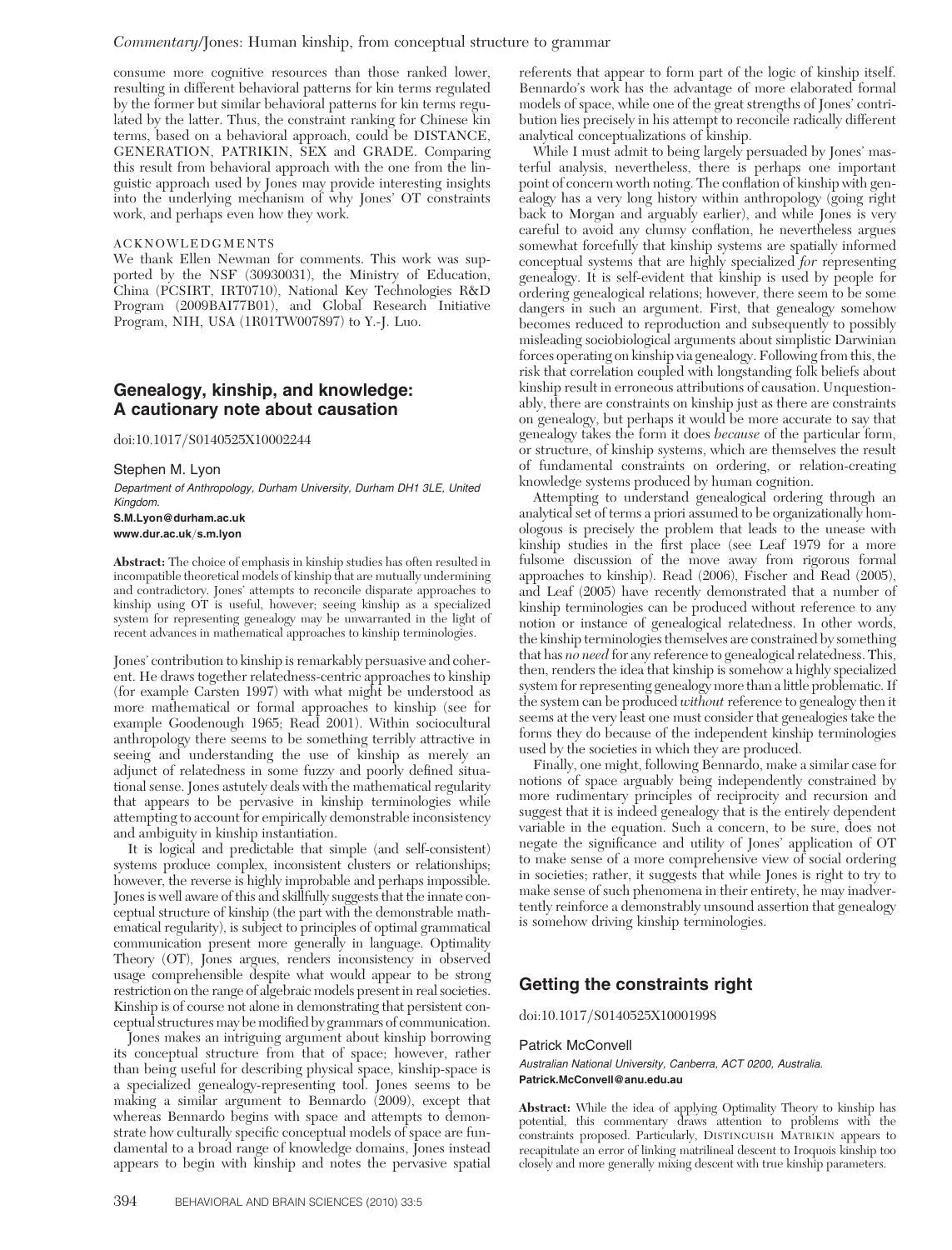consume more cognitive resources than those ranked lower, resulting in different behavioral patterns for kin terms regulated by the former but similar behavioral patterns for kin terms regulated by the latter. Thus, the constraint ranking for Chinese kin terms, based on a behavioral approach, could be DISTANCE, GENERATION, PATRIKIN, SEX and GRADE. Comparing this result from behavioral approach with the one from the linguistic approach used by Jones may provide interesting insights into the underlying mechanism of why Jones' OT constraints work, and perhaps even how they work.

ACKNOWLEDGMENTS

We thank Ellen Newman for comments. This work was supported by the NSF (30930031), the Ministry of Education, China (PCSIRT, IRT0710), National Key Technologies R&D Program (2009BAI77B01), and Global Research Initiative Program, NIH, USA (1R01TW007897) to Y.-J. Luo.

## Genealogy, kinship, and knowledge: A cautionary note about causation

doi:10.1017/S0140525X10002244

Stephen M. Lyon

*Department of Anthropology, Durham University, Durham DH1 3LE, United Kingdom.*
**S.M.Lyon@durham.ac.uk**
**www.dur.ac.uk/s.m.lyon**

**Abstract:** The choice of emphasis in kinship studies has often resulted in incompatible theoretical models of kinship that are mutually undermining and contradictory. Jones' attempts to reconcile disparate approaches to kinship using OT is useful, however; seeing kinship as a specialized system for representing genealogy may be unwarranted in the light of recent advances in mathematical approaches to kinship terminologies.

Jones' contribution to kinship is remarkably persuasive and coherent. He draws together relatedness-centric approaches to kinship (for example Carsten 1997) with what might be understood as more mathematical or formal approaches to kinship (see for example Goodenough 1965; Read 2001). Within sociocultural anthropology there seems to be something terribly attractive in seeing and understanding the use of kinship as merely an adjunct of relatedness in some fuzzy and poorly defined situational sense. Jones astutely deals with the mathematical regularity that appears to be pervasive in kinship terminologies while attempting to account for empirically demonstrable inconsistency and ambiguity in kinship instantiation.

It is logical and predictable that simple (and self-consistent) systems produce complex, inconsistent clusters or relationships; however, the reverse is highly improbable and perhaps impossible. Jones is well aware of this and skillfully suggests that the innate conceptual structure of kinship (the part with the demonstrable mathematical regularity), is subject to principles of optimal grammatical communication present more generally in language. Optimality Theory (OT), Jones argues, renders inconsistency in observed usage comprehensible despite what would appear to be strong restriction on the range of algebraic models present in real societies. Kinship is of course not alone in demonstrating that persistent conceptual structures may be modified by grammars of communication.

Jones makes an intriguing argument about kinship borrowing its conceptual structure from that of space; however, rather than being useful for describing physical space, kinship-space is a specialized genealogy-representing tool. Jones seems to be making a similar argument to Bennardo (2009), except that whereas Bennardo begins with space and attempts to demonstrate how culturally specific conceptual models of space are fundamental to a broad range of knowledge domains, Jones instead appears to begin with kinship and notes the pervasive spatial referents that appear to form part of the logic of kinship itself. Bennardo's work has the advantage of more elaborated formal models of space, while one of the great strengths of Jones' contribution lies precisely in his attempt to reconcile radically different analytical conceptualizations of kinship.

While I must admit to being largely persuaded by Jones' masterful analysis, nevertheless, there is perhaps one important point of concern worth noting. The conflation of kinship with genealogy has a very long history within anthropology (going right back to Morgan and arguably earlier), and while Jones is very careful to avoid any clumsy conflation, he nevertheless argues somewhat forcefully that kinship systems are spatially informed conceptual systems that are highly specialized *for* representing genealogy. It is self-evident that kinship is used by people for ordering genealogical relations; however, there seem to be some dangers in such an argument. First, that genealogy somehow becomes reduced to reproduction and subsequently to possibly misleading sociobiological arguments about simplistic Darwinian forces operating on kinship via genealogy. Following from this, the risk that correlation coupled with longstanding folk beliefs about kinship result in erroneous attributions of causation. Unquestionably, there are constraints on kinship just as there are constraints on genealogy, but perhaps it would be more accurate to say that genealogy takes the form it does *because* of the particular form, or structure, of kinship systems, which are themselves the result of fundamental constraints on ordering, or relation-creating knowledge systems produced by human cognition.

Attempting to understand genealogical ordering through an analytical set of terms a priori assumed to be organizationally homologous is precisely the problem that leads to the unease with kinship studies in the first place (see Leaf 1979 for a more fulsome discussion of the move away from rigorous formal approaches to kinship). Read (2006), Fischer and Read (2005), and Leaf (2005) have recently demonstrated that a number of kinship terminologies can be produced without reference to any notion or instance of genealogical relatedness. In other words, the kinship terminologies themselves are constrained by something that has *no need* for any reference to genealogical relatedness. This, then, renders the idea that kinship is somehow a highly specialized system for representing genealogy more than a little problematic. If the system can be produced *without* reference to genealogy then it seems at the very least one must consider that genealogies take the forms they do because of the independent kinship terminologies used by the societies in which they are produced.

Finally, one might, following Bennardo, make a similar case for notions of space arguably being independently constrained by more rudimentary principles of reciprocity and recursion and suggest that it is indeed genealogy that is the entirely dependent variable in the equation. Such a concern, to be sure, does not negate the significance and utility of Jones' application of OT to make sense of a more comprehensive view of social ordering in societies; rather, it suggests that while Jones is right to try to make sense of such phenomena in their entirety, he may inadvertently reinforce a demonstrably unsound assertion that genealogy is somehow driving kinship terminologies.

## Getting the constraints right

doi:10.1017/S0140525X10001998

Patrick McConvell

*Australian National University, Canberra, ACT 0200, Australia.*
**Patrick.McConvell@anu.edu.au**

**Abstract:** While the idea of applying Optimality Theory to kinship has potential, this commentary draws attention to problems with the constraints proposed. Particularly, DISTINGUISH MATRIKIN appears to recapitulate an error of linking matrilineal descent to Iroquois kinship too closely and more generally mixing descent with true kinship parameters.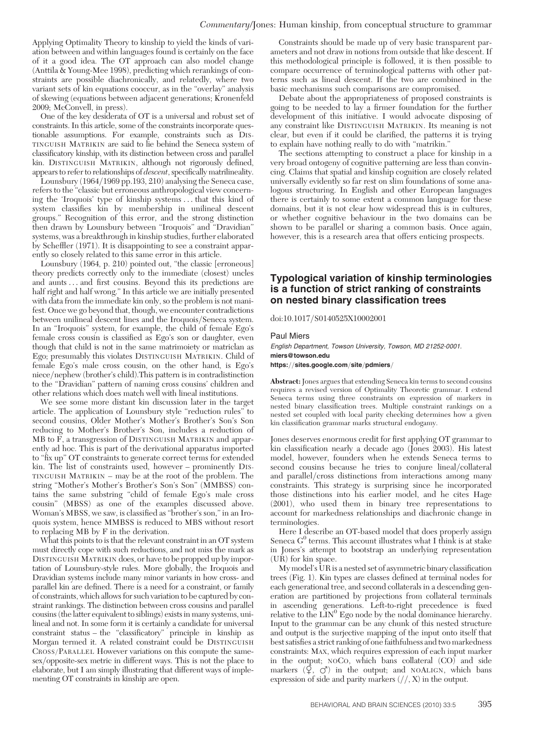Applying Optimality Theory to kinship to yield the kinds of variation between and within languages found is certainly on the face of it a good idea. The OT approach can also model change (Anttila & Young-Mee 1998), predicting which rerankings of constraints are possible diachronically, and relatedly, where two variant sets of kin equations cooccur, as in the "overlay" analysis of skewing (equations between adjacent generations; Kronenfeld 2009; McConvell, in press).

One of the key desiderata of OT is a universal and robust set of constraints. In this article, some of the constraints incorporate questionable assumptions. For example, constraints such as DISTINGUISH MATRIKIN are said to lie behind the Seneca system of classificatory kinship, with its distinction between cross and parallel kin. DISTINGUISH MATRIKIN, although not rigorously defined, appears to refer to relationships of *descent*, specifically matrilineality.

Lounsbury (1964/1969 pp.193, 210) analysing the Seneca case, refers to the "classic but erroneous anthropological view concerning the 'Iroquois' type of kinship systems ... that this kind of system classifies kin by membership in unilineal descent groups." Recognition of this error, and the strong distinction then drawn by Lounsbury between "Iroquois" and "Dravidian" systems, was a breakthrough in kinship studies, further elaborated by Scheffler (1971). It is disappointing to see a constraint apparently so closely related to this same error in this article.

Lounsbury (1964, p. 210) pointed out, "the classic [erroneous] theory predicts correctly only to the immediate (closest) uncles and aunts ... and first cousins. Beyond this its predictions are half right and half wrong." In this article we are initially presented with data from the immediate kin only, so the problem is not manifest. Once we go beyond that, though, we encounter contradictions between unilineal descent lines and the Iroquois/Seneca system. In an "Iroquois" system, for example, the child of female Ego's female cross cousin is classified as Ego's son or daughter, even though that child is not in the same matrimoiety or matriclan as Ego; presumably this violates DISTINGUISH MATRIKIN. Child of female Ego's male cross cousin, on the other hand, is Ego's niece/nephew (brother's child).This pattern is in contradistinction to the "Dravidian" pattern of naming cross cousins' children and other relations which does match well with lineal institutions.

We see some more distant kin discussion later in the target article. The application of Lounsbury style "reduction rules" to second cousins, Older Mother's Mother's Brother's Son's Son reducing to Mother's Brother's Son, includes a reduction of MB to F, a transgression of DISTINGUISH MATRIKIN and apparently ad hoc. This is part of the derivational apparatus imported to "fix up" OT constraints to generate correct terms for extended kin. The list of constraints used, however – prominently DISTINGUISH MATRIKIN – may be at the root of the problem. The string "Mother's Mother's Brother's Son's Son" (MMBSS) contains the same substring "child of female Ego's male cross cousin" (MBSS) as one of the examples discussed above. Woman's MBSS, we saw, is classified as "brother's son," in an Iroquois system, hence MMBSS is reduced to MBS without resort to replacing MB by F in the derivation.

What this points to is that the relevant constraint in an OT system must directly cope with such reductions, and not miss the mark as DISTINGUISH MATRIKIN does, or have to be propped up by importation of Lounsbury-style rules. More globally, the Iroquois and Dravidian systems include many minor variants in how cross- and parallel kin are defined. There is a need for a constraint, or family of constraints, which allows for such variation to be captured by constraint rankings. The distinction between cross cousins and parallel cousins (the latter equivalent to siblings) exists in many systems, unilineal and not. In some form it is certainly a candidate for universal constraint status – the "classificatory" principle in kinship as Morgan termed it. A related constraint could be DISTINGUISH CROSS/PARALLEL However variations on this compute the same-sex/opposite-sex metric in different ways. This is not the place to elaborate, but I am simply illustrating that different ways of implementing OT constraints in kinship are open.

Constraints should be made up of very basic transparent parameters and not draw in notions from outside that like descent. If this methodological principle is followed, it is then possible to compare occurrence of terminological patterns with other patterns such as lineal descent. If the two are combined in the basic mechanisms such comparisons are compromised.

Debate about the appropriateness of proposed constraints is going to be needed to lay a firmer foundation for the further development of this initiative. I would advocate disposing of any constraint like DISTINGUISH MATRIKIN. Its meaning is not clear, but even if it could be clarified, the patterns it is trying to explain have nothing really to do with "matrikin."

The sections attempting to construct a place for kinship in a very broad ontogeny of cognitive patterning are less than convincing. Claims that spatial and kinship cognition are closely related universally evidently so far rest on slim foundations of some analogous structuring. In English and other European languages there is certainly to some extent a common language for these domains, but it is not clear how widespread this is in cultures, or whether cognitive behaviour in the two domains can be shown to be parallel or sharing a common basis. Once again, however, this is a research area that offers enticing prospects.

## Typological variation of kinship terminologies is a function of strict ranking of constraints on nested binary classification trees

doi:10.1017/S0140525X10002001

Paul Miers

*English Department, Towson University, Towson, MD 21252-0001.*
**miers@towson.edu**
**https://sites.google.com/site/pdmiers/**

**Abstract:** Jones argues that extending Seneca kin terms to second cousins requires a revised version of Optimality Theoretic grammar. I extend Seneca terms using three constraints on expression of markers in nested binary classification trees. Multiple constraint rankings on a nested set coupled with local parity checking determines how a given kin classification grammar marks structural endogamy.

Jones deserves enormous credit for first applying OT grammar to kin classification nearly a decade ago (Jones 2003). His latest model, however, founders when he extends Seneca terms to second cousins because he tries to conjure lineal/collateral and parallel/cross distinctions from interactions among many constraints. This strategy is surprising since he incorporated those distinctions into his earlier model, and he cites Hage (2001), who used them in binary tree representations to account for markedness relationships and diachronic change in terminologies.

Here I describe an OT-based model that does properly assign Seneca $G^0$ terms. This account illustrates what I think is at stake in Jones's attempt to bootstrap an underlying representation (UR) for kin space.

My model's UR is a nested set of asymmetric binary classification trees (Fig. 1). Kin types are classes defined at terminal nodes for each generational tree, and second collaterals in a descending generation are partitioned by projections from collateral terminals in ascending generations. Left-to-right precedence is fixed relative to the $LIN^0$ Ego node by the nodal dominance hierarchy. Input to the grammar can be any chunk of this nested structure and output is the surjective mapping of the input onto itself that best satisfies a strict ranking of one faithfulness and two markedness constraints: MAX, which requires expression of each input marker in the output; NOCO, which bans collateral (CO) and side markers (♀, ♂) in the output; and NOALIGN, which bans expression of side and parity markers (//, X) in the output.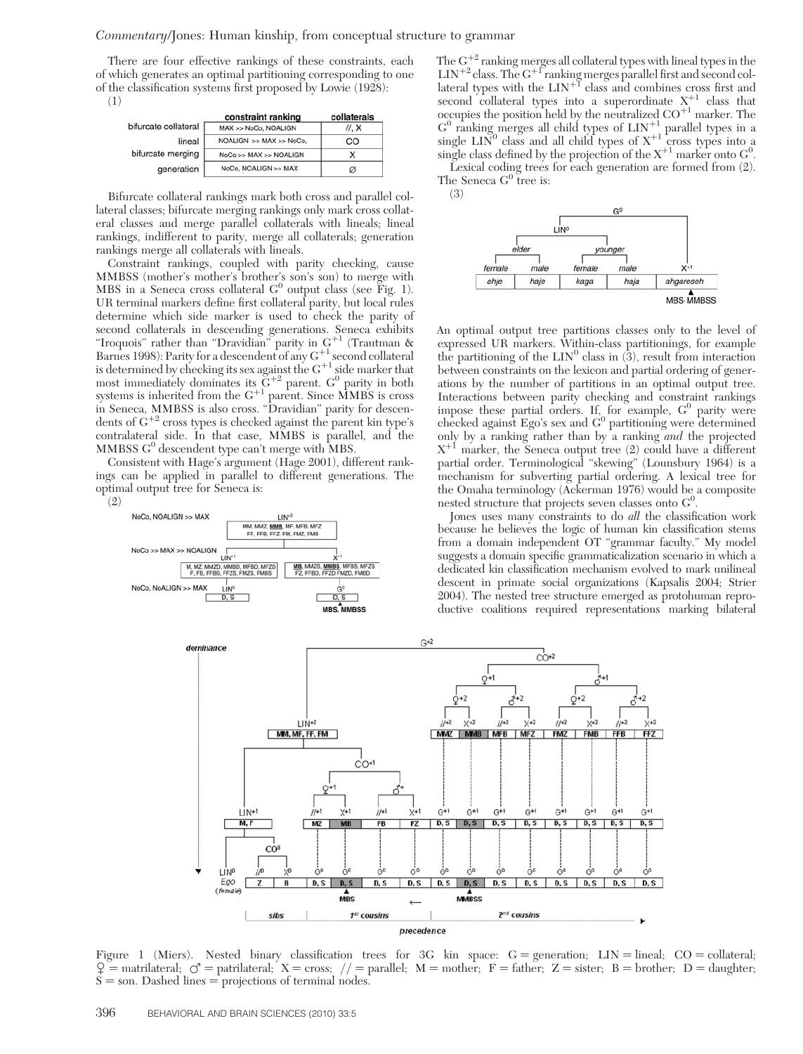There are four effective rankings of these constraints, each of which generates an optimal partitioning corresponding to one of the classification systems first proposed by Lowie (1928):

(1)

| | constraint ranking | collaterals |
|---|---|---|
| bifurcate collateral | MAX >> NoCo, NOALIGN | //, X |
| lineal | NOALIGN >> MAX >> NoCo, | CO |
| bifurcate merging | NoCo >> MAX >> NOALIGN | X |
| generation | NoCo, NOALIGN >> MAX | ∅ |

Bifurcate collateral rankings mark both cross and parallel collateral classes; bifurcate merging rankings only mark cross collateral classes and merge parallel collaterals with lineals; lineal rankings, indifferent to parity, merge all collaterals; generation rankings merge all collaterals with lineals.

Constraint rankings, coupled with parity checking, cause MMBSS (mother's mother's brother's son's son) to merge with MBS in a Seneca cross collateral $G^0$ output class (see Fig. 1). UR terminal markers define first collateral parity, but local rules determine which side marker is used to check the parity of second collaterals in descending generations. Seneca exhibits "Iroquois" rather than "Dravidian" parity in $G^{+1}$ (Trautman & Barnes 1998): Parity for a descendent of any $G^{+1}$ second collateral is determined by checking its sex against the $G^{+1}$ side marker that most immediately dominates its $G^{+2}$ parent. $G^0$ parity in both systems is inherited from the $G^{+1}$ parent. Since MMBS is cross in Seneca, MMBSS is also cross. "Dravidian" parity for descendents of $G^{+2}$ cross types is checked against the parent kin type's contralateral side. In that case, MMBS is parallel, and the MMBSS $G^0$ descendent type can't merge with MBS.

Consistent with Hage's argument (Hage 2001), different rankings can be applied in parallel to different generations. The optimal output tree for Seneca is:

(2)

NoCo, NOALIGN >> MAX — $LIN^{+2}$: MM, MMZ, **MMB**, MF, MFB, MFZ, FF, FFB, FFZ, FM, FMZ, FMB

NoCo >> MAX >> NOALIGN — $LIN^{+1}$: M, MZ, MMZD, MMBD, MFBD, MFZD, F, FB, FFBS, FFZS, FMZS, FMBS; $X^{+1}$: **MB**, MMZS, **MMBS**, MFBS, MFZS, FZ, FFBD, FFZD FMZD, FMBD

NoCo, NoALIGN >> MAX — $LIN^0$: D, S; $G^0$: D, S (MBS, MMBSS)

The $G^{+2}$ ranking merges all collateral types with lineal types in the $LIN^{+2}$ class. The $G^{+1}$ ranking merges parallel first and second collateral types with the $LIN^{+1}$ class and combines cross first and second collateral types into a superordinate $X^{+1}$ class that occupies the position held by the neutralized $CO^{+1}$ marker. The $G^0$ ranking merges all child types of $LIN^{+1}$ parallel types in a single $LIN^0$ class and all child types of $X^{+1}$ cross types into a single class defined by the projection of the $X^{+1}$ marker onto $G^0$.

Lexical coding trees for each generation are formed from (2). The Seneca $G^0$ tree is:

(3)

$G^0$ → $LIN^0$ [elder: female *ahje*, male *haje*; younger: female *kaga*, male *haja*]; $X^{+1}$: *ahgareseh* (MBS, MMBSS)

An optimal output tree partitions classes only to the level of expressed UR markers. Within-class partitionings, for example the partitioning of the $LIN^0$ class in (3), result from interaction between constraints on the lexicon and partial ordering of generations by the number of partitions in an optimal output tree. Interactions between parity checking and constraint rankings impose these partial orders. If, for example, $G^0$ parity were checked against Ego's sex and $G^0$ partitioning were determined only by a ranking rather than by a ranking *and* the projected $X^{+1}$ marker, the Seneca output tree (2) could have a different partial order. Terminological "skewing" (Lounsbury 1964) is a mechanism for subverting partial ordering. A lexical tree for the Omaha terminology (Ackerman 1976) would be a composite nested structure that projects seven classes onto $G^0$.

Jones uses many constraints to do *all* the classification work because he believes the logic of human kin classification stems from a domain independent OT "grammar faculty." My model suggests a domain specific grammaticalization scenario in which a dedicated kin classification mechanism evolved to mark unilineal descent in primate social organizations (Kapsalis 2004; Strier 2004). The nested tree structure emerged as protohuman reproductive coalitions required representations marking bilateral

Figure 1 (Miers). Nested binary classification trees for 3G kin space: G = generation; LIN = lineal; CO = collateral; ♀ = matrilateral; ♂ = patrilateral; X = cross; // = parallel; M = mother; F = father; Z = sister; B = brother; D = daughter; S = son. Dashed lines = projections of terminal nodes.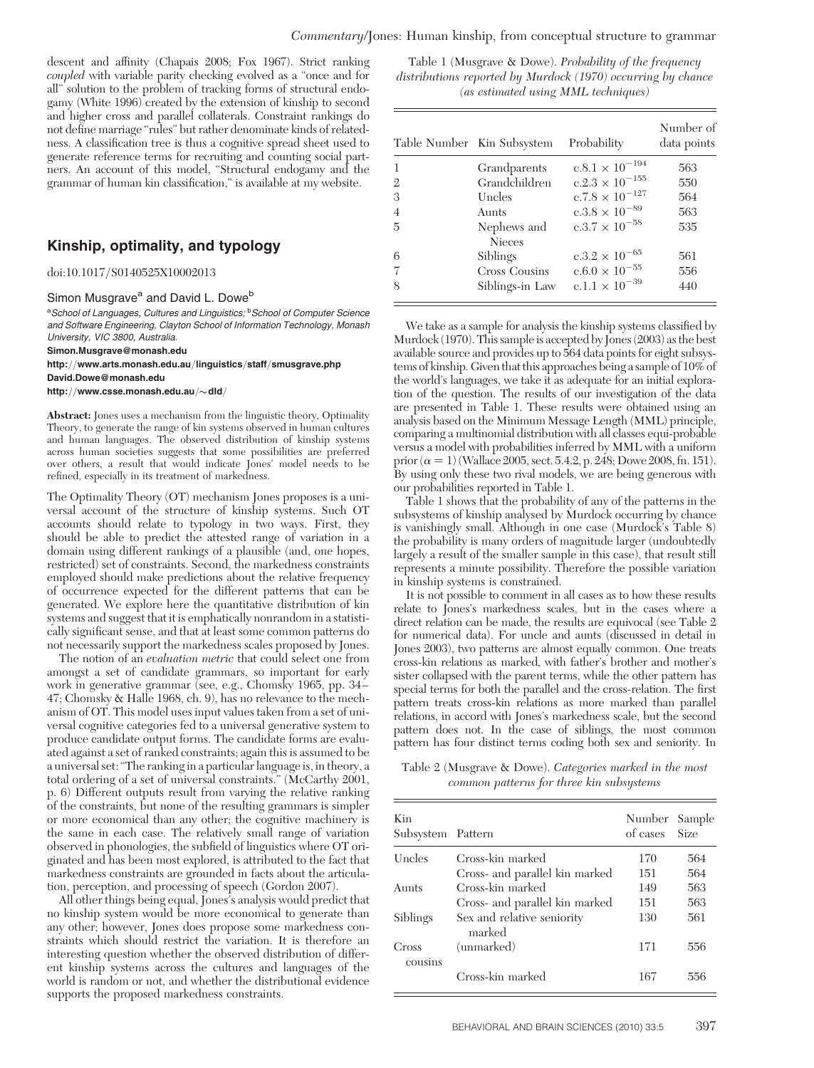descent and affinity (Chapais 2008; Fox 1967). Strict ranking *coupled* with variable parity checking evolved as a "once and for all" solution to the problem of tracking forms of structural endogamy (White 1996) created by the extension of kinship to second and higher cross and parallel collaterals. Constraint rankings do not define marriage "rules" but rather denominate kinds of relatedness. A classification tree is thus a cognitive spread sheet used to generate reference terms for recruiting and counting social partners. An account of this model, "Structural endogamy and the grammar of human kin classification," is available at my website.

## Kinship, optimality, and typology

doi:10.1017/S0140525X10002013

Simon Musgrave[a] and David L. Dowe[b]

[a]School of Languages, Cultures and Linguistics; [b]School of Computer Science and Software Engineering, Clayton School of Information Technology, Monash University, VIC 3800, Australia.

**Simon.Musgrave@monash.edu**

**http://www.arts.monash.edu.au/linguistics/staff/smusgrave.php**

**David.Dowe@monash.edu**

**http://www.csse.monash.edu.au/~dld/**

**Abstract:** Jones uses a mechanism from the linguistic theory, Optimality Theory, to generate the range of kin systems observed in human cultures and human languages. The observed distribution of kinship systems across human societies suggests that some possibilities are preferred over others, a result that would indicate Jones' model needs to be refined, especially in its treatment of markedness.

The Optimality Theory (OT) mechanism Jones proposes is a universal account of the structure of kinship systems. Such OT accounts should relate to typology in two ways. First, they should be able to predict the attested range of variation in a domain using different rankings of a plausible (and, one hopes, restricted) set of constraints. Second, the markedness constraints employed should make predictions about the relative frequency of occurrence expected for the different patterns that can be generated. We explore here the quantitative distribution of kin systems and suggest that it is emphatically nonrandom in a statistically significant sense, and that at least some common patterns do not necessarily support the markedness scales proposed by Jones.

The notion of an *evaluation metric* that could select one from amongst a set of candidate grammars, so important for early work in generative grammar (see, e.g., Chomsky 1965, pp. 34–47; Chomsky & Halle 1968, ch. 9), has no relevance to the mechanism of OT. This model uses input values taken from a set of universal cognitive categories fed to a universal generative system to produce candidate output forms. The candidate forms are evaluated against a set of ranked constraints; again this is assumed to be a universal set: "The ranking in a particular language is, in theory, a total ordering of a set of universal constraints." (McCarthy 2001, p. 6) Different outputs result from varying the relative ranking of the constraints, but none of the resulting grammars is simpler or more economical than any other; the cognitive machinery is the same in each case. The relatively small range of variation observed in phonologies, the subfield of linguistics where OT originated and has been most explored, is attributed to the fact that markedness constraints are grounded in facts about the articulation, perception, and processing of speech (Gordon 2007).

All other things being equal, Jones's analysis would predict that no kinship system would be more economical to generate than any other; however, Jones does propose some markedness constraints which should restrict the variation. It is therefore an interesting question whether the observed distribution of different kinship systems across the cultures and languages of the world is random or not, and whether the distributional evidence supports the proposed markedness constraints.

Table 1 (Musgrave & Dowe). *Probability of the frequency distributions reported by Murdock (1970) occurring by chance (as estimated using MML techniques)*

| Table Number | Kin Subsystem | Probability | Number of data points |
|---|---|---|---|
| 1 | Grandparents | c.$8.1 \times 10^{-194}$ | 563 |
| 2 | Grandchildren | c.$2.3 \times 10^{-155}$ | 550 |
| 3 | Uncles | c.$7.8 \times 10^{-127}$ | 564 |
| 4 | Aunts | c.$3.8 \times 10^{-89}$ | 563 |
| 5 | Nephews and Nieces | c.$3.7 \times 10^{-58}$ | 535 |
| 6 | Siblings | c.$3.2 \times 10^{-65}$ | 561 |
| 7 | Cross Cousins | c.$6.0 \times 10^{-55}$ | 556 |
| 8 | Siblings-in Law | c.$1.1 \times 10^{-39}$ | 440 |

We take as a sample for analysis the kinship systems classified by Murdock (1970). This sample is accepted by Jones (2003) as the best available source and provides up to 564 data points for eight subsystems of kinship. Given that this approaches being a sample of 10% of the world's languages, we take it as adequate for an initial exploration of the question. The results of our investigation of the data are presented in Table 1. These results were obtained using an analysis based on the Minimum Message Length (MML) principle, comparing a multinomial distribution with all classes equi-probable versus a model with probabilities inferred by MML with a uniform prior ($\alpha = 1$) (Wallace 2005, sect. 5.4.2, p. 248; Dowe 2008, fn. 151). By using only these two rival models, we are being generous with our probabilities reported in Table 1.

Table 1 shows that the probability of any of the patterns in the subsystems of kinship analysed by Murdock occurring by chance is vanishingly small. Although in one case (Murdock's Table 8) the probability is many orders of magnitude larger (undoubtedly largely a result of the smaller sample in this case), that result still represents a minute possibility. Therefore the possible variation in kinship systems is constrained.

It is not possible to comment in all cases as to how these results relate to Jones's markedness scales, but in the cases where a direct relation can be made, the results are equivocal (see Table 2 for numerical data). For uncle and aunts (discussed in detail in Jones 2003), two patterns are almost equally common. One treats cross-kin relations as marked, with father's brother and mother's sister collapsed with the parent terms, while the other pattern has special terms for both the parallel and the cross-relation. The first pattern treats cross-kin relations as more marked than parallel relations, in accord with Jones's markedness scale, but the second pattern does not. In the case of siblings, the most common pattern has four distinct terms coding both sex and seniority. In

Table 2 (Musgrave & Dowe). *Categories marked in the most common patterns for three kin subsystems*

| Kin Subsystem | Pattern | Number of cases | Sample Size |
|---|---|---|---|
| Uncles | Cross-kin marked | 170 | 564 |
| | Cross- and parallel kin marked | 151 | 564 |
| Aunts | Cross-kin marked | 149 | 563 |
| | Cross- and parallel kin marked | 151 | 563 |
| Siblings | Sex and relative seniority marked | 130 | 561 |
| Cross cousins | (unmarked) | 171 | 556 |
| | Cross-kin marked | 167 | 556 |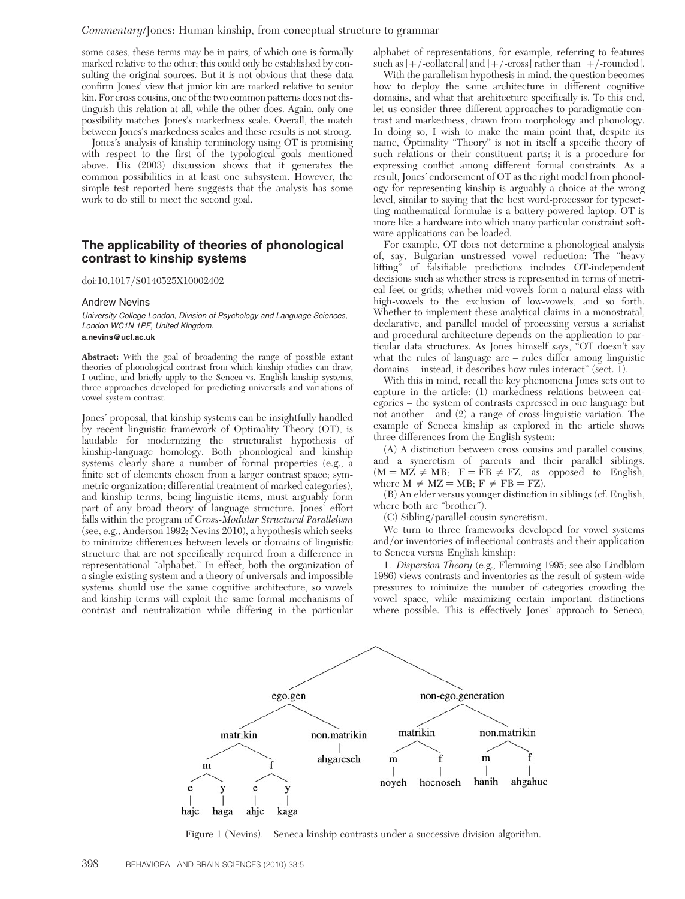some cases, these terms may be in pairs, of which one is formally marked relative to the other; this could only be established by consulting the original sources. But it is not obvious that these data confirm Jones' view that junior kin are marked relative to senior kin. For cross cousins, one of the two common patterns does not distinguish this relation at all, while the other does. Again, only one possibility matches Jones's markedness scale. Overall, the match between Jones's markedness scales and these results is not strong.

Jones's analysis of kinship terminology using OT is promising with respect to the first of the typological goals mentioned above. His (2003) discussion shows that it generates the common possibilities in at least one subsystem. However, the simple test reported here suggests that the analysis has some work to do still to meet the second goal.

## The applicability of theories of phonological contrast to kinship systems

doi:10.1017/S0140525X10002402

Andrew Nevins

*University College London, Division of Psychology and Language Sciences, London WC1N 1PF, United Kingdom.*
**a.nevins@ucl.ac.uk**

**Abstract:** With the goal of broadening the range of possible extant theories of phonological contrast from which kinship studies can draw, I outline, and briefly apply to the Seneca vs. English kinship systems, three approaches developed for predicting universals and variations of vowel system contrast.

Jones' proposal, that kinship systems can be insightfully handled by recent linguistic framework of Optimality Theory (OT), is laudable for modernizing the structuralist hypothesis of kinship-language homology. Both phonological and kinship systems clearly share a number of formal properties (e.g., a finite set of elements chosen from a larger contrast space; symmetric organization; differential treatment of marked categories), and kinship terms, being linguistic items, must arguably form part of any broad theory of language structure. Jones' effort falls within the program of *Cross-Modular Structural Parallelism* (see, e.g., Anderson 1992; Nevins 2010), a hypothesis which seeks to minimize differences between levels or domains of linguistic structure that are not specifically required from a difference in representational "alphabet." In effect, both the organization of a single existing system and a theory of universals and impossible systems should use the same cognitive architecture, so vowels and kinship terms will exploit the same formal mechanisms of contrast and neutralization while differing in the particular alphabet of representations, for example, referring to features such as [+/-collateral] and [+/-cross] rather than [+/-rounded].

With the parallelism hypothesis in mind, the question becomes how to deploy the same architecture in different cognitive domains, and what that architecture specifically is. To this end, let us consider three different approaches to paradigmatic contrast and markedness, drawn from morphology and phonology. In doing so, I wish to make the main point that, despite its name, Optimality "Theory" is not in itself a specific theory of such relations or their constituent parts; it is a procedure for expressing conflict among different formal constraints. As a result, Jones' endorsement of OT as the right model from phonology for representing kinship is arguably a choice at the wrong level, similar to saying that the best word-processor for typesetting mathematical formulae is a battery-powered laptop. OT is more like a hardware into which many particular constraint software applications can be loaded.

For example, OT does not determine a phonological analysis of, say, Bulgarian unstressed vowel reduction: The "heavy lifting" of falsifiable predictions includes OT-independent decisions such as whether stress is represented in terms of metrical feet or grids; whether mid-vowels form a natural class with high-vowels to the exclusion of low-vowels, and so forth. Whether to implement these analytical claims in a monostratal, declarative, and parallel model of processing versus a serialist and procedural architecture depends on the application to particular data structures. As Jones himself says, "OT doesn't say what the rules of language are – rules differ among linguistic domains – instead, it describes how rules interact" (sect. 1).

With this in mind, recall the key phenomena Jones sets out to capture in the article: (1) markedness relations between categories – the system of contrasts expressed in one language but not another – and (2) a range of cross-linguistic variation. The example of Seneca kinship as explored in the article shows three differences from the English system:

(A) A distinction between cross cousins and parallel cousins, and a syncretism of parents and their parallel siblings. (M = MZ ≠ MB; F = FB ≠ FZ, as opposed to English, where M ≠ MZ = MB; F ≠ FB = FZ).

(B) An elder versus younger distinction in siblings (cf. English, where both are "brother").

(C) Sibling/parallel-cousin syncretism.

We turn to three frameworks developed for vowel systems and/or inventories of inflectional contrasts and their application to Seneca versus English kinship:

1. *Dispersion Theory* (e.g., Flemming 1995; see also Lindblom 1986) views contrasts and inventories as the result of system-wide pressures to minimize the number of categories crowding the vowel space, while maximizing certain important distinctions where possible. This is effectively Jones' approach to Seneca,

ego.gen
non-ego.generation
matrikin
non.matrikin
matrikin
non.matrikin
m
f
ahgareseh
m
f
m
f
e
y
e
y
noyeh
hocnoseh
hanih
ahgahuc
haje
haga
ahje
kaga

Figure 1 (Nevins). Seneca kinship contrasts under a successive division algorithm.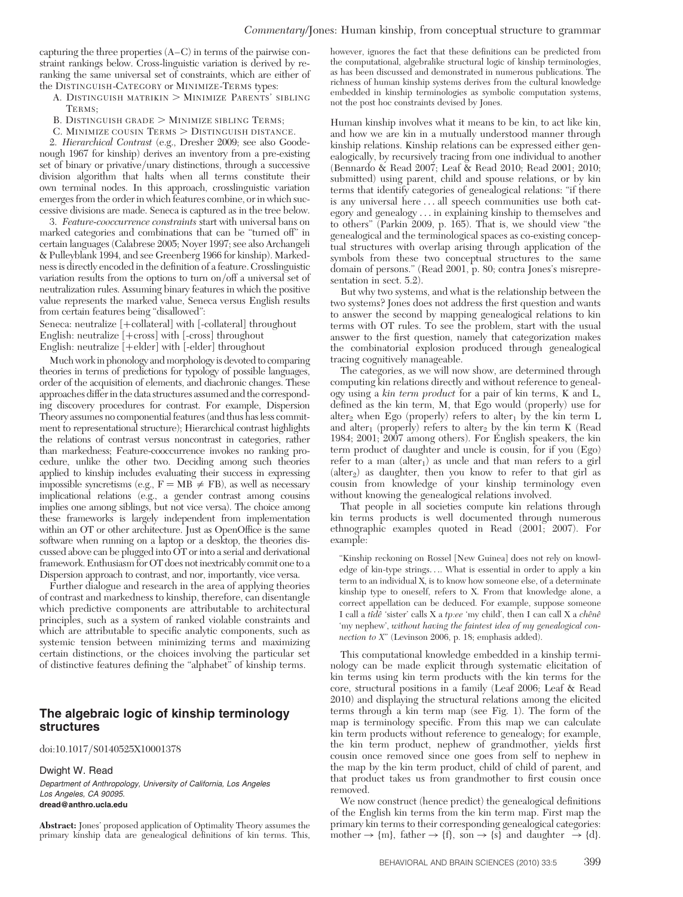capturing the three properties (A–C) in terms of the pairwise constraint rankings below. Cross-linguistic variation is derived by reranking the same universal set of constraints, which are either of the DISTINGUISH-CATEGORY or MINIMIZE-TERMS types:

A. DISTINGUISH MATRIKIN > MINIMIZE PARENTS' SIBLING TERMS;

B. DISTINGUISH GRADE > MINIMIZE SIBLING TERMS;

C. MINIMIZE COUSIN TERMS > DISTINGUISH DISTANCE.

2. *Hierarchical Contrast* (e.g., Dresher 2009; see also Goodenough 1967 for kinship) derives an inventory from a pre-existing set of binary or privative/unary distinctions, through a successive division algorithm that halts when all terms constitute their own terminal nodes. In this approach, crosslinguistic variation emerges from the order in which features combine, or in which successive divisions are made. Seneca is captured as in the tree below.

3. *Feature-cooccurrence constraints* start with universal bans on marked categories and combinations that can be "turned off" in certain languages (Calabrese 2005; Noyer 1997; see also Archangeli & Pulleyblank 1994, and see Greenberg 1966 for kinship). Markedness is directly encoded in the definition of a feature. Crosslinguistic variation results from the options to turn on/off a universal set of neutralization rules. Assuming binary features in which the positive value represents the marked value, Seneca versus English results from certain features being "disallowed":

Seneca: neutralize [+collateral] with [-collateral] throughout
English: neutralize [+cross] with [-cross] throughout
English: neutralize [+elder] with [-elder] throughout

Much work in phonology and morphology is devoted to comparing theories in terms of predictions for typology of possible languages, order of the acquisition of elements, and diachronic changes. These approaches differ in the data structures assumed and the corresponding discovery procedures for contrast. For example, Dispersion Theory assumes no componential features (and thus has less commitment to representational structure); Hierarchical contrast highlights the relations of contrast versus noncontrast in categories, rather than markedness; Feature-cooccurrence invokes no ranking procedure, unlike the other two. Deciding among such theories applied to kinship includes evaluating their success in expressing impossible syncretisms (e.g., F = MB ≠ FB), as well as necessary implicational relations (e.g., a gender contrast among cousins implies one among siblings, but not vice versa). The choice among these frameworks is largely independent from implementation within an OT or other architecture. Just as OpenOffice is the same software when running on a laptop or a desktop, the theories discussed above can be plugged into OT or into a serial and derivational framework. Enthusiasm for OT does not inextricably commit one to a Dispersion approach to contrast, and nor, importantly, vice versa.

Further dialogue and research in the area of applying theories of contrast and markedness to kinship, therefore, can disentangle which predictive components are attributable to architectural principles, such as a system of ranked violable constraints and which are attributable to specific analytic components, such as systemic tension between minimizing terms and maximizing certain distinctions, or the choices involving the particular set of distinctive features defining the "alphabet" of kinship terms.

## The algebraic logic of kinship terminology structures

doi:10.1017/S0140525X10001378

Dwight W. Read

*Department of Anthropology, University of California, Los Angeles Los Angeles, CA 90095.*
**dread@anthro.ucla.edu**

**Abstract:** Jones' proposed application of Optimality Theory assumes the primary kinship data are genealogical definitions of kin terms. This, however, ignores the fact that these definitions can be predicted from the computational, algebralike structural logic of kinship terminologies, as has been discussed and demonstrated in numerous publications. The richness of human kinship systems derives from the cultural knowledge embedded in kinship terminologies as symbolic computation systems, not the post hoc constraints devised by Jones.

Human kinship involves what it means to be kin, to act like kin, and how we are kin in a mutually understood manner through kinship relations. Kinship relations can be expressed either genealogically, by recursively tracing from one individual to another (Bennardo & Read 2007; Leaf & Read 2010; Read 2001; 2010; submitted) using parent, child and spouse relations, or by kin terms that identify categories of genealogical relations: "if there is any universal here . . . all speech communities use both category and genealogy . . . in explaining kinship to themselves and to others" (Parkin 2009, p. 165). That is, we should view "the genealogical and the terminological spaces as co-existing conceptual structures with overlap arising through application of the symbols from these two conceptual structures to the same domain of persons." (Read 2001, p. 80; contra Jones's misrepresentation in sect. 5.2).

But why two systems, and what is the relationship between the two systems? Jones does not address the first question and wants to answer the second by mapping genealogical relations to kin terms with OT rules. To see the problem, start with the usual answer to the first question, namely that categorization makes the combinatorial explosion produced through genealogical tracing cognitively manageable.

The categories, as we will now show, are determined through computing kin relations directly and without reference to genealogy using a *kin term product* for a pair of kin terms, K and L, defined as the kin term, M, that Ego would (properly) use for $alter_2$ when Ego (properly) refers to $alter_1$ by the kin term L and $alter_1$ (properly) refers to $alter_2$ by the kin term K (Read 1984; 2001; 2007 among others). For English speakers, the kin term product of daughter and uncle is cousin, for if you (Ego) refer to a man ($alter_1$) as uncle and that man refers to a girl ($alter_2$) as daughter, then you know to refer to that girl as cousin from knowledge of your kinship terminology even without knowing the genealogical relations involved.

That people in all societies compute kin relations through kin terms products is well documented through numerous ethnographic examples quoted in Read (2001; 2007). For example:

> "Kinship reckoning on Rossel [New Guinea] does not rely on knowledge of kin-type strings. . . . What is essential in order to apply a kin term to an individual X, is to know how someone else, of a determinate kinship type to oneself, refers to X. From that knowledge alone, a correct appellation can be deduced. For example, suppose someone I call a *tîdê* 'sister' calls X a *tp:ee* 'my child', then I can call X a *chênê* 'my nephew', *without having the faintest idea of my genealogical connection to X*" (Levinson 2006, p. 18; emphasis added).

This computational knowledge embedded in a kinship terminology can be made explicit through systematic elicitation of kin terms using kin term products with the kin terms for the core, structural positions in a family (Leaf 2006; Leaf & Read 2010) and displaying the structural relations among the elicited terms through a kin term map (see Fig. 1). The form of the map is terminology specific. From this map we can calculate kin term products without reference to genealogy; for example, the kin term product, nephew of grandmother, yields first cousin once removed since one goes from self to nephew in the map by the kin term product, child of child of parent, and that product takes us from grandmother to first cousin once removed.

We now construct (hence predict) the genealogical definitions of the English kin terms from the kin term map. First map the primary kin terms to their corresponding genealogical categories: mother → {m}, father → {f}, son → {s} and daughter → {d}.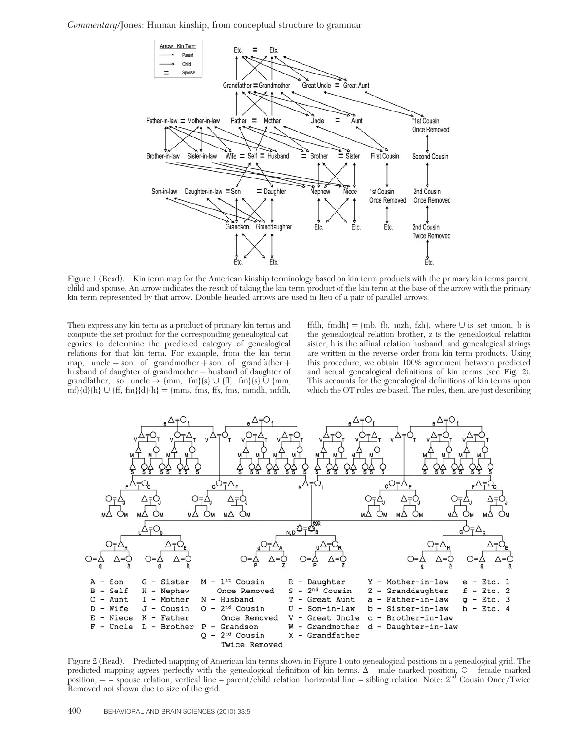Figure 1 (Read). Kin term map for the American kinship terminology based on kin term products with the primary kin terms parent, child and spouse. An arrow indicates the result of taking the kin term product of the kin term at the base of the arrow with the primary kin term represented by that arrow. Double-headed arrows are used in lieu of a pair of parallel arrows.

Then express any kin term as a product of primary kin terms and compute the set product for the corresponding genealogical categories to determine the predicted category of genealogical relations for that kin term. For example, from the kin term map, uncle = son of grandmother + son of grandfather + husband of daughter of grandmother + husband of daughter of grandfather, so uncle → {mm, fm}{s} ∪ {ff, fm}{s} ∪ {mm, mf}{d}{h} ∪ {ff, fm}{d}{h} = {mms, fms, ffs, fms, mmdh, mfdh, ffdh, fmdh} = {mb, fb, mzh, fzh}, where ∪ is set union, b is the genealogical relation brother, z is the genealogical relation sister, h is the affinal relation husband, and genealogical strings are written in the reverse order from kin term products. Using this procedure, we obtain 100% agreement between predicted and actual genealogical definitions of kin terms (see Fig. 2). This accounts for the genealogical definitions of kin terms upon which the OT rules are based. The rules, then, are just describing

| | | | | |
|---|---|---|---|---|
| A – Son | G – Sister | M – 1st Cousin Once Removed | R – Daughter | Y – Mother-in-law | e – Etc. 1 |
| B – Self | H – Nephew | | S – 2nd Cousin | Z – Granddaughter | f – Etc. 2 |
| C – Aunt | I – Mother | N – Husband | T – Great Aunt | a – Father-in-law | g – Etc. 3 |
| D – Wife | J – Cousin | O – 2nd Cousin Once Removed | U – Son-in-law | b – Sister-in-law | h – Etc. 4 |
| E – Niece | K – Father | | V – Great Uncle | c – Brother-in-law | |
| F – Uncle | L – Brother | P – Grandson | W – Grandmother | d – Daughter-in-law | |
| | | Q – 2nd Cousin Twice Removed | X – Grandfather | | |

Figure 2 (Read). Predicted mapping of American kin terms shown in Figure 1 onto genealogical positions in a genealogical grid. The predicted mapping agrees perfectly with the genealogical definition of kin terms. Δ – male marked position, ○ – female marked position, = – spouse relation, vertical line – parent/child relation, horizontal line – sibling relation. Note: 2nd Cousin Once/Twice Removed not shown due to size of the grid.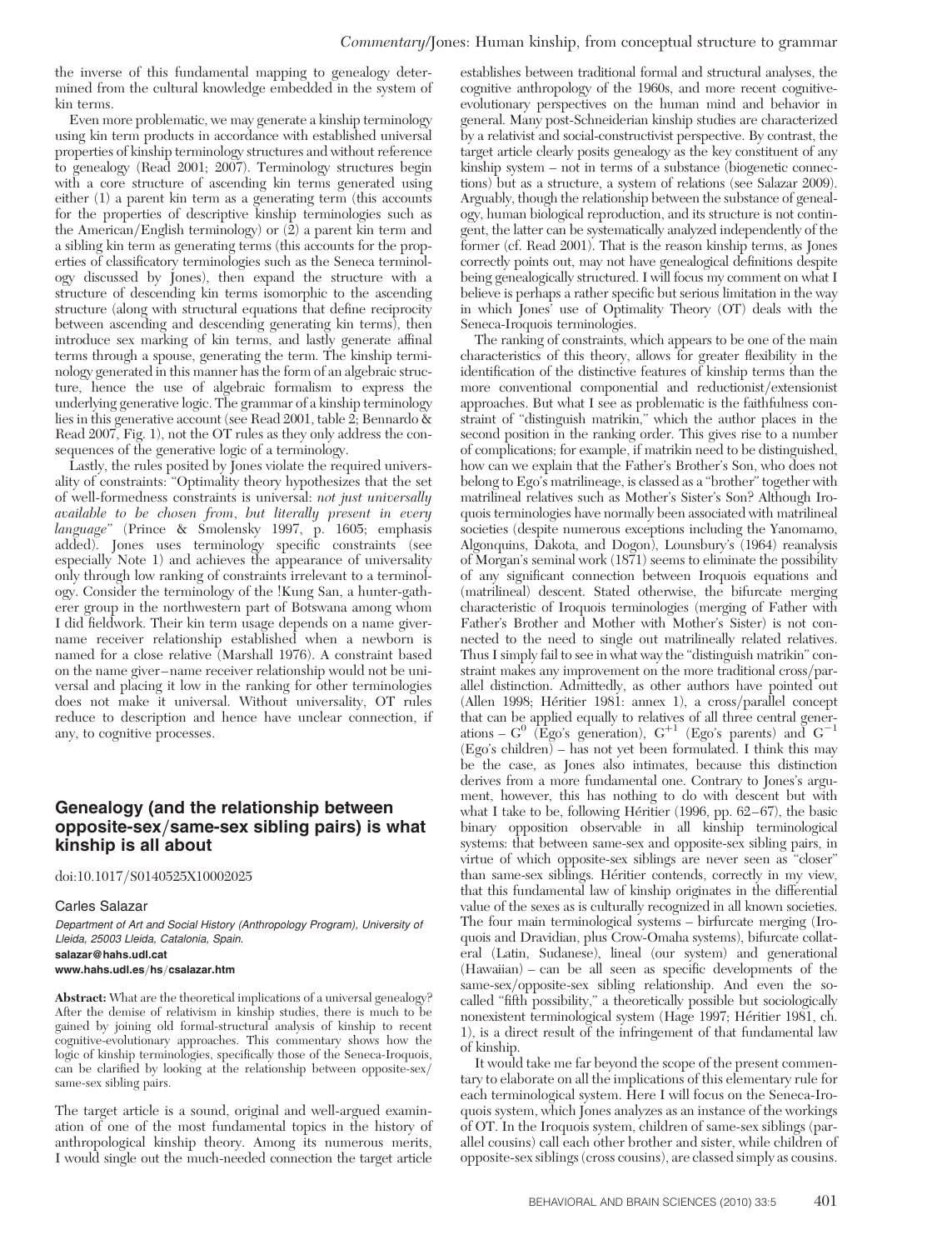the inverse of this fundamental mapping to genealogy determined from the cultural knowledge embedded in the system of kin terms.

Even more problematic, we may generate a kinship terminology using kin term products in accordance with established universal properties of kinship terminology structures and without reference to genealogy (Read 2001; 2007). Terminology structures begin with a core structure of ascending kin terms generated using either (1) a parent kin term as a generating term (this accounts for the properties of descriptive kinship terminologies such as the American/English terminology) or (2) a parent kin term and a sibling kin term as generating terms (this accounts for the properties of classificatory terminologies such as the Seneca terminology discussed by Jones), then expand the structure with a structure of descending kin terms isomorphic to the ascending structure (along with structural equations that define reciprocity between ascending and descending generating kin terms), then introduce sex marking of kin terms, and lastly generate affinal terms through a spouse, generating the term. The kinship terminology generated in this manner has the form of an algebraic structure, hence the use of algebraic formalism to express the underlying generative logic. The grammar of a kinship terminology lies in this generative account (see Read 2001, table 2; Bennardo & Read 2007, Fig. 1), not the OT rules as they only address the consequences of the generative logic of a terminology.

Lastly, the rules posited by Jones violate the required universality of constraints: "Optimality theory hypothesizes that the set of well-formedness constraints is universal: *not just universally available to be chosen from, but literally present in every language*" (Prince & Smolensky 1997, p. 1605; emphasis added). Jones uses terminology specific constraints (see especially Note 1) and achieves the appearance of universality only through low ranking of constraints irrelevant to a terminology. Consider the terminology of the !Kung San, a hunter-gatherer group in the northwestern part of Botswana among whom I did fieldwork. Their kin term usage depends on a name giver-name receiver relationship established when a newborn is named for a close relative (Marshall 1976). A constraint based on the name giver–name receiver relationship would not be universal and placing it low in the ranking for other terminologies does not make it universal. Without universality, OT rules reduce to description and hence have unclear connection, if any, to cognitive processes.

## Genealogy (and the relationship between opposite-sex/same-sex sibling pairs) is what kinship is all about

doi:10.1017/S0140525X10002025

Carles Salazar

*Department of Art and Social History (Anthropology Program), University of Lleida, 25003 Lleida, Catalonia, Spain.*
**salazar@hahs.udl.cat**
**www.hahs.udl.es/hs/csalazar.htm**

**Abstract:** What are the theoretical implications of a universal genealogy? After the demise of relativism in kinship studies, there is much to be gained by joining old formal-structural analysis of kinship to recent cognitive-evolutionary approaches. This commentary shows how the logic of kinship terminologies, specifically those of the Seneca-Iroquois, can be clarified by looking at the relationship between opposite-sex/same-sex sibling pairs.

The target article is a sound, original and well-argued examination of one of the most fundamental topics in the history of anthropological kinship theory. Among its numerous merits, I would single out the much-needed connection the target article establishes between traditional formal and structural analyses, the cognitive anthropology of the 1960s, and more recent cognitive-evolutionary perspectives on the human mind and behavior in general. Many post-Schneiderian kinship studies are characterized by a relativist and social-constructivist perspective. By contrast, the target article clearly posits genealogy as the key constituent of any kinship system – not in terms of a substance (biogenetic connections) but as a structure, a system of relations (see Salazar 2009). Arguably, though the relationship between the substance of genealogy, human biological reproduction, and its structure is not contingent, the latter can be systematically analyzed independently of the former (cf. Read 2001). That is the reason kinship terms, as Jones correctly points out, may not have genealogical definitions despite being genealogically structured. I will focus my comment on what I believe is perhaps a rather specific but serious limitation in the way in which Jones' use of Optimality Theory (OT) deals with the Seneca-Iroquois terminologies.

The ranking of constraints, which appears to be one of the main characteristics of this theory, allows for greater flexibility in the identification of the distinctive features of kinship terms than the more conventional componential and reductionist/extensionist approaches. But what I see as problematic is the faithfulness constraint of "distinguish matrikin," which the author places in the second position in the ranking order. This gives rise to a number of complications; for example, if matrikin need to be distinguished, how can we explain that the Father's Brother's Son, who does not belong to Ego's matrilineage, is classed as a "brother" together with matrilineal relatives such as Mother's Sister's Son? Although Iroquois terminologies have normally been associated with matrilineal societies (despite numerous exceptions including the Yanomamo, Algonquins, Dakota, and Dogon), Lounsbury's (1964) reanalysis of Morgan's seminal work (1871) seems to eliminate the possibility of any significant connection between Iroquois equations and (matrilineal) descent. Stated otherwise, the bifurcate merging characteristic of Iroquois terminologies (merging of Father with Father's Brother and Mother with Mother's Sister) is not connected to the need to single out matrilineally related relatives. Thus I simply fail to see in what way the "distinguish matrikin" constraint makes any improvement on the more traditional cross/parallel distinction. Admittedly, as other authors have pointed out (Allen 1998; Héritier 1981: annex 1), a cross/parallel concept that can be applied equally to relatives of all three central generations – $G^0$ (Ego's generation), $G^{+1}$ (Ego's parents) and $G^{-1}$ (Ego's children) – has not yet been formulated. I think this may be the case, as Jones also intimates, because this distinction derives from a more fundamental one. Contrary to Jones's argument, however, this has nothing to do with descent but with what I take to be, following Héritier (1996, pp. 62–67), the basic binary opposition observable in all kinship terminological systems: that between same-sex and opposite-sex sibling pairs, in virtue of which opposite-sex siblings are never seen as "closer" than same-sex siblings. Héritier contends, correctly in my view, that this fundamental law of kinship originates in the differential value of the sexes as is culturally recognized in all known societies. The four main terminological systems – birfurcate merging (Iroquois and Dravidian, plus Crow-Omaha systems), bifurcate collateral (Latin, Sudanese), lineal (our system) and generational (Hawaiian) – can be all seen as specific developments of the same-sex/opposite-sex sibling relationship. And even the so-called "fifth possibility," a theoretically possible but sociologically nonexistent terminological system (Hage 1997; Héritier 1981, ch. 1), is a direct result of the infringement of that fundamental law of kinship.

It would take me far beyond the scope of the present commentary to elaborate on all the implications of this elementary rule for each terminological system. Here I will focus on the Seneca-Iroquois system, which Jones analyzes as an instance of the workings of OT. In the Iroquois system, children of same-sex siblings (parallel cousins) call each other brother and sister, while children of opposite-sex siblings (cross cousins), are classed simply as cousins.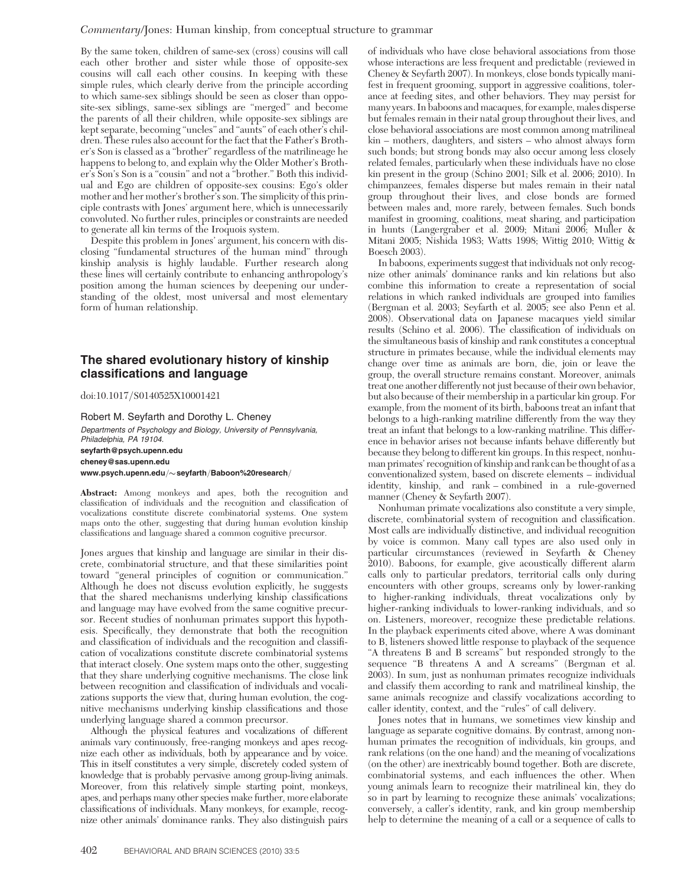By the same token, children of same-sex (cross) cousins will call each other brother and sister while those of opposite-sex cousins will call each other cousins. In keeping with these simple rules, which clearly derive from the principle according to which same-sex siblings should be seen as closer than opposite-sex siblings, same-sex siblings are "merged" and become the parents of all their children, while opposite-sex siblings are kept separate, becoming "uncles" and "aunts" of each other's children. These rules also account for the fact that the Father's Brother's Son is classed as a "brother" regardless of the matrilineage he happens to belong to, and explain why the Older Mother's Brother's Son's Son is a "cousin" and not a "brother." Both this individual and Ego are children of opposite-sex cousins: Ego's older mother and her mother's brother's son. The simplicity of this principle contrasts with Jones' argument here, which is unnecessarily convoluted. No further rules, principles or constraints are needed to generate all kin terms of the Iroquois system.

Despite this problem in Jones' argument, his concern with disclosing "fundamental structures of the human mind" through kinship analysis is highly laudable. Further research along these lines will certainly contribute to enhancing anthropology's position among the human sciences by deepening our understanding of the oldest, most universal and most elementary form of human relationship.

## The shared evolutionary history of kinship classifications and language

doi:10.1017/S0140525X10001421

Robert M. Seyfarth and Dorothy L. Cheney

*Departments of Psychology and Biology, University of Pennsylvania, Philadelphia, PA 19104.*

**seyfarth@psych.upenn.edu**

**cheney@sas.upenn.edu**

**www.psych.upenn.edu/~seyfarth/Baboon%20research/**

**Abstract:** Among monkeys and apes, both the recognition and classification of individuals and the recognition and classification of vocalizations constitute discrete combinatorial systems. One system maps onto the other, suggesting that during human evolution kinship classifications and language shared a common cognitive precursor.

Jones argues that kinship and language are similar in their discrete, combinatorial structure, and that these similarities point toward "general principles of cognition or communication." Although he does not discuss evolution explicitly, he suggests that the shared mechanisms underlying kinship classifications and language may have evolved from the same cognitive precursor. Recent studies of nonhuman primates support this hypothesis. Specifically, they demonstrate that both the recognition and classification of individuals and the recognition and classification of vocalizations constitute discrete combinatorial systems that interact closely. One system maps onto the other, suggesting that they share underlying cognitive mechanisms. The close link between recognition and classification of individuals and vocalizations supports the view that, during human evolution, the cognitive mechanisms underlying kinship classifications and those underlying language shared a common precursor.

Although the physical features and vocalizations of different animals vary continuously, free-ranging monkeys and apes recognize each other as individuals, both by appearance and by voice. This in itself constitutes a very simple, discretely coded system of knowledge that is probably pervasive among group-living animals. Moreover, from this relatively simple starting point, monkeys, apes, and perhaps many other species make further, more elaborate classifications of individuals. Many monkeys, for example, recognize other animals' dominance ranks. They also distinguish pairs of individuals who have close behavioral associations from those whose interactions are less frequent and predictable (reviewed in Cheney & Seyfarth 2007). In monkeys, close bonds typically manifest in frequent grooming, support in aggressive coalitions, tolerance at feeding sites, and other behaviors. They may persist for many years. In baboons and macaques, for example, males disperse but females remain in their natal group throughout their lives, and close behavioral associations are most common among matrilineal kin – mothers, daughters, and sisters – who almost always form such bonds; but strong bonds may also occur among less closely related females, particularly when these individuals have no close kin present in the group (Schino 2001; Silk et al. 2006; 2010). In chimpanzees, females disperse but males remain in their natal group throughout their lives, and close bonds are formed between males and, more rarely, between females. Such bonds manifest in grooming, coalitions, meat sharing, and participation in hunts (Langergraber et al. 2009; Mitani 2006; Muller & Mitani 2005; Nishida 1983; Watts 1998; Wittig 2010; Wittig & Boesch 2003).

In baboons, experiments suggest that individuals not only recognize other animals' dominance ranks and kin relations but also combine this information to create a representation of social relations in which ranked individuals are grouped into families (Bergman et al. 2003; Seyfarth et al. 2005; see also Penn et al. 2008). Observational data on Japanese macaques yield similar results (Schino et al. 2006). The classification of individuals on the simultaneous basis of kinship and rank constitutes a conceptual structure in primates because, while the individual elements may change over time as animals are born, die, join or leave the group, the overall structure remains constant. Moreover, animals treat one another differently not just because of their own behavior, but also because of their membership in a particular kin group. For example, from the moment of its birth, baboons treat an infant that belongs to a high-ranking matriline differently from the way they treat an infant that belongs to a low-ranking matriline. This difference in behavior arises not because infants behave differently but because they belong to different kin groups. In this respect, nonhuman primates' recognition of kinship and rank can be thought of as a conventionalized system, based on discrete elements – individual identity, kinship, and rank – combined in a rule-governed manner (Cheney & Seyfarth 2007).

Nonhuman primate vocalizations also constitute a very simple, discrete, combinatorial system of recognition and classification. Most calls are individually distinctive, and individual recognition by voice is common. Many call types are also used only in particular circumstances (reviewed in Seyfarth & Cheney 2010). Baboons, for example, give acoustically different alarm calls only to particular predators, territorial calls only during encounters with other groups, screams only by lower-ranking to higher-ranking individuals, threat vocalizations only by higher-ranking individuals to lower-ranking individuals, and so on. Listeners, moreover, recognize these predictable relations. In the playback experiments cited above, where A was dominant to B, listeners showed little response to playback of the sequence "A threatens B and B screams" but responded strongly to the sequence "B threatens A and A screams" (Bergman et al. 2003). In sum, just as nonhuman primates recognize individuals and classify them according to rank and matrilineal kinship, the same animals recognize and classify vocalizations according to caller identity, context, and the "rules" of call delivery.

Jones notes that in humans, we sometimes view kinship and language as separate cognitive domains. By contrast, among nonhuman primates the recognition of individuals, kin groups, and rank relations (on the one hand) and the meaning of vocalizations (on the other) are inextricably bound together. Both are discrete, combinatorial systems, and each influences the other. When young animals learn to recognize their matrilineal kin, they do so in part by learning to recognize these animals' vocalizations; conversely, a caller's identity, rank, and kin group membership help to determine the meaning of a call or a sequence of calls to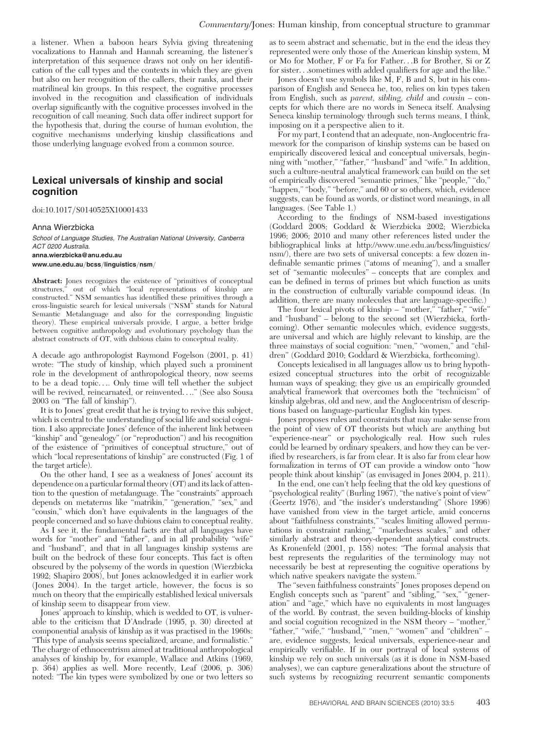a listener. When a baboon hears Sylvia giving threatening vocalizations to Hannah and Hannah screaming, the listener's interpretation of this sequence draws not only on her identification of the call types and the contexts in which they are given but also on her recognition of the callers, their ranks, and their matrilineal kin groups. In this respect, the cognitive processes involved in the recognition and classification of individuals overlap significantly with the cognitive processes involved in the recognition of call meaning. Such data offer indirect support for the hypothesis that, during the course of human evolution, the cognitive mechanisms underlying kinship classifications and those underlying language evolved from a common source.

## Lexical universals of kinship and social cognition

doi:10.1017/S0140525X10001433

Anna Wierzbicka

*School of Language Studies, The Australian National University, Canberra ACT 0200 Australia.*

**anna.wierzbicka@anu.edu.au**

**www.une.edu.au/bcss/linguistics/nsm/**

**Abstract:** Jones recognizes the existence of "primitives of conceptual structures," out of which "local representations of kinship are constructed." NSM semantics has identified these primitives through a cross-linguistic search for lexical universals ("NSM" stands for Natural Semantic Metalanguage and also for the corresponding linguistic theory). These empirical universals provide, I argue, a better bridge between cognitive anthropology and evolutionary psychology than the abstract constructs of OT, with dubious claim to conceptual reality.

A decade ago anthropologist Raymond Fogelson (2001, p. 41) wrote: "The study of kinship, which played such a prominent role in the development of anthropological theory, now seems to be a dead topic.... Only time will tell whether the subject will be revived, reincarnated, or reinvented...." (See also Sousa 2003 on "The fall of kinship").

It is to Jones' great credit that he is trying to revive this subject, which is central to the understanding of social life and social cognition. I also appreciate Jones' defence of the inherent link between "kinship" and "genealogy" (or "reproduction") and his recognition of the existence of "primitives of conceptual structure," out of which "local representations of kinship" are constructed (Fig. 1 of the target article).

On the other hand, I see as a weakness of Jones' account its dependence on a particular formal theory (OT) and its lack of attention to the question of metalanguage. The "constraints" approach depends on metaterms like "matrikin," "generation," "sex," and "cousin," which don't have equivalents in the languages of the people concerned and so have dubious claim to conceptual reality.

As I see it, the fundamental facts are that all languages have words for "mother" and "father", and in all probability "wife" and "husband", and that in all languages kinship systems are built on the bedrock of these four concepts. This fact is often obscured by the polysemy of the words in question (Wierzbicka 1992; Shapiro 2008), but Jones acknowledged it in earlier work (Jones 2004). In the target article, however, the focus is so much on theory that the empirically established lexical universals of kinship seem to disappear from view.

Jones' approach to kinship, which is wedded to OT, is vulnerable to the criticism that D'Andrade (1995, p. 30) directed at componential analysis of kinship as it was practised in the 1960s: "This type of analysis seems specialized, arcane, and formalistic." The charge of ethnocentrism aimed at traditional anthropological analyses of kinship by, for example, Wallace and Atkins (1969, p. 364) applies as well. More recently, Leaf (2006, p. 306) noted: "The kin types were symbolized by one or two letters so as to seem abstract and schematic, but in the end the ideas they represented were only those of the American kinship system, M or Mo for Mother, F or Fa for Father...B for Brother, Si or Z for sister...sometimes with added qualifiers for age and the like."

Jones doesn't use symbols like M, F, B and S, but in his comparison of English and Seneca he, too, relies on kin types taken from English, such as *parent, sibling, child* and *cousin* – concepts for which there are no words in Seneca itself. Analysing Seneca kinship terminology through such terms means, I think, imposing on it a perspective alien to it.

For my part, I contend that an adequate, non-Anglocentric framework for the comparison of kinship systems can be based on empirically discovered lexical and conceptual universals, beginning with "mother," "father," "husband" and "wife." In addition, such a culture-neutral analytical framework can build on the set of empirically discovered "semantic primes," like "people," "do," "happen," "body," "before," and 60 or so others, which, evidence suggests, can be found as words, or distinct word meanings, in all languages. (See Table 1.)

According to the findings of NSM-based investigations (Goddard 2008; Goddard & Wierzbicka 2002; Wierzbicka 1996; 2006; 2010 and many other references listed under the bibliographical links at http://www.une.edu.au/bcss/linguistics/nsm/), there are two sets of universal concepts: a few dozen indefinable semantic primes ("atoms of meaning"), and a smaller set of "semantic molecules" – concepts that are complex and can be defined in terms of primes but which function as units in the construction of culturally variable compound ideas. (In addition, there are many molecules that are language-specific.)

The four lexical pivots of kinship – "mother," "father," "wife" and "husband" – belong to the second set (Wierzbicka, forthcoming). Other semantic molecules which, evidence suggests, are universal and which are highly relevant to kinship, are the three mainstays of social cognition: "men," "women," and "children" (Goddard 2010; Goddard & Wierzbicka, forthcoming).

Concepts lexicalised in all languages allow us to bring hypothesized conceptual structures into the orbit of recognizable human ways of speaking; they give us an empirically grounded analytical framework that overcomes both the "technicism" of kinship algebras, old and new, and the Anglocentrism of descriptions based on language-particular English kin types.

Jones proposes rules and constraints that may make sense from the point of view of OT theorists but which are anything but "experience-near" or psychologically real. How such rules could be learned by ordinary speakers, and how they can be verified by researchers, is far from clear. It is also far from clear how formalization in terms of OT can provide a window onto "how people think about kinship" (as envisaged in Jones 2004, p. 211).

In the end, one can't help feeling that the old key questions of "psychological reality" (Burling 1967), "the native's point of view" (Geertz 1976), and "the insider's understanding" (Shore 1996) have vanished from view in the target article, amid concerns about "faithfulness constraints," "scales limiting allowed permutations in constraint ranking," "markedness scales," and other similarly abstract and theory-dependent analytical constructs. As Kronenfeld (2001, p. 158) notes: "The formal analysis that best represents the regularities of the terminology may not necessarily be best at representing the cognitive operations by which native speakers navigate the system."

The "seven faithfulness constraints" Jones proposes depend on English concepts such as "parent" and "sibling," "sex," "generation" and "age," which have no equivalents in most languages of the world. By contrast, the seven building-blocks of kinship and social cognition recognized in the NSM theory – "mother," "father," "wife," "husband," "men," "women" and "children" – are, evidence suggests, lexical universals, experience-near and empirically verifiable. If in our portrayal of local systems of kinship we rely on such universals (as it is done in NSM-based analyses), we can capture generalizations about the structure of such systems by recognizing recurrent semantic components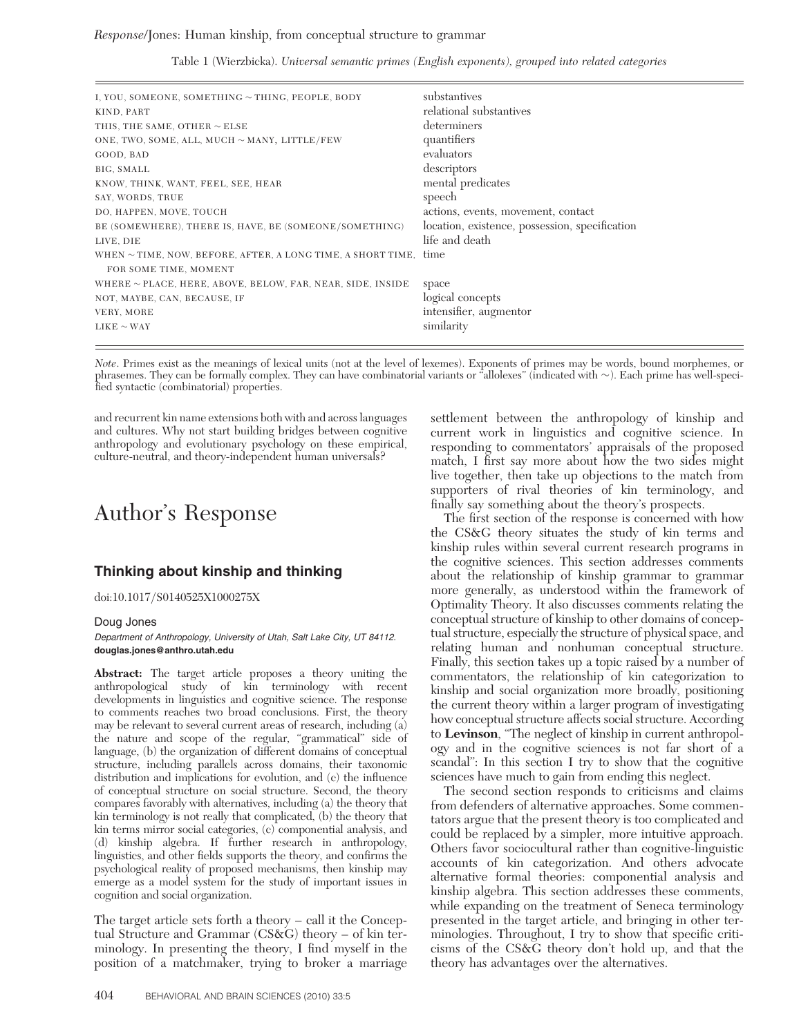Table 1 (Wierzbicka). *Universal semantic primes (English exponents), grouped into related categories*

| | |
|---|---|
| I, YOU, SOMEONE, SOMETHING ~ THING, PEOPLE, BODY | substantives |
| KIND, PART | relational substantives |
| THIS, THE SAME, OTHER ~ ELSE | determiners |
| ONE, TWO, SOME, ALL, MUCH ~ MANY, LITTLE/FEW | quantifiers |
| GOOD, BAD | evaluators |
| BIG, SMALL | descriptors |
| KNOW, THINK, WANT, FEEL, SEE, HEAR | mental predicates |
| SAY, WORDS, TRUE | speech |
| DO, HAPPEN, MOVE, TOUCH | actions, events, movement, contact |
| BE (SOMEWHERE), THERE IS, HAVE, BE (SOMEONE/SOMETHING) | location, existence, possession, specification |
| LIVE, DIE | life and death |
| WHEN ~ TIME, NOW, BEFORE, AFTER, A LONG TIME, A SHORT TIME, FOR SOME TIME, MOMENT | time |
| WHERE ~ PLACE, HERE, ABOVE, BELOW, FAR, NEAR, SIDE, INSIDE | space |
| NOT, MAYBE, CAN, BECAUSE, IF | logical concepts |
| VERY, MORE | intensifier, augmentor |
| LIKE ~ WAY | similarity |

*Note*. Primes exist as the meanings of lexical units (not at the level of lexemes). Exponents of primes may be words, bound morphemes, or phrasemes. They can be formally complex. They can have combinatorial variants or "allolexes" (indicated with ~). Each prime has well-specified syntactic (combinatorial) properties.

and recurrent kin name extensions both with and across languages and cultures. Why not start building bridges between cognitive anthropology and evolutionary psychology on these empirical, culture-neutral, and theory-independent human universals?

# Author's Response

## Thinking about kinship and thinking

doi:10.1017/S0140525X1000275X

Doug Jones

*Department of Anthropology, University of Utah, Salt Lake City, UT 84112.*
**douglas.jones@anthro.utah.edu**

**Abstract:** The target article proposes a theory uniting the anthropological study of kin terminology with recent developments in linguistics and cognitive science. The response to comments reaches two broad conclusions. First, the theory may be relevant to several current areas of research, including (a) the nature and scope of the regular, "grammatical" side of language, (b) the organization of different domains of conceptual structure, including parallels across domains, their taxonomic distribution and implications for evolution, and (c) the influence of conceptual structure on social structure. Second, the theory compares favorably with alternatives, including (a) the theory that kin terminology is not really that complicated, (b) the theory that kin terms mirror social categories, (c) componential analysis, and (d) kinship algebra. If further research in anthropology, linguistics, and other fields supports the theory, and confirms the psychological reality of proposed mechanisms, then kinship may emerge as a model system for the study of important issues in cognition and social organization.

The target article sets forth a theory – call it the Conceptual Structure and Grammar (CS&G) theory – of kin terminology. In presenting the theory, I find myself in the position of a matchmaker, trying to broker a marriage settlement between the anthropology of kinship and current work in linguistics and cognitive science. In responding to commentators' appraisals of the proposed match, I first say more about how the two sides might live together, then take up objections to the match from supporters of rival theories of kin terminology, and finally say something about the theory's prospects.

The first section of the response is concerned with how the CS&G theory situates the study of kin terms and kinship rules within several current research programs in the cognitive sciences. This section addresses comments about the relationship of kinship grammar to grammar more generally, as understood within the framework of Optimality Theory. It also discusses comments relating the conceptual structure of kinship to other domains of conceptual structure, especially the structure of physical space, and relating human and nonhuman conceptual structure. Finally, this section takes up a topic raised by a number of commentators, the relationship of kin categorization to kinship and social organization more broadly, positioning the current theory within a larger program of investigating how conceptual structure affects social structure. According to **Levinson**, "The neglect of kinship in current anthropology and in the cognitive sciences is not far short of a scandal": In this section I try to show that the cognitive sciences have much to gain from ending this neglect.

The second section responds to criticisms and claims from defenders of alternative approaches. Some commentators argue that the present theory is too complicated and could be replaced by a simpler, more intuitive approach. Others favor sociocultural rather than cognitive-linguistic accounts of kin categorization. And others advocate alternative formal theories: componential analysis and kinship algebra. This section addresses these comments, while expanding on the treatment of Seneca terminology presented in the target article, and bringing in other terminologies. Throughout, I try to show that specific criticisms of the CS&G theory don't hold up, and that the theory has advantages over the alternatives.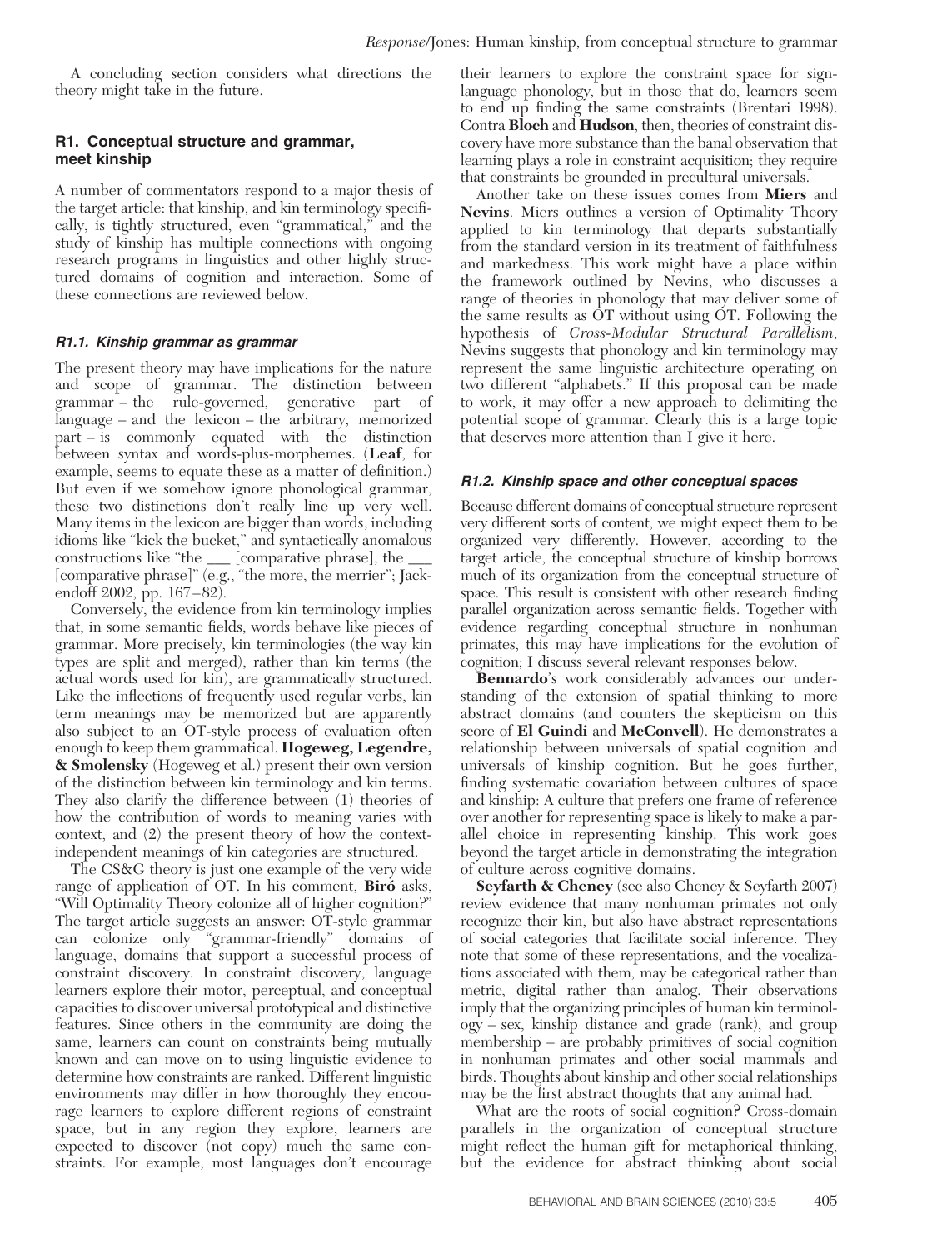A concluding section considers what directions the theory might take in the future.

## R1. Conceptual structure and grammar, meet kinship

A number of commentators respond to a major thesis of the target article: that kinship, and kin terminology specifically, is tightly structured, even "grammatical," and the study of kinship has multiple connections with ongoing research programs in linguistics and other highly structured domains of cognition and interaction. Some of these connections are reviewed below.

### R1.1. Kinship grammar as grammar

The present theory may have implications for the nature and scope of grammar. The distinction between grammar – the rule-governed, generative part of language – and the lexicon – the arbitrary, memorized part – is commonly equated with the distinction between syntax and words-plus-morphemes. (**Leaf**, for example, seems to equate these as a matter of definition.) But even if we somehow ignore phonological grammar, these two distinctions don't really line up very well. Many items in the lexicon are bigger than words, including idioms like "kick the bucket," and syntactically anomalous constructions like "the ___ [comparative phrase], the ___ [comparative phrase]" (e.g., "the more, the merrier"; Jackendoff 2002, pp. 167–82).

Conversely, the evidence from kin terminology implies that, in some semantic fields, words behave like pieces of grammar. More precisely, kin terminologies (the way kin types are split and merged), rather than kin terms (the actual words used for kin), are grammatically structured. Like the inflections of frequently used regular verbs, kin term meanings may be memorized but are apparently also subject to an OT-style process of evaluation often enough to keep them grammatical. **Hogeweg, Legendre, & Smolensky** (Hogeweg et al.) present their own version of the distinction between kin terminology and kin terms. They also clarify the difference between (1) theories of how the contribution of words to meaning varies with context, and (2) the present theory of how the context-independent meanings of kin categories are structured.

The CS&G theory is just one example of the very wide range of application of OT. In his comment, **Biró** asks, "Will Optimality Theory colonize all of higher cognition?" The target article suggests an answer: OT-style grammar can colonize only "grammar-friendly" domains of language, domains that support a successful process of constraint discovery. In constraint discovery, language learners explore their motor, perceptual, and conceptual capacities to discover universal prototypical and distinctive features. Since others in the community are doing the same, learners can count on constraints being mutually known and can move on to using linguistic evidence to determine how constraints are ranked. Different linguistic environments may differ in how thoroughly they encourage learners to explore different regions of constraint space, but in any region they explore, learners are expected to discover (not copy) much the same constraints. For example, most languages don't encourage their learners to explore the constraint space for sign-language phonology, but in those that do, learners seem to end up finding the same constraints (Brentari 1998). Contra **Bloch** and **Hudson**, then, theories of constraint discovery have more substance than the banal observation that learning plays a role in constraint acquisition; they require that constraints be grounded in precultural universals.

Another take on these issues comes from **Miers** and **Nevins**. Miers outlines a version of Optimality Theory applied to kin terminology that departs substantially from the standard version in its treatment of faithfulness and markedness. This work might have a place within the framework outlined by Nevins, who discusses a range of theories in phonology that may deliver some of the same results as OT without using OT. Following the hypothesis of *Cross-Modular Structural Parallelism*, Nevins suggests that phonology and kin terminology may represent the same linguistic architecture operating on two different "alphabets." If this proposal can be made to work, it may offer a new approach to delimiting the potential scope of grammar. Clearly this is a large topic that deserves more attention than I give it here.

### R1.2. Kinship space and other conceptual spaces

Because different domains of conceptual structure represent very different sorts of content, we might expect them to be organized very differently. However, according to the target article, the conceptual structure of kinship borrows much of its organization from the conceptual structure of space. This result is consistent with other research finding parallel organization across semantic fields. Together with evidence regarding conceptual structure in nonhuman primates, this may have implications for the evolution of cognition; I discuss several relevant responses below.

**Bennardo**'s work considerably advances our understanding of the extension of spatial thinking to more abstract domains (and counters the skepticism on this score of **El Guindi** and **McConvell**). He demonstrates a relationship between universals of spatial cognition and universals of kinship cognition. But he goes further, finding systematic covariation between cultures of space and kinship: A culture that prefers one frame of reference over another for representing space is likely to make a parallel choice in representing kinship. This work goes beyond the target article in demonstrating the integration of culture across cognitive domains.

**Seyfarth & Cheney** (see also Cheney & Seyfarth 2007) review evidence that many nonhuman primates not only recognize their kin, but also have abstract representations of social categories that facilitate social inference. They note that some of these representations, and the vocalizations associated with them, may be categorical rather than metric, digital rather than analog. Their observations imply that the organizing principles of human kin terminology – sex, kinship distance and grade (rank), and group membership – are probably primitives of social cognition in nonhuman primates and other social mammals and birds. Thoughts about kinship and other social relationships may be the first abstract thoughts that any animal had.

What are the roots of social cognition? Cross-domain parallels in the organization of conceptual structure might reflect the human gift for metaphorical thinking, but the evidence for abstract thinking about social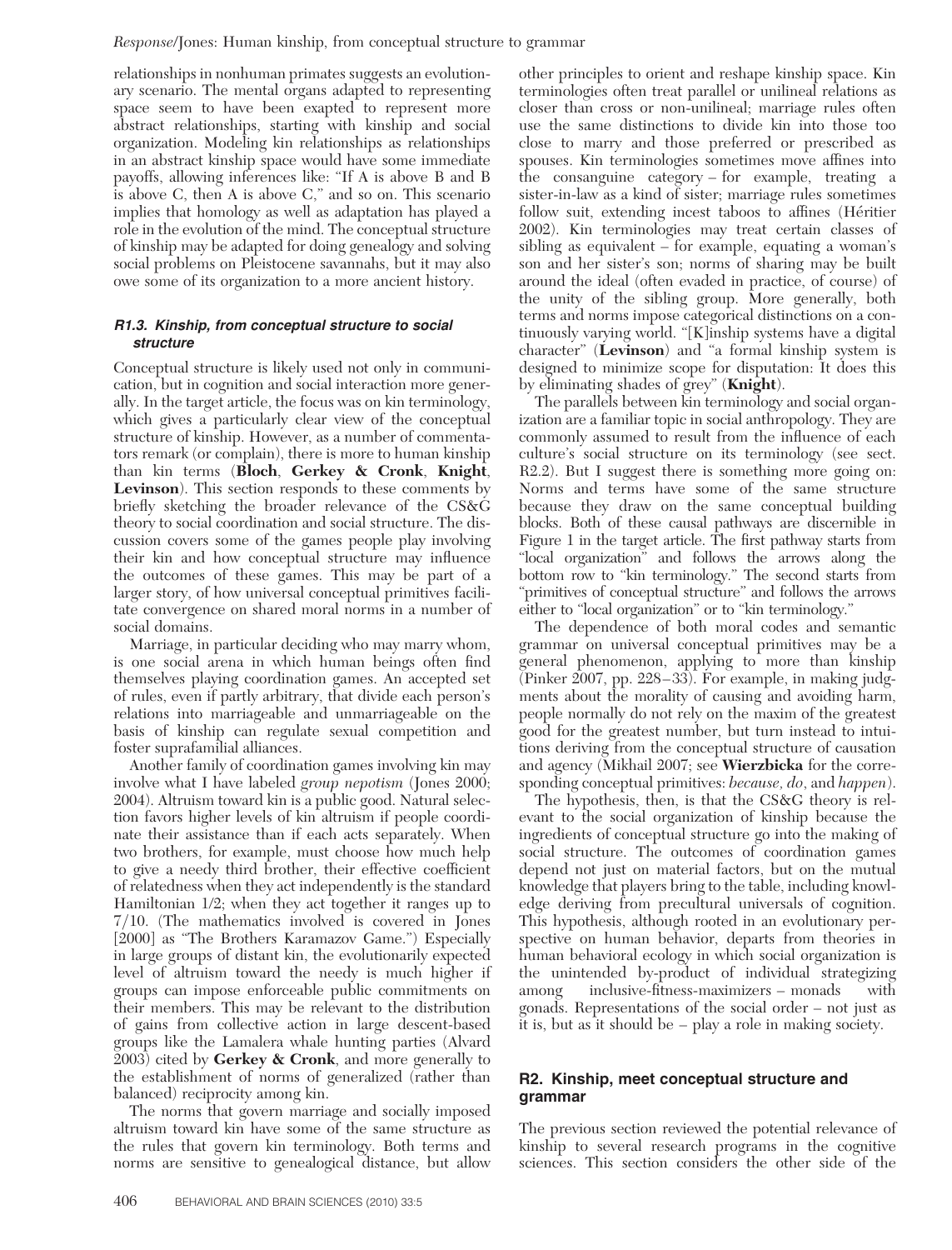relationships in nonhuman primates suggests an evolutionary scenario. The mental organs adapted to representing space seem to have been exapted to represent more abstract relationships, starting with kinship and social organization. Modeling kin relationships as relationships in an abstract kinship space would have some immediate payoffs, allowing inferences like: "If A is above B and B is above C, then A is above C," and so on. This scenario implies that homology as well as adaptation has played a role in the evolution of the mind. The conceptual structure of kinship may be adapted for doing genealogy and solving social problems on Pleistocene savannahs, but it may also owe some of its organization to a more ancient history.

### R1.3. Kinship, from conceptual structure to social structure

Conceptual structure is likely used not only in communication, but in cognition and social interaction more generally. In the target article, the focus was on kin terminology, which gives a particularly clear view of the conceptual structure of kinship. However, as a number of commentators remark (or complain), there is more to human kinship than kin terms (**Bloch**, **Gerkey & Cronk**, **Knight**, **Levinson**). This section responds to these comments by briefly sketching the broader relevance of the CS&G theory to social coordination and social structure. The discussion covers some of the games people play involving their kin and how conceptual structure may influence the outcomes of these games. This may be part of a larger story, of how universal conceptual primitives facilitate convergence on shared moral norms in a number of social domains.

Marriage, in particular deciding who may marry whom, is one social arena in which human beings often find themselves playing coordination games. An accepted set of rules, even if partly arbitrary, that divide each person's relations into marriageable and unmarriageable on the basis of kinship can regulate sexual competition and foster suprafamilial alliances.

Another family of coordination games involving kin may involve what I have labeled *group nepotism* (Jones 2000; 2004). Altruism toward kin is a public good. Natural selection favors higher levels of kin altruism if people coordinate their assistance than if each acts separately. When two brothers, for example, must choose how much help to give a needy third brother, their effective coefficient of relatedness when they act independently is the standard Hamiltonian 1/2; when they act together it ranges up to 7/10. (The mathematics involved is covered in Jones [2000] as "The Brothers Karamazov Game.") Especially in large groups of distant kin, the evolutionarily expected level of altruism toward the needy is much higher if groups can impose enforceable public commitments on their members. This may be relevant to the distribution of gains from collective action in large descent-based groups like the Lamalera whale hunting parties (Alvard 2003) cited by **Gerkey & Cronk**, and more generally to the establishment of norms of generalized (rather than balanced) reciprocity among kin.

The norms that govern marriage and socially imposed altruism toward kin have some of the same structure as the rules that govern kin terminology. Both terms and norms are sensitive to genealogical distance, but allow other principles to orient and reshape kinship space. Kin terminologies often treat parallel or unilineal relations as closer than cross or non-unilineal; marriage rules often use the same distinctions to divide kin into those too close to marry and those preferred or prescribed as spouses. Kin terminologies sometimes move affines into the consanguine category – for example, treating a sister-in-law as a kind of sister; marriage rules sometimes follow suit, extending incest taboos to affines (Héritier 2002). Kin terminologies may treat certain classes of sibling as equivalent – for example, equating a woman's son and her sister's son; norms of sharing may be built around the ideal (often evaded in practice, of course) of the unity of the sibling group. More generally, both terms and norms impose categorical distinctions on a continuously varying world. "[K]inship systems have a digital character" (**Levinson**) and "a formal kinship system is designed to minimize scope for disputation: It does this by eliminating shades of grey" (**Knight**).

The parallels between kin terminology and social organization are a familiar topic in social anthropology. They are commonly assumed to result from the influence of each culture's social structure on its terminology (see sect. R2.2). But I suggest there is something more going on: Norms and terms have some of the same structure because they draw on the same conceptual building blocks. Both of these causal pathways are discernible in Figure 1 in the target article. The first pathway starts from "local organization" and follows the arrows along the bottom row to "kin terminology." The second starts from "primitives of conceptual structure" and follows the arrows either to "local organization" or to "kin terminology."

The dependence of both moral codes and semantic grammar on universal conceptual primitives may be a general phenomenon, applying to more than kinship (Pinker 2007, pp. 228–33). For example, in making judgments about the morality of causing and avoiding harm, people normally do not rely on the maxim of the greatest good for the greatest number, but turn instead to intuitions deriving from the conceptual structure of causation and agency (Mikhail 2007; see **Wierzbicka** for the corresponding conceptual primitives: *because, do*, and *happen*).

The hypothesis, then, is that the CS&G theory is relevant to the social organization of kinship because the ingredients of conceptual structure go into the making of social structure. The outcomes of coordination games depend not just on material factors, but on the mutual knowledge that players bring to the table, including knowledge deriving from precultural universals of cognition. This hypothesis, although rooted in an evolutionary perspective on human behavior, departs from theories in human behavioral ecology in which social organization is the unintended by-product of individual strategizing among inclusive-fitness-maximizers – monads with gonads. Representations of the social order – not just as it is, but as it should be – play a role in making society.

## R2. Kinship, meet conceptual structure and grammar

The previous section reviewed the potential relevance of kinship to several research programs in the cognitive sciences. This section considers the other side of the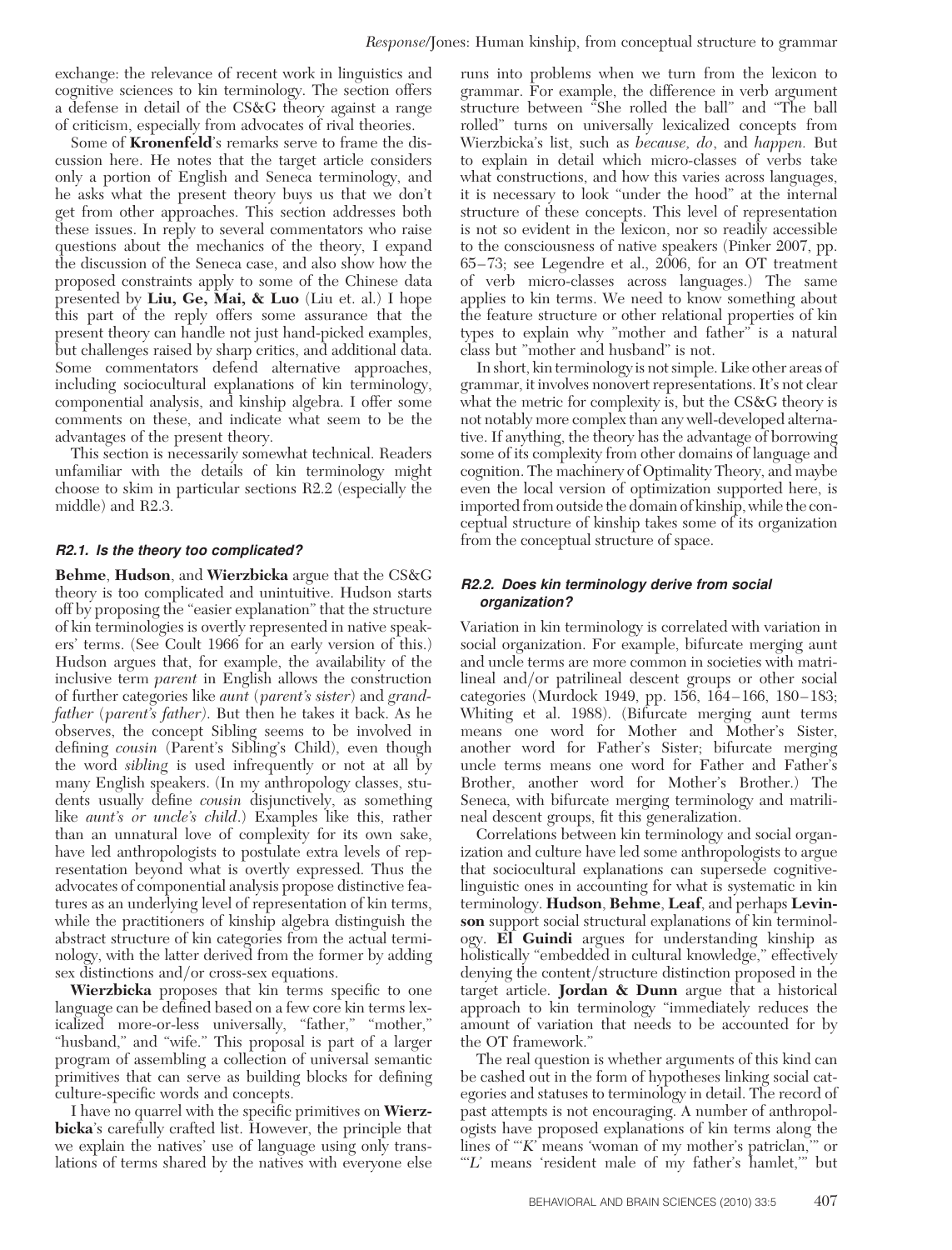exchange: the relevance of recent work in linguistics and cognitive sciences to kin terminology. The section offers a defense in detail of the CS&G theory against a range of criticism, especially from advocates of rival theories.

Some of **Kronenfeld**'s remarks serve to frame the discussion here. He notes that the target article considers only a portion of English and Seneca terminology, and he asks what the present theory buys us that we don't get from other approaches. This section addresses both these issues. In reply to several commentators who raise questions about the mechanics of the theory, I expand the discussion of the Seneca case, and also show how the proposed constraints apply to some of the Chinese data presented by **Liu, Ge, Mai, & Luo** (Liu et. al.) I hope this part of the reply offers some assurance that the present theory can handle not just hand-picked examples, but challenges raised by sharp critics, and additional data. Some commentators defend alternative approaches, including sociocultural explanations of kin terminology, componential analysis, and kinship algebra. I offer some comments on these, and indicate what seem to be the advantages of the present theory.

This section is necessarily somewhat technical. Readers unfamiliar with the details of kin terminology might choose to skim in particular sections R2.2 (especially the middle) and R2.3.

### *R2.1. Is the theory too complicated?*

**Behme**, **Hudson**, and **Wierzbicka** argue that the CS&G theory is too complicated and unintuitive. Hudson starts off by proposing the "easier explanation" that the structure of kin terminologies is overtly represented in native speakers' terms. (See Coult 1966 for an early version of this.) Hudson argues that, for example, the availability of the inclusive term *parent* in English allows the construction of further categories like *aunt* (*parent's sister*) and *grandfather* (*parent's father*). But then he takes it back. As he observes, the concept Sibling seems to be involved in defining *cousin* (Parent's Sibling's Child), even though the word *sibling* is used infrequently or not at all by many English speakers. (In my anthropology classes, students usually define *cousin* disjunctively, as something like *aunt's or uncle's child*.) Examples like this, rather than an unnatural love of complexity for its own sake, have led anthropologists to postulate extra levels of representation beyond what is overtly expressed. Thus the advocates of componential analysis propose distinctive features as an underlying level of representation of kin terms, while the practitioners of kinship algebra distinguish the abstract structure of kin categories from the actual terminology, with the latter derived from the former by adding sex distinctions and/or cross-sex equations.

**Wierzbicka** proposes that kin terms specific to one language can be defined based on a few core kin terms lexicalized more-or-less universally, "father," "mother," "husband," and "wife." This proposal is part of a larger program of assembling a collection of universal semantic primitives that can serve as building blocks for defining culture-specific words and concepts.

I have no quarrel with the specific primitives on **Wierzbicka**'s carefully crafted list. However, the principle that we explain the natives' use of language using only translations of terms shared by the natives with everyone else runs into problems when we turn from the lexicon to grammar. For example, the difference in verb argument structure between "She rolled the ball" and "The ball rolled" turns on universally lexicalized concepts from Wierzbicka's list, such as *because, do*, and *happen.* But to explain in detail which micro-classes of verbs take what constructions, and how this varies across languages, it is necessary to look "under the hood" at the internal structure of these concepts. This level of representation is not so evident in the lexicon, nor so readily accessible to the consciousness of native speakers (Pinker 2007, pp. 65–73; see Legendre et al., 2006, for an OT treatment of verb micro-classes across languages.) The same applies to kin terms. We need to know something about the feature structure or other relational properties of kin types to explain why "mother and father" is a natural class but "mother and husband" is not.

In short, kin terminology is not simple. Like other areas of grammar, it involves nonovert representations. It's not clear what the metric for complexity is, but the CS&G theory is not notably more complex than any well-developed alternative. If anything, the theory has the advantage of borrowing some of its complexity from other domains of language and cognition. The machinery of Optimality Theory, and maybe even the local version of optimization supported here, is imported from outside the domain of kinship, while the conceptual structure of kinship takes some of its organization from the conceptual structure of space.

### *R2.2. Does kin terminology derive from social organization?*

Variation in kin terminology is correlated with variation in social organization. For example, bifurcate merging aunt and uncle terms are more common in societies with matrilineal and/or patrilineal descent groups or other social categories (Murdock 1949, pp. 156, 164–166, 180–183; Whiting et al. 1988). (Bifurcate merging aunt terms means one word for Mother and Mother's Sister, another word for Father's Sister; bifurcate merging uncle terms means one word for Father and Father's Brother, another word for Mother's Brother.) The Seneca, with bifurcate merging terminology and matrilineal descent groups, fit this generalization.

Correlations between kin terminology and social organization and culture have led some anthropologists to argue that sociocultural explanations can supersede cognitive-linguistic ones in accounting for what is systematic in kin terminology. **Hudson**, **Behme**, **Leaf**, and perhaps **Levinson** support social structural explanations of kin terminology. **El Guindi** argues for understanding kinship as holistically "embedded in cultural knowledge," effectively denying the content/structure distinction proposed in the target article. **Jordan & Dunn** argue that a historical approach to kin terminology "immediately reduces the amount of variation that needs to be accounted for by the OT framework."

The real question is whether arguments of this kind can be cashed out in the form of hypotheses linking social categories and statuses to terminology in detail. The record of past attempts is not encouraging. A number of anthropologists have proposed explanations of kin terms along the lines of "'*K*' means 'woman of my mother's patriclan,'" or "'*L*' means 'resident male of my father's hamlet,'" but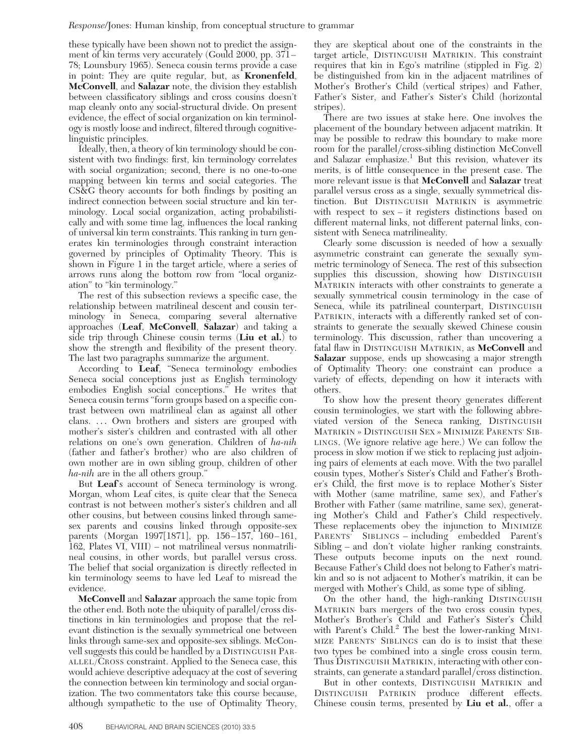these typically have been shown not to predict the assignment of kin terms very accurately (Gould 2000, pp. 371–78; Lounsbury 1965). Seneca cousin terms provide a case in point: They are quite regular, but, as **Kronenfeld**, **McConvell**, and **Salazar** note, the division they establish between classificatory siblings and cross cousins doesn't map cleanly onto any social-structural divide. On present evidence, the effect of social organization on kin terminology is mostly loose and indirect, filtered through cognitive-linguistic principles.

Ideally, then, a theory of kin terminology should be consistent with two findings: first, kin terminology correlates with social organization; second, there is no one-to-one mapping between kin terms and social categories. The CS&G theory accounts for both findings by positing an indirect connection between social structure and kin terminology. Local social organization, acting probabilistically and with some time lag, influences the local ranking of universal kin term constraints. This ranking in turn generates kin terminologies through constraint interaction governed by principles of Optimality Theory. This is shown in Figure 1 in the target article, where a series of arrows runs along the bottom row from "local organization" to "kin terminology."

The rest of this subsection reviews a specific case, the relationship between matrilineal descent and cousin terminology in Seneca, comparing several alternative approaches (**Leaf**, **McConvell**, **Salazar**) and taking a side trip through Chinese cousin terms (**Liu et al.**) to show the strength and flexibility of the present theory. The last two paragraphs summarize the argument.

According to **Leaf**, "Seneca terminology embodies Seneca social conceptions just as English terminology embodies English social conceptions." He writes that Seneca cousin terms "form groups based on a specific contrast between own matrilineal clan as against all other clans. . . . Own brothers and sisters are grouped with mother's sister's children and contrasted with all other relations on one's own generation. Children of *ha-nih* (father and father's brother) who are also children of own mother are in own sibling group, children of other *ha-nih* are in the all others group."

But **Leaf**'s account of Seneca terminology is wrong. Morgan, whom Leaf cites, is quite clear that the Seneca contrast is not between mother's sister's children and all other cousins, but between cousins linked through same-sex parents and cousins linked through opposite-sex parents (Morgan 1997[1871], pp. 156–157, 160–161, 162, Plates VI, VIII) – not matrilineal versus nonmatrilineal cousins, in other words, but parallel versus cross. The belief that social organization is directly reflected in kin terminology seems to have led Leaf to misread the evidence.

**McConvell** and **Salazar** approach the same topic from the other end. Both note the ubiquity of parallel/cross distinctions in kin terminologies and propose that the relevant distinction is the sexually symmetrical one between links through same-sex and opposite-sex siblings. McConvell suggests this could be handled by a DISTINGUISH PARALLEL/CROSS constraint. Applied to the Seneca case, this would achieve descriptive adequacy at the cost of severing the connection between kin terminology and social organization. The two commentators take this course because, although sympathetic to the use of Optimality Theory, they are skeptical about one of the constraints in the target article, DISTINGUISH MATRIKIN. This constraint requires that kin in Ego's matriline (stippled in Fig. 2) be distinguished from kin in the adjacent matrilines of Mother's Brother's Child (vertical stripes) and Father, Father's Sister, and Father's Sister's Child (horizontal stripes).

There are two issues at stake here. One involves the placement of the boundary between adjacent matrikin. It may be possible to redraw this boundary to make more room for the parallel/cross-sibling distinction McConvell and Salazar emphasize.[1] But this revision, whatever its merits, is of little consequence in the present case. The more relevant issue is that **McConvell** and **Salazar** treat parallel versus cross as a single, sexually symmetrical distinction. But DISTINGUISH MATRIKIN is asymmetric with respect to sex – it registers distinctions based on different maternal links, not different paternal links, consistent with Seneca matrilineality.

Clearly some discussion is needed of how a sexually asymmetric constraint can generate the sexually symmetric terminology of Seneca. The rest of this subsection supplies this discussion, showing how DISTINGUISH MATRIKIN interacts with other constraints to generate a sexually symmetrical cousin terminology in the case of Seneca, while its patrilineal counterpart, DISTINGUISH PATRIKIN, interacts with a differently ranked set of constraints to generate the sexually skewed Chinese cousin terminology. This discussion, rather than uncovering a fatal flaw in DISTINGUISH MATRIKIN, as **McConvell** and **Salazar** suppose, ends up showcasing a major strength of Optimality Theory: one constraint can produce a variety of effects, depending on how it interacts with others.

To show how the present theory generates different cousin terminologies, we start with the following abbreviated version of the Seneca ranking, DISTINGUISH MATRIKIN » DISTINGUISH SEX » MINIMIZE PARENTS' SIBLINGS. (We ignore relative age here.) We can follow the process in slow motion if we stick to replacing just adjoining pairs of elements at each move. With the two parallel cousin types, Mother's Sister's Child and Father's Brother's Child, the first move is to replace Mother's Sister with Mother (same matriline, same sex), and Father's Brother with Father (same matriline, same sex), generating Mother's Child and Father's Child respectively. These replacements obey the injunction to MINIMIZE PARENTS' SIBLINGS – including embedded Parent's Sibling – and don't violate higher ranking constraints. These outputs become inputs on the next round. Because Father's Child does not belong to Father's matrikin and so is not adjacent to Mother's matrikin, it can be merged with Mother's Child, as some type of sibling.

On the other hand, the high-ranking DISTINGUISH MATRIKIN bars mergers of the two cross cousin types, Mother's Brother's Child and Father's Sister's Child with Parent's Child.[2] The best the lower-ranking MINIMIZE PARENTS' SIBLINGS can do is to insist that these two types be combined into a single cross cousin term. Thus DISTINGUISH MATRIKIN, interacting with other constraints, can generate a standard parallel/cross distinction.

But in other contexts, DISTINGUISH MATRIKIN and DISTINGUISH PATRIKIN produce different effects. Chinese cousin terms, presented by **Liu et al.**, offer a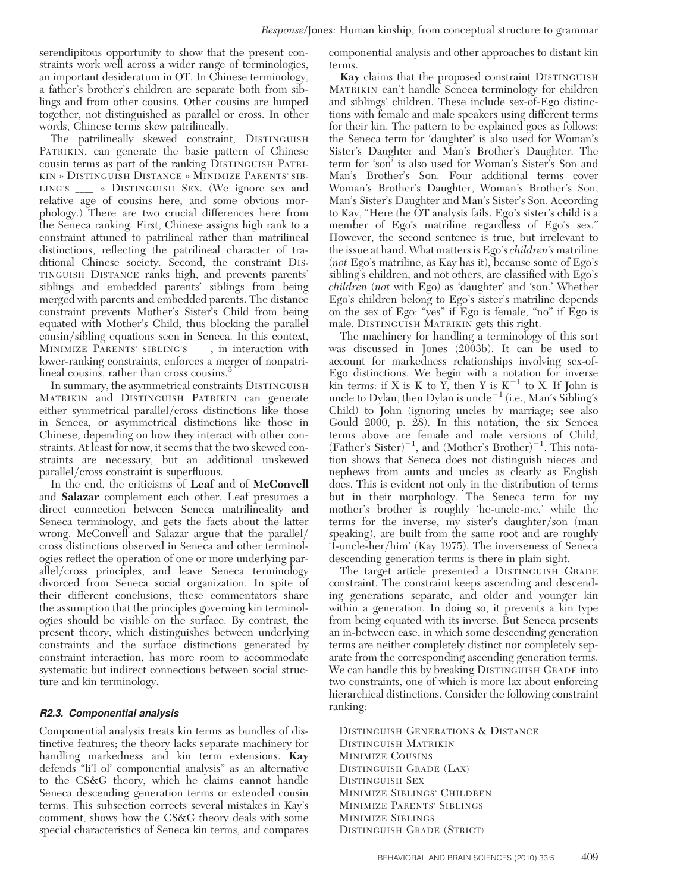serendipitous opportunity to show that the present constraints work well across a wider range of terminologies, an important desideratum in OT. In Chinese terminology, a father's brother's children are separate both from siblings and from other cousins. Other cousins are lumped together, not distinguished as parallel or cross. In other words, Chinese terms skew patrilineally.

The patrilineally skewed constraint, DISTINGUISH PATRIKIN, can generate the basic pattern of Chinese cousin terms as part of the ranking DISTINGUISH PATRIKIN » DISTINGUISH DISTANCE » MINIMIZE PARENTS' SIBLING'S ___ » DISTINGUISH SEX. (We ignore sex and relative age of cousins here, and some obvious morphology.) There are two crucial differences here from the Seneca ranking. First, Chinese assigns high rank to a constraint attuned to patrilineal rather than matrilineal distinctions, reflecting the patrilineal character of traditional Chinese society. Second, the constraint DISTINGUISH DISTANCE ranks high, and prevents parents' siblings and embedded parents' siblings from being merged with parents and embedded parents. The distance constraint prevents Mother's Sister's Child from being equated with Mother's Child, thus blocking the parallel cousin/sibling equations seen in Seneca. In this context, MINIMIZE PARENTS' SIBLING'S ___, in interaction with lower-ranking constraints, enforces a merger of nonpatrilineal cousins, rather than cross cousins.[3]

In summary, the asymmetrical constraints DISTINGUISH MATRIKIN and DISTINGUISH PATRIKIN can generate either symmetrical parallel/cross distinctions like those in Seneca, or asymmetrical distinctions like those in Chinese, depending on how they interact with other constraints. At least for now, it seems that the two skewed constraints are necessary, but an additional unskewed parallel/cross constraint is superfluous.

In the end, the criticisms of **Leaf** and of **McConvell** and **Salazar** complement each other. Leaf presumes a direct connection between Seneca matrilineality and Seneca terminology, and gets the facts about the latter wrong. McConvell and Salazar argue that the parallel/cross distinctions observed in Seneca and other terminologies reflect the operation of one or more underlying parallel/cross principles, and leave Seneca terminology divorced from Seneca social organization. In spite of their different conclusions, these commentators share the assumption that the principles governing kin terminologies should be visible on the surface. By contrast, the present theory, which distinguishes between underlying constraints and the surface distinctions generated by constraint interaction, has more room to accommodate systematic but indirect connections between social structure and kin terminology.

### *R2.3. Componential analysis*

Componential analysis treats kin terms as bundles of distinctive features; the theory lacks separate machinery for handling markedness and kin term extensions. **Kay** defends "li'l ol' componential analysis" as an alternative to the CS&G theory, which he claims cannot handle Seneca descending generation terms or extended cousin terms. This subsection corrects several mistakes in Kay's comment, shows how the CS&G theory deals with some special characteristics of Seneca kin terms, and compares componential analysis and other approaches to distant kin terms.

**Kay** claims that the proposed constraint DISTINGUISH MATRIKIN can't handle Seneca terminology for children and siblings' children. These include sex-of-Ego distinctions with female and male speakers using different terms for their kin. The pattern to be explained goes as follows: the Seneca term for 'daughter' is also used for Woman's Sister's Daughter and Man's Brother's Daughter. The term for 'son' is also used for Woman's Sister's Son and Man's Brother's Son. Four additional terms cover Woman's Brother's Daughter, Woman's Brother's Son, Man's Sister's Daughter and Man's Sister's Son. According to Kay, "Here the OT analysis fails. Ego's sister's child is a member of Ego's matriline regardless of Ego's sex." However, the second sentence is true, but irrelevant to the issue at hand. What matters is Ego's *children's* matriline (*not* Ego's matriline, as Kay has it), because some of Ego's sibling's children, and not others, are classified with Ego's *children* (*not* with Ego) as 'daughter' and 'son.' Whether Ego's children belong to Ego's sister's matriline depends on the sex of Ego: "yes" if Ego is female, "no" if Ego is male. DISTINGUISH MATRIKIN gets this right.

The machinery for handling a terminology of this sort was discussed in Jones (2003b). It can be used to account for markedness relationships involving sex-of-Ego distinctions. We begin with a notation for inverse kin terms: if X is K to Y, then Y is $K^{-1}$ to X. If John is uncle to Dylan, then Dylan is $\text{uncle}^{-1}$ (i.e., Man's Sibling's Child) to John (ignoring uncles by marriage; see also Gould 2000, p. 28). In this notation, the six Seneca terms above are female and male versions of Child, $(\text{Father's Sister})^{-1}$, and $(\text{Mother's Brother})^{-1}$. This notation shows that Seneca does not distinguish nieces and nephews from aunts and uncles as clearly as English does. This is evident not only in the distribution of terms but in their morphology. The Seneca term for my mother's brother is roughly 'he-uncle-me,' while the terms for the inverse, my sister's daughter/son (man speaking), are built from the same root and are roughly 'I-uncle-her/him' (Kay 1975). The inverseness of Seneca descending generation terms is there in plain sight.

The target article presented a DISTINGUISH GRADE constraint. The constraint keeps ascending and descending generations separate, and older and younger kin within a generation. In doing so, it prevents a kin type from being equated with its inverse. But Seneca presents an in-between case, in which some descending generation terms are neither completely distinct nor completely separate from the corresponding ascending generation terms. We can handle this by breaking DISTINGUISH GRADE into two constraints, one of which is more lax about enforcing hierarchical distinctions. Consider the following constraint ranking:

DISTINGUISH GENERATIONS & DISTANCE
DISTINGUISH MATRIKIN
MINIMIZE COUSINS
DISTINGUISH GRADE (LAX)
DISTINGUISH SEX
MINIMIZE SIBLINGS' CHILDREN
MINIMIZE PARENTS' SIBLINGS
MINIMIZE SIBLINGS
DISTINGUISH GRADE (STRICT)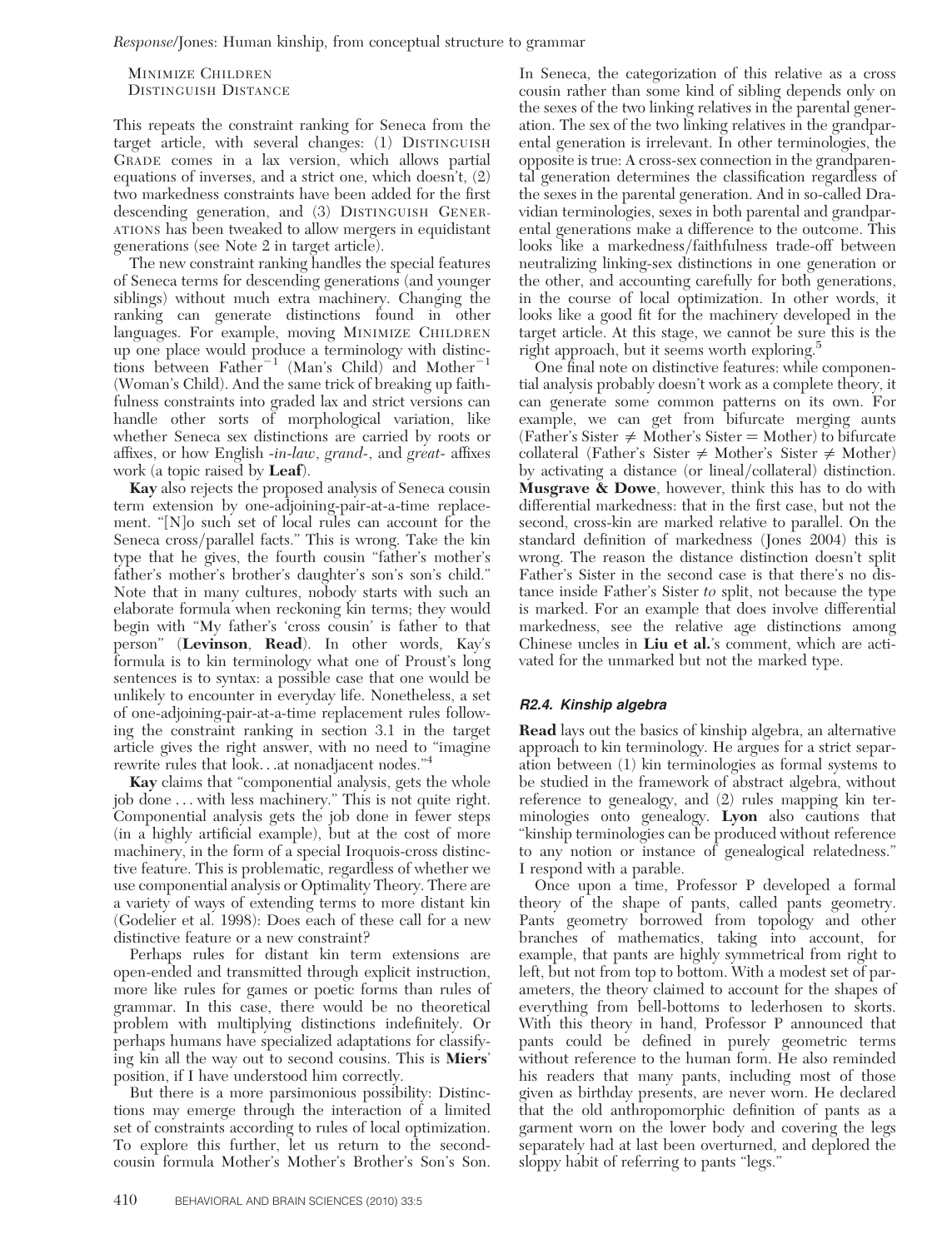MINIMIZE CHILDREN
DISTINGUISH DISTANCE

This repeats the constraint ranking for Seneca from the target article, with several changes: (1) DISTINGUISH GRADE comes in a lax version, which allows partial equations of inverses, and a strict one, which doesn't, (2) two markedness constraints have been added for the first descending generation, and (3) DISTINGUISH GENERATIONS has been tweaked to allow mergers in equidistant generations (see Note 2 in target article).

The new constraint ranking handles the special features of Seneca terms for descending generations (and younger siblings) without much extra machinery. Changing the ranking can generate distinctions found in other languages. For example, moving MINIMIZE CHILDREN up one place would produce a terminology with distinctions between $\text{Father}^{-1}$ (Man's Child) and $\text{Mother}^{-1}$ (Woman's Child). And the same trick of breaking up faithfulness constraints into graded lax and strict versions can handle other sorts of morphological variation, like whether Seneca sex distinctions are carried by roots or affixes, or how English *-in-law*, *grand-*, and *great-* affixes work (a topic raised by **Leaf**).

**Kay** also rejects the proposed analysis of Seneca cousin term extension by one-adjoining-pair-at-a-time replacement. "[N]o such set of local rules can account for the Seneca cross/parallel facts." This is wrong. Take the kin type that he gives, the fourth cousin "father's mother's father's mother's brother's daughter's son's son's child." Note that in many cultures, nobody starts with such an elaborate formula when reckoning kin terms; they would begin with "My father's 'cross cousin' is father to that person" (**Levinson**, **Read**). In other words, Kay's formula is to kin terminology what one of Proust's long sentences is to syntax: a possible case that one would be unlikely to encounter in everyday life. Nonetheless, a set of one-adjoining-pair-at-a-time replacement rules following the constraint ranking in section 3.1 in the target article gives the right answer, with no need to "imagine rewrite rules that look…at nonadjacent nodes."[4]

**Kay** claims that "componential analysis, gets the whole job done … with less machinery." This is not quite right. Componential analysis gets the job done in fewer steps (in a highly artificial example), but at the cost of more machinery, in the form of a special Iroquois-cross distinctive feature. This is problematic, regardless of whether we use componential analysis or Optimality Theory. There are a variety of ways of extending terms to more distant kin (Godelier et al. 1998): Does each of these call for a new distinctive feature or a new constraint?

Perhaps rules for distant kin term extensions are open-ended and transmitted through explicit instruction, more like rules for games or poetic forms than rules of grammar. In this case, there would be no theoretical problem with multiplying distinctions indefinitely. Or perhaps humans have specialized adaptations for classifying kin all the way out to second cousins. This is **Miers**' position, if I have understood him correctly.

But there is a more parsimonious possibility: Distinctions may emerge through the interaction of a limited set of constraints according to rules of local optimization. To explore this further, let us return to the second-cousin formula Mother's Mother's Brother's Son's Son. In Seneca, the categorization of this relative as a cross cousin rather than some kind of sibling depends only on the sexes of the two linking relatives in the parental generation. The sex of the two linking relatives in the grandparental generation is irrelevant. In other terminologies, the opposite is true: A cross-sex connection in the grandparental generation determines the classification regardless of the sexes in the parental generation. And in so-called Dravidian terminologies, sexes in both parental and grandparental generations make a difference to the outcome. This looks like a markedness/faithfulness trade-off between neutralizing linking-sex distinctions in one generation or the other, and accounting carefully for both generations, in the course of local optimization. In other words, it looks like a good fit for the machinery developed in the target article. At this stage, we cannot be sure this is the right approach, but it seems worth exploring.[5]

One final note on distinctive features: while componential analysis probably doesn't work as a complete theory, it can generate some common patterns on its own. For example, we can get from bifurcate merging aunts (Father's Sister ≠ Mother's Sister = Mother) to bifurcate collateral (Father's Sister ≠ Mother's Sister ≠ Mother) by activating a distance (or lineal/collateral) distinction. **Musgrave & Dowe**, however, think this has to do with differential markedness: that in the first case, but not the second, cross-kin are marked relative to parallel. On the standard definition of markedness (Jones 2004) this is wrong. The reason the distance distinction doesn't split Father's Sister in the second case is that there's no distance inside Father's Sister *to* split, not because the type is marked. For an example that does involve differential markedness, see the relative age distinctions among Chinese uncles in **Liu et al.**'s comment, which are activated for the unmarked but not the marked type.

### R2.4. Kinship algebra

**Read** lays out the basics of kinship algebra, an alternative approach to kin terminology. He argues for a strict separation between (1) kin terminologies as formal systems to be studied in the framework of abstract algebra, without reference to genealogy, and (2) rules mapping kin terminologies onto genealogy. **Lyon** also cautions that "kinship terminologies can be produced without reference to any notion or instance of genealogical relatedness." I respond with a parable.

Once upon a time, Professor P developed a formal theory of the shape of pants, called pants geometry. Pants geometry borrowed from topology and other branches of mathematics, taking into account, for example, that pants are highly symmetrical from right to left, but not from top to bottom. With a modest set of parameters, the theory claimed to account for the shapes of everything from bell-bottoms to lederhosen to skorts. With this theory in hand, Professor P announced that pants could be defined in purely geometric terms without reference to the human form. He also reminded his readers that many pants, including most of those given as birthday presents, are never worn. He declared that the old anthropomorphic definition of pants as a garment worn on the lower body and covering the legs separately had at last been overturned, and deplored the sloppy habit of referring to pants "legs."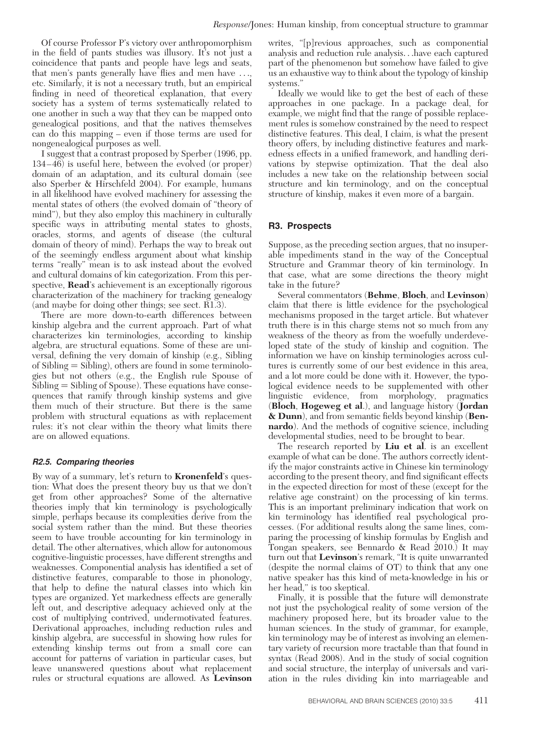Of course Professor P's victory over anthropomorphism in the field of pants studies was illusory. It's not just a coincidence that pants and people have legs and seats, that men's pants generally have flies and men have ..., etc. Similarly, it is not a necessary truth, but an empirical finding in need of theoretical explanation, that every society has a system of terms systematically related to one another in such a way that they can be mapped onto genealogical positions, and that the natives themselves can do this mapping – even if those terms are used for nongenealogical purposes as well.

I suggest that a contrast proposed by Sperber (1996, pp. 134–46) is useful here, between the evolved (or proper) domain of an adaptation, and its cultural domain (see also Sperber & Hirschfeld 2004). For example, humans in all likelihood have evolved machinery for assessing the mental states of others (the evolved domain of "theory of mind"), but they also employ this machinery in culturally specific ways in attributing mental states to ghosts, oracles, storms, and agents of disease (the cultural domain of theory of mind). Perhaps the way to break out of the seemingly endless argument about what kinship terms "really" mean is to ask instead about the evolved and cultural domains of kin categorization. From this perspective, **Read**'s achievement is an exceptionally rigorous characterization of the machinery for tracking genealogy (and maybe for doing other things; see sect. R1.3).

There are more down-to-earth differences between kinship algebra and the current approach. Part of what characterizes kin terminologies, according to kinship algebra, are structural equations. Some of these are universal, defining the very domain of kinship (e.g., Sibling of Sibling = Sibling), others are found in some terminologies but not others (e.g., the English rule Spouse of Sibling = Sibling of Spouse). These equations have consequences that ramify through kinship systems and give them much of their structure. But there is the same problem with structural equations as with replacement rules: it's not clear within the theory what limits there are on allowed equations.

### *R2.5. Comparing theories*

By way of a summary, let's return to **Kronenfeld**'s question: What does the present theory buy us that we don't get from other approaches? Some of the alternative theories imply that kin terminology is psychologically simple, perhaps because its complexities derive from the social system rather than the mind. But these theories seem to have trouble accounting for kin terminology in detail. The other alternatives, which allow for autonomous cognitive-linguistic processes, have different strengths and weaknesses. Componential analysis has identified a set of distinctive features, comparable to those in phonology, that help to define the natural classes into which kin types are organized. Yet markedness effects are generally left out, and descriptive adequacy achieved only at the cost of multiplying contrived, undermotivated features. Derivational approaches, including reduction rules and kinship algebra, are successful in showing how rules for extending kinship terms out from a small core can account for patterns of variation in particular cases, but leave unanswered questions about what replacement rules or structural equations are allowed. As **Levinson** writes, "[p]revious approaches, such as componential analysis and reduction rule analysis...have each captured part of the phenomenon but somehow have failed to give us an exhaustive way to think about the typology of kinship systems."

Ideally we would like to get the best of each of these approaches in one package. In a package deal, for example, we might find that the range of possible replacement rules is somehow constrained by the need to respect distinctive features. This deal, I claim, is what the present theory offers, by including distinctive features and markedness effects in a unified framework, and handling derivations by stepwise optimization. That the deal also includes a new take on the relationship between social structure and kin terminology, and on the conceptual structure of kinship, makes it even more of a bargain.

## R3. Prospects

Suppose, as the preceding section argues, that no insuperable impediments stand in the way of the Conceptual Structure and Grammar theory of kin terminology. In that case, what are some directions the theory might take in the future?

Several commentators (**Behme**, **Bloch**, and **Levinson**) claim that there is little evidence for the psychological mechanisms proposed in the target article. But whatever truth there is in this charge stems not so much from any weakness of the theory as from the woefully underdeveloped state of the study of kinship and cognition. The information we have on kinship terminologies across cultures is currently some of our best evidence in this area, and a lot more could be done with it. However, the typological evidence needs to be supplemented with other linguistic evidence, from morphology, pragmatics (**Bloch**, **Hogeweg et al**.), and language history (**Jordan & Dunn**), and from semantic fields beyond kinship (**Bennardo**). And the methods of cognitive science, including developmental studies, need to be brought to bear.

The research reported by **Liu et al**. is an excellent example of what can be done. The authors correctly identify the major constraints active in Chinese kin terminology according to the present theory, and find significant effects in the expected direction for most of these (except for the relative age constraint) on the processing of kin terms. This is an important preliminary indication that work on kin terminology has identified real psychological processes. (For additional results along the same lines, comparing the processing of kinship formulas by English and Tongan speakers, see Bennardo & Read 2010.) It may turn out that **Levinson**'s remark, "It is quite unwarranted (despite the normal claims of OT) to think that any one native speaker has this kind of meta-knowledge in his or her head," is too skeptical.

Finally, it is possible that the future will demonstrate not just the psychological reality of some version of the machinery proposed here, but its broader value to the human sciences. In the study of grammar, for example, kin terminology may be of interest as involving an elementary variety of recursion more tractable than that found in syntax (Read 2008). And in the study of social cognition and social structure, the interplay of universals and variation in the rules dividing kin into marriageable and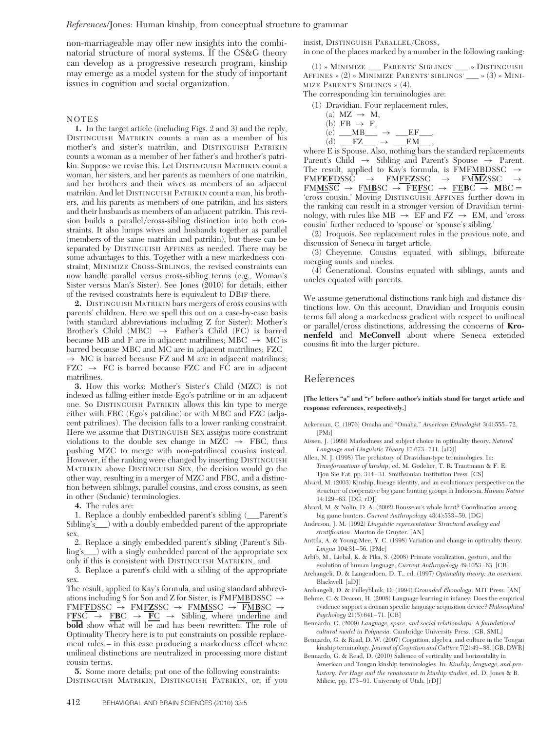non-marriageable may offer new insights into the combinatorial structure of moral systems. If the CS&G theory can develop as a progressive research program, kinship may emerge as a model system for the study of important issues in cognition and social organization.

## NOTES

**1.** In the target article (including Figs. 2 and 3) and the reply, DISTINGUISH MATRIKIN counts a man as a member of his mother's and sister's matrikin, and DISTINGUISH PATRIKIN counts a woman as a member of her father's and brother's patrikin. Suppose we revise this. Let DISTINGUISH MATRIKIN count a woman, her sisters, and her parents as members of one matrikin, and her brothers and their wives as members of an adjacent matrikin. And let DISTINGUISH PATRIKIN count a man, his brothers, and his parents as members of one patrikin, and his sisters and their husbands as members of an adjacent patrikin. This revision builds a parallel/cross-sibling distinction into both constraints. It also lumps wives and husbands together as parallel (members of the same matrikin and patrikin), but these can be separated by DISTINGUISH AFFINES as needed. There may be some advantages to this. Together with a new markedness constraint, MINIMIZE CROSS-SIBLINGS, the revised constraints can now handle parallel versus cross-sibling terms (e.g., Woman's Sister versus Man's Sister). See Jones (2010) for details; either of the revised constraints here is equivalent to DBIF there.

**2.** DISTINGUISH MATRIKIN bars mergers of cross cousins with parents' children. Here we spell this out on a case-by-case basis (with standard abbreviations including Z for Sister): Mother's Brother's Child (MBC) → Father's Child (FC) is barred because MB and F are in adjacent matrilines; MBC → MC is barred because MBC and MC are in adjacent matrilines; FZC → MC is barred because FZ and M are in adjacent matrilines; FZC → FC is barred because FZC and FC are in adjacent matrilines.

**3.** How this works: Mother's Sister's Child (MZC) is not indexed as falling either inside Ego's patriline or in an adjacent one. So DISTINGUISH PATRIKIN allows this kin type to merge either with FBC (Ego's patriline) or with MBC and FZC (adjacent patrilines). The decision falls to a lower ranking constraint. Here we assume that DISTINGUISH SEX assigns more constraint violations to the double sex change in MZC → FBC, thus pushing MZC to merge with non-patrilineal cousins instead. However, if the ranking were changed by inserting DISTINGUISH MATRIKIN above DISTINGUISH SEX, the decision would go the other way, resulting in a merger of MZC and FBC, and a distinction between siblings, parallel cousins, and cross cousins, as seen in other (Sudanic) terminologies.

**4.** The rules are:

1. Replace a doubly embedded parent's sibling (___Parent's Sibling's___) with a doubly embedded parent of the appropriate sex,
2. Replace a singly embedded parent's sibling (Parent's Sibling's___) with a singly embedded parent of the appropriate sex only if this is consistent with DISTINGUISH MATRIKIN, and
3. Replace a parent's child with a sibling of the appropriate sex.

The result, applied to Kay's formula, and using standard abbreviations including S for Son and Z for Sister, is FMF<u>MB</u>DSSC → FMF**FD**SSC → FMF<u>E</u>**Z**SSC → FM**MS**SC → <u>FMB</u>SC → F**FS**C → F**B**C → <u>FC</u> → Sibling, where <u>underline</u> and **bold** show what will be and has been rewritten. The role of Optimality Theory here is to put constraints on possible replacement rules – in this case producing a markedness effect where unilineal distinctions are neutralized in processing more distant cousin terms.

**5.** Some more details; put one of the following constraints: DISTINGUISH MATRIKIN, DISTINGUISH PATRIKIN, or, if you insist, DISTINGUISH PARALLEL/CROSS, in one of the places marked by a number in the following ranking:

(1) » MINIMIZE ___ PARENTS' SIBLINGS' ___ » DISTINGUISH AFFINES » (2) » MINIMIZE PARENTS' SIBLINGS' ___ » (3) » MINIMIZE PARENT'S SIBLINGS » (4).

The corresponding kin terminologies are:

(1) Dravidian. Four replacement rules,
  (a) MZ → M,
  (b) FB → F,
  (c) ___MB___ → ___EF___,
  (d) ___FZ___ → ___EM___,

where E is Spouse. Also, nothing bars the standard replacements Parent's Child → Sibling and Parent's Spouse → Parent. The result, applied to Kay's formula, is FMF<u>MB</u>DSSC → FMF**EF**DSSC → FMF<u>E</u>**Z**SSC → FM<u>**MZ**</u>SSC → FM**MS**SC → FM**B**SC → <u>F</u>**EF**SC → <u>FE</u>**B**C → **M**BC = 'cross cousin.' Moving DISTINGUISH AFFINES further down in the ranking can result in a stronger version of Dravidian terminology, with rules like MB → EF and FZ → EM, and 'cross cousin' further reduced to 'spouse' or 'spouse's sibling.'

(2) Iroquois. See replacement rules in the previous note, and discussion of Seneca in target article.

(3) Cheyenne. Cousins equated with siblings, bifurcate merging aunts and uncles.

(4) Generational. Cousins equated with siblings, aunts and uncles equated with parents.

We assume generational distinctions rank high and distance distinctions low. On this account, Dravidian and Iroquois cousin terms fall along a markedness gradient with respect to unilineal or parallel/cross distinctions, addressing the concerns of **Kronenfeld** and **McConvell** about where Seneca extended cousins fit into the larger picture.

## References

**[The letters "a" and "r" before author's initials stand for target article and response references, respectively.]**

Ackerman, C. (1976) Omaha and "Omaha." *American Ethnologist* 3(4):555–72. [PMi]

Aissen, J. (1999) Markedness and subject choice in optimality theory. *Natural Language and Linguistic Theory* 17:673–711. [aDJ]

Allen, N. J. (1998) The prehistory of Dravidian-type terminologies. In: *Transformations of kinship*, ed. M. Godelier, T. R. Trautmann & F. E. Tjon Sie Fat, pp. 314–31. Smithsonian Institution Press. [CS]

Alvard, M. (2003) Kinship, lineage identity, and an evolutionary perspective on the structure of cooperative big game hunting groups in Indonesia. *Human Nature* 14:129–63. [DG, rDJ]

Alvard, M. & Nolin, D. A. (2002) Rousseau's whale hunt? Coordination among big game hunters. *Current Anthropology* 43(4):533–59. [DG]

Anderson, J. M. (1992) *Linguistic representation: Structural analogy and stratification*. Mouton de Gruyter. [AN]

Anttila, A. & Young-Mee, Y. C. (1998) Variation and change in optimality theory. *Lingua* 104:31–56. [PMc]

Arbib, M., Liebal, K. & Pika, S. (2008) Primate vocalization, gesture, and the evolution of human language. *Current Anthropology* 49:1053–63. [CB]

Archangeli, D. & Langendoen, D. T., ed. (1997) *Optimality theory: An overview.* Blackwell. [aDJ]

Archangeli, D. & Pulleyblank, D. (1994) *Grounded Phonology*. MIT Press. [AN]

Behme, C. & Deacon, H. (2008) Language learning in infancy: Does the empirical evidence support a domain specific language acquisition device? *Philosophical Psychology* 21(5):641–71. [CB]

Bennardo, G. (2009) *Language, space, and social relationships: A foundational cultural model in Polynesia*. Cambridge University Press. [GB, SML]

Bennardo, G. & Read, D. W. (2007) Cognition, algebra, and culture in the Tongan kinship terminology. *Journal of Cognition and Culture* 7(2):49–88. [GB, DWR]

Bennardo, G. & Read, D. (2010) Salience of verticality and horizontality in American and Tongan kinship terminologies. In: *Kinship, language, and prehistory: Per Hage and the renaissance in kinship studies*, ed. D. Jones & B. Milicic, pp. 173–91. University of Utah. [rDJ]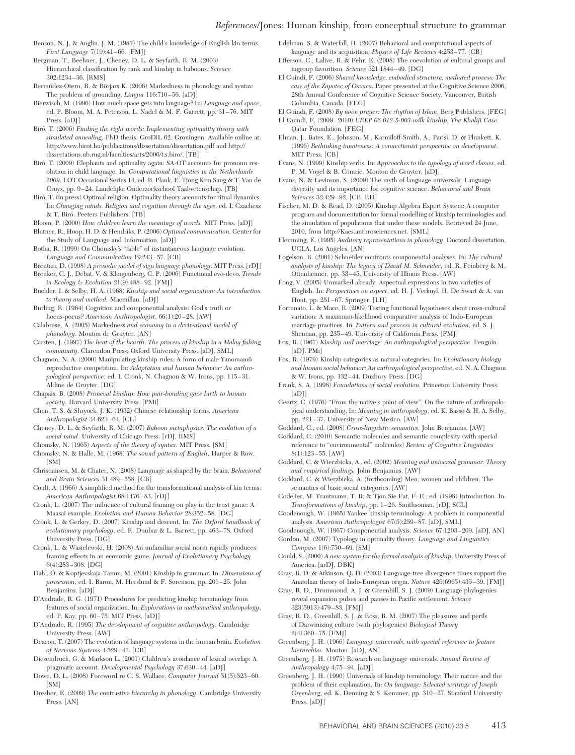Benson, N. J. & Anglin, J. M. (1987) The child's knowledge of English kin terms. *First Language* 7(19):41–66. [FMJ]

Bergman, T., Beehner, J., Cheney, D. L. & Seyfarth, R. M. (2003) Hierarchical classification by rank and kinship in baboons. *Science* 302:1234–36. [RMS]

Bermúdez-Otero, R. & Börjars K. (2006) Markedness in phonology and syntax: The problem of grounding. *Lingua* 116:710–56. [aDJ]

Bierwisch, M. (1996) How much space gets into language? In: *Language and space*, ed. P. Bloom, M. A. Peterson, L. Nadel & M. F. Garrett, pp. 31–76. MIT Press. [aDJ]

Biró, T. (2006) *Finding the right words: Implementing optimality theory with simulated annealing.* PhD thesis. GroDiL 62. Groningen. Available online at: http://www.birot.hu/publications/dissertation/dissertation.pdf and http://dissertations.ub.rug.nl/faculties/arts/2006/t.s.biro/. [TB]

Biró, T. (2009) Elephants and optimality again: SA-OT accounts for pronoun resolution in child language. In: *Computational linguistics in the Netherlands 2009*. LOT Occasional Series 14, ed. B. Plank, E. Tjong Kim Sang & T. Van de Cruys, pp. 9–24. Landelijke Onderzoekschool Taalwetenschap. [TB]

Biró, T. (in press) Optimal religion. Optimality theory accounts for ritual dynamics. In: *Changing minds. Religion and cognition through the ages*, ed. I. Czachesz & T. Biró. Peeters Publishers. [TB]

Bloom, P. (2000) *How children learn the meanings of words.* MIT Press. [aDJ]

Blutner, R., Hoop, H. D. & Hendriks, P. (2006) *Optimal communication.* Center for the Study of Language and Information. [aDJ]

Botha, R. (1999) On Chomsky's "fable" of instantaneous language evolution. *Language and Communication* 19:243–57. [CB]

Brentari, D. (1998) *A prosodic model of sign language phonology*. MIT Press. [rDJ]

Breuker, C. J., Debat, V. & Klingenberg, C. P. (2006) Functional evo-devo. *Trends in Ecology & Evolution* 21(9):488–92. [FMJ]

Buchler, I. & Selby, H. A. (1968) *Kinship and social organization: An introduction to theory and method.* Macmillan. [aDJ]

Burling, R. (1964) Cognition and componential analysis: God's truth or hocus-pocus? *American Anthropologist*. 66(1):20–28. [AW]

Calabrese, A. (2005) Markedness *and economy in a derivational model of phonology*. Mouton de Gruyter. [AN]

Carsten, J. (1997) *The heat of the hearth: The process of kinship in a Malay fishing community*. Clarendon Press; Oxford University Press. [aDJ, SML]

Chagnon, N. A. (2000) Manipulating kinship rules: A form of male Yanomamö reproductive competition. In: *Adaptation and human behavior: An anthropological perspective*, ed. L Cronk, N. Chagnon & W. Irons, pp. 115–31. Aldine de Gruyter. [DG]

Chapais, B. (2008) *Primeval kinship: How pair-bonding gave birth to human society*. Harvard University Press. [PMi]

Chen, T. S. & Shryock, J. K. (1932) Chinese relationship terms. *American Anthropologist* 34:623–64. [CL]

Cheney, D. L. & Seyfarth, R. M. (2007) *Baboon metaphysics: The evolution of a social mind*. University of Chicago Press. [rDJ, RMS]

Chomsky, N. (1965) *Aspects of the theory of syntax*. MIT Press. [SM]

Chomsky, N. & Halle, M. (1968) *The sound pattern of English*. Harper & Row. [SM]

Christiansen, M. & Chater, N. (2008) Language as shaped by the brain. *Behavioral and Brain Sciences* 31:489–558. [CB]

Coult, A. (1966) A simplified method for the transformational analysis of kin terms. *American Anthropologist* 68:1476–83. [rDJ]

Cronk, L. (2007) The influence of cultural framing on play in the trust game: A Maasai example. *Evolution and Human Behavior* 28:352–58. [DG]

Cronk, L. & Gerkey, D. (2007) Kinship and descent. In: *The Oxford handbook of evolutionary psychology*, ed. R. Dunbar & L. Barrett, pp. 463–78. Oxford University Press. [DG]

Cronk, L. & Wasielewski, H. (2008) An unfamiliar social norm rapidly produces framing effects in an economic game. *Journal of Evolutionary Psychology* 6(4):283–308. [DG]

Dahl, Ö. & Koptjevskaja-Tamm, M. (2001) Kinship in grammar. In: *Dimensions of possession*, ed. I. Baron, M. Herslund & F. Sørenson, pp. 201–25. John Benjamins. [aDJ]

D'Andrade, R. G. (1971) Procedures for predicting kinship terminology from features of social organization. In: *Explorations in mathematical anthropology*, ed. P. Kay, pp. 60–75. MIT Press. [aDJ]

D'Andrade, R. G. (1995) *The development of cognitive anthropology*. Cambridge University Press. [AW]

Deacon, T. (2007) The evolution of language systems in the human brain. *Evolution of Nervous Systems* 4:529–47. [CB]

Diesendruck, G. & Markson L. (2001) Children's avoidance of lexical overlap: A pragmatic account. *Developmental Psychology* 37:630–44. [aDJ]

Dowe, D. L. (2008) Foreword re C. S. Wallace. *Computer Journal* 51(5):523–60. [SM]

Dresher, E. (2009) *The* contrastive *hierarchy in phonology.* Cambridge University Press. [AN]

Edelman, S. & Waterfall, H. (2007) Behavioral and computational aspects of language and its acquisition. *Physics of Life Reviews* 4:253–77. [CB]

Efferson, C., Lalive, R. & Fehr, E. (2008) The coevolution of cultural groups and ingroup favoritism. *Science* 321:1844–49. [DG]

El Guindi, F. (2006) *Shared knowledge, embodied structure, mediated process: The case of the Zapotec of Oaxaca.* Paper presented at the Cognitive Science 2006, 28th Annual Conference of Cognitive Science Society, Vancouver, British Columbia, Canada. [FEG]

El Guindi, F. (2008) *By noon prayer: The rhythm of Islam*. Berg Publishers. [FEG]

El Guindi, F. (2009–2010) *UREP 06-012-5-003-milk kinship: The Khaliji Case*. Qatar Foundation. [FEG]

Elman, J., Bates, E., Johnson, M., Karmiloff-Smith, A., Parisi, D. & Plunkett, K. (1996) *Rethinking innateness: A connectionist perspective on development.* MIT Press. [CB]

Evans, N. (1999) Kinship verbs. In: *Approaches to the typology of word classes*, ed. P. M. Vogel & B. Comrie. Mouton de Gruyter. [aDJ]

Evans, N. & Levinson, S. (2009) The myth of language universals: Language diversity and its importance for cognitive science. *Behavioral and Brain Sciences* 32:429–92. [CB, RH]

Fischer, M. D. & Read, D. (2005) Kinship Algebra Expert System: A computer program and documentation for formal modelling of kinship terminologies and the simulation of populations that under these models. Retrieved 24 June, 2010, from http://Kaes.anthrosciences.net. [SML]

Flemming, E. (1995) *Auditory representations in phonology*. Doctoral dissertation, UCLA, Los Angeles. [AN]

Fogelson, R. (2001) Schneider confronts componential analyses. In: *The cultural analysis of kinship: The legacy of David M. Schneider*, ed. R. Feinberg & M. Ottenheimer, pp. 33–45. University of Illinois Press. [AW]

Fong, V. (2005) Unmarked already: Aspectual expressions in two varieties of English. In: *Perspectives on aspect*, ed. H. J. Verkuyl, H. De Swart & A. van Hout, pp. 251–67. Springer. [LH]

Fortunato, L. & Mace, R. (2009) Testing functional hypotheses about cross-cultural variation: A maximum-likelihood comparative analysis of Indo-European marriage practices. In: *Pattern and process in cultural evolution*, ed. S. J. Shennan, pp. 235–49. University of California Press. [FMJ]

Fox, R. (1967) *Kinship and marriage: An anthropological perspective*. Penguin. [aDJ, PMi]

Fox, R. (1979) Kinship categories as natural categories. In: *Evolutionary biology and human social behavior: An anthropological perspective*, ed. N. A. Chagnon & W. Irons, pp. 132–44. Duxbury Press. [DG]

Frank, S. A. (1998) *Foundations of social evolution.* Princeton University Press. [aDJ]

Geertz, C. (1976) "From the native's point of view": On the nature of anthropological understanding. In: *Meaning in anthropology*, ed. K. Basso & H. A. Selby, pp. 221–37. University of New Mexico. [AW]

Goddard, C., ed. (2008) *Cross-linguistic semantics.* John Benjamins. [AW]

Goddard, C. (2010) Semantic molecules and semantic complexity (with special reference to "environmental" molecules) *Review of Cognitive Linguistics* 8(1):123–55. [AW]

Goddard, C. & Wierzbicka, A., ed. (2002) *Meaning and universal grammar: Theory and empirical findings.* John Benjamins. [AW]

Goddard, C. & Wierzbicka, A. (forthcoming) Men, women and children: The semantics of basic social categories. [AW]

Godelier, M. Trautmann, T. R. & Tjon Sie Fat, F. E., ed. (1998) Introduction. In: *Transformations of kinship*, pp. 1–26. Smithsonian. [rDJ, SCL]

Goodenough, W. (1965) Yankee kinship terminology: A problem in componential analysis. *American Anthropologist* 67(5):259–87. [aDJ, SML]

Goodenough, W. (1967) Componential analysis. *Science* 67:1203–209. [aDJ, AN]

Gordon, M. (2007) Typology in optimality theory. *Language and Linguistics Compass* 1(6):750–69. [SM]

Gould, S. (2000) *A new system for the formal analysis of kinship*. University Press of America. [arDJ, DBK]

Gray, R. D. & Atkinson, Q. D. (2003) Language-tree divergence times support the Anatolian theory of Indo-European origin. *Nature* 426(6965):435–39. [FMJ]

Gray, R. D., Drummond, A. J. & Greenhill, S. J. (2009) Language phylogenies reveal expansion pulses and pauses in Pacific settlement. *Science* 323(5913):479–83. [FMJ]

Gray, R. D., Greenhill, S. J. & Ross, R. M. (2007) The pleasures and perils of Darwinizing culture (with phylogenies) *Biological Theory* 2(4):360–75. [FMJ]

Greenberg, J. H. (1966) *Language universals, with special reference to feature hierarchies.* Mouton. [aDJ, AN]

Greenberg, J. H. (1975) Research on language universals. *Annual Review of Anthropology* 4:75–94. [aDJ]

Greenberg, J. H. (1990) Universals of kinship terminology: Their nature and the problem of their explanation. In: *On language: Selected writings of Joseph Greenberg*, ed. K. Denning & S. Kemmer, pp. 310–27. Stanford University Press. [aDJ]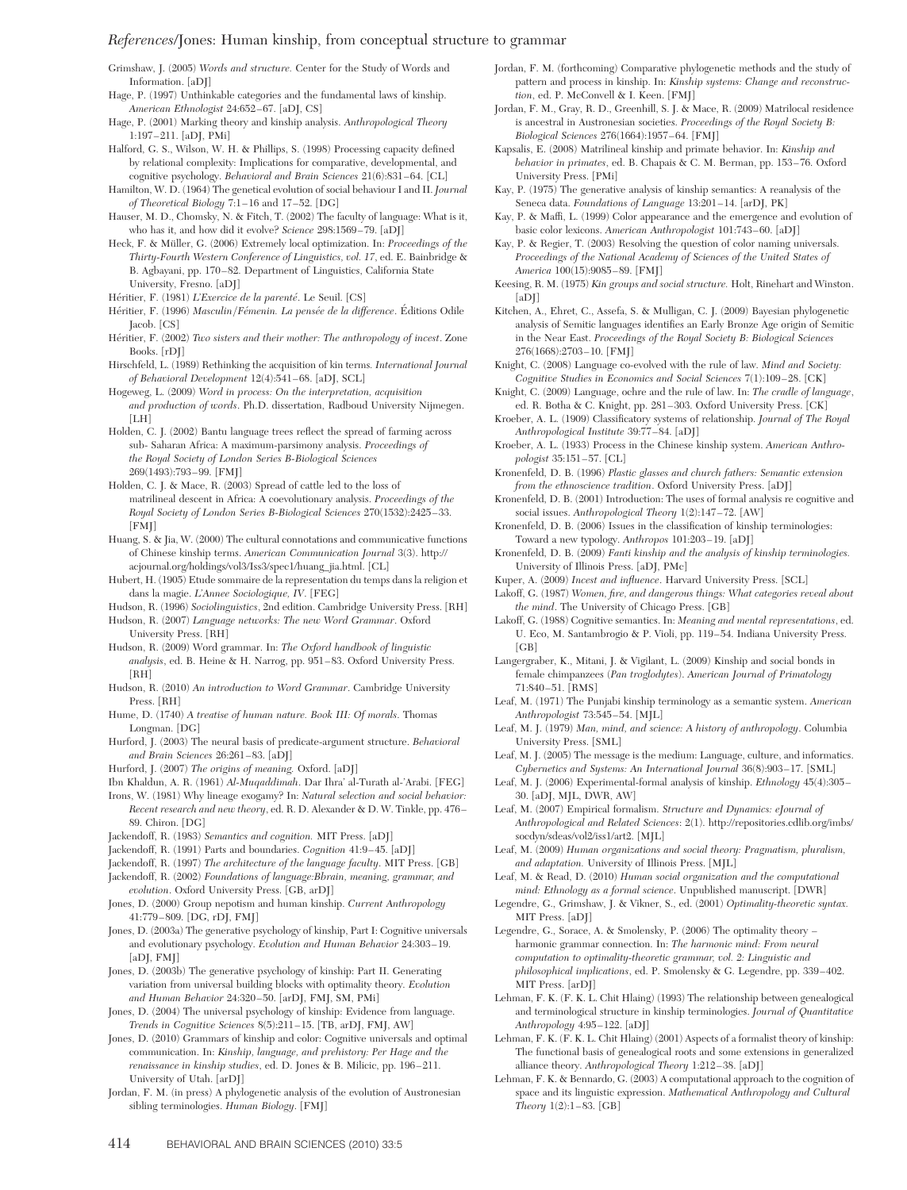Grimshaw, J. (2005) *Words and structure.* Center for the Study of Words and Information. [aDJ]

Hage, P. (1997) Unthinkable categories and the fundamental laws of kinship. *American Ethnologist* 24:652–67. [aDJ, CS]

Hage, P. (2001) Marking theory and kinship analysis. *Anthropological Theory* 1:197–211. [aDJ, PMi]

Halford, G. S., Wilson, W. H. & Phillips, S. (1998) Processing capacity defined by relational complexity: Implications for comparative, developmental, and cognitive psychology. *Behavioral and Brain Sciences* 21(6):831–64. [CL]

Hamilton, W. D. (1964) The genetical evolution of social behaviour I and II. *Journal of Theoretical Biology* 7:1–16 and 17–52. [DG]

Hauser, M. D., Chomsky, N. & Fitch, T. (2002) The faculty of language: What is it, who has it, and how did it evolve? *Science* 298:1569–79. [aDJ]

Heck, F. & Müller, G. (2006) Extremely local optimization. In: *Proceedings of the Thirty-Fourth Western Conference of Linguistics, vol. 17*, ed. E. Bainbridge & B. Agbayani, pp. 170–82. Department of Linguistics, California State University, Fresno. [aDJ]

Héritier, F. (1981) *L'Exercice de la parenté*. Le Seuil. [CS]

Héritier, F. (1996) *Masculin/Fémenin. La pensée de la difference*. Éditions Odile Jacob. [CS]

Héritier, F. (2002) *Two sisters and their mother: The anthropology of incest*. Zone Books. [rDJ]

Hirschfeld, L. (1989) Rethinking the acquisition of kin terms. *International Journal of Behavioral Development* 12(4):541–68. [aDJ, SCL]

Hogeweg, L. (2009) *Word in process: On the interpretation, acquisition and production of words*. Ph.D. dissertation, Radboud University Nijmegen. [LH]

Holden, C. J. (2002) Bantu language trees reflect the spread of farming across sub- Saharan Africa: A maximum-parsimony analysis. *Proceedings of the Royal Society of London Series B-Biological Sciences* 269(1493):793–99. [FMJ]

Holden, C. J. & Mace, R. (2003) Spread of cattle led to the loss of matrilineal descent in Africa: A coevolutionary analysis. *Proceedings of the Royal Society of London Series B-Biological Sciences* 270(1532):2425–33. [FMJ]

Huang, S. & Jia, W. (2000) The cultural connotations and communicative functions of Chinese kinship terms. *American Communication Journal* 3(3). http://acjournal.org/holdings/vol3/Iss3/spec1/huang_jia.html. [CL]

Hubert, H. (1905) Etude sommaire de la representation du temps dans la religion et dans la magie. *L'Annee Sociologique, IV*. [FEG]

Hudson, R. (1996) *Sociolinguistics*, 2nd edition. Cambridge University Press. [RH]

Hudson, R. (2007) *Language networks: The new Word Grammar*. Oxford University Press. [RH]

Hudson, R. (2009) Word grammar. In: *The Oxford handbook of linguistic analysis*, ed. B. Heine & H. Narrog, pp. 951–83. Oxford University Press. [RH]

Hudson, R. (2010) *An introduction to Word Grammar*. Cambridge University Press. [RH]

Hume, D. (1740) *A treatise of human nature. Book III: Of morals*. Thomas Longman. [DG]

Hurford, J. (2003) The neural basis of predicate-argument structure. *Behavioral and Brain Sciences* 26:261–83. [aDJ]

Hurford, J. (2007) *The origins of meaning*. Oxford. [aDJ]

Ibn Khaldun, A. R. (1961) *Al-Muqaddimah*. Dar Ihra' al-Turath al-'Arabi. [FEG]

Irons, W. (1981) Why lineage exogamy? In: *Natural selection and social behavior: Recent research and new theory*, ed. R. D. Alexander & D. W. Tinkle, pp. 476–89. Chiron. [DG]

Jackendoff, R. (1983) *Semantics and cognition.* MIT Press. [aDJ]

Jackendoff, R. (1991) Parts and boundaries. *Cognition* 41:9–45. [aDJ]

Jackendoff, R. (1997) *The architecture of the language faculty*. MIT Press. [GB]

Jackendoff, R. (2002) *Foundations of language:Bbrain, meaning, grammar, and evolution*. Oxford University Press. [GB, arDJ]

Jones, D. (2000) Group nepotism and human kinship. *Current Anthropology* 41:779–809. [DG, rDJ, FMJ]

Jones, D. (2003a) The generative psychology of kinship, Part I: Cognitive universals and evolutionary psychology. *Evolution and Human Behavior* 24:303–19. [aDJ, FMJ]

Jones, D. (2003b) The generative psychology of kinship: Part II. Generating variation from universal building blocks with optimality theory. *Evolution and Human Behavior* 24:320–50. [arDJ, FMJ, SM, PMi]

Jones, D. (2004) The universal psychology of kinship: Evidence from language. *Trends in Cognitive Sciences* 8(5):211–15. [TB, arDJ, FMJ, AW]

Jones, D. (2010) Grammars of kinship and color: Cognitive universals and optimal communication. In: *Kinship, language, and prehistory: Per Hage and the renaissance in kinship studies*, ed. D. Jones & B. Milicic, pp. 196–211. University of Utah. [arDJ]

Jordan, F. M. (in press) A phylogenetic analysis of the evolution of Austronesian sibling terminologies. *Human Biology*. [FMJ]

Jordan, F. M. (forthcoming) Comparative phylogenetic methods and the study of pattern and process in kinship. In: *Kinship systems: Change and reconstruction*, ed. P. McConvell & I. Keen. [FMJ]

Jordan, F. M., Gray, R. D., Greenhill, S. J. & Mace, R. (2009) Matrilocal residence is ancestral in Austronesian societies. *Proceedings of the Royal Society B: Biological Sciences* 276(1664):1957–64. [FMJ]

Kapsalis, E. (2008) Matrilineal kinship and primate behavior. In: *Kinship and behavior in primates*, ed. B. Chapais & C. M. Berman, pp. 153–76. Oxford University Press. [PMi]

Kay, P. (1975) The generative analysis of kinship semantics: A reanalysis of the Seneca data. *Foundations of Language* 13:201–14. [arDJ, PK]

Kay, P. & Maffi, L. (1999) Color appearance and the emergence and evolution of basic color lexicons. *American Anthropologist* 101:743–60. [aDJ]

Kay, P. & Regier, T. (2003) Resolving the question of color naming universals. *Proceedings of the National Academy of Sciences of the United States of America* 100(15):9085–89. [FMJ]

Keesing, R. M. (1975) *Kin groups and social structure.* Holt, Rinehart and Winston. [aDJ]

Kitchen, A., Ehret, C., Assefa, S. & Mulligan, C. J. (2009) Bayesian phylogenetic analysis of Semitic languages identifies an Early Bronze Age origin of Semitic in the Near East. *Proceedings of the Royal Society B: Biological Sciences* 276(1668):2703–10. [FMJ]

Knight, C. (2008) Language co-evolved with the rule of law. *Mind and Society: Cognitive Studies in Economics and Social Sciences* 7(1):109–28. [CK]

Knight, C. (2009) Language, ochre and the rule of law. In: *The cradle of language*, ed. R. Botha & C. Knight, pp. 281–303. Oxford University Press. [CK]

Kroeber, A. L. (1909) Classificatory systems of relationship. *Journal of The Royal Anthropological Institute* 39:77–84. [aDJ]

Kroeber, A. L. (1933) Process in the Chinese kinship system. *American Anthropologist* 35:151–57. [CL]

Kronenfeld, D. B. (1996) *Plastic glasses and church fathers: Semantic extension from the ethnoscience tradition*. Oxford University Press. [aDJ]

Kronenfeld, D. B. (2001) Introduction: The uses of formal analysis re cognitive and social issues. *Anthropological Theory* 1(2):147–72. [AW]

Kronenfeld, D. B. (2006) Issues in the classification of kinship terminologies: Toward a new typology. *Anthropos* 101:203–19. [aDJ]

Kronenfeld, D. B. (2009) *Fanti kinship and the analysis of kinship terminologies.* University of Illinois Press. [aDJ, PMc]

Kuper, A. (2009) *Incest and influence*. Harvard University Press. [SCL]

Lakoff, G. (1987) *Women, fire, and dangerous things: What categories reveal about the mind*. The University of Chicago Press. [GB]

Lakoff, G. (1988) Cognitive semantics. In: *Meaning and mental representations*, ed. U. Eco, M. Santambrogio & P. Violi, pp. 119–54. Indiana University Press. [GB]

Langergraber, K., Mitani, J. & Vigilant, L. (2009) Kinship and social bonds in female chimpanzees (*Pan troglodytes*). *American Journal of Primatology* 71:840–51. [RMS]

Leaf, M. (1971) The Punjabi kinship terminology as a semantic system. *American Anthropologist* 73:545–54. [MJL]

Leaf, M. J. (1979) *Man, mind, and science: A history of anthropology*. Columbia University Press. [SML]

Leaf, M. J. (2005) The message is the medium: Language, culture, and informatics. *Cybernetics and Systems: An International Journal* 36(8):903–17. [SML]

Leaf, M. J. (2006) Experimental-formal analysis of kinship. *Ethnology* 45(4):305–30. [aDJ, MJL, DWR, AW]

Leaf, M. (2007) Empirical formalism. *Structure and Dynamics: eJournal of Anthropological and Related Sciences*: 2(1). http://repositories.cdlib.org/imbs/socdyn/sdeas/vol2/iss1/art2. [MJL]

Leaf, M. (2009) *Human organizations and social theory: Pragmatism, pluralism, and adaptation.* University of Illinois Press. [MJL]

Leaf, M. & Read, D. (2010) *Human social organization and the computational mind: Ethnology as a formal science*. Unpublished manuscript. [DWR]

Legendre, G., Grimshaw, J. & Vikner, S., ed. (2001) *Optimality-theoretic syntax.* MIT Press. [aDJ]

Legendre, G., Sorace, A. & Smolensky, P. (2006) The optimality theory – harmonic grammar connection. In: *The harmonic mind: From neural computation to optimality-theoretic grammar, vol. 2: Linguistic and philosophical implications*, ed. P. Smolensky & G. Legendre, pp. 339–402. MIT Press. [arDJ]

Lehman, F. K. (F. K. L. Chit Hlaing) (1993) The relationship between genealogical and terminological structure in kinship terminologies. *Journal of Quantitative Anthropology* 4:95–122. [aDJ]

Lehman, F. K. (F. K. L. Chit Hlaing) (2001) Aspects of a formalist theory of kinship: The functional basis of genealogical roots and some extensions in generalized alliance theory. *Anthropological Theory* 1:212–38. [aDJ]

Lehman, F. K. & Bennardo, G. (2003) A computational approach to the cognition of space and its linguistic expression. *Mathematical Anthropology and Cultural Theory* 1(2):1–83. [GB]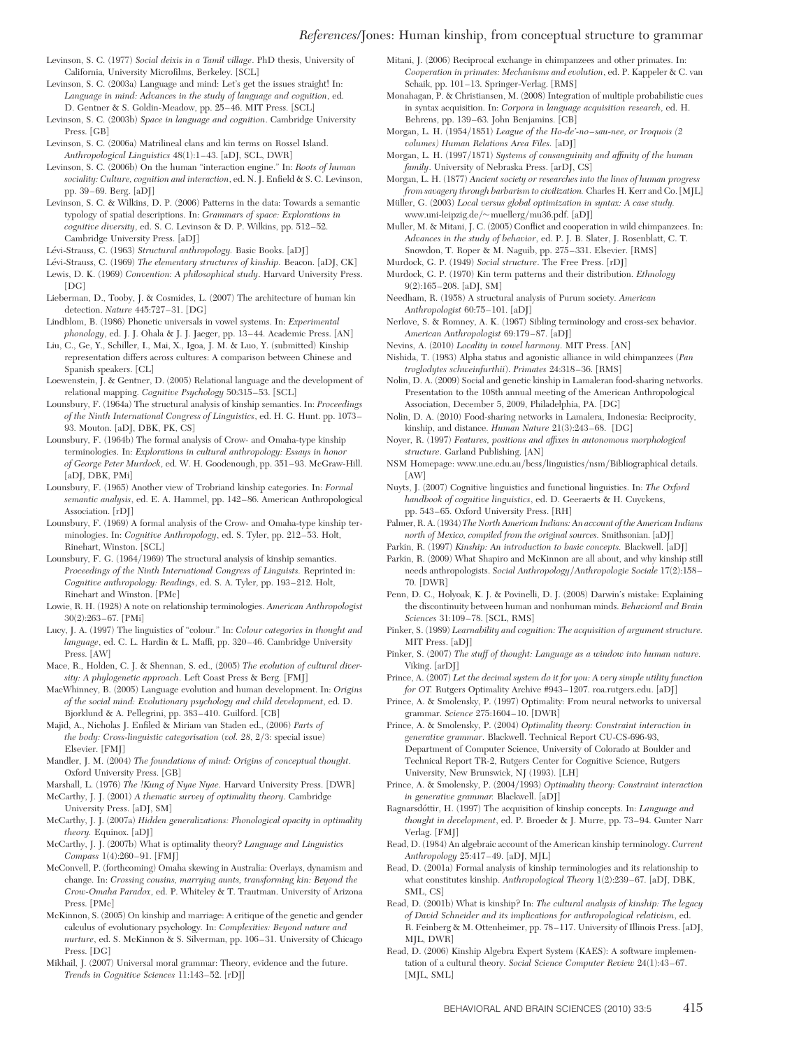Levinson, S. C. (1977) *Social deixis in a Tamil village*. PhD thesis, University of California, University Microfilms, Berkeley. [SCL]

Levinson, S. C. (2003a) Language and mind: Let's get the issues straight! In: *Language in mind: Advances in the study of language and cognition*, ed. D. Gentner & S. Goldin-Meadow, pp. 25–46. MIT Press. [SCL]

Levinson, S. C. (2003b) *Space in language and cognition*. Cambridge University Press. [GB]

Levinson, S. C. (2006a) Matrilineal clans and kin terms on Rossel Island. *Anthropological Linguistics* 48(1):1–43. [aDJ, SCL, DWR]

Levinson, S. C. (2006b) On the human "interaction engine." In: *Roots of human sociality: Culture, cognition and interaction*, ed. N. J. Enfield & S. C. Levinson, pp. 39–69. Berg. [aDJ]

Levinson, S. C. & Wilkins, D. P. (2006) Patterns in the data: Towards a semantic typology of spatial descriptions. In: *Grammars of space: Explorations in cognitive diversity*, ed. S. C. Levinson & D. P. Wilkins, pp. 512–52. Cambridge University Press. [aDJ]

Lévi-Strauss, C. (1963) *Structural anthropology*. Basic Books. [aDJ]

Lévi-Strauss, C. (1969) *The elementary structures of kinship*. Beacon. [aDJ, CK]

Lewis, D. K. (1969) *Convention: A philosophical study*. Harvard University Press. [DG]

Lieberman, D., Tooby, J. & Cosmides, L. (2007) The architecture of human kin detection. *Nature* 445:727–31. [DG]

Lindblom, B. (1986) Phonetic universals in vowel systems. In: *Experimental phonology*, ed. J. J. Ohala & J. J. Jaeger, pp. 13–44. Academic Press. [AN]

Liu, C., Ge, Y., Schiller, I., Mai, X., Igoa, J. M. & Luo, Y. (submitted) Kinship representation differs across cultures: A comparison between Chinese and Spanish speakers. [CL]

Loewenstein, J. & Gentner, D. (2005) Relational language and the development of relational mapping. *Cognitive Psychology* 50:315–53. [SCL]

Lounsbury, F. (1964a) The structural analysis of kinship semantics. In: *Proceedings of the Ninth International Congress of Linguistics*, ed. H. G. Hunt. pp. 1073–93. Mouton. [aDJ, DBK, PK, CS]

Lounsbury, F. (1964b) The formal analysis of Crow- and Omaha-type kinship terminologies. In: *Explorations in cultural anthropology: Essays in honor of George Peter Murdock*, ed. W. H. Goodenough, pp. 351–93. McGraw-Hill. [aDJ, DBK, PMi]

Lounsbury, F. (1965) Another view of Trobriand kinship categories. In: *Formal semantic analysis*, ed. E. A. Hammel, pp. 142–86. American Anthropological Association. [rDJ]

Lounsbury, F. (1969) A formal analysis of the Crow- and Omaha-type kinship terminologies. In: *Cognitive Anthropology*, ed. S. Tyler, pp. 212–53. Holt, Rinehart, Winston. [SCL]

Lounsbury, F. G. (1964/1969) The structural analysis of kinship semantics. *Proceedings of the Ninth International Congress of Linguists*. Reprinted in: *Cognitive anthropology: Readings*, ed. S. A. Tyler, pp. 193–212. Holt, Rinehart and Winston. [PMc]

Lowie, R. H. (1928) A note on relationship terminologies. *American Anthropologist* 30(2):263–67. [PMi]

Lucy, J. A. (1997) The linguistics of "colour." In: *Colour categories in thought and language*, ed. C. L. Hardin & L. Maffi, pp. 320–46. Cambridge University Press. [AW]

Mace, R., Holden, C. J. & Shennan, S. ed., (2005) *The evolution of cultural diversity: A phylogenetic approach*. Left Coast Press & Berg. [FMJ]

MacWhinney, B. (2005) Language evolution and human development. In: *Origins of the social mind: Evolutionary psychology and child development*, ed. D. Bjorklund & A. Pellegrini, pp. 383–410. Guilford. [CB]

Majid, A., Nicholas J. Enfiled & Miriam van Staden ed., (2006) *Parts of the body: Cross-linguistic categorisation* (*vol. 28*, 2/3: special issue) Elsevier. [FMJ]

Mandler, J. M. (2004) *The foundations of mind: Origins of conceptual thought*. Oxford University Press. [GB]

Marshall, L. (1976) *The !Kung of Nyae Nyae*. Harvard University Press. [DWR]

McCarthy, J. J. (2001) *A thematic survey of optimality theory*. Cambridge University Press. [aDJ, SM]

McCarthy, J. J. (2007a) *Hidden generalizations: Phonological opacity in optimality theory*. Equinox. [aDJ]

McCarthy, J. J. (2007b) What is optimality theory? *Language and Linguistics Compass* 1(4):260–91. [FMJ]

McConvell, P. (forthcoming) Omaha skewing in Australia: Overlays, dynamism and change. In: *Crossing cousins, marrying aunts, transforming kin: Beyond the Crow-Omaha Paradox*, ed. P. Whiteley & T. Trautman. University of Arizona Press. [PMc]

McKinnon, S. (2005) On kinship and marriage: A critique of the genetic and gender calculus of evolutionary psychology. In: *Complexities: Beyond nature and nurture*, ed. S. McKinnon & S. Silverman, pp. 106–31. University of Chicago Press. [DG]

Mikhail, J. (2007) Universal moral grammar: Theory, evidence and the future. *Trends in Cognitive Sciences* 11:143–52. [rDJ]

Mitani, J. (2006) Reciprocal exchange in chimpanzees and other primates. In: *Cooperation in primates: Mechanisms and evolution*, ed. P. Kappeler & C. van Schaik, pp. 101–13. Springer-Verlag. [RMS]

Monahagan, P. & Christiansen, M. (2008) Integration of multiple probabilistic cues in syntax acquisition. In: *Corpora in language acquisition research*, ed. H. Behrens, pp. 139–63. John Benjamins. [CB]

Morgan, L. H. (1954/1851) *League of the Ho-de'-no–sau-nee, or Iroquois (2 volumes) Human Relations Area Files*. [aDJ]

Morgan, L. H. (1997/1871) *Systems of consanguinity and affinity of the human family*. University of Nebraska Press. [arDJ, CS]

Morgan, L. H. (1877) *Ancient society or researches into the lines of human progress from savagery through barbarism to civilization*. Charles H. Kerr and Co. [MJL]

Müller, G. (2003) *Local versus global optimization in syntax: A case study*. www.uni-leipzig.de/~muellerg/mu36.pdf. [aDJ]

Muller, M. & Mitani, J. C. (2005) Conflict and cooperation in wild chimpanzees. In: *Advances in the study of behavior*, ed. P. J. B. Slater, J. Rosenblatt, C. T. Snowdon, T. Roper & M. Naguib, pp. 275–331. Elsevier. [RMS]

Murdock, G. P. (1949) *Social structure*. The Free Press. [rDJ]

Murdock, G. P. (1970) Kin term patterns and their distribution. *Ethnology* 9(2):165–208. [aDJ, SM]

Needham, R. (1958) A structural analysis of Purum society. *American Anthropologist* 60:75–101. [aDJ]

Nerlove, S. & Romney, A. K. (1967) Sibling terminology and cross-sex behavior. *American Anthropologist* 69:179–87. [aDJ]

Nevins, A. (2010) *Locality in vowel harmony*. MIT Press. [AN]

Nishida, T. (1983) Alpha status and agonistic alliance in wild chimpanzees (*Pan troglodytes schweinfurthii*). *Primates* 24:318–36. [RMS]

Nolin, D. A. (2009) Social and genetic kinship in Lamaleran food-sharing networks. Presentation to the 108th annual meeting of the American Anthropological Association, December 5, 2009, Philadelphia, PA. [DG]

Nolin, D. A. (2010) Food-sharing networks in Lamalera, Indonesia: Reciprocity, kinship, and distance. *Human Nature* 21(3):243–68. [DG]

Noyer, R. (1997) *Features, positions and affixes in autonomous morphological structure*. Garland Publishing. [AN]

NSM Homepage: www.une.edu.au/bcss/linguistics/nsm/Bibliographical details. [AW]

Nuyts, J. (2007) Cognitive linguistics and functional linguistics. In: *The Oxford handbook of cognitive linguistics*, ed. D. Geeraerts & H. Cuyckens, pp. 543–65. Oxford University Press. [RH]

Palmer, R. A. (1934) *The North American Indians: An account of the American Indians north of Mexico, compiled from the original sources*. Smithsonian. [aDJ]

Parkin, R. (1997) *Kinship: An introduction to basic concepts*. Blackwell. [aDJ]

Parkin, R. (2009) What Shapiro and McKinnon are all about, and why kinship still needs anthropologists. *Social Anthropology/Anthropologie Sociale* 17(2):158–70. [DWR]

Penn, D. C., Holyoak, K. J. & Povinelli, D. J. (2008) Darwin's mistake: Explaining the discontinuity between human and nonhuman minds. *Behavioral and Brain Sciences* 31:109–78. [SCL, RMS]

Pinker, S. (1989) *Learnability and cognition: The acquisition of argument structure*. MIT Press. [aDJ]

Pinker, S. (2007) *The stuff of thought: Language as a window into human nature*. Viking. [arDJ]

Prince, A. (2007) *Let the decimal system do it for you: A very simple utility function for OT*. Rutgers Optimality Archive #943–1207. roa.rutgers.edu. [aDJ]

Prince, A. & Smolensky, P. (1997) Optimality: From neural networks to universal grammar. *Science* 275:1604–10. [DWR]

Prince, A. & Smolensky, P. (2004) *Optimality theory: Constraint interaction in generative grammar*. Blackwell. Technical Report CU-CS-696-93, Department of Computer Science, University of Colorado at Boulder and Technical Report TR-2, Rutgers Center for Cognitive Science, Rutgers University, New Brunswick, NJ (1993). [LH]

Prince, A. & Smolensky, P. (2004/1993) *Optimality theory: Constraint interaction in generative grammar*. Blackwell. [aDJ]

Ragnarsdóttir, H. (1997) The acquisition of kinship concepts. In: *Language and thought in development*, ed. P. Broeder & J. Murre, pp. 73–94. Gunter Narr Verlag. [FMJ]

Read, D. (1984) An algebraic account of the American kinship terminology. *Current Anthropology* 25:417–49. [aDJ, MJL]

Read, D. (2001a) Formal analysis of kinship terminologies and its relationship to what constitutes kinship. *Anthropological Theory* 1(2):239–67. [aDJ, DBK, SML, CS]

Read, D. (2001b) What is kinship? In: *The cultural analysis of kinship: The legacy of David Schneider and its implications for anthropological relativism*, ed. R. Feinberg & M. Ottenheimer, pp. 78–117. University of Illinois Press. [aDJ, MJL, DWR]

Read, D. (2006) Kinship Algebra Expert System (KAES): A software implementation of a cultural theory. *Social Science Computer Review* 24(1):43–67. [MJL, SML]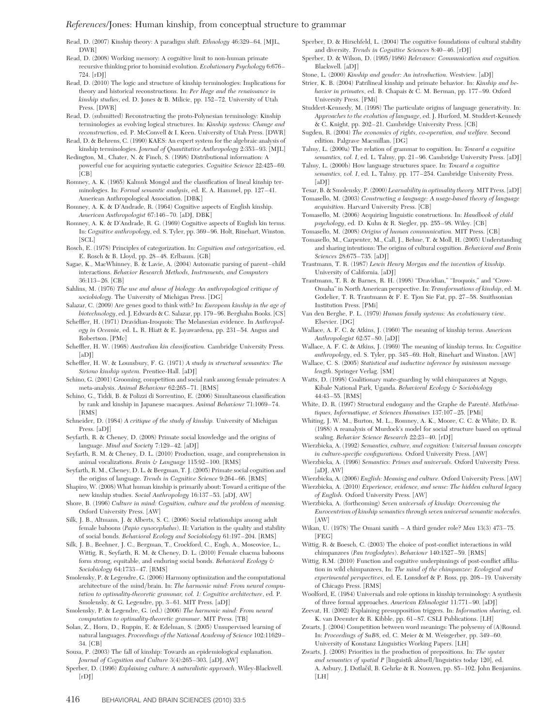Read, D. (2007) Kinship theory: A paradigm shift. *Ethnology* 46:329–64. [MJL, DWR]

Read, D. (2008) Working memory: A cognitive limit to non-human primate recursive thinking prior to hominid evolution. *Evolutionary Psychology* 6:676–724. [rDJ]

Read, D. (2010) The logic and structure of kinship terminologies: Implications for theory and historical reconstructions. In: *Per Hage and the renaissance in kinship studies*, ed. D. Jones & B. Milicic, pp. 152–72. University of Utah Press. [DWR]

Read, D. (submitted) Reconstructing the proto-Polynesian terminology: Kinship terminologies as evolving logical structures. In: *Kinship systems: Change and reconstruction*, ed. P. McConvell & I. Keen. University of Utah Press. [DWR]

Read, D. & Behrens, C. (1990) KAES: An expert system for the algebraic analysis of kinship terminologies. *Journal of Quantitative Anthropology* 2:353–93. [MJL]

Redington, M., Chater, N. & Finch, S. (1998) Distributional information: A powerful cue for acquiring syntactic categories. *Cognitive Science* 22:425–69. [CB]

Romney, A. K. (1965) Kalmuk Mongol and the classification of lineal kinship terminologies. In: *Formal semantic analysis*, ed. E. A. Hammel, pp. 127–41. American Anthropological Association. [DBK]

Romney, A. K. & D'Andrade, R. (1964) Cognitive aspects of English kinship. *American Anthropologist* 67:146–70. [aDJ, DBK]

Romney, A. K. & D'Andrade, R. G. (1969) Cognitive aspects of English kin terms. In: *Cognitive anthropology*, ed. S. Tyler, pp. 369–96. Holt, Rinehart, Winston. [SCL]

Rosch, E. (1978) Principles of categorization. In: *Cognition and categorization*, ed. E. Rosch & B. Lloyd, pp. 28–48. Erlbaum. [GB]

Sagae, K., MacWhinney, B. & Lavie, A. (2004) Automatic parsing of parent–child interactions. *Behavior Research Methods, Instruments, and Computers* 36:113–26. [CB]

Sahlins, M. (1976) *The use and abuse of biology: An anthropological critique of sociobiology*. The University of Michigan Press. [DG]

Salazar, C. (2009) Are genes good to think with? In: *European kinship in the age of biotechnology*, ed. J. Edwards & C. Salazar, pp. 179–96. Berghahn Books. [CS]

Scheffler, H. (1971) Dravidian-Iroquois: The Melanesian evidence. In *Anthropology in Oceania*, ed. L. R. Hiatt & E. Jayawardena, pp. 231–54. Angus and Robertson. [PMc]

Scheffler, H. W. (1968) *Australian kin classification*. Cambridge University Press. [aDJ]

Scheffler, H. W. & Lounsbury, F. G. (1971) *A study in structural semantics: The Siriono kinship system*. Prentice-Hall. [aDJ]

Schino, G. (2001) Grooming, competition and social rank among female primates: A meta-analysis. *Animal Behaviour* 62:265–71. [RMS]

Schino, G., Tiddi, B. & Polizzi di Sorrentino, E. (2006) Simultaneous classification by rank and kinship in Japanese macaques. *Animal Behaviour* 71:1069–74. [RMS]

Schneider, D. (1984) *A critique of the study of kinship*. University of Michigan Press. [aDJ]

Seyfarth, R. & Cheney, D. (2008) Primate social knowledge and the origins of language. *Mind and Society* 7:129–42. [aDJ]

Seyfarth, R. M. & Cheney, D. L. (2010) Production, usage, and comprehension in animal vocalizations. *Brain & Language* 115:92–100. [RMS]

Seyfarth, R. M., Cheney, D. L. & Bergman, T. J. (2005) Primate social cognition and the origins of language. *Trends in Cognitive Science* 9:264–66. [RMS]

Shapiro, W. (2008) What human kinship is primarily about: Toward a critique of the new kinship studies. *Social Anthropology* 16:137–53. [aDJ, AW]

Shore, B. (1996) *Culture in mind: Cognition, culture and the problem of meaning*. Oxford University Press. [AW]

Silk, J. B., Altmann, J. & Alberts, S. C. (2006) Social relationships among adult female baboons (*Papio cynocephalus*). II: Variation in the quality and stability of social bonds. *Behavioral Ecology and Sociobiology* 61:197–204. [RMS]

Silk, J. B., Beehner, J. C., Bergman, T., Crockford, C., Engh, A., Moscovice, L., Wittig, R., Seyfarth, R. M. & Cheney, D. L. (2010) Female chacma baboons form strong, equitable, and enduring social bonds. *Behavioral Ecology & Sociobiology* 64:1733–47. [RMS]

Smolensky, P. & Legendre, G. (2006) Harmony optimization and the computational architecture of the mind/brain. In: *The harmonic mind: From neural computation to optimality-theoretic grammar, vol. 1: Cognitive architecture*, ed. P. Smolensky, & G. Legendre, pp. 3–61. MIT Press. [aDJ]

Smolensky, P. & Legendre, G. (ed.) (2006) *The harmonic mind: From neural computation to optimality-theoretic grammar*. MIT Press. [TB]

Solan, Z., Horn, D., Ruppin, E. & Edelman, S. (2005) Unsupervised learning of natural languages. *Proceedings of the National Academy of Science* 102:11629–34. [CB]

Sousa, P. (2003) The fall of kinship: Towards an epidemiological explanation. *Journal of Cognition and Culture* 3(4):265–303. [aDJ, AW]

Sperber, D. (1996) *Explaining culture: A naturalistic approach*. Wiley-Blackwell. [rDJ]

Sperber, D. & Hirschfeld, L. (2004) The cognitive foundations of cultural stability and diversity. *Trends in Cognitive Sciences* 8:40–46. [rDJ]

Sperber, D. & Wilson, D. (1995/1986) *Relevance: Communication and cognition*. Blackwell. [aDJ]

Stone, L. (2000) *Kinship and gender: An introduction*. Westview. [aDJ]

Strier, K. B. (2004) Patrilineal kinship and primate behavior. In: *Kinship and behavior in primates*, ed. B. Chapais & C. M. Berman, pp. 177–99. Oxford University Press. [PMi]

Studdert-Kennedy, M. (1998) The particulate origins of language generativity. In: *Approaches to the evolution of language*, ed. J. Hurford, M. Studdert-Kennedy & C. Knight, pp. 202–21. Cambridge University Press. [CB]

Sugden, R. (2004) *The economics of rights, co-operation, and welfare*. Second edition. Palgrave Macmillan. [DG]

Talmy, L. (2000a) The relation of grammar to cognition. In: *Toward a cognitive semantics, vol. I*, ed. L. Talmy, pp. 21–96. Cambridge University Press. [aDJ]

Talmy, L. (2000b) How language structures space. In: *Toward a cognitive semantics, vol. I*, ed. L. Talmy. pp. 177–254. Cambridge University Press. [aDJ]

Tesar, B. & Smolensky, P. (2000) *Learnability in optimality theory*. MIT Press. [aDJ]

Tomasello, M. (2003) *Constructing a language: A usage-based theory of language acquisition*. Harvard University Press. [CB]

Tomasello, M. (2006) Acquiring linguistic constructions. In: *Handbook of child psychology*, ed. D. Kuhn & R. Siegler, pp. 255–98. Wiley. [CB]

Tomasello, M. (2008) *Origins of human communication*. MIT Press. [CB]

Tomasello, M., Carpenter, M., Call, J., Behne, T. & Moll, H. (2005) Understanding and sharing intentions: The origins of cultural cognition. *Behavioral and Brain Sciences* 28:675–735. [aDJ]

Trautmann, T. R. (1987) *Lewis Henry Morgan and the invention of kinship*. University of California. [aDJ]

Trautmann, T. R. & Barnes, R. H. (1998) "Dravidian," "Iroquois," and "Crow-Omaha" in North American perspective. In: *Transformations of kinship*, ed. M. Godelier, T. R. Trautmann & F. E. Tjon Sie Fat, pp. 27–58. Smithsonian Institution Press. [PMi]

Van den Berghe, P. L. (1979) *Human family systems: An evolutionary view*. Elsevier. [DG]

Wallace, A. F. C. & Atkins, J. (1960) The meaning of kinship terms. *American Anthropologist* 62:57–80. [aDJ]

Wallace, A. F. C. & Atkins, J. (1969) The meaning of kinship terms. In: *Cognitive anthropology*, ed. S. Tyler, pp. 345–69. Holt, Rinehart and Winston. [AW]

Wallace, C. S. (2005) *Statistical and inductive inference by minimum message length*. Springer Verlag. [SM]

Watts, D. (1998) Coalitionary mate-guarding by wild chimpanzees at Ngogo, Kibale National Park, Uganda. *Behavioral Ecology & Sociobiology* 44:43–55. [RMS]

White, D. R. (1997) Structural endogamy and the Graphe de Parenté. *Mathématiques, Informatique, et Sciences Humaines* 137:107–25. [PMi]

Whiting, J. W. M., Burton, M. L., Romney, A. K., Moore, C. C. & White, D. R. (1988) A reanalysis of Murdock's model for social structure based on optimal scaling. *Behavior Science Research* 22:23–40. [rDJ]

Wierzbicka, A. (1992) *Semantics, culture, and cognition: Universal human concepts in culture-specific configurations*. Oxford University Press. [AW]

Wierzbicka, A. (1996) *Semantics: Primes and universals*. Oxford University Press. [aDJ, AW]

Wierzbicka, A. (2006) *English: Meaning and culture*. Oxford University Press. [AW]

Wierzbicka, A. (2010) *Experience, evidence, and sense: The hidden cultural legacy of English*. Oxford University Press. [AW]

Wierzbicka, A. (forthcoming) *Seven universals of kinship: Overcoming the Eurocentrism of kinship semantics through seven universal semantic molecules*. [AW]

Wikan, U. (1978) The Omani xanith – A third gender role? *Man* 13(3) 473–75. [FEG]

Wittig, R. & Boesch, C. (2003) The choice of post-conflict interactions in wild chimpanzees (*Pan troglodytes*). *Behaviour* 140:1527–59. [RMS]

Wittig, R.M. (2010) Function and cognitive underpinnings of post-conflict affiliation in wild chimpanzees, In: *The mind of the chimpanzee: Ecological and experimental perspectives*, ed. E. Lonsdorf & P. Ross, pp. 208–19. University of Chicago Press. [RMS]

Woolford, E. (1984) Universals and role options in kinship terminology: A synthesis of three formal approaches. *American Ethnologist* 11:771–90. [aDJ]

Zeevat, H. (2002) Explaining presupposition triggers. In: *Information sharing*, ed. K. van Deemter & R. Kibble, pp. 61–87. CSLI Publications. [LH]

Zwarts, J. (2004) Competition between word meanings: The polysemy of (A)Round. In: *Proceedings of SuB8*, ed. C. Meier & M. Weisgerber, pp. 349–60. University of Konstanz Linguistics Working Papers. [LH]

Zwarts, J. (2008) Priorities in the production of prepositions. In: *The syntax and semantics of spatial P* [linguistik aktuell/linguistics today 120], ed. A. Asbury, J. Dotlačil, B. Gehrke & R. Nouwen, pp. 85–102. John Benjamins. [LH]